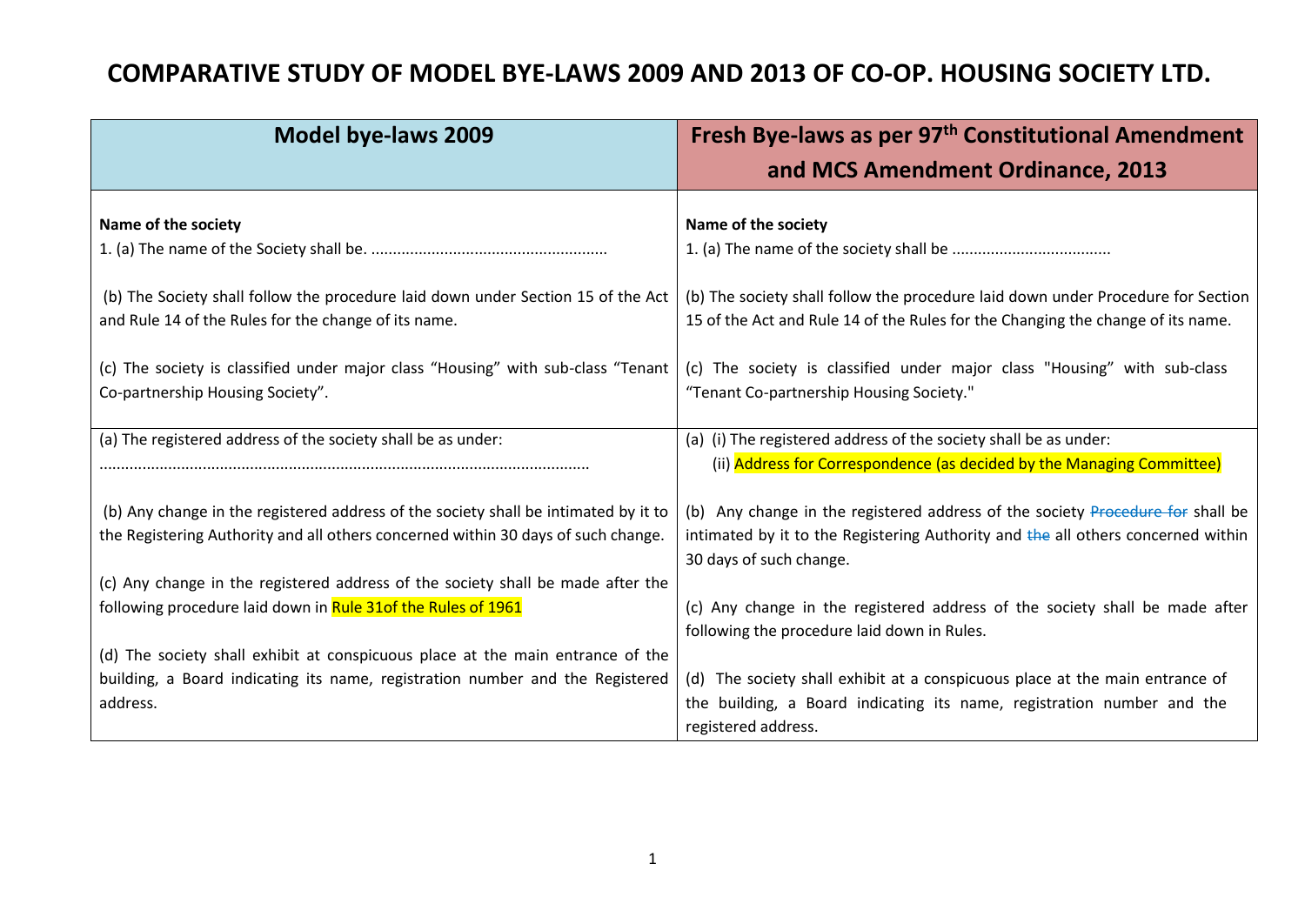# COMPARATIVE STUDY OF MODEL BYE-LAWS 2009 AND 2013 OF CO-OP. HOUSING SOCIETY LTD.

| Model bye-laws 2009 | Fresh Bye-laws as per 97th Constitutional Amendment and MCS Amendment Ordinance, 2013 |
|---|---|
| **Name of the society**<br>1. (a) The name of the Society shall be. ......................................................<br><br>(b) The Society shall follow the procedure laid down under Section 15 of the Act and Rule 14 of the Rules for the change of its name.<br><br>(c) The society is classified under major class "Housing" with sub-class "Tenant Co-partnership Housing Society". | **Name of the society**<br>1. (a) The name of the society shall be ....................................<br><br>(b) The society shall follow the procedure laid down under Procedure for Section 15 of the Act and Rule 14 of the Rules for the Changing the change of its name.<br><br>(c) The society is classified under major class "Housing" with sub-class "Tenant Co-partnership Housing Society." |
| (a) The registered address of the society shall be as under:<br>................................................................................................................<br><br>(b) Any change in the registered address of the society shall be intimated by it to the Registering Authority and all others concerned within 30 days of such change.<br><br>(c) Any change in the registered address of the society shall be made after the following procedure laid down in Rule 31of the Rules of 1961<br><br>(d) The society shall exhibit at conspicuous place at the main entrance of the building, a Board indicating its name, registration number and the Registered address. | (a) (i) The registered address of the society shall be as under:<br>(ii) Address for Correspondence (as decided by the Managing Committee)<br><br>(b) Any change in the registered address of the society ~~Procedure for~~ shall be intimated by it to the Registering Authority and ~~the~~ all others concerned within 30 days of such change.<br><br>(c) Any change in the registered address of the society shall be made after following the procedure laid down in Rules.<br><br>(d) The society shall exhibit at a conspicuous place at the main entrance of the building, a Board indicating its name, registration number and the registered address. |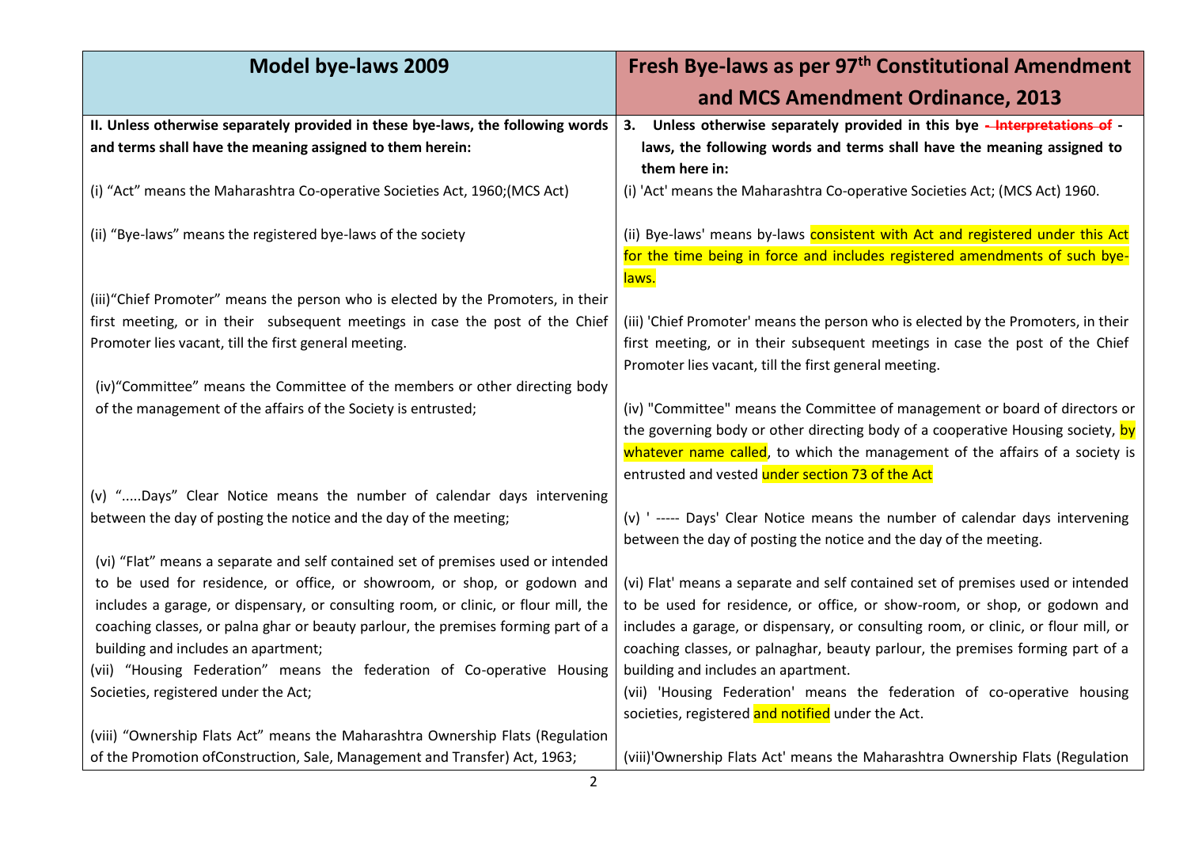| Model bye-laws 2009 | Fresh Bye-laws as per 97th Constitutional Amendment and MCS Amendment Ordinance, 2013 |
|---|---|
| **II. Unless otherwise separately provided in these bye-laws, the following words and terms shall have the meaning assigned to them herein:** | **3. Unless otherwise separately provided in this bye ~~- Interpretations of~~ - laws, the following words and terms shall have the meaning assigned to them here in:** |
| (i) "Act" means the Maharashtra Co-operative Societies Act, 1960;(MCS Act) | (i) 'Act' means the Maharashtra Co-operative Societies Act; (MCS Act) 1960. |
| (ii) "Bye-laws" means the registered bye-laws of the society | (ii) Bye-laws' means by-laws consistent with Act and registered under this Act for the time being in force and includes registered amendments of such bye-laws. |
| (iii)"Chief Promoter" means the person who is elected by the Promoters, in their first meeting, or in their subsequent meetings in case the post of the Chief Promoter lies vacant, till the first general meeting. | (iii) 'Chief Promoter' means the person who is elected by the Promoters, in their first meeting, or in their subsequent meetings in case the post of the Chief Promoter lies vacant, till the first general meeting. |
| (iv)"Committee" means the Committee of the members or other directing body of the management of the affairs of the Society is entrusted; | (iv) "Committee" means the Committee of management or board of directors or the governing body or other directing body of a cooperative Housing society, by whatever name called, to which the management of the affairs of a society is entrusted and vested under section 73 of the Act |
| (v) ".....Days" Clear Notice means the number of calendar days intervening between the day of posting the notice and the day of the meeting; | (v) ' ----- Days' Clear Notice means the number of calendar days intervening between the day of posting the notice and the day of the meeting. |
| (vi) "Flat" means a separate and self contained set of premises used or intended to be used for residence, or office, or showroom, or shop, or godown and includes a garage, or dispensary, or consulting room, or clinic, or flour mill, the coaching classes, or palna ghar or beauty parlour, the premises forming part of a building and includes an apartment; | (vi) Flat' means a separate and self contained set of premises used or intended to be used for residence, or office, or show-room, or shop, or godown and includes a garage, or dispensary, or consulting room, or clinic, or flour mill, or coaching classes, or palnaghar, beauty parlour, the premises forming part of a building and includes an apartment. |
| (vii) "Housing Federation" means the federation of Co-operative Housing Societies, registered under the Act; | (vii) 'Housing Federation' means the federation of co-operative housing societies, registered and notified under the Act. |
| (viii) "Ownership Flats Act" means the Maharashtra Ownership Flats (Regulation of the Promotion ofConstruction, Sale, Management and Transfer) Act, 1963; | (viii)'Ownership Flats Act' means the Maharashtra Ownership Flats (Regulation |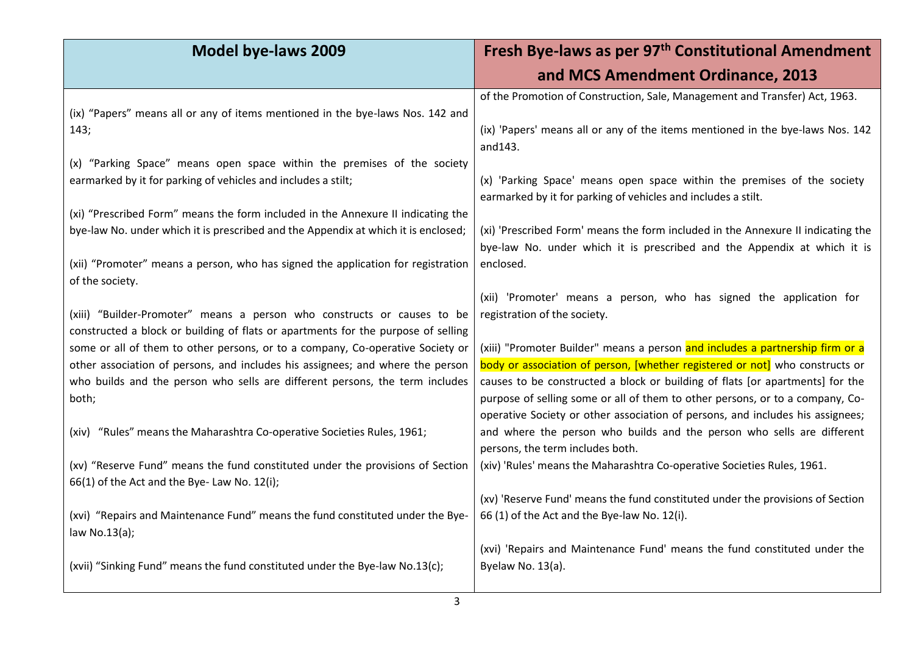| Model bye-laws 2009 | Fresh Bye-laws as per 97th Constitutional Amendment and MCS Amendment Ordinance, 2013 |
|---|---|
| | of the Promotion of Construction, Sale, Management and Transfer) Act, 1963. |
| (ix) "Papers" means all or any of items mentioned in the bye-laws Nos. 142 and 143; | (ix) 'Papers' means all or any of the items mentioned in the bye-laws Nos. 142 and143. |
| (x) "Parking Space" means open space within the premises of the society earmarked by it for parking of vehicles and includes a stilt; | (x) 'Parking Space' means open space within the premises of the society earmarked by it for parking of vehicles and includes a stilt. |
| (xi) "Prescribed Form" means the form included in the Annexure II indicating the bye-law No. under which it is prescribed and the Appendix at which it is enclosed; | (xi) 'Prescribed Form' means the form included in the Annexure II indicating the bye-law No. under which it is prescribed and the Appendix at which it is enclosed. |
| (xii) "Promoter" means a person, who has signed the application for registration of the society. | (xii) 'Promoter' means a person, who has signed the application for registration of the society. |
| (xiii) "Builder-Promoter" means a person who constructs or causes to be constructed a block or building of flats or apartments for the purpose of selling some or all of them to other persons, or to a company, Co-operative Society or other association of persons, and includes his assignees; and where the person who builds and the person who sells are different persons, the term includes both; | (xiii) "Promoter Builder" means a person and includes a partnership firm or a body or association of person, [whether registered or not] who constructs or causes to be constructed a block or building of flats [or apartments] for the purpose of selling some or all of them to other persons, or to a company, Co-operative Society or other association of persons, and includes his assignees; and where the person who builds and the person who sells are different persons, the term includes both. |
| (xiv) "Rules" means the Maharashtra Co-operative Societies Rules, 1961; | (xiv) 'Rules' means the Maharashtra Co-operative Societies Rules, 1961. |
| (xv) "Reserve Fund" means the fund constituted under the provisions of Section 66(1) of the Act and the Bye- Law No. 12(i); | (xv) 'Reserve Fund' means the fund constituted under the provisions of Section 66 (1) of the Act and the Bye-law No. 12(i). |
| (xvi) "Repairs and Maintenance Fund" means the fund constituted under the Bye-law No.13(a); | (xvi) 'Repairs and Maintenance Fund' means the fund constituted under the Byelaw No. 13(a). |
| (xvii) "Sinking Fund" means the fund constituted under the Bye-law No.13(c); | |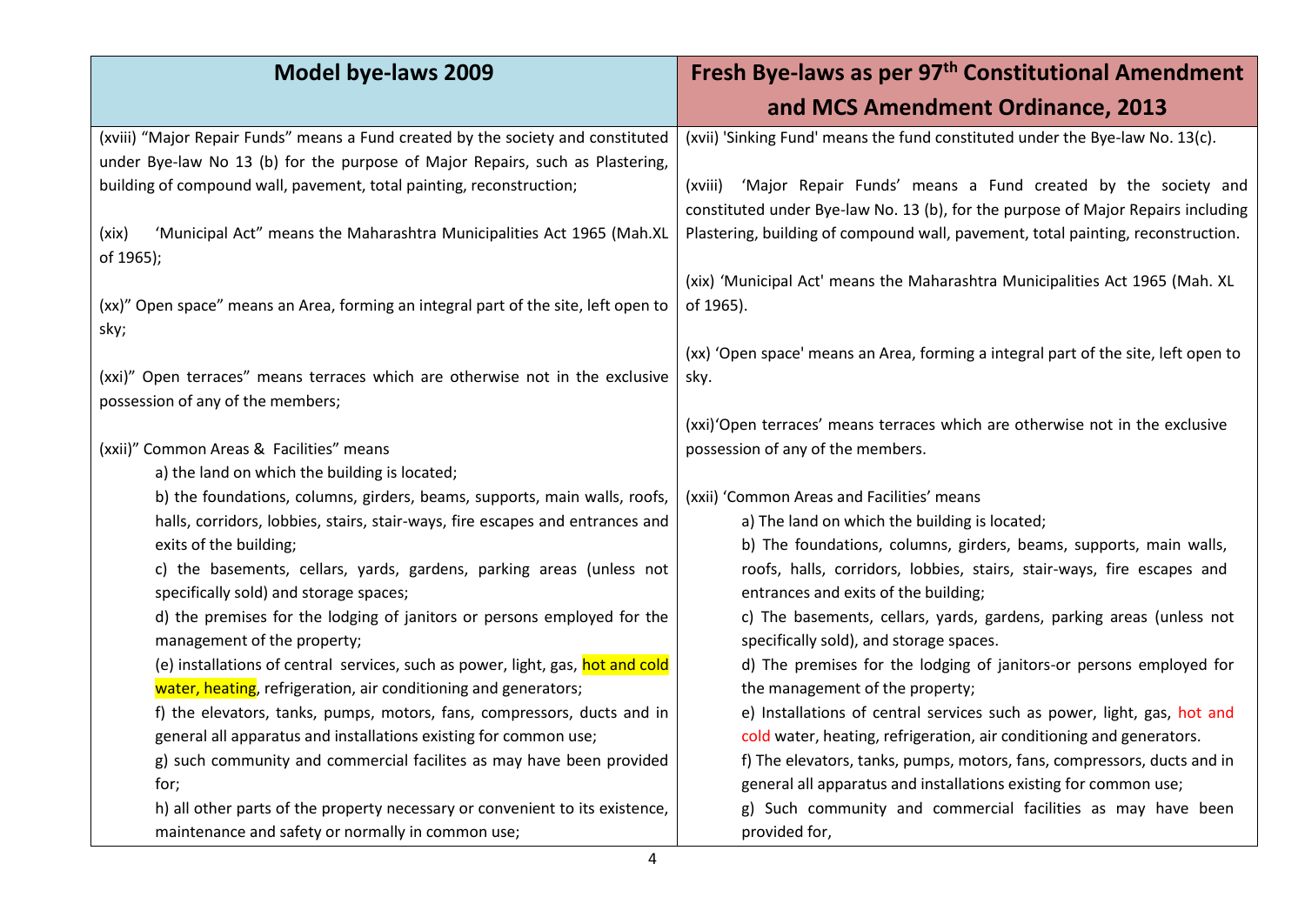| Model bye-laws 2009 | Fresh Bye-laws as per 97th Constitutional Amendment and MCS Amendment Ordinance, 2013 |
|---|---|
| (xviii) "Major Repair Funds" means a Fund created by the society and constituted under Bye-law No 13 (b) for the purpose of Major Repairs, such as Plastering, building of compound wall, pavement, total painting, reconstruction;<br><br>(xix) 'Municipal Act" means the Maharashtra Municipalities Act 1965 (Mah.XL of 1965);<br><br>(xx)" Open space" means an Area, forming an integral part of the site, left open to sky;<br><br>(xxi)" Open terraces" means terraces which are otherwise not in the exclusive possession of any of the members;<br><br>(xxii)" Common Areas & Facilities" means<br>a) the land on which the building is located;<br>b) the foundations, columns, girders, beams, supports, main walls, roofs, halls, corridors, lobbies, stairs, stair-ways, fire escapes and entrances and exits of the building;<br>c) the basements, cellars, yards, gardens, parking areas (unless not specifically sold) and storage spaces;<br>d) the premises for the lodging of janitors or persons employed for the management of the property;<br>(e) installations of central services, such as power, light, gas, hot and cold water, heating, refrigeration, air conditioning and generators;<br>f) the elevators, tanks, pumps, motors, fans, compressors, ducts and in general all apparatus and installations existing for common use;<br>g) such community and commercial facilites as may have been provided for;<br>h) all other parts of the property necessary or convenient to its existence, maintenance and safety or normally in common use; | (xvii) 'Sinking Fund' means the fund constituted under the Bye-law No. 13(c).<br><br>(xviii) 'Major Repair Funds' means a Fund created by the society and constituted under Bye-law No. 13 (b), for the purpose of Major Repairs including Plastering, building of compound wall, pavement, total painting, reconstruction.<br><br>(xix) 'Municipal Act' means the Maharashtra Municipalities Act 1965 (Mah. XL of 1965).<br><br>(xx) 'Open space' means an Area, forming a integral part of the site, left open to sky.<br><br>(xxi)'Open terraces' means terraces which are otherwise not in the exclusive possession of any of the members.<br><br>(xxii) 'Common Areas and Facilities' means<br>a) The land on which the building is located;<br>b) The foundations, columns, girders, beams, supports, main walls, roofs, halls, corridors, lobbies, stairs, stair-ways, fire escapes and entrances and exits of the building;<br>c) The basements, cellars, yards, gardens, parking areas (unless not specifically sold), and storage spaces.<br>d) The premises for the lodging of janitors-or persons employed for the management of the property;<br>e) Installations of central services such as power, light, gas, hot and cold water, heating, refrigeration, air conditioning and generators.<br>f) The elevators, tanks, pumps, motors, fans, compressors, ducts and in general all apparatus and installations existing for common use;<br>g) Such community and commercial facilities as may have been provided for, |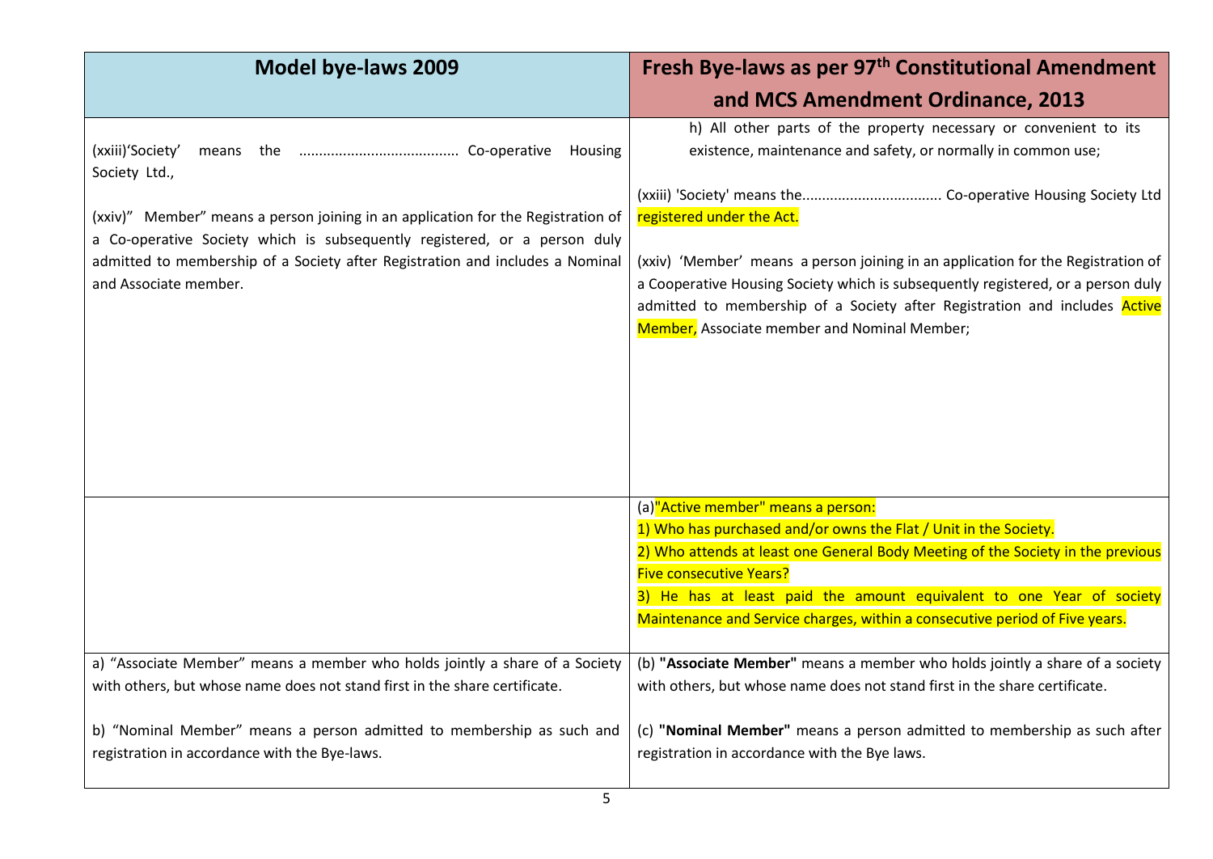| Model bye-laws 2009 | Fresh Bye-laws as per 97[th] Constitutional Amendment and MCS Amendment Ordinance, 2013 |
|---|---|
| (xxiii)'Society' means the ....................................... Co-operative Housing Society Ltd.,<br><br>(xxiv)" Member" means a person joining in an application for the Registration of a Co-operative Society which is subsequently registered, or a person duly admitted to membership of a Society after Registration and includes a Nominal and Associate member. | h) All other parts of the property necessary or convenient to its existence, maintenance and safety, or normally in common use;<br><br>(xxiii) 'Society' means the.................................. Co-operative Housing Society Ltd registered under the Act.<br><br>(xxiv) 'Member' means a person joining in an application for the Registration of a Cooperative Housing Society which is subsequently registered, or a person duly admitted to membership of a Society after Registration and includes Active Member, Associate member and Nominal Member; |
| | (a)"Active member" means a person:<br>1) Who has purchased and/or owns the Flat / Unit in the Society.<br>2) Who attends at least one General Body Meeting of the Society in the previous Five consecutive Years?<br>3) He has at least paid the amount equivalent to one Year of society Maintenance and Service charges, within a consecutive period of Five years. |
| a) "Associate Member" means a member who holds jointly a share of a Society with others, but whose name does not stand first in the share certificate.<br><br>b) "Nominal Member" means a person admitted to membership as such and registration in accordance with the Bye-laws. | (b) **"Associate Member"** means a member who holds jointly a share of a society with others, but whose name does not stand first in the share certificate.<br><br>(c) **"Nominal Member"** means a person admitted to membership as such after registration in accordance with the Bye laws. |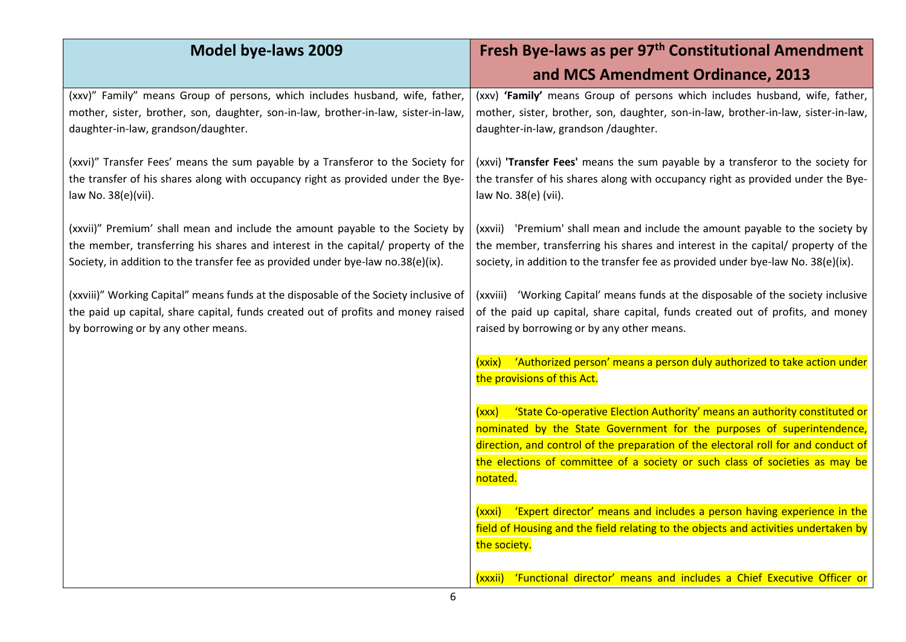| Model bye-laws 2009 | Fresh Bye-laws as per 97th Constitutional Amendment and MCS Amendment Ordinance, 2013 |
| --- | --- |
| (xxv)" Family" means Group of persons, which includes husband, wife, father, mother, sister, brother, son, daughter, son-in-law, brother-in-law, sister-in-law, daughter-in-law, grandson/daughter. | (xxv) **'Family'** means Group of persons which includes husband, wife, father, mother, sister, brother, son, daughter, son-in-law, brother-in-law, sister-in-law, daughter-in-law, grandson /daughter. |
| (xxvi)" Transfer Fees' means the sum payable by a Transferor to the Society for the transfer of his shares along with occupancy right as provided under the Bye-law No. 38(e)(vii). | (xxvi) **'Transfer Fees'** means the sum payable by a transferor to the society for the transfer of his shares along with occupancy right as provided under the Bye-law No. 38(e) (vii). |
| (xxvii)" Premium' shall mean and include the amount payable to the Society by the member, transferring his shares and interest in the capital/ property of the Society, in addition to the transfer fee as provided under bye-law no.38(e)(ix). | (xxvii) 'Premium' shall mean and include the amount payable to the society by the member, transferring his shares and interest in the capital/ property of the society, in addition to the transfer fee as provided under bye-law No. 38(e)(ix). |
| (xxviii)" Working Capital" means funds at the disposable of the Society inclusive of the paid up capital, share capital, funds created out of profits and money raised by borrowing or by any other means. | (xxviii) 'Working Capital' means funds at the disposable of the society inclusive of the paid up capital, share capital, funds created out of profits, and money raised by borrowing or by any other means. |
| | (xxix) 'Authorized person' means a person duly authorized to take action under the provisions of this Act. |
| | (xxx) 'State Co-operative Election Authority' means an authority constituted or nominated by the State Government for the purposes of superintendence, direction, and control of the preparation of the electoral roll for and conduct of the elections of committee of a society or such class of societies as may be notated. |
| | (xxxi) 'Expert director' means and includes a person having experience in the field of Housing and the field relating to the objects and activities undertaken by the society. |
| | (xxxii) 'Functional director' means and includes a Chief Executive Officer or |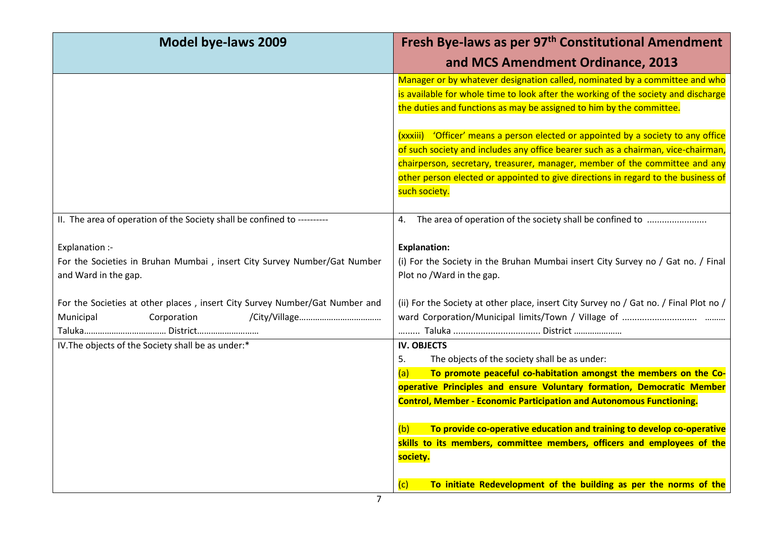| Model bye-laws 2009 | Fresh Bye-laws as per 97th Constitutional Amendment and MCS Amendment Ordinance, 2013 |
|---|---|
| | Manager or by whatever designation called, nominated by a committee and who is available for whole time to look after the working of the society and discharge the duties and functions as may be assigned to him by the committee.<br><br>(xxxiii) 'Officer' means a person elected or appointed by a society to any office of such society and includes any office bearer such as a chairman, vice-chairman, chairperson, secretary, treasurer, manager, member of the committee and any other person elected or appointed to give directions in regard to the business of such society. |
| II. The area of operation of the Society shall be confined to ----------<br><br>Explanation :-<br>For the Societies in Bruhan Mumbai , insert City Survey Number/Gat Number and Ward in the gap.<br><br>For the Societies at other places , insert City Survey Number/Gat Number and Municipal Corporation /City/Village………………………………. Taluka……………………………… District……………………… | 4. The area of operation of the society shall be confined to ........................<br><br>**Explanation:**<br>(i) For the Society in the Bruhan Mumbai insert City Survey no / Gat no. / Final Plot no /Ward in the gap.<br><br>(ii) For the Society at other place, insert City Survey no / Gat no. / Final Plot no / ward Corporation/Municipal limits/Town / Village of ............................. ……… ……… Taluka .................................. District ………………… |
| IV.The objects of the Society shall be as under:* | **IV. OBJECTS**<br>5. The objects of the society shall be as under:<br>(a) **To promote peaceful co-habitation amongst the members on the Co-operative Principles and ensure Voluntary formation, Democratic Member Control, Member - Economic Participation and Autonomous Functioning.**<br><br>(b) **To provide co-operative education and training to develop co-operative skills to its members, committee members, officers and employees of the society.**<br><br>(c) **To initiate Redevelopment of the building as per the norms of the** |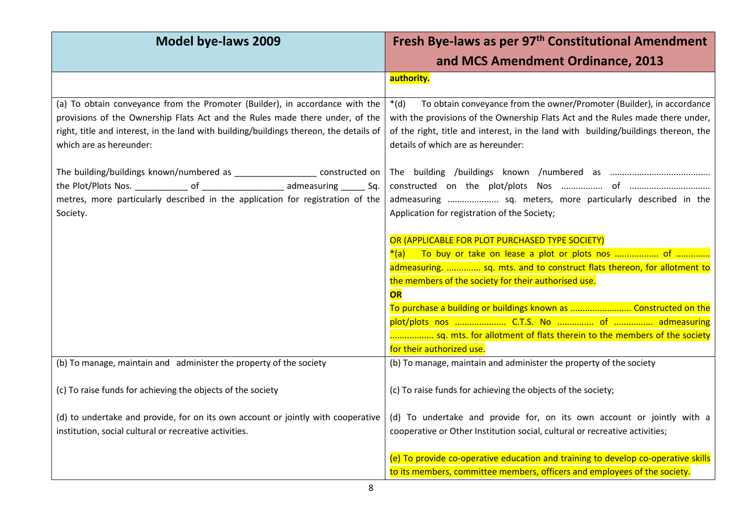| Model bye-laws 2009 | Fresh Bye-laws as per 97th Constitutional Amendment and MCS Amendment Ordinance, 2013 |
|---|---|
| | **authority.** |
| (a) To obtain conveyance from the Promoter (Builder), in accordance with the provisions of the Ownership Flats Act and the Rules made there under, of the right, title and interest, in the land with building/buildings thereon, the details of which are as hereunder:<br><br>The building/buildings known/numbered as ________________ constructed on the Plot/Plots Nos. __________ of ________________ admeasuring _____ Sq. metres, more particularly described in the application for registration of the Society. | *(d) To obtain conveyance from the owner/Promoter (Builder), in accordance with the provisions of the Ownership Flats Act and the Rules made there under, of the right, title and interest, in the land with building/buildings thereon, the details of which are as hereunder:<br><br>The building /buildings known /numbered as ........................................ constructed on the plot/plots Nos ................ of ................................ admeasuring .................... sq. meters, more particularly described in the Application for registration of the Society;<br><br>OR (APPLICABLE FOR PLOT PURCHASED TYPE SOCIETY)<br>*(a) To buy or take on lease a plot or plots nos .................. of ............. admeasuring. .............. sq. mts. and to construct flats thereon, for allotment to the members of the society for their authorised use.<br>**OR**<br>To purchase a building or buildings known as ........................ Constructed on the plot/plots nos ..................... C.T.S. No ............... of ................ admeasuring ................. sq. mts. for allotment of flats therein to the members of the society for their authorized use. |
| (b) To manage, maintain and administer the property of the society<br><br>(c) To raise funds for achieving the objects of the society<br><br>(d) to undertake and provide, for on its own account or jointly with cooperative institution, social cultural or recreative activities. | (b) To manage, maintain and administer the property of the society<br><br>(c) To raise funds for achieving the objects of the society;<br><br>(d) To undertake and provide for, on its own account or jointly with a cooperative or Other Institution social, cultural or recreative activities;<br><br>(e) To provide co-operative education and training to develop co-operative skills to its members, committee members, officers and employees of the society. |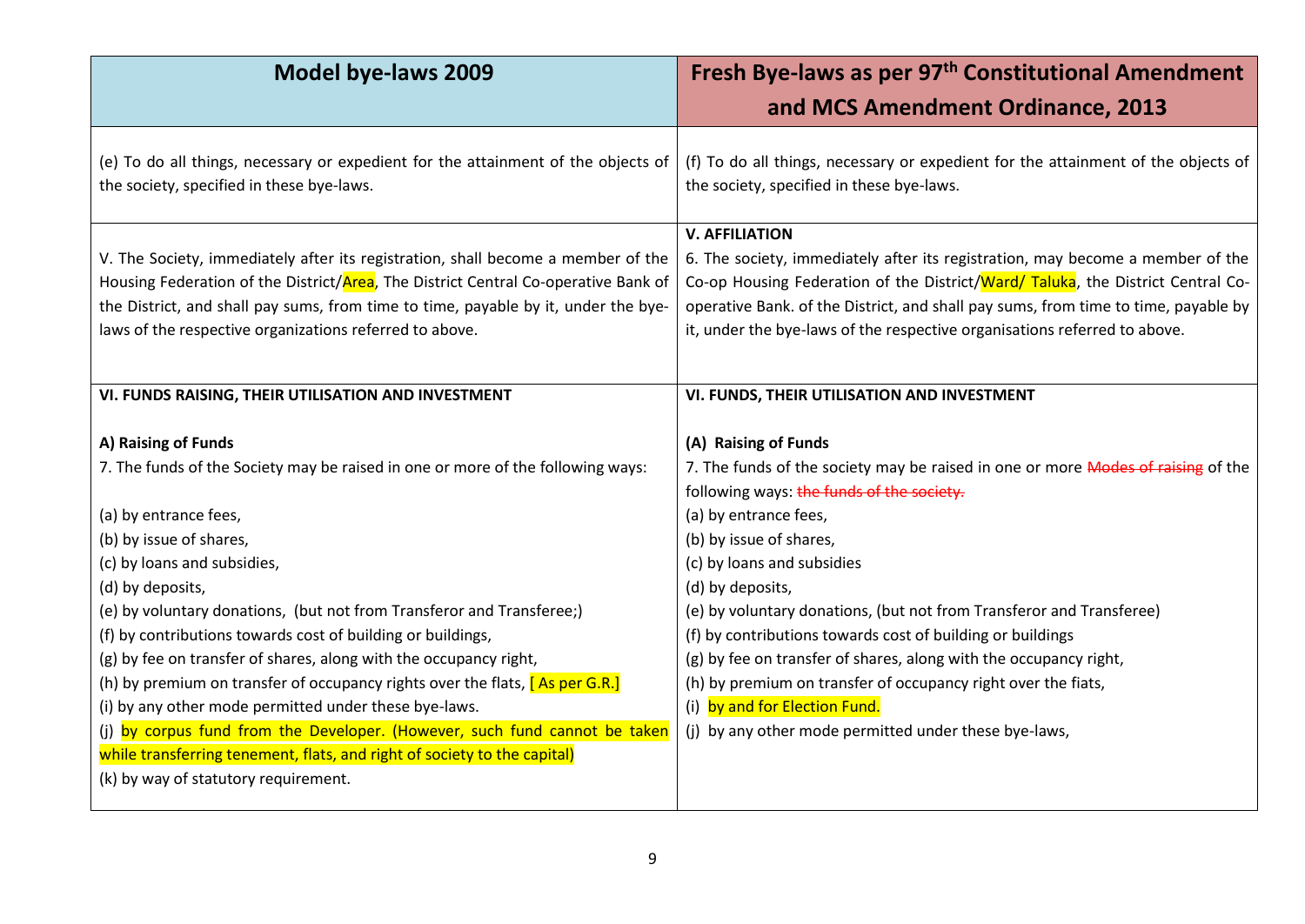| Model bye-laws 2009 | Fresh Bye-laws as per 97[th] Constitutional Amendment and MCS Amendment Ordinance, 2013 |
|---|---|
| (e) To do all things, necessary or expedient for the attainment of the objects of the society, specified in these bye-laws. | (f) To do all things, necessary or expedient for the attainment of the objects of the society, specified in these bye-laws. |
| V. The Society, immediately after its registration, shall become a member of the Housing Federation of the District/Area, The District Central Co-operative Bank of the District, and shall pay sums, from time to time, payable by it, under the bye-laws of the respective organizations referred to above. | **V. AFFILIATION**<br>6. The society, immediately after its registration, may become a member of the Co-op Housing Federation of the District/Ward/ Taluka, the District Central Co-operative Bank. of the District, and shall pay sums, from time to time, payable by it, under the bye-laws of the respective organisations referred to above. |
| **VI. FUNDS RAISING, THEIR UTILISATION AND INVESTMENT**<br><br>**A) Raising of Funds**<br>7. The funds of the Society may be raised in one or more of the following ways:<br><br>(a) by entrance fees,<br>(b) by issue of shares,<br>(c) by loans and subsidies,<br>(d) by deposits,<br>(e) by voluntary donations, (but not from Transferor and Transferee;)<br>(f) by contributions towards cost of building or buildings,<br>(g) by fee on transfer of shares, along with the occupancy right,<br>(h) by premium on transfer of occupancy rights over the flats, [ As per G.R.]<br>(i) by any other mode permitted under these bye-laws.<br>(j) by corpus fund from the Developer. (However, such fund cannot be taken while transferring tenement, flats, and right of society to the capital)<br>(k) by way of statutory requirement. | **VI. FUNDS, THEIR UTILISATION AND INVESTMENT**<br><br>**(A) Raising of Funds**<br>7. The funds of the society may be raised in one or more ~~Modes of raising~~ of the following ways: ~~the funds of the society.~~<br>(a) by entrance fees,<br>(b) by issue of shares,<br>(c) by loans and subsidies<br>(d) by deposits,<br>(e) by voluntary donations, (but not from Transferor and Transferee)<br>(f) by contributions towards cost of building or buildings<br>(g) by fee on transfer of shares, along with the occupancy right,<br>(h) by premium on transfer of occupancy right over the fiats,<br>(i) by and for Election Fund.<br>(j) by any other mode permitted under these bye-laws, |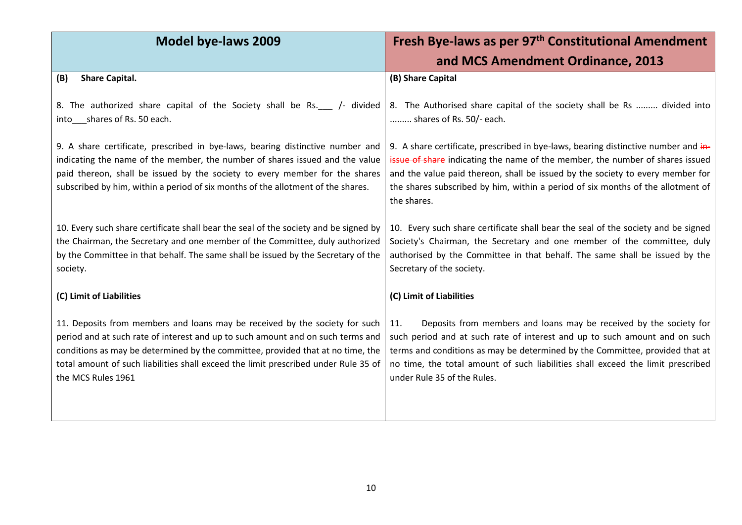| Model bye-laws 2009 | Fresh Bye-laws as per 97th Constitutional Amendment and MCS Amendment Ordinance, 2013 |
|---|---|
| **(B) Share Capital.** | **(B) Share Capital** |
| 8. The authorized share capital of the Society shall be Rs.___ /- divided into___shares of Rs. 50 each. | 8. The Authorised share capital of the society shall be Rs ......... divided into ......... shares of Rs. 50/- each. |
| 9. A share certificate, prescribed in bye-laws, bearing distinctive number and indicating the name of the member, the number of shares issued and the value paid thereon, shall be issued by the society to every member for the shares subscribed by him, within a period of six months of the allotment of the shares. | 9. A share certificate, prescribed in bye-laws, bearing distinctive number and ~~in-~~ issue of share indicating the name of the member, the number of shares issued and the value paid thereon, shall be issued by the society to every member for the shares subscribed by him, within a period of six months of the allotment of the shares. |
| 10. Every such share certificate shall bear the seal of the society and be signed by the Chairman, the Secretary and one member of the Committee, duly authorized by the Committee in that behalf. The same shall be issued by the Secretary of the society. | 10. Every such share certificate shall bear the seal of the society and be signed Society's Chairman, the Secretary and one member of the committee, duly authorised by the Committee in that behalf. The same shall be issued by the Secretary of the society. |
| **(C) Limit of Liabilities** | **(C) Limit of Liabilities** |
| 11. Deposits from members and loans may be received by the society for such period and at such rate of interest and up to such amount and on such terms and conditions as may be determined by the committee, provided that at no time, the total amount of such liabilities shall exceed the limit prescribed under Rule 35 of the MCS Rules 1961 | 11. Deposits from members and loans may be received by the society for such period and at such rate of interest and up to such amount and on such terms and conditions as may be determined by the Committee, provided that at no time, the total amount of such liabilities shall exceed the limit prescribed under Rule 35 of the Rules. |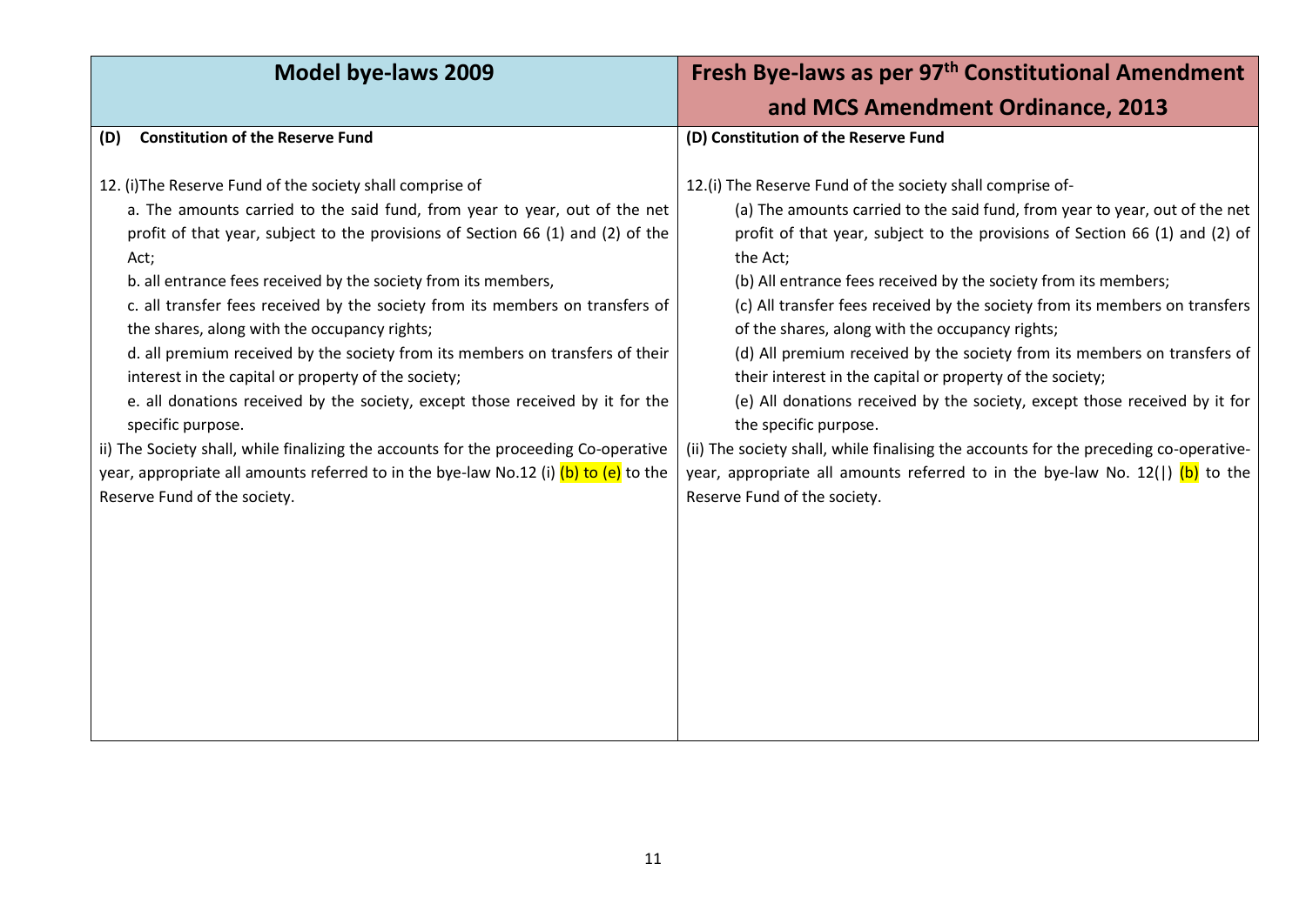| Model bye-laws 2009 | Fresh Bye-laws as per 97th Constitutional Amendment and MCS Amendment Ordinance, 2013 |
|---|---|
| **(D) Constitution of the Reserve Fund** | **(D) Constitution of the Reserve Fund** |
| 12. (i)The Reserve Fund of the society shall comprise of<br>a. The amounts carried to the said fund, from year to year, out of the net profit of that year, subject to the provisions of Section 66 (1) and (2) of the Act;<br>b. all entrance fees received by the society from its members,<br>c. all transfer fees received by the society from its members on transfers of the shares, along with the occupancy rights;<br>d. all premium received by the society from its members on transfers of their interest in the capital or property of the society;<br>e. all donations received by the society, except those received by it for the specific purpose.<br>ii) The Society shall, while finalizing the accounts for the proceeding Co-operative year, appropriate all amounts referred to in the bye-law No.12 (i) (b) to (e) to the Reserve Fund of the society. | 12.(i) The Reserve Fund of the society shall comprise of-<br>(a) The amounts carried to the said fund, from year to year, out of the net profit of that year, subject to the provisions of Section 66 (1) and (2) of the Act;<br>(b) All entrance fees received by the society from its members;<br>(c) All transfer fees received by the society from its members on transfers of the shares, along with the occupancy rights;<br>(d) All premium received by the society from its members on transfers of their interest in the capital or property of the society;<br>(e) All donations received by the society, except those received by it for the specific purpose.<br>(ii) The society shall, while finalising the accounts for the preceding co-operative-year, appropriate all amounts referred to in the bye-law No. 12(\|) (b) to the Reserve Fund of the society. |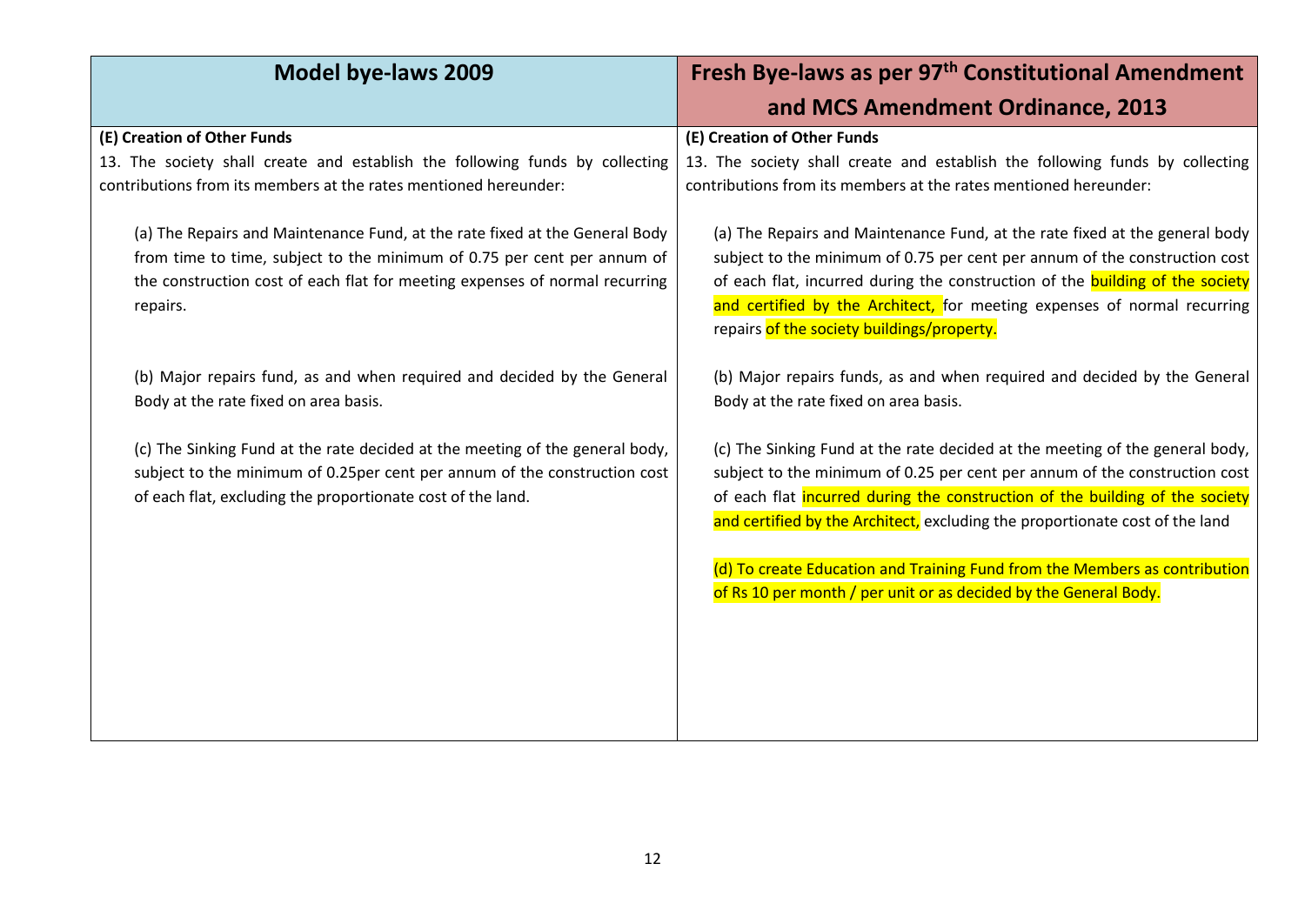| Model bye-laws 2009 | Fresh Bye-laws as per 97th Constitutional Amendment and MCS Amendment Ordinance, 2013 |
|---|---|
| **(E) Creation of Other Funds**<br>13. The society shall create and establish the following funds by collecting contributions from its members at the rates mentioned hereunder:<br><br>(a) The Repairs and Maintenance Fund, at the rate fixed at the General Body from time to time, subject to the minimum of 0.75 per cent per annum of the construction cost of each flat for meeting expenses of normal recurring repairs.<br><br>(b) Major repairs fund, as and when required and decided by the General Body at the rate fixed on area basis.<br><br>(c) The Sinking Fund at the rate decided at the meeting of the general body, subject to the minimum of 0.25per cent per annum of the construction cost of each flat, excluding the proportionate cost of the land. | **(E) Creation of Other Funds**<br>13. The society shall create and establish the following funds by collecting contributions from its members at the rates mentioned hereunder:<br><br>(a) The Repairs and Maintenance Fund, at the rate fixed at the general body subject to the minimum of 0.75 per cent per annum of the construction cost of each flat, incurred during the construction of the building of the society and certified by the Architect, for meeting expenses of normal recurring repairs of the society buildings/property.<br><br>(b) Major repairs funds, as and when required and decided by the General Body at the rate fixed on area basis.<br><br>(c) The Sinking Fund at the rate decided at the meeting of the general body, subject to the minimum of 0.25 per cent per annum of the construction cost of each flat incurred during the construction of the building of the society and certified by the Architect, excluding the proportionate cost of the land<br><br>(d) To create Education and Training Fund from the Members as contribution of Rs 10 per month / per unit or as decided by the General Body. |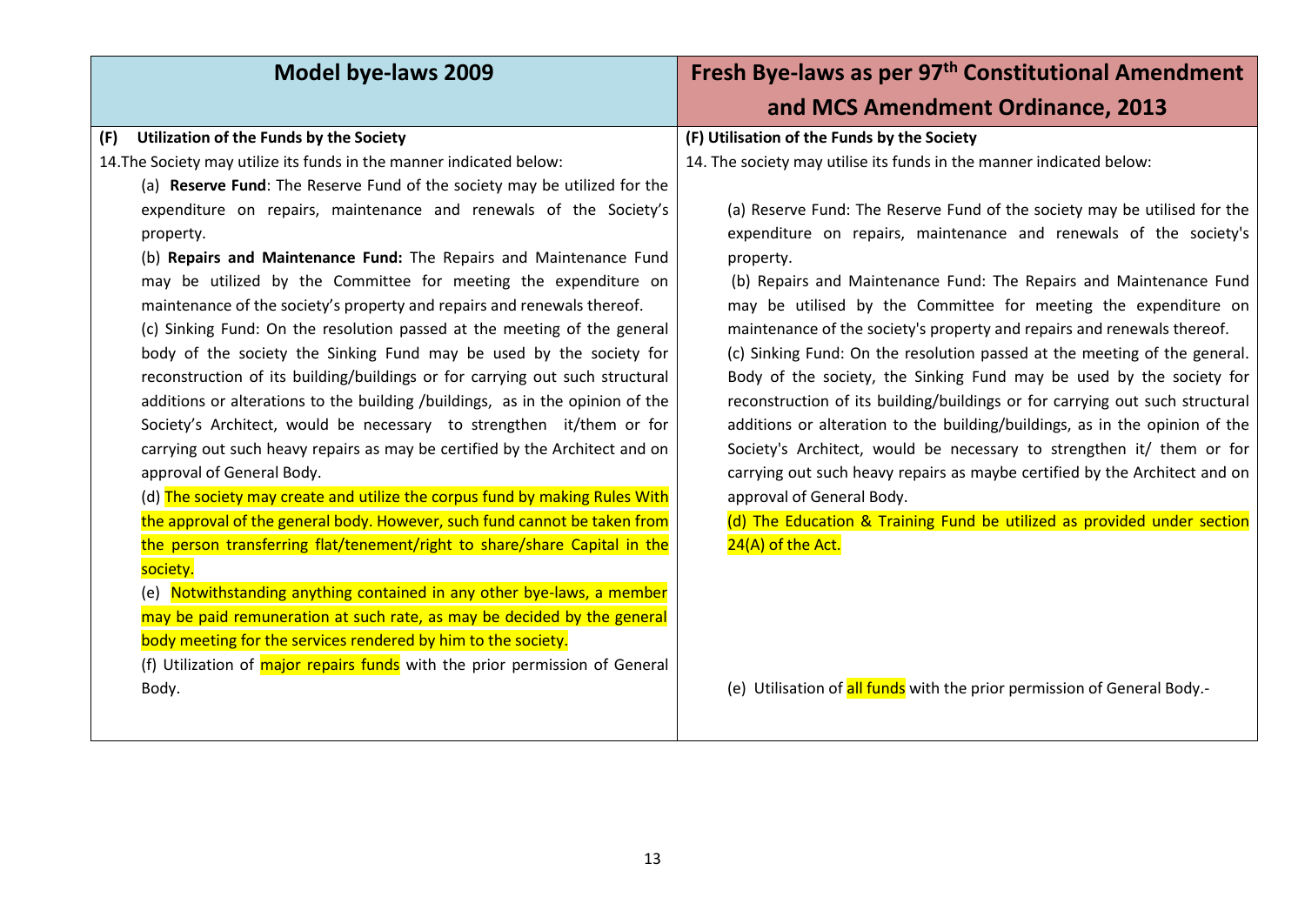| Model bye-laws 2009 | Fresh Bye-laws as per 97th Constitutional Amendment and MCS Amendment Ordinance, 2013 |
|---|---|
| **(F) Utilization of the Funds by the Society**<br>14.The Society may utilize its funds in the manner indicated below:<br>(a) **Reserve Fund**: The Reserve Fund of the society may be utilized for the expenditure on repairs, maintenance and renewals of the Society's property.<br>(b) **Repairs and Maintenance Fund:** The Repairs and Maintenance Fund may be utilized by the Committee for meeting the expenditure on maintenance of the society's property and repairs and renewals thereof.<br>(c) Sinking Fund: On the resolution passed at the meeting of the general body of the society the Sinking Fund may be used by the society for reconstruction of its building/buildings or for carrying out such structural additions or alterations to the building /buildings, as in the opinion of the Society's Architect, would be necessary to strengthen it/them or for carrying out such heavy repairs as may be certified by the Architect and on approval of General Body.<br>(d) The society may create and utilize the corpus fund by making Rules With the approval of the general body. However, such fund cannot be taken from the person transferring flat/tenement/right to share/share Capital in the society.<br>(e) Notwithstanding anything contained in any other bye-laws, a member may be paid remuneration at such rate, as may be decided by the general body meeting for the services rendered by him to the society.<br>(f) Utilization of major repairs funds with the prior permission of General Body. | **(F) Utilisation of the Funds by the Society**<br>14. The society may utilise its funds in the manner indicated below:<br>(a) Reserve Fund: The Reserve Fund of the society may be utilised for the expenditure on repairs, maintenance and renewals of the society's property.<br>(b) Repairs and Maintenance Fund: The Repairs and Maintenance Fund may be utilised by the Committee for meeting the expenditure on maintenance of the society's property and repairs and renewals thereof.<br>(c) Sinking Fund: On the resolution passed at the meeting of the general. Body of the society, the Sinking Fund may be used by the society for reconstruction of its building/buildings or for carrying out such structural additions or alteration to the building/buildings, as in the opinion of the Society's Architect, would be necessary to strengthen it/ them or for carrying out such heavy repairs as maybe certified by the Architect and on approval of General Body.<br>(d) The Education & Training Fund be utilized as provided under section 24(A) of the Act.<br>(e) Utilisation of all funds with the prior permission of General Body.- |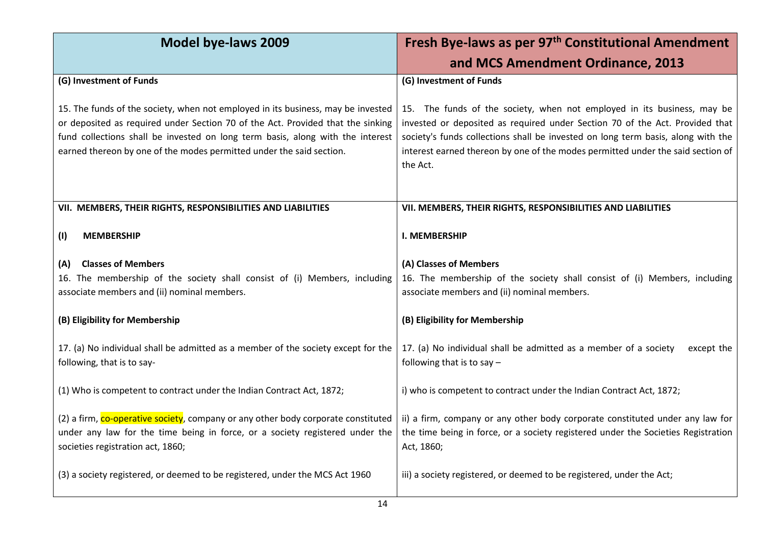| Model bye-laws 2009 | Fresh Bye-laws as per 97[th] Constitutional Amendment and MCS Amendment Ordinance, 2013 |
|---|---|
| **(G) Investment of Funds**<br><br>15. The funds of the society, when not employed in its business, may be invested or deposited as required under Section 70 of the Act. Provided that the sinking fund collections shall be invested on long term basis, along with the interest earned thereon by one of the modes permitted under the said section. | **(G) Investment of Funds**<br><br>15. The funds of the society, when not employed in its business, may be invested or deposited as required under Section 70 of the Act. Provided that society's funds collections shall be invested on long term basis, along with the interest earned thereon by one of the modes permitted under the said section of the Act. |
| **VII. MEMBERS, THEIR RIGHTS, RESPONSIBILITIES AND LIABILITIES**<br><br>**(I) MEMBERSHIP**<br><br>**(A) Classes of Members**<br>16. The membership of the society shall consist of (i) Members, including associate members and (ii) nominal members.<br><br>**(B) Eligibility for Membership**<br><br>17. (a) No individual shall be admitted as a member of the society except for the following, that is to say-<br><br>(1) Who is competent to contract under the Indian Contract Act, 1872;<br><br>(2) a firm, co-operative society, company or any other body corporate constituted under any law for the time being in force, or a society registered under the societies registration act, 1860;<br><br>(3) a society registered, or deemed to be registered, under the MCS Act 1960 | **VII. MEMBERS, THEIR RIGHTS, RESPONSIBILITIES AND LIABILITIES**<br><br>**I. MEMBERSHIP**<br><br>**(A) Classes of Members**<br>16. The membership of the society shall consist of (i) Members, including associate members and (ii) nominal members.<br><br>**(B) Eligibility for Membership**<br><br>17. (a) No individual shall be admitted as a member of a society except the following that is to say –<br><br>i) who is competent to contract under the Indian Contract Act, 1872;<br><br>ii) a firm, company or any other body corporate constituted under any law for the time being in force, or a society registered under the Societies Registration Act, 1860;<br><br>iii) a society registered, or deemed to be registered, under the Act; |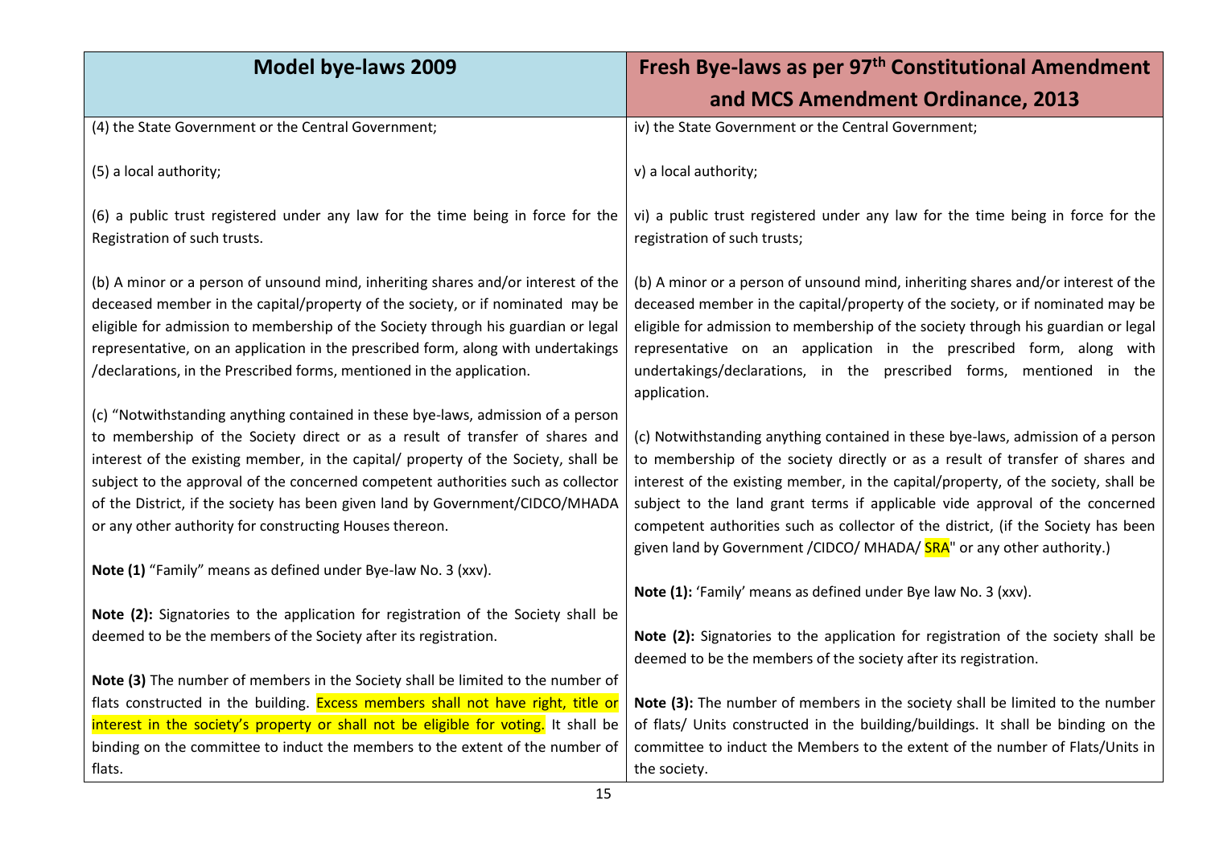| Model bye-laws 2009 | Fresh Bye-laws as per 97th Constitutional Amendment and MCS Amendment Ordinance, 2013 |
|---|---|
| (4) the State Government or the Central Government; | iv) the State Government or the Central Government; |
| (5) a local authority; | v) a local authority; |
| (6) a public trust registered under any law for the time being in force for the Registration of such trusts. | vi) a public trust registered under any law for the time being in force for the registration of such trusts; |
| (b) A minor or a person of unsound mind, inheriting shares and/or interest of the deceased member in the capital/property of the society, or if nominated may be eligible for admission to membership of the Society through his guardian or legal representative, on an application in the prescribed form, along with undertakings /declarations, in the Prescribed forms, mentioned in the application. | (b) A minor or a person of unsound mind, inheriting shares and/or interest of the deceased member in the capital/property of the society, or if nominated may be eligible for admission to membership of the society through his guardian or legal representative on an application in the prescribed form, along with undertakings/declarations, in the prescribed forms, mentioned in the application. |
| (c) "Notwithstanding anything contained in these bye-laws, admission of a person to membership of the Society direct or as a result of transfer of shares and interest of the existing member, in the capital/ property of the Society, shall be subject to the approval of the concerned competent authorities such as collector of the District, if the society has been given land by Government/CIDCO/MHADA or any other authority for constructing Houses thereon. | (c) Notwithstanding anything contained in these bye-laws, admission of a person to membership of the society directly or as a result of transfer of shares and interest of the existing member, in the capital/property, of the society, shall be subject to the land grant terms if applicable vide approval of the concerned competent authorities such as collector of the district, (if the Society has been given land by Government /CIDCO/ MHADA/ SRA" or any other authority.) |
| **Note (1)** "Family" means as defined under Bye-law No. 3 (xxv). | **Note (1):** 'Family' means as defined under Bye law No. 3 (xxv). |
| **Note (2):** Signatories to the application for registration of the Society shall be deemed to be the members of the Society after its registration. | **Note (2):** Signatories to the application for registration of the society shall be deemed to be the members of the society after its registration. |
| **Note (3)** The number of members in the Society shall be limited to the number of flats constructed in the building. Excess members shall not have right, title or interest in the society's property or shall not be eligible for voting. It shall be binding on the committee to induct the members to the extent of the number of flats. | **Note (3):** The number of members in the society shall be limited to the number of flats/ Units constructed in the building/buildings. It shall be binding on the committee to induct the Members to the extent of the number of Flats/Units in the society. |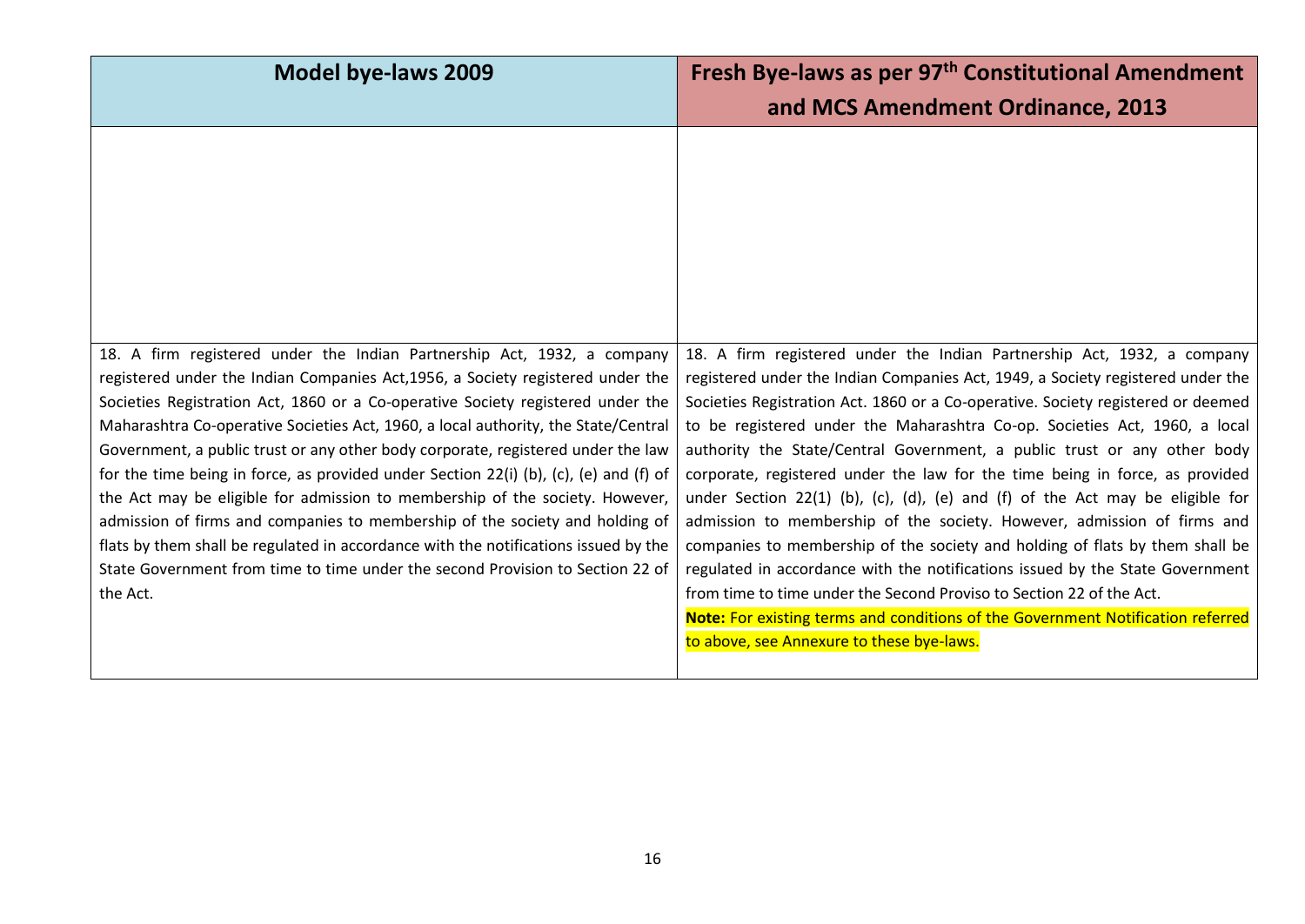| Model bye-laws 2009 | Fresh Bye-laws as per 97th Constitutional Amendment and MCS Amendment Ordinance, 2013 |
|---|---|
| | |
| 18. A firm registered under the Indian Partnership Act, 1932, a company registered under the Indian Companies Act,1956, a Society registered under the Societies Registration Act, 1860 or a Co-operative Society registered under the Maharashtra Co-operative Societies Act, 1960, a local authority, the State/Central Government, a public trust or any other body corporate, registered under the law for the time being in force, as provided under Section 22(i) (b), (c), (e) and (f) of the Act may be eligible for admission to membership of the society. However, admission of firms and companies to membership of the society and holding of flats by them shall be regulated in accordance with the notifications issued by the State Government from time to time under the second Provision to Section 22 of the Act. | 18. A firm registered under the Indian Partnership Act, 1932, a company registered under the Indian Companies Act, 1949, a Society registered under the Societies Registration Act. 1860 or a Co-operative. Society registered or deemed to be registered under the Maharashtra Co-op. Societies Act, 1960, a local authority the State/Central Government, a public trust or any other body corporate, registered under the law for the time being in force, as provided under Section 22(1) (b), (c), (d), (e) and (f) of the Act may be eligible for admission to membership of the society. However, admission of firms and companies to membership of the society and holding of flats by them shall be regulated in accordance with the notifications issued by the State Government from time to time under the Second Proviso to Section 22 of the Act.<br>**Note:** For existing terms and conditions of the Government Notification referred to above, see Annexure to these bye-laws. |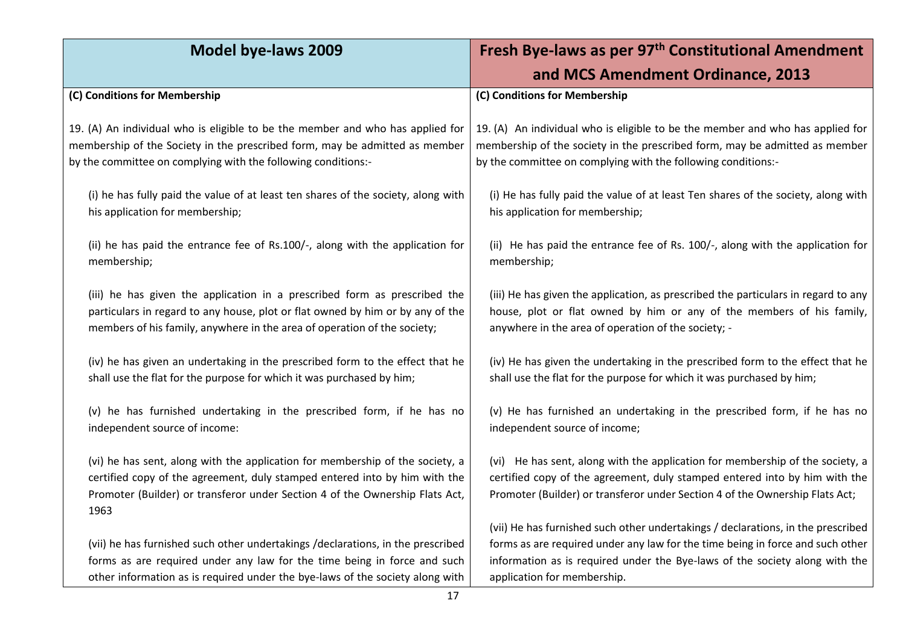| Model bye-laws 2009 | Fresh Bye-laws as per 97[th] Constitutional Amendment and MCS Amendment Ordinance, 2013 |
|---|---|
| **(C) Conditions for Membership** | **(C) Conditions for Membership** |
| 19. (A) An individual who is eligible to be the member and who has applied for membership of the Society in the prescribed form, may be admitted as member by the committee on complying with the following conditions:- | 19. (A) An individual who is eligible to be the member and who has applied for membership of the society in the prescribed form, may be admitted as member by the committee on complying with the following conditions:- |
| (i) he has fully paid the value of at least ten shares of the society, along with his application for membership; | (i) He has fully paid the value of at least Ten shares of the society, along with his application for membership; |
| (ii) he has paid the entrance fee of Rs.100/-, along with the application for membership; | (ii) He has paid the entrance fee of Rs. 100/-, along with the application for membership; |
| (iii) he has given the application in a prescribed form as prescribed the particulars in regard to any house, plot or flat owned by him or by any of the members of his family, anywhere in the area of operation of the society; | (iii) He has given the application, as prescribed the particulars in regard to any house, plot or flat owned by him or any of the members of his family, anywhere in the area of operation of the society; - |
| (iv) he has given an undertaking in the prescribed form to the effect that he shall use the flat for the purpose for which it was purchased by him; | (iv) He has given the undertaking in the prescribed form to the effect that he shall use the flat for the purpose for which it was purchased by him; |
| (v) he has furnished undertaking in the prescribed form, if he has no independent source of income: | (v) He has furnished an undertaking in the prescribed form, if he has no independent source of income; |
| (vi) he has sent, along with the application for membership of the society, a certified copy of the agreement, duly stamped entered into by him with the Promoter (Builder) or transferor under Section 4 of the Ownership Flats Act, 1963 | (vi) He has sent, along with the application for membership of the society, a certified copy of the agreement, duly stamped entered into by him with the Promoter (Builder) or transferor under Section 4 of the Ownership Flats Act; |
| (vii) he has furnished such other undertakings /declarations, in the prescribed forms as are required under any law for the time being in force and such other information as is required under the bye-laws of the society along with | (vii) He has furnished such other undertakings / declarations, in the prescribed forms as are required under any law for the time being in force and such other information as is required under the Bye-laws of the society along with the application for membership. |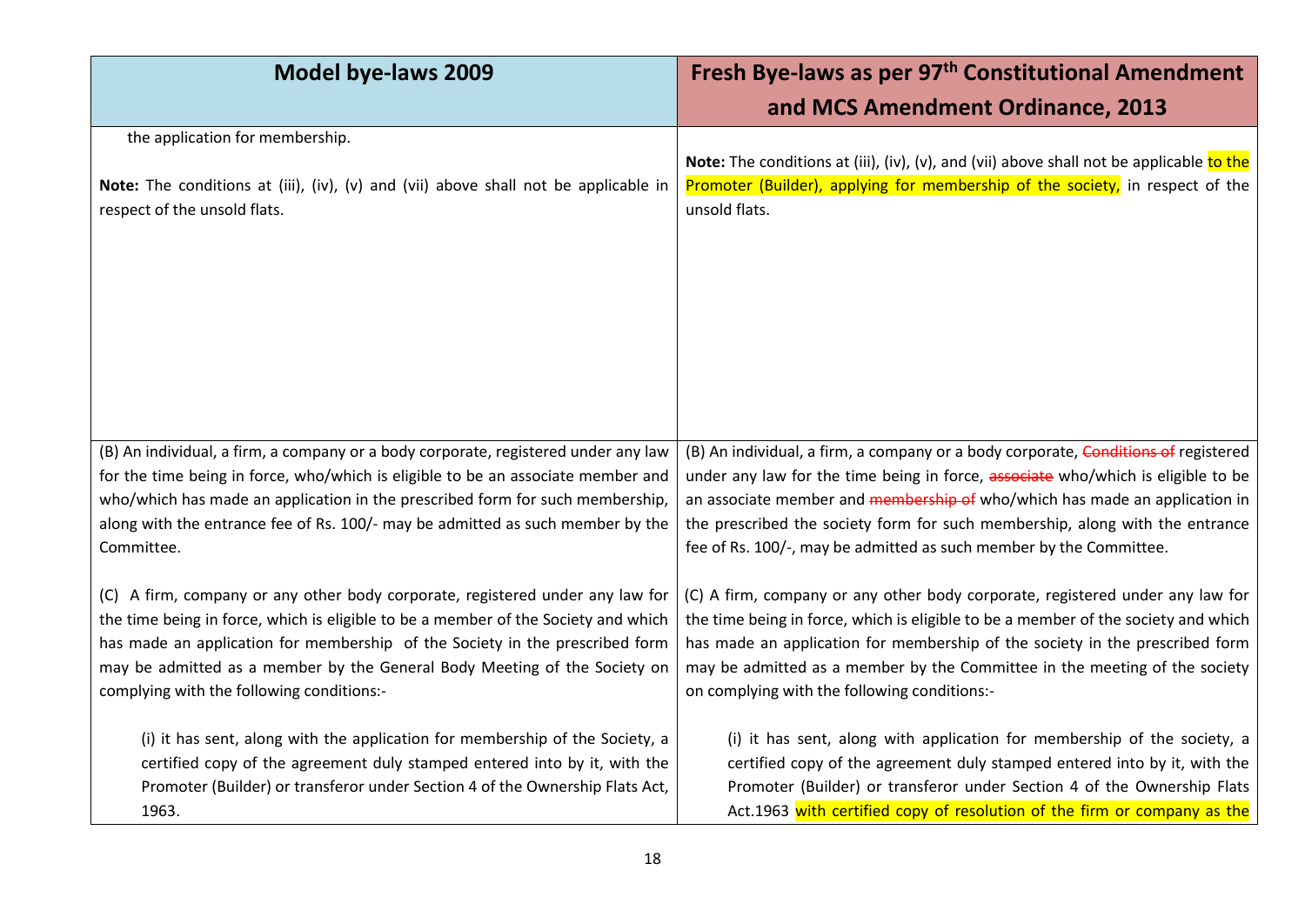| Model bye-laws 2009 | Fresh Bye-laws as per 97th Constitutional Amendment and MCS Amendment Ordinance, 2013 |
| --- | --- |
| the application for membership.<br><br>**Note:** The conditions at (iii), (iv), (v) and (vii) above shall not be applicable in respect of the unsold flats. | **Note:** The conditions at (iii), (iv), (v), and (vii) above shall not be applicable to the Promoter (Builder), applying for membership of the society, in respect of the unsold flats. |
| (B) An individual, a firm, a company or a body corporate, registered under any law for the time being in force, who/which is eligible to be an associate member and who/which has made an application in the prescribed form for such membership, along with the entrance fee of Rs. 100/- may be admitted as such member by the Committee. | (B) An individual, a firm, a company or a body corporate, ~~Conditions of~~ registered under any law for the time being in force, ~~associate~~ who/which is eligible to be an associate member and ~~membership of~~ who/which has made an application in the prescribed the society form for such membership, along with the entrance fee of Rs. 100/-, may be admitted as such member by the Committee. |
| (C) A firm, company or any other body corporate, registered under any law for the time being in force, which is eligible to be a member of the Society and which has made an application for membership of the Society in the prescribed form may be admitted as a member by the General Body Meeting of the Society on complying with the following conditions:-<br><br>(i) it has sent, along with the application for membership of the Society, a certified copy of the agreement duly stamped entered into by it, with the Promoter (Builder) or transferor under Section 4 of the Ownership Flats Act, 1963. | (C) A firm, company or any other body corporate, registered under any law for the time being in force, which is eligible to be a member of the society and which has made an application for membership of the society in the prescribed form may be admitted as a member by the Committee in the meeting of the society on complying with the following conditions:-<br><br>(i) it has sent, along with application for membership of the society, a certified copy of the agreement duly stamped entered into by it, with the Promoter (Builder) or transferor under Section 4 of the Ownership Flats Act.1963 with certified copy of resolution of the firm or company as the |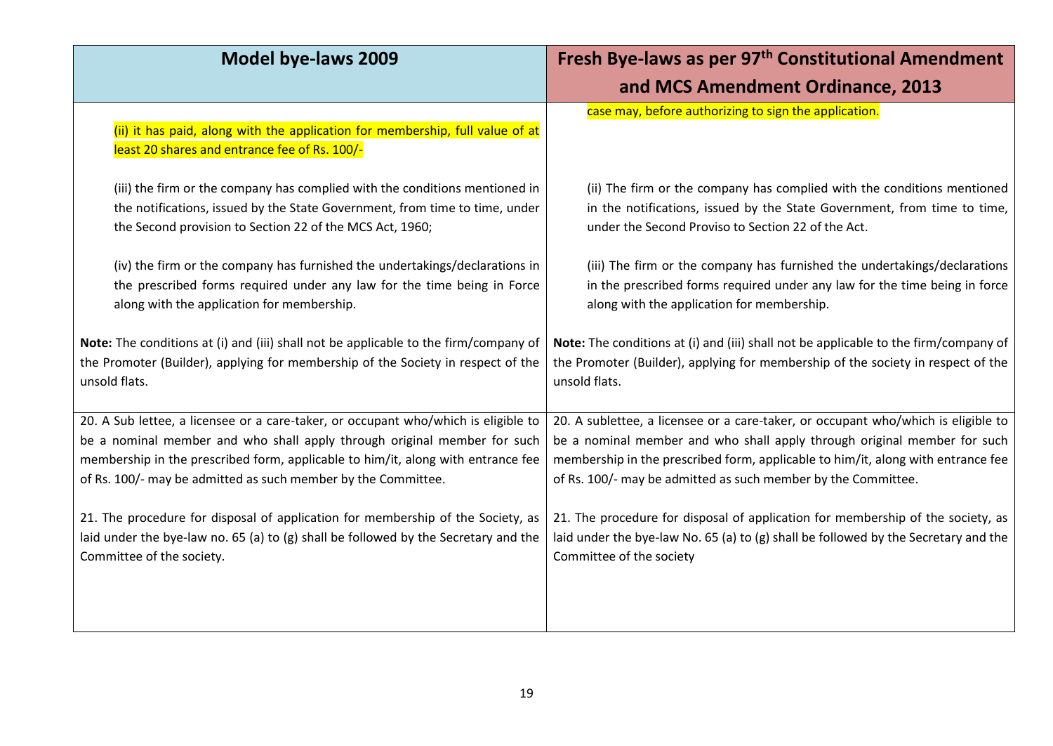| Model bye-laws 2009 | Fresh Bye-laws as per 97th Constitutional Amendment and MCS Amendment Ordinance, 2013 |
|---|---|
| (ii) it has paid, along with the application for membership, full value of at least 20 shares and entrance fee of Rs. 100/- | case may, before authorizing to sign the application. |
| (iii) the firm or the company has complied with the conditions mentioned in the notifications, issued by the State Government, from time to time, under the Second provision to Section 22 of the MCS Act, 1960; | (ii) The firm or the company has complied with the conditions mentioned in the notifications, issued by the State Government, from time to time, under the Second Proviso to Section 22 of the Act. |
| (iv) the firm or the company has furnished the undertakings/declarations in the prescribed forms required under any law for the time being in Force along with the application for membership. | (iii) The firm or the company has furnished the undertakings/declarations in the prescribed forms required under any law for the time being in force along with the application for membership. |
| **Note:** The conditions at (i) and (iii) shall not be applicable to the firm/company of the Promoter (Builder), applying for membership of the Society in respect of the unsold flats. | **Note:** The conditions at (i) and (iii) shall not be applicable to the firm/company of the Promoter (Builder), applying for membership of the society in respect of the unsold flats. |
| 20. A Sub lettee, a licensee or a care-taker, or occupant who/which is eligible to be a nominal member and who shall apply through original member for such membership in the prescribed form, applicable to him/it, along with entrance fee of Rs. 100/- may be admitted as such member by the Committee. | 20. A sublettee, a licensee or a care-taker, or occupant who/which is eligible to be a nominal member and who shall apply through original member for such membership in the prescribed form, applicable to him/it, along with entrance fee of Rs. 100/- may be admitted as such member by the Committee. |
| 21. The procedure for disposal of application for membership of the Society, as laid under the bye-law no. 65 (a) to (g) shall be followed by the Secretary and the Committee of the society. | 21. The procedure for disposal of application for membership of the society, as laid under the bye-law No. 65 (a) to (g) shall be followed by the Secretary and the Committee of the society |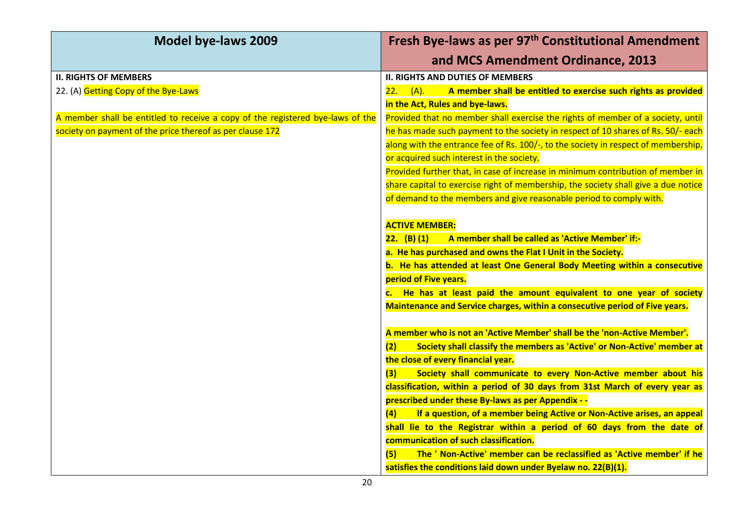| Model bye-laws 2009 | Fresh Bye-laws as per 97th Constitutional Amendment and MCS Amendment Ordinance, 2013 |
|---|---|
| **II. RIGHTS OF MEMBERS** | **II. RIGHTS AND DUTIES OF MEMBERS** |
| 22. (A) Getting Copy of the Bye-Laws<br><br>A member shall be entitled to receive a copy of the registered bye-laws of the society on payment of the price thereof as per clause 172 | 22. (A). **A member shall be entitled to exercise such rights as provided in the Act, Rules and bye-laws.**<br>Provided that no member shall exercise the rights of member of a society, until he has made such payment to the society in respect of 10 shares of Rs. 50/- each along with the entrance fee of Rs. 100/-, to the society in respect of membership, or acquired such interest in the society.<br>Provided further that, in case of increase in minimum contribution of member in share capital to exercise right of membership, the society shall give a due notice of demand to the members and give reasonable period to comply with.<br><br>**ACTIVE MEMBER:**<br>**22. (B) (1) A member shall be called as 'Active Member' if:-**<br>**a. He has purchased and owns the Flat I Unit in the Society.**<br>**b. He has attended at least One General Body Meeting within a consecutive period of Five years.**<br>**c. He has at least paid the amount equivalent to one year of society Maintenance and Service charges, within a consecutive period of Five years.**<br><br>**A member who is not an 'Active Member' shall be the 'non-Active Member'.**<br>**(2) Society shall classify the members as 'Active' or Non-Active' member at the close of every financial year.**<br>**(3) Society shall communicate to every Non-Active member about his classification, within a period of 30 days from 31st March of every year as prescribed under these By-laws as per Appendix - -**<br>**(4) If a question, of a member being Active or Non-Active arises, an appeal shall lie to the Registrar within a period of 60 days from the date of communication of such classification.**<br>**(5) The ' Non-Active' member can be reclassified as 'Active member' if he satisfies the conditions laid down under Byelaw no. 22(B)(1).** |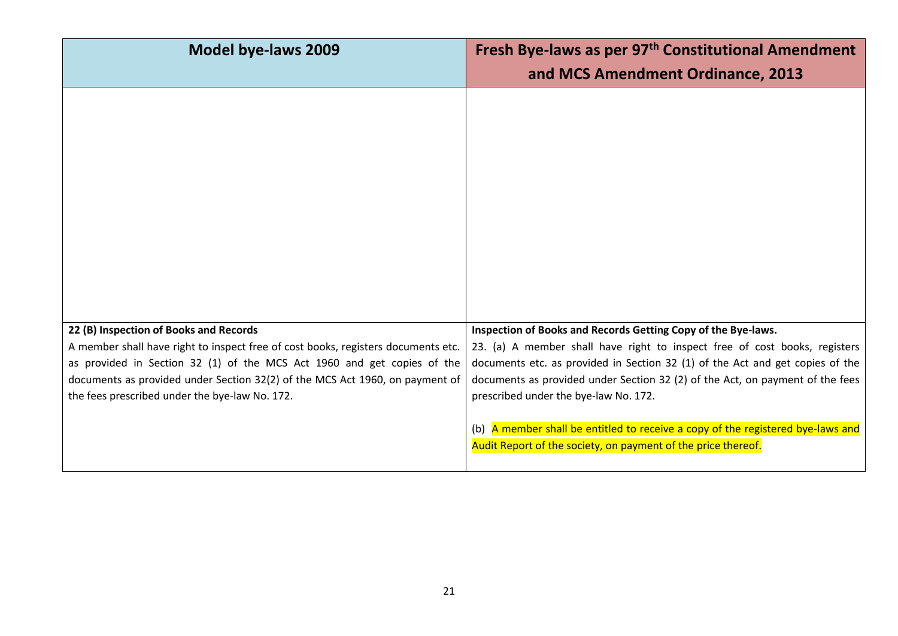| Model bye-laws 2009 | Fresh Bye-laws as per 97th Constitutional Amendment and MCS Amendment Ordinance, 2013 |
|---|---|
| | |
| **22 (B) Inspection of Books and Records**<br>A member shall have right to inspect free of cost books, registers documents etc. as provided in Section 32 (1) of the MCS Act 1960 and get copies of the documents as provided under Section 32(2) of the MCS Act 1960, on payment of the fees prescribed under the bye-law No. 172. | **Inspection of Books and Records Getting Copy of the Bye-laws.**<br>23. (a) A member shall have right to inspect free of cost books, registers documents etc. as provided in Section 32 (1) of the Act and get copies of the documents as provided under Section 32 (2) of the Act, on payment of the fees prescribed under the bye-law No. 172.<br><br>(b) A member shall be entitled to receive a copy of the registered bye-laws and Audit Report of the society, on payment of the price thereof. |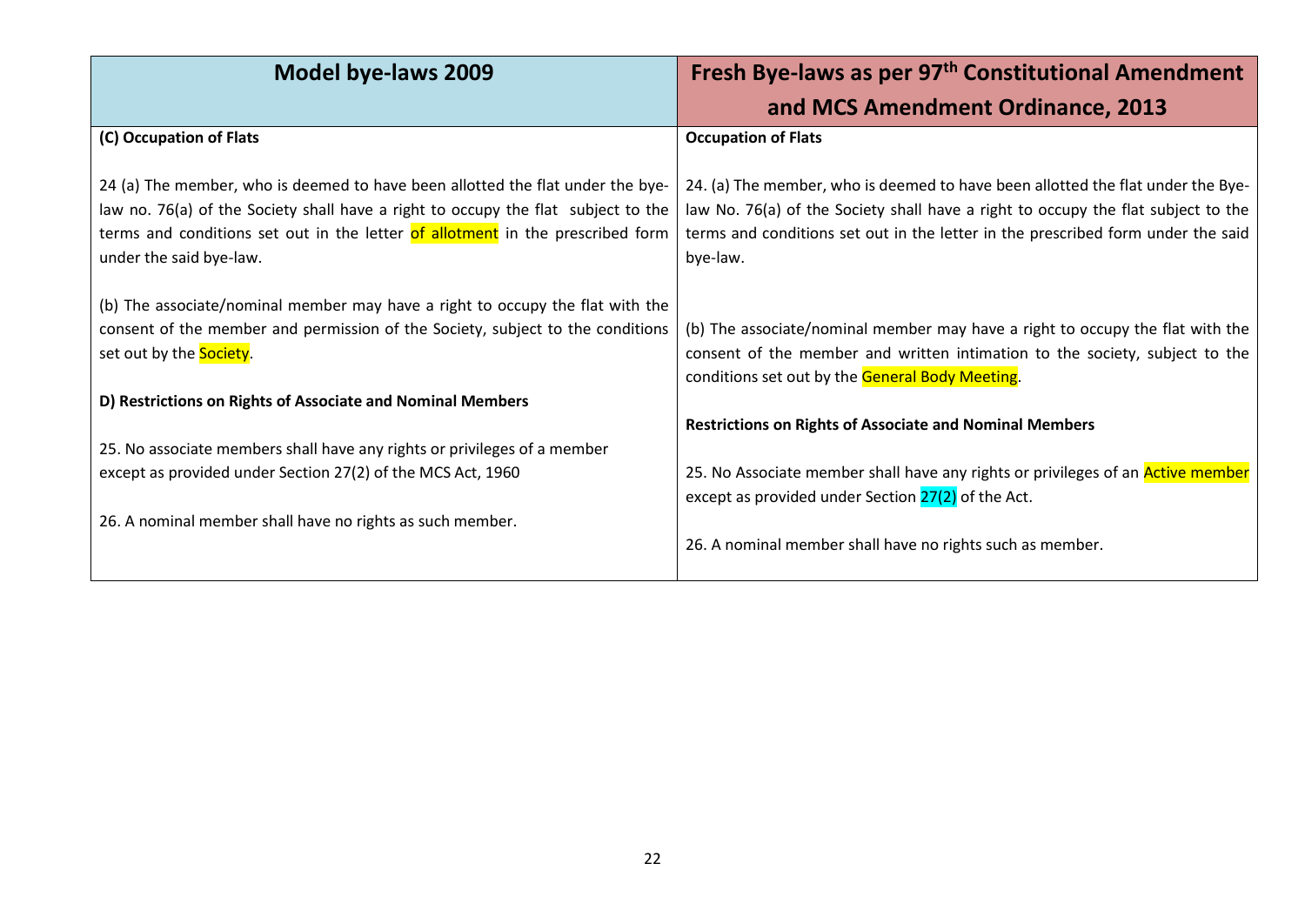| Model bye-laws 2009 | Fresh Bye-laws as per 97[th] Constitutional Amendment and MCS Amendment Ordinance, 2013 |
|---|---|
| **(C) Occupation of Flats**<br><br>24 (a) The member, who is deemed to have been allotted the flat under the bye-law no. 76(a) of the Society shall have a right to occupy the flat subject to the terms and conditions set out in the letter of allotment in the prescribed form under the said bye-law.<br><br>(b) The associate/nominal member may have a right to occupy the flat with the consent of the member and permission of the Society, subject to the conditions set out by the Society.<br><br>**D) Restrictions on Rights of Associate and Nominal Members**<br><br>25. No associate members shall have any rights or privileges of a member except as provided under Section 27(2) of the MCS Act, 1960<br><br>26. A nominal member shall have no rights as such member. | **Occupation of Flats**<br><br>24. (a) The member, who is deemed to have been allotted the flat under the Bye-law No. 76(a) of the Society shall have a right to occupy the flat subject to the terms and conditions set out in the letter in the prescribed form under the said bye-law.<br><br>(b) The associate/nominal member may have a right to occupy the flat with the consent of the member and written intimation to the society, subject to the conditions set out by the General Body Meeting.<br><br>**Restrictions on Rights of Associate and Nominal Members**<br><br>25. No Associate member shall have any rights or privileges of an Active member except as provided under Section 27(2) of the Act.<br><br>26. A nominal member shall have no rights such as member. |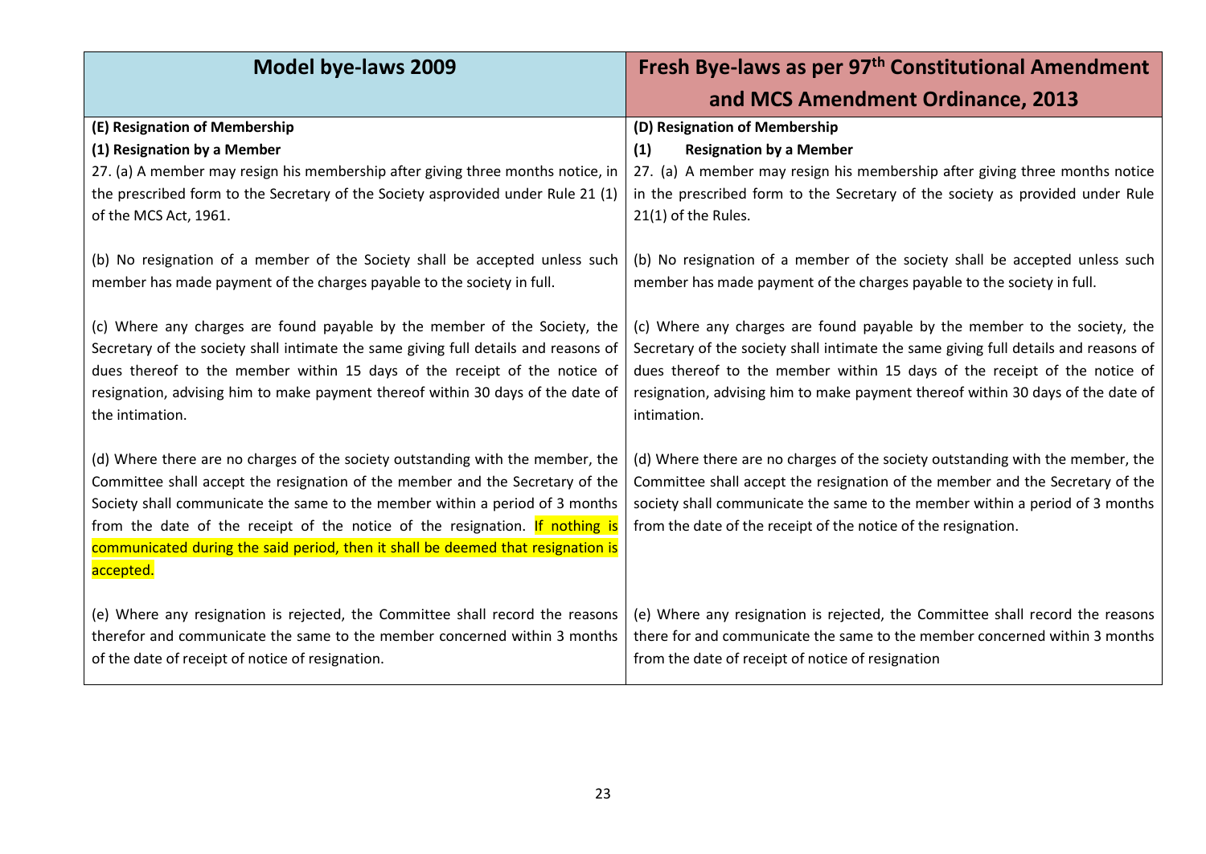| Model bye-laws 2009 | Fresh Bye-laws as per 97th Constitutional Amendment and MCS Amendment Ordinance, 2013 |
|---|---|
| **(E) Resignation of Membership** | **(D) Resignation of Membership** |
| **(1) Resignation by a Member** | **(1) Resignation by a Member** |
| 27. (a) A member may resign his membership after giving three months notice, in the prescribed form to the Secretary of the Society asprovided under Rule 21 (1) of the MCS Act, 1961. | 27. (a) A member may resign his membership after giving three months notice in the prescribed form to the Secretary of the society as provided under Rule 21(1) of the Rules. |
| (b) No resignation of a member of the Society shall be accepted unless such member has made payment of the charges payable to the society in full. | (b) No resignation of a member of the society shall be accepted unless such member has made payment of the charges payable to the society in full. |
| (c) Where any charges are found payable by the member of the Society, the Secretary of the society shall intimate the same giving full details and reasons of dues thereof to the member within 15 days of the receipt of the notice of resignation, advising him to make payment thereof within 30 days of the date of the intimation. | (c) Where any charges are found payable by the member to the society, the Secretary of the society shall intimate the same giving full details and reasons of dues thereof to the member within 15 days of the receipt of the notice of resignation, advising him to make payment thereof within 30 days of the date of intimation. |
| (d) Where there are no charges of the society outstanding with the member, the Committee shall accept the resignation of the member and the Secretary of the Society shall communicate the same to the member within a period of 3 months from the date of the receipt of the notice of the resignation. If nothing is communicated during the said period, then it shall be deemed that resignation is accepted. | (d) Where there are no charges of the society outstanding with the member, the Committee shall accept the resignation of the member and the Secretary of the society shall communicate the same to the member within a period of 3 months from the date of the receipt of the notice of the resignation. |
| (e) Where any resignation is rejected, the Committee shall record the reasons therefor and communicate the same to the member concerned within 3 months of the date of receipt of notice of resignation. | (e) Where any resignation is rejected, the Committee shall record the reasons there for and communicate the same to the member concerned within 3 months from the date of receipt of notice of resignation |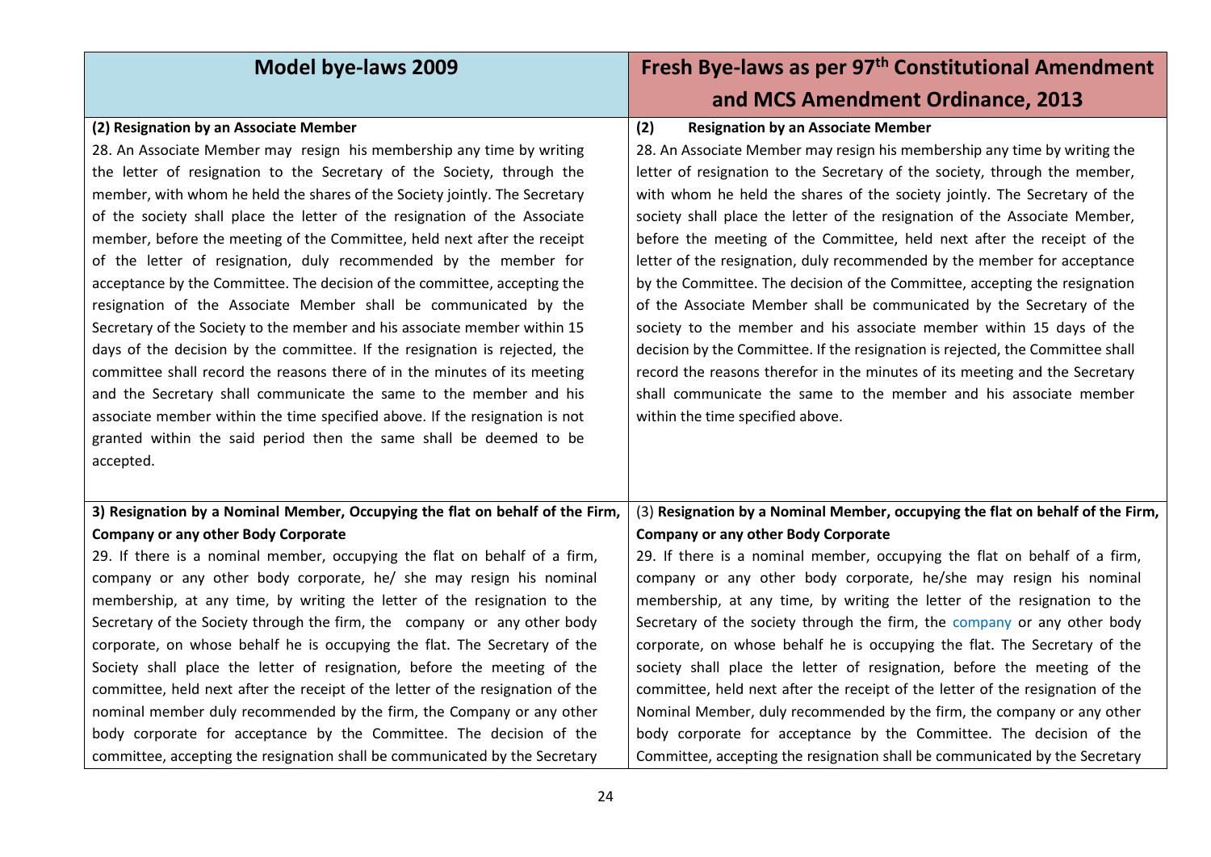| Model bye-laws 2009 | Fresh Bye-laws as per 97th Constitutional Amendment and MCS Amendment Ordinance, 2013 |
|---|---|
| **(2) Resignation by an Associate Member**<br>28. An Associate Member may resign his membership any time by writing the letter of resignation to the Secretary of the Society, through the member, with whom he held the shares of the Society jointly. The Secretary of the society shall place the letter of the resignation of the Associate member, before the meeting of the Committee, held next after the receipt of the letter of resignation, duly recommended by the member for acceptance by the Committee. The decision of the committee, accepting the resignation of the Associate Member shall be communicated by the Secretary of the Society to the member and his associate member within 15 days of the decision by the committee. If the resignation is rejected, the committee shall record the reasons there of in the minutes of its meeting and the Secretary shall communicate the same to the member and his associate member within the time specified above. If the resignation is not granted within the said period then the same shall be deemed to be accepted. | **(2) Resignation by an Associate Member**<br>28. An Associate Member may resign his membership any time by writing the letter of resignation to the Secretary of the society, through the member, with whom he held the shares of the society jointly. The Secretary of the society shall place the letter of the resignation of the Associate Member, before the meeting of the Committee, held next after the receipt of the letter of the resignation, duly recommended by the member for acceptance by the Committee. The decision of the Committee, accepting the resignation of the Associate Member shall be communicated by the Secretary of the society to the member and his associate member within 15 days of the decision by the Committee. If the resignation is rejected, the Committee shall record the reasons therefor in the minutes of its meeting and the Secretary shall communicate the same to the member and his associate member within the time specified above. |
| **3) Resignation by a Nominal Member, Occupying the flat on behalf of the Firm, Company or any other Body Corporate**<br>29. If there is a nominal member, occupying the flat on behalf of a firm, company or any other body corporate, he/ she may resign his nominal membership, at any time, by writing the letter of the resignation to the Secretary of the Society through the firm, the company or any other body corporate, on whose behalf he is occupying the flat. The Secretary of the Society shall place the letter of resignation, before the meeting of the committee, held next after the receipt of the letter of the resignation of the nominal member duly recommended by the firm, the Company or any other body corporate for acceptance by the Committee. The decision of the committee, accepting the resignation shall be communicated by the Secretary | (3) **Resignation by a Nominal Member, occupying the flat on behalf of the Firm, Company or any other Body Corporate**<br>29. If there is a nominal member, occupying the flat on behalf of a firm, company or any other body corporate, he/she may resign his nominal membership, at any time, by writing the letter of the resignation to the Secretary of the society through the firm, the company or any other body corporate, on whose behalf he is occupying the flat. The Secretary of the society shall place the letter of resignation, before the meeting of the committee, held next after the receipt of the letter of the resignation of the Nominal Member, duly recommended by the firm, the company or any other body corporate for acceptance by the Committee. The decision of the Committee, accepting the resignation shall be communicated by the Secretary |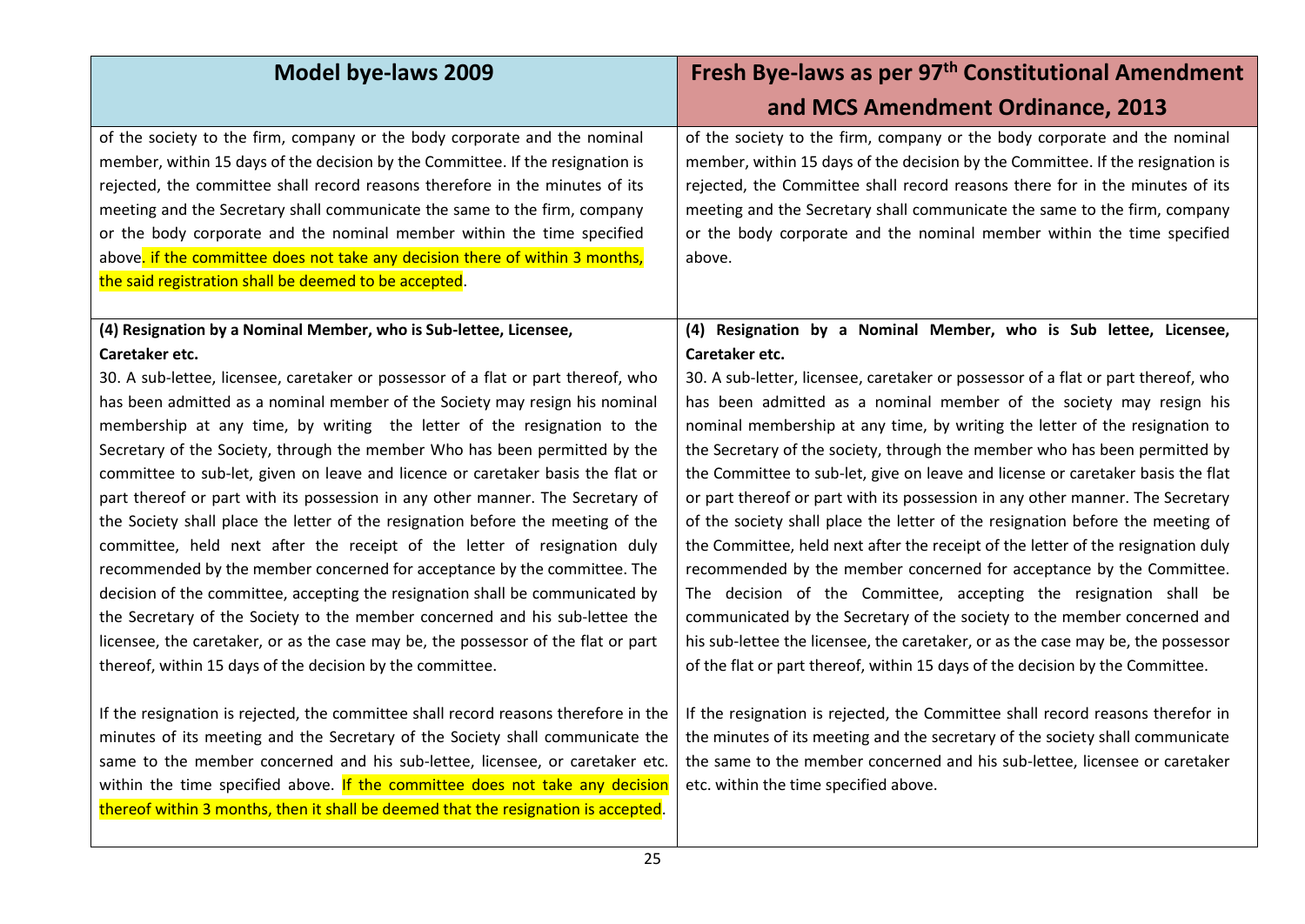| Model bye-laws 2009 | Fresh Bye-laws as per 97th Constitutional Amendment and MCS Amendment Ordinance, 2013 |
|---|---|
| of the society to the firm, company or the body corporate and the nominal member, within 15 days of the decision by the Committee. If the resignation is rejected, the committee shall record reasons therefore in the minutes of its meeting and the Secretary shall communicate the same to the firm, company or the body corporate and the nominal member within the time specified above. if the committee does not take any decision there of within 3 months, the said registration shall be deemed to be accepted. | of the society to the firm, company or the body corporate and the nominal member, within 15 days of the decision by the Committee. If the resignation is rejected, the Committee shall record reasons there for in the minutes of its meeting and the Secretary shall communicate the same to the firm, company or the body corporate and the nominal member within the time specified above. |
| **(4) Resignation by a Nominal Member, who is Sub-lettee, Licensee, Caretaker etc.**<br>30. A sub-lettee, licensee, caretaker or possessor of a flat or part thereof, who has been admitted as a nominal member of the Society may resign his nominal membership at any time, by writing the letter of the resignation to the Secretary of the Society, through the member Who has been permitted by the committee to sub-let, given on leave and licence or caretaker basis the flat or part thereof or part with its possession in any other manner. The Secretary of the Society shall place the letter of the resignation before the meeting of the committee, held next after the receipt of the letter of resignation duly recommended by the member concerned for acceptance by the committee. The decision of the committee, accepting the resignation shall be communicated by the Secretary of the Society to the member concerned and his sub-lettee the licensee, the caretaker, or as the case may be, the possessor of the flat or part thereof, within 15 days of the decision by the committee.<br><br>If the resignation is rejected, the committee shall record reasons therefore in the minutes of its meeting and the Secretary of the Society shall communicate the same to the member concerned and his sub-lettee, licensee, or caretaker etc. within the time specified above. If the committee does not take any decision thereof within 3 months, then it shall be deemed that the resignation is accepted. | **(4) Resignation by a Nominal Member, who is Sub lettee, Licensee, Caretaker etc.**<br>30. A sub-letter, licensee, caretaker or possessor of a flat or part thereof, who has been admitted as a nominal member of the society may resign his nominal membership at any time, by writing the letter of the resignation to the Secretary of the society, through the member who has been permitted by the Committee to sub-let, give on leave and license or caretaker basis the flat or part thereof or part with its possession in any other manner. The Secretary of the society shall place the letter of the resignation before the meeting of the Committee, held next after the receipt of the letter of the resignation duly recommended by the member concerned for acceptance by the Committee. The decision of the Committee, accepting the resignation shall be communicated by the Secretary of the society to the member concerned and his sub-lettee the licensee, the caretaker, or as the case may be, the possessor of the flat or part thereof, within 15 days of the decision by the Committee.<br><br>If the resignation is rejected, the Committee shall record reasons therefor in the minutes of its meeting and the secretary of the society shall communicate the same to the member concerned and his sub-lettee, licensee or caretaker etc. within the time specified above. |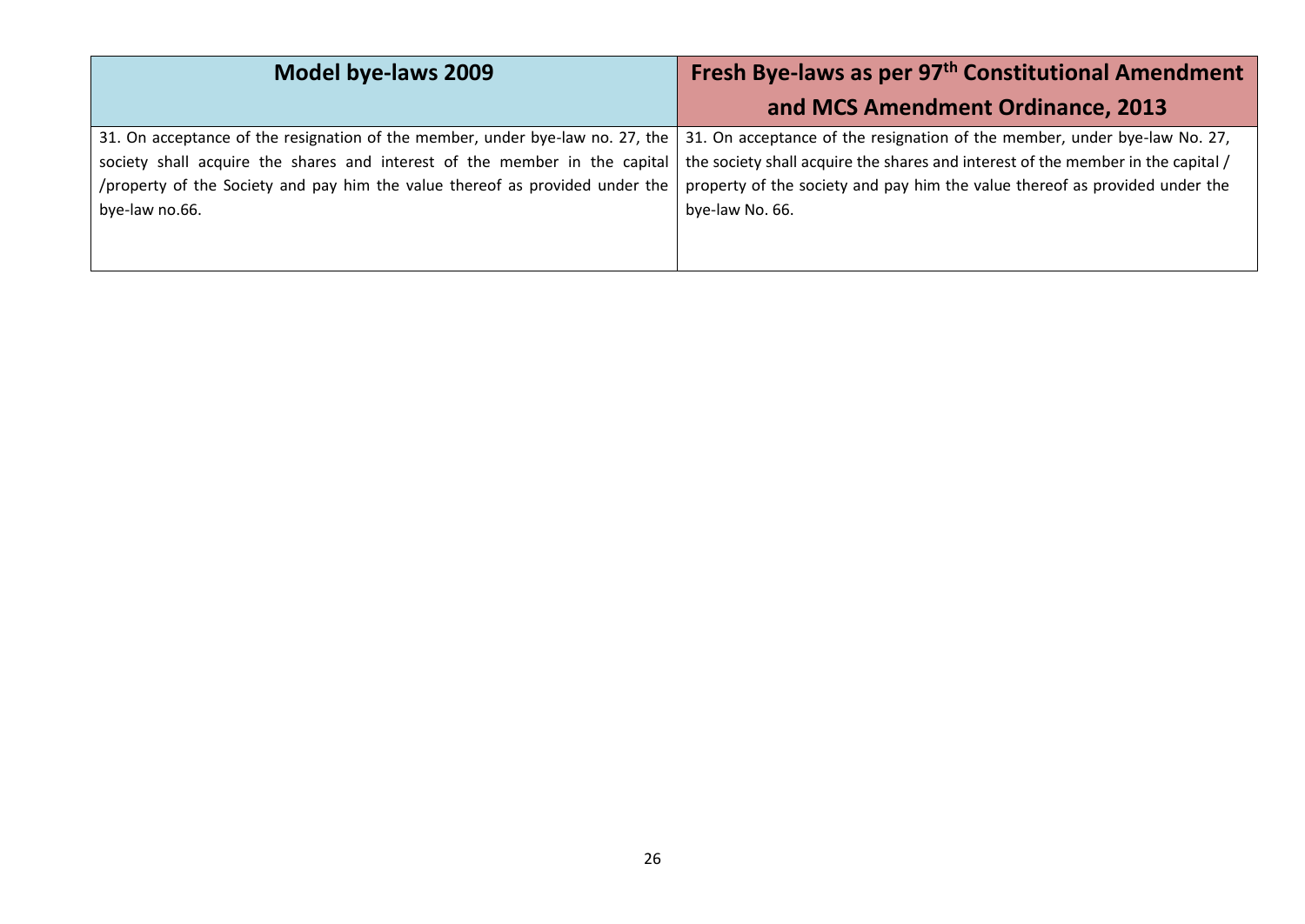| Model bye-laws 2009 | Fresh Bye-laws as per 97th Constitutional Amendment and MCS Amendment Ordinance, 2013 |
|---|---|
| 31. On acceptance of the resignation of the member, under bye-law no. 27, the society shall acquire the shares and interest of the member in the capital /property of the Society and pay him the value thereof as provided under the bye-law no.66. | 31. On acceptance of the resignation of the member, under bye-law No. 27, the society shall acquire the shares and interest of the member in the capital / property of the society and pay him the value thereof as provided under the bye-law No. 66. |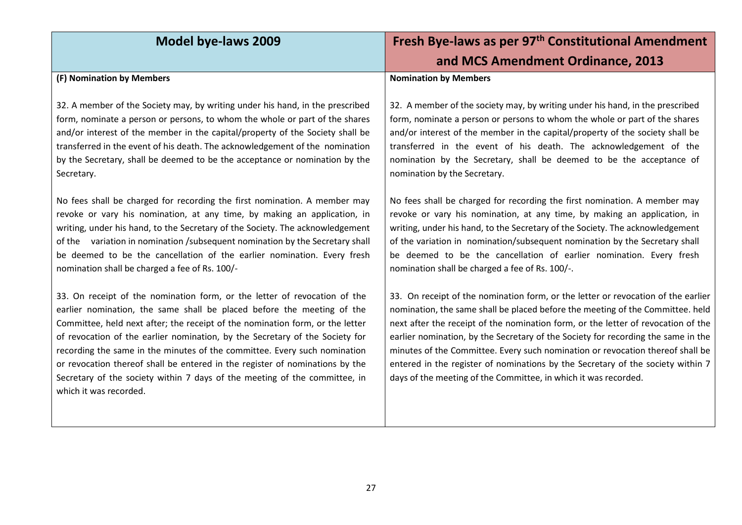| Model bye-laws 2009 | Fresh Bye-laws as per 97th Constitutional Amendment and MCS Amendment Ordinance, 2013 |
|---|---|
| **(F) Nomination by Members**<br><br>32. A member of the Society may, by writing under his hand, in the prescribed form, nominate a person or persons, to whom the whole or part of the shares and/or interest of the member in the capital/property of the Society shall be transferred in the event of his death. The acknowledgement of the nomination by the Secretary, shall be deemed to be the acceptance or nomination by the Secretary.<br><br>No fees shall be charged for recording the first nomination. A member may revoke or vary his nomination, at any time, by making an application, in writing, under his hand, to the Secretary of the Society. The acknowledgement of the variation in nomination /subsequent nomination by the Secretary shall be deemed to be the cancellation of the earlier nomination. Every fresh nomination shall be charged a fee of Rs. 100/-<br><br>33. On receipt of the nomination form, or the letter of revocation of the earlier nomination, the same shall be placed before the meeting of the Committee, held next after; the receipt of the nomination form, or the letter of revocation of the earlier nomination, by the Secretary of the Society for recording the same in the minutes of the committee. Every such nomination or revocation thereof shall be entered in the register of nominations by the Secretary of the society within 7 days of the meeting of the committee, in which it was recorded. | **Nomination by Members**<br><br>32. A member of the society may, by writing under his hand, in the prescribed form, nominate a person or persons to whom the whole or part of the shares and/or interest of the member in the capital/property of the society shall be transferred in the event of his death. The acknowledgement of the nomination by the Secretary, shall be deemed to be the acceptance of nomination by the Secretary.<br><br>No fees shall be charged for recording the first nomination. A member may revoke or vary his nomination, at any time, by making an application, in writing, under his hand, to the Secretary of the Society. The acknowledgement of the variation in nomination/subsequent nomination by the Secretary shall be deemed to be the cancellation of earlier nomination. Every fresh nomination shall be charged a fee of Rs. 100/-.<br><br>33. On receipt of the nomination form, or the letter or revocation of the earlier nomination, the same shall be placed before the meeting of the Committee. held next after the receipt of the nomination form, or the letter of revocation of the earlier nomination, by the Secretary of the Society for recording the same in the minutes of the Committee. Every such nomination or revocation thereof shall be entered in the register of nominations by the Secretary of the society within 7 days of the meeting of the Committee, in which it was recorded. |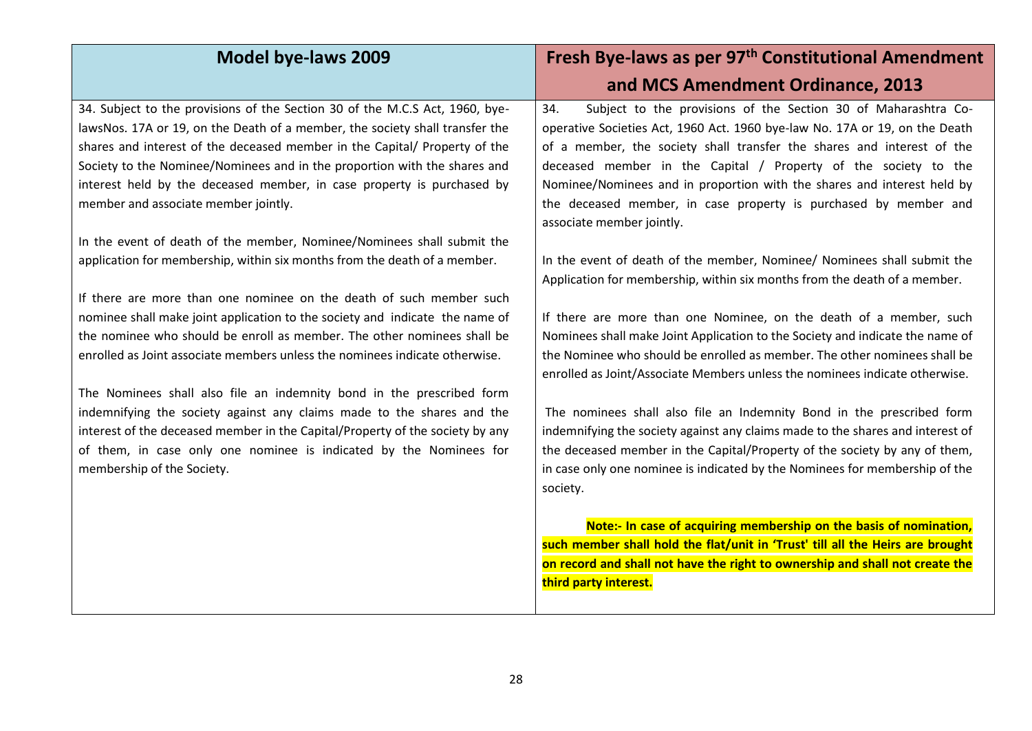| Model bye-laws 2009 | Fresh Bye-laws as per 97th Constitutional Amendment and MCS Amendment Ordinance, 2013 |
|---|---|
| 34. Subject to the provisions of the Section 30 of the M.C.S Act, 1960, bye-lawsNos. 17A or 19, on the Death of a member, the society shall transfer the shares and interest of the deceased member in the Capital/ Property of the Society to the Nominee/Nominees and in the proportion with the shares and interest held by the deceased member, in case property is purchased by member and associate member jointly.<br><br>In the event of death of the member, Nominee/Nominees shall submit the application for membership, within six months from the death of a member.<br><br>If there are more than one nominee on the death of such member such nominee shall make joint application to the society and indicate the name of the nominee who should be enroll as member. The other nominees shall be enrolled as Joint associate members unless the nominees indicate otherwise.<br><br>The Nominees shall also file an indemnity bond in the prescribed form indemnifying the society against any claims made to the shares and the interest of the deceased member in the Capital/Property of the society by any of them, in case only one nominee is indicated by the Nominees for membership of the Society. | 34. Subject to the provisions of the Section 30 of Maharashtra Co-operative Societies Act, 1960 Act. 1960 bye-law No. 17A or 19, on the Death of a member, the society shall transfer the shares and interest of the deceased member in the Capital / Property of the society to the Nominee/Nominees and in proportion with the shares and interest held by the deceased member, in case property is purchased by member and associate member jointly.<br><br>In the event of death of the member, Nominee/ Nominees shall submit the Application for membership, within six months from the death of a member.<br><br>If there are more than one Nominee, on the death of a member, such Nominees shall make Joint Application to the Society and indicate the name of the Nominee who should be enrolled as member. The other nominees shall be enrolled as Joint/Associate Members unless the nominees indicate otherwise.<br><br>The nominees shall also file an Indemnity Bond in the prescribed form indemnifying the society against any claims made to the shares and interest of the deceased member in the Capital/Property of the society by any of them, in case only one nominee is indicated by the Nominees for membership of the society.<br><br>**Note:- In case of acquiring membership on the basis of nomination, such member shall hold the flat/unit in 'Trust' till all the Heirs are brought on record and shall not have the right to ownership and shall not create the third party interest.** |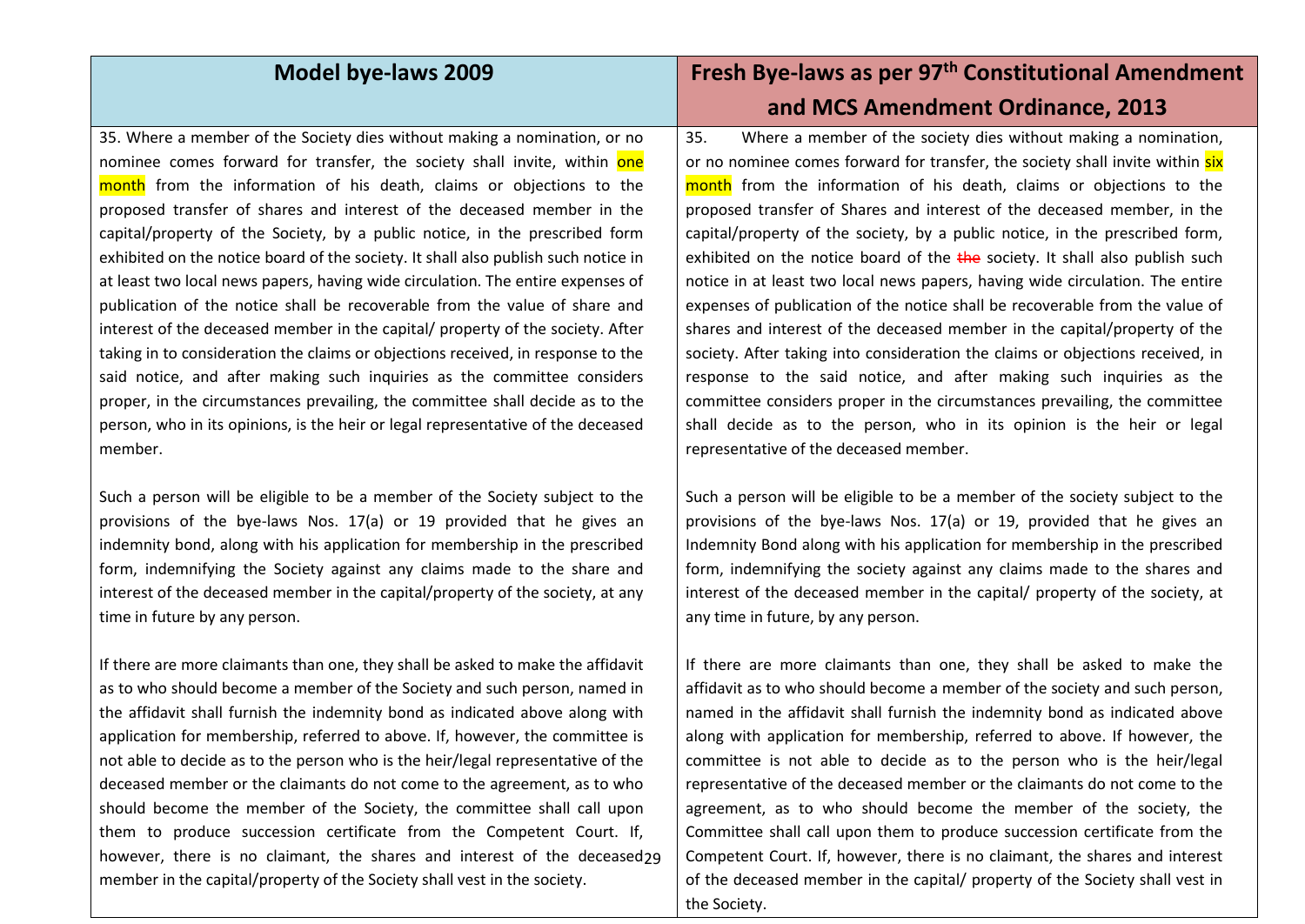| Model bye-laws 2009 | Fresh Bye-laws as per 97th Constitutional Amendment and MCS Amendment Ordinance, 2013 |
|---|---|
| 35. Where a member of the Society dies without making a nomination, or no nominee comes forward for transfer, the society shall invite, within one month from the information of his death, claims or objections to the proposed transfer of shares and interest of the deceased member in the capital/property of the Society, by a public notice, in the prescribed form exhibited on the notice board of the society. It shall also publish such notice in at least two local news papers, having wide circulation. The entire expenses of publication of the notice shall be recoverable from the value of share and interest of the deceased member in the capital/ property of the society. After taking in to consideration the claims or objections received, in response to the said notice, and after making such inquiries as the committee considers proper, in the circumstances prevailing, the committee shall decide as to the person, who in its opinions, is the heir or legal representative of the deceased member.<br><br>Such a person will be eligible to be a member of the Society subject to the provisions of the bye-laws Nos. 17(a) or 19 provided that he gives an indemnity bond, along with his application for membership in the prescribed form, indemnifying the Society against any claims made to the share and interest of the deceased member in the capital/property of the society, at any time in future by any person.<br><br>If there are more claimants than one, they shall be asked to make the affidavit as to who should become a member of the Society and such person, named in the affidavit shall furnish the indemnity bond as indicated above along with application for membership, referred to above. If, however, the committee is not able to decide as to the person who is the heir/legal representative of the deceased member or the claimants do not come to the agreement, as to who should become the member of the Society, the committee shall call upon them to produce succession certificate from the Competent Court. If, however, there is no claimant, the shares and interest of the deceased member in the capital/property of the Society shall vest in the society. | 35. Where a member of the society dies without making a nomination, or no nominee comes forward for transfer, the society shall invite within six month from the information of his death, claims or objections to the proposed transfer of Shares and interest of the deceased member, in the capital/property of the society, by a public notice, in the prescribed form, exhibited on the notice board of the ~~the~~ society. It shall also publish such notice in at least two local news papers, having wide circulation. The entire expenses of publication of the notice shall be recoverable from the value of shares and interest of the deceased member in the capital/property of the society. After taking into consideration the claims or objections received, in response to the said notice, and after making such inquiries as the committee considers proper in the circumstances prevailing, the committee shall decide as to the person, who in its opinion is the heir or legal representative of the deceased member.<br><br>Such a person will be eligible to be a member of the society subject to the provisions of the bye-laws Nos. 17(a) or 19, provided that he gives an Indemnity Bond along with his application for membership in the prescribed form, indemnifying the society against any claims made to the shares and interest of the deceased member in the capital/ property of the society, at any time in future, by any person.<br><br>If there are more claimants than one, they shall be asked to make the affidavit as to who should become a member of the society and such person, named in the affidavit shall furnish the indemnity bond as indicated above along with application for membership, referred to above. If however, the committee is not able to decide as to the person who is the heir/legal representative of the deceased member or the claimants do not come to the agreement, as to who should become the member of the society, the Committee shall call upon them to produce succession certificate from the Competent Court. If, however, there is no claimant, the shares and interest of the deceased member in the capital/ property of the Society shall vest in the Society. |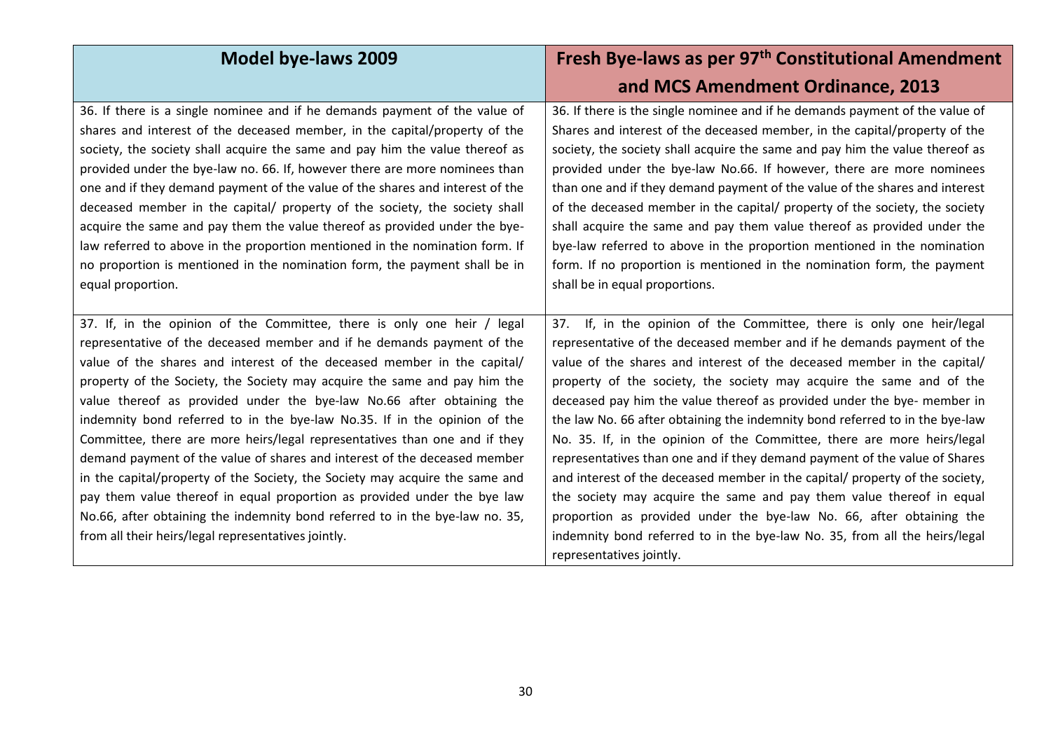| Model bye-laws 2009 | Fresh Bye-laws as per 97th Constitutional Amendment and MCS Amendment Ordinance, 2013 |
|---|---|
| 36. If there is a single nominee and if he demands payment of the value of shares and interest of the deceased member, in the capital/property of the society, the society shall acquire the same and pay him the value thereof as provided under the bye-law no. 66. If, however there are more nominees than one and if they demand payment of the value of the shares and interest of the deceased member in the capital/ property of the society, the society shall acquire the same and pay them the value thereof as provided under the bye-law referred to above in the proportion mentioned in the nomination form. If no proportion is mentioned in the nomination form, the payment shall be in equal proportion. | 36. If there is the single nominee and if he demands payment of the value of Shares and interest of the deceased member, in the capital/property of the society, the society shall acquire the same and pay him the value thereof as provided under the bye-law No.66. If however, there are more nominees than one and if they demand payment of the value of the shares and interest of the deceased member in the capital/ property of the society, the society shall acquire the same and pay them value thereof as provided under the bye-law referred to above in the proportion mentioned in the nomination form. If no proportion is mentioned in the nomination form, the payment shall be in equal proportions. |
| 37. If, in the opinion of the Committee, there is only one heir / legal representative of the deceased member and if he demands payment of the value of the shares and interest of the deceased member in the capital/ property of the Society, the Society may acquire the same and pay him the value thereof as provided under the bye-law No.66 after obtaining the indemnity bond referred to in the bye-law No.35. If in the opinion of the Committee, there are more heirs/legal representatives than one and if they demand payment of the value of shares and interest of the deceased member in the capital/property of the Society, the Society may acquire the same and pay them value thereof in equal proportion as provided under the bye law No.66, after obtaining the indemnity bond referred to in the bye-law no. 35, from all their heirs/legal representatives jointly. | 37. If, in the opinion of the Committee, there is only one heir/legal representative of the deceased member and if he demands payment of the value of the shares and interest of the deceased member in the capital/ property of the society, the society may acquire the same and of the deceased pay him the value thereof as provided under the bye- member in the law No. 66 after obtaining the indemnity bond referred to in the bye-law No. 35. If, in the opinion of the Committee, there are more heirs/legal representatives than one and if they demand payment of the value of Shares and interest of the deceased member in the capital/ property of the society, the society may acquire the same and pay them value thereof in equal proportion as provided under the bye-law No. 66, after obtaining the indemnity bond referred to in the bye-law No. 35, from all the heirs/legal representatives jointly. |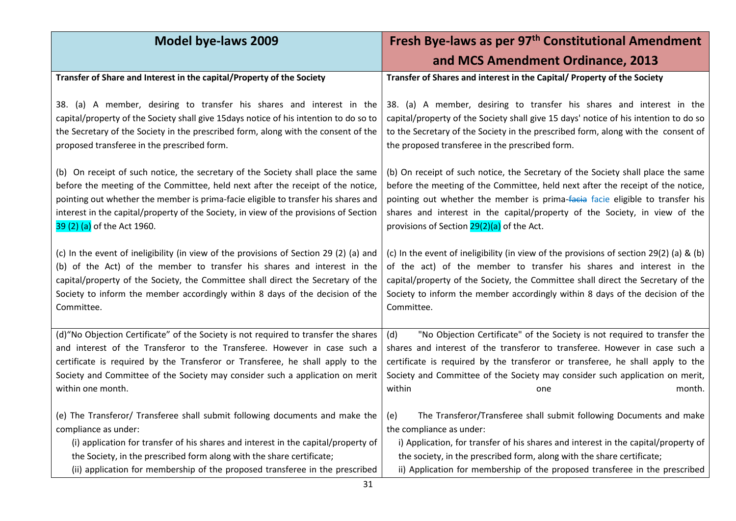| Model bye-laws 2009 | Fresh Bye-laws as per 97th Constitutional Amendment and MCS Amendment Ordinance, 2013 |
|---|---|
| **Transfer of Share and Interest in the capital/Property of the Society**<br><br>38. (a) A member, desiring to transfer his shares and interest in the capital/property of the Society shall give 15days notice of his intention to do so to the Secretary of the Society in the prescribed form, along with the consent of the proposed transferee in the prescribed form.<br><br>(b) On receipt of such notice, the secretary of the Society shall place the same before the meeting of the Committee, held next after the receipt of the notice, pointing out whether the member is prima-facie eligible to transfer his shares and interest in the capital/property of the Society, in view of the provisions of Section 39 (2) (a) of the Act 1960.<br><br>(c) In the event of ineligibility (in view of the provisions of Section 29 (2) (a) and (b) of the Act) of the member to transfer his shares and interest in the capital/property of the Society, the Committee shall direct the Secretary of the Society to inform the member accordingly within 8 days of the decision of the Committee. | **Transfer of Shares and interest in the Capital/ Property of the Society**<br><br>38. (a) A member, desiring to transfer his shares and interest in the capital/property of the Society shall give 15 days' notice of his intention to do so to the Secretary of the Society in the prescribed form, along with the consent of the proposed transferee in the prescribed form.<br><br>(b) On receipt of such notice, the Secretary of the Society shall place the same before the meeting of the Committee, held next after the receipt of the notice, pointing out whether the member is prima-~~facia~~ facie eligible to transfer his shares and interest in the capital/property of the Society, in view of the provisions of Section 29(2)(a) of the Act.<br><br>(c) In the event of ineligibility (in view of the provisions of section 29(2) (a) & (b) of the act) of the member to transfer his shares and interest in the capital/property of the Society, the Committee shall direct the Secretary of the Society to inform the member accordingly within 8 days of the decision of the Committee. |
| (d)"No Objection Certificate" of the Society is not required to transfer the shares and interest of the Transferor to the Transferee. However in case such a certificate is required by the Transferor or Transferee, he shall apply to the Society and Committee of the Society may consider such a application on merit within one month.<br><br>(e) The Transferor/ Transferee shall submit following documents and make the compliance as under:<br>(i) application for transfer of his shares and interest in the capital/property of the Society, in the prescribed form along with the share certificate;<br>(ii) application for membership of the proposed transferee in the prescribed | (d) "No Objection Certificate" of the Society is not required to transfer the shares and interest of the transferor to transferee. However in case such a certificate is required by the transferor or transferee, he shall apply to the Society and Committee of the Society may consider such application on merit, within one month.<br><br>(e) The Transferor/Transferee shall submit following Documents and make the compliance as under:<br>i) Application, for transfer of his shares and interest in the capital/property of the society, in the prescribed form, along with the share certificate;<br>ii) Application for membership of the proposed transferee in the prescribed |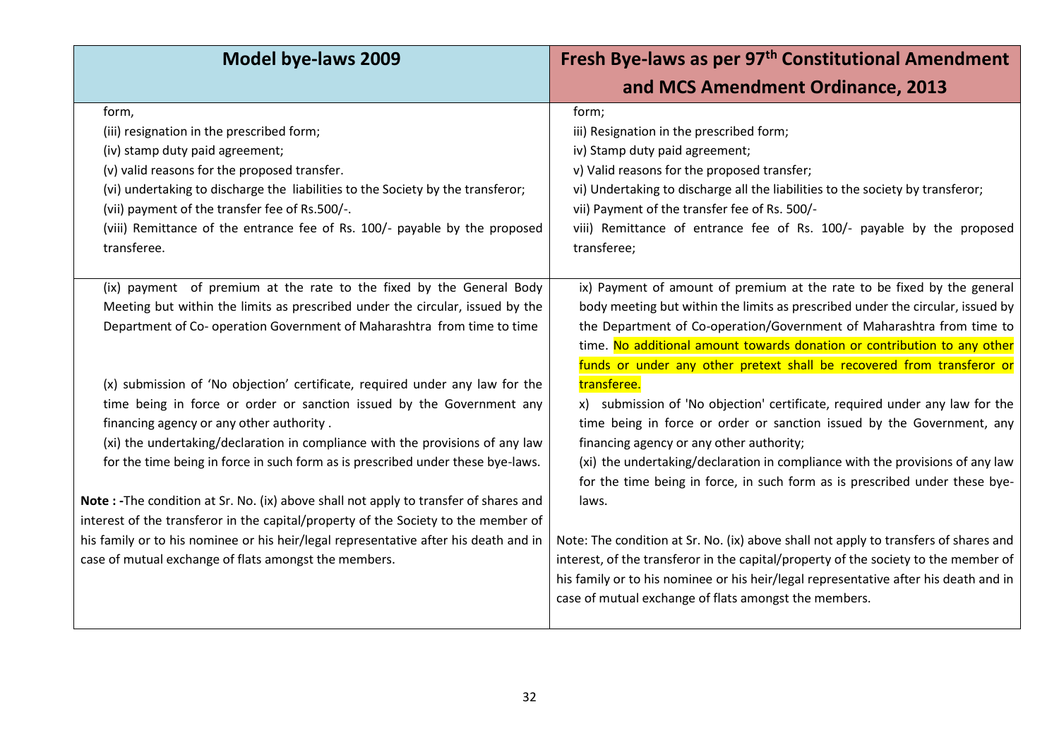| Model bye-laws 2009 | Fresh Bye-laws as per 97th Constitutional Amendment and MCS Amendment Ordinance, 2013 |
|---|---|
| form,<br>(iii) resignation in the prescribed form;<br>(iv) stamp duty paid agreement;<br>(v) valid reasons for the proposed transfer.<br>(vi) undertaking to discharge the liabilities to the Society by the transferor;<br>(vii) payment of the transfer fee of Rs.500/-.<br>(viii) Remittance of the entrance fee of Rs. 100/- payable by the proposed transferee. | form;<br>iii) Resignation in the prescribed form;<br>iv) Stamp duty paid agreement;<br>v) Valid reasons for the proposed transfer;<br>vi) Undertaking to discharge all the liabilities to the society by transferor;<br>vii) Payment of the transfer fee of Rs. 500/-<br>viii) Remittance of entrance fee of Rs. 100/- payable by the proposed transferee; |
| (ix) payment of premium at the rate to the fixed by the General Body Meeting but within the limits as prescribed under the circular, issued by the Department of Co- operation Government of Maharashtra from time to time<br><br>(x) submission of 'No objection' certificate, required under any law for the time being in force or order or sanction issued by the Government any financing agency or any other authority .<br>(xi) the undertaking/declaration in compliance with the provisions of any law for the time being in force in such form as is prescribed under these bye-laws.<br><br>**Note : -**The condition at Sr. No. (ix) above shall not apply to transfer of shares and interest of the transferor in the capital/property of the Society to the member of his family or to his nominee or his heir/legal representative after his death and in case of mutual exchange of flats amongst the members. | ix) Payment of amount of premium at the rate to be fixed by the general body meeting but within the limits as prescribed under the circular, issued by the Department of Co-operation/Government of Maharashtra from time to time. No additional amount towards donation or contribution to any other funds or under any other pretext shall be recovered from transferor or transferee.<br>x) submission of 'No objection' certificate, required under any law for the time being in force or order or sanction issued by the Government, any financing agency or any other authority;<br>(xi) the undertaking/declaration in compliance with the provisions of any law for the time being in force, in such form as is prescribed under these bye-laws.<br><br>Note: The condition at Sr. No. (ix) above shall not apply to transfers of shares and interest, of the transferor in the capital/property of the society to the member of his family or to his nominee or his heir/legal representative after his death and in case of mutual exchange of flats amongst the members. |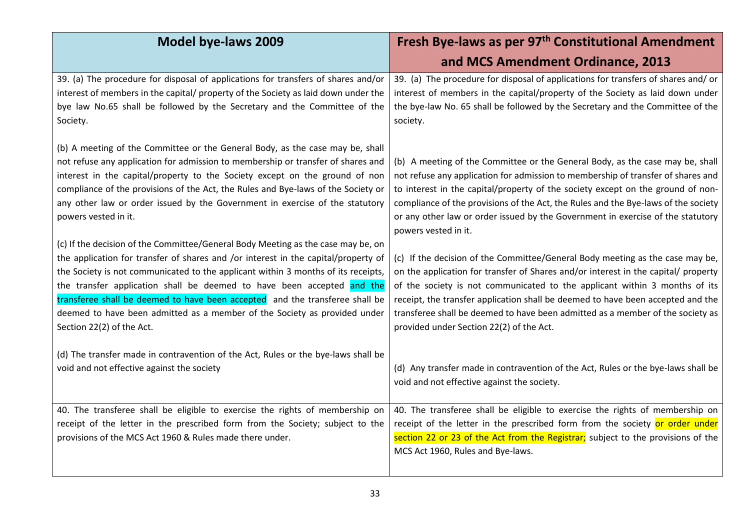| Model bye-laws 2009 | Fresh Bye-laws as per 97th Constitutional Amendment and MCS Amendment Ordinance, 2013 |
|---|---|
| 39. (a) The procedure for disposal of applications for transfers of shares and/or interest of members in the capital/ property of the Society as laid down under the bye law No.65 shall be followed by the Secretary and the Committee of the Society.<br><br>(b) A meeting of the Committee or the General Body, as the case may be, shall not refuse any application for admission to membership or transfer of shares and interest in the capital/property to the Society except on the ground of non compliance of the provisions of the Act, the Rules and Bye-laws of the Society or any other law or order issued by the Government in exercise of the statutory powers vested in it.<br><br>(c) If the decision of the Committee/General Body Meeting as the case may be, on the application for transfer of shares and /or interest in the capital/property of the Society is not communicated to the applicant within 3 months of its receipts, the transfer application shall be deemed to have been accepted and the transferee shall be deemed to have been accepted and the transferee shall be deemed to have been admitted as a member of the Society as provided under Section 22(2) of the Act.<br><br>(d) The transfer made in contravention of the Act, Rules or the bye-laws shall be void and not effective against the society | 39. (a) The procedure for disposal of applications for transfers of shares and/ or interest of members in the capital/property of the Society as laid down under the bye-law No. 65 shall be followed by the Secretary and the Committee of the society.<br><br>(b) A meeting of the Committee or the General Body, as the case may be, shall not refuse any application for admission to membership of transfer of shares and to interest in the capital/property of the society except on the ground of non-compliance of the provisions of the Act, the Rules and the Bye-laws of the society or any other law or order issued by the Government in exercise of the statutory powers vested in it.<br><br>(c) If the decision of the Committee/General Body meeting as the case may be, on the application for transfer of Shares and/or interest in the capital/ property of the society is not communicated to the applicant within 3 months of its receipt, the transfer application shall be deemed to have been accepted and the transferee shall be deemed to have been admitted as a member of the society as provided under Section 22(2) of the Act.<br><br>(d) Any transfer made in contravention of the Act, Rules or the bye-laws shall be void and not effective against the society. |
| 40. The transferee shall be eligible to exercise the rights of membership on receipt of the letter in the prescribed form from the Society; subject to the provisions of the MCS Act 1960 & Rules made there under. | 40. The transferee shall be eligible to exercise the rights of membership on receipt of the letter in the prescribed form from the society or order under section 22 or 23 of the Act from the Registrar; subject to the provisions of the MCS Act 1960, Rules and Bye-laws. |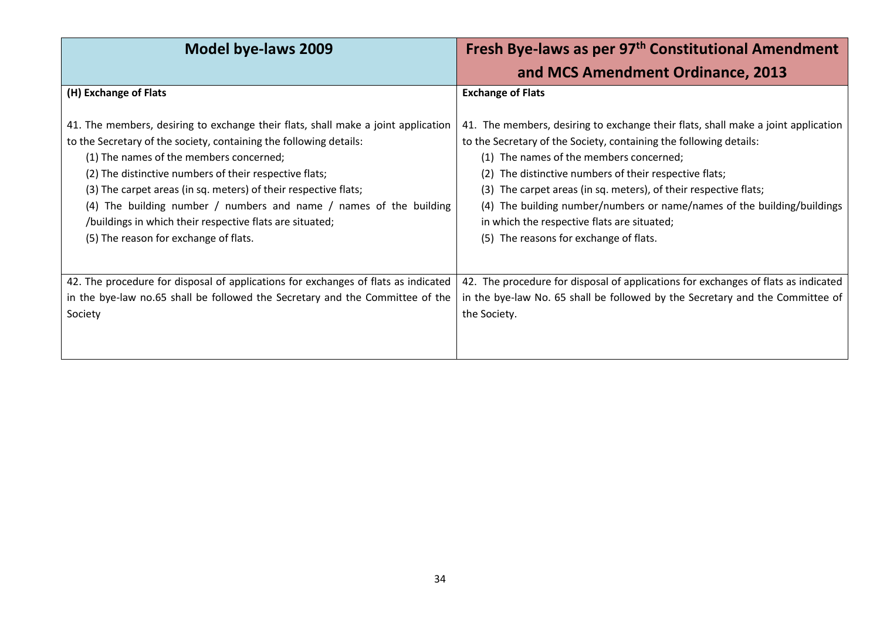| Model bye-laws 2009 | Fresh Bye-laws as per 97th Constitutional Amendment and MCS Amendment Ordinance, 2013 |
|---|---|
| **(H) Exchange of Flats**<br><br>41. The members, desiring to exchange their flats, shall make a joint application to the Secretary of the society, containing the following details:<br>(1) The names of the members concerned;<br>(2) The distinctive numbers of their respective flats;<br>(3) The carpet areas (in sq. meters) of their respective flats;<br>(4) The building number / numbers and name / names of the building /buildings in which their respective flats are situated;<br>(5) The reason for exchange of flats. | **Exchange of Flats**<br><br>41. The members, desiring to exchange their flats, shall make a joint application to the Secretary of the Society, containing the following details:<br>(1) The names of the members concerned;<br>(2) The distinctive numbers of their respective flats;<br>(3) The carpet areas (in sq. meters), of their respective flats;<br>(4) The building number/numbers or name/names of the building/buildings in which the respective flats are situated;<br>(5) The reasons for exchange of flats. |
| 42. The procedure for disposal of applications for exchanges of flats as indicated in the bye-law no.65 shall be followed the Secretary and the Committee of the Society | 42. The procedure for disposal of applications for exchanges of flats as indicated in the bye-law No. 65 shall be followed by the Secretary and the Committee of the Society. |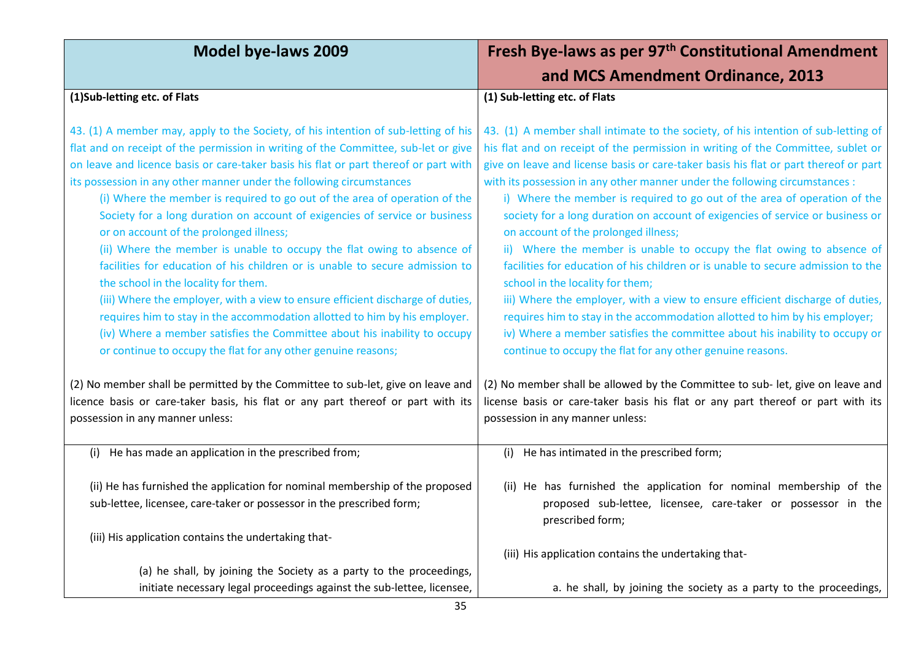| Model bye-laws 2009 | Fresh Bye-laws as per 97th Constitutional Amendment and MCS Amendment Ordinance, 2013 |
|---|---|
| **(1)Sub-letting etc. of Flats**<br><br>43. (1) A member may, apply to the Society, of his intention of sub-letting of his flat and on receipt of the permission in writing of the Committee, sub-let or give on leave and licence basis or care-taker basis his flat or part thereof or part with its possession in any other manner under the following circumstances<br>(i) Where the member is required to go out of the area of operation of the Society for a long duration on account of exigencies of service or business or on account of the prolonged illness;<br>(ii) Where the member is unable to occupy the flat owing to absence of facilities for education of his children or is unable to secure admission to the school in the locality for them.<br>(iii) Where the employer, with a view to ensure efficient discharge of duties, requires him to stay in the accommodation allotted to him by his employer.<br>(iv) Where a member satisfies the Committee about his inability to occupy or continue to occupy the flat for any other genuine reasons;<br><br>(2) No member shall be permitted by the Committee to sub-let, give on leave and licence basis or care-taker basis, his flat or any part thereof or part with its possession in any manner unless: | **(1) Sub-letting etc. of Flats**<br><br>43. (1) A member shall intimate to the society, of his intention of sub-letting of his flat and on receipt of the permission in writing of the Committee, sublet or give on leave and license basis or care-taker basis his flat or part thereof or part with its possession in any other manner under the following circumstances :<br>i) Where the member is required to go out of the area of operation of the society for a long duration on account of exigencies of service or business or on account of the prolonged illness;<br>ii) Where the member is unable to occupy the flat owing to absence of facilities for education of his children or is unable to secure admission to the school in the locality for them;<br>iii) Where the employer, with a view to ensure efficient discharge of duties, requires him to stay in the accommodation allotted to him by his employer;<br>iv) Where a member satisfies the committee about his inability to occupy or continue to occupy the flat for any other genuine reasons.<br><br>(2) No member shall be allowed by the Committee to sub- let, give on leave and license basis or care-taker basis his flat or any part thereof or part with its possession in any manner unless: |
| (i) He has made an application in the prescribed from;<br><br>(ii) He has furnished the application for nominal membership of the proposed sub-lettee, licensee, care-taker or possessor in the prescribed form;<br><br>(iii) His application contains the undertaking that-<br><br>(a) he shall, by joining the Society as a party to the proceedings, initiate necessary legal proceedings against the sub-lettee, licensee, | (i) He has intimated in the prescribed form;<br><br>(ii) He has furnished the application for nominal membership of the proposed sub-lettee, licensee, care-taker or possessor in the prescribed form;<br><br>(iii) His application contains the undertaking that-<br><br>a. he shall, by joining the society as a party to the proceedings, |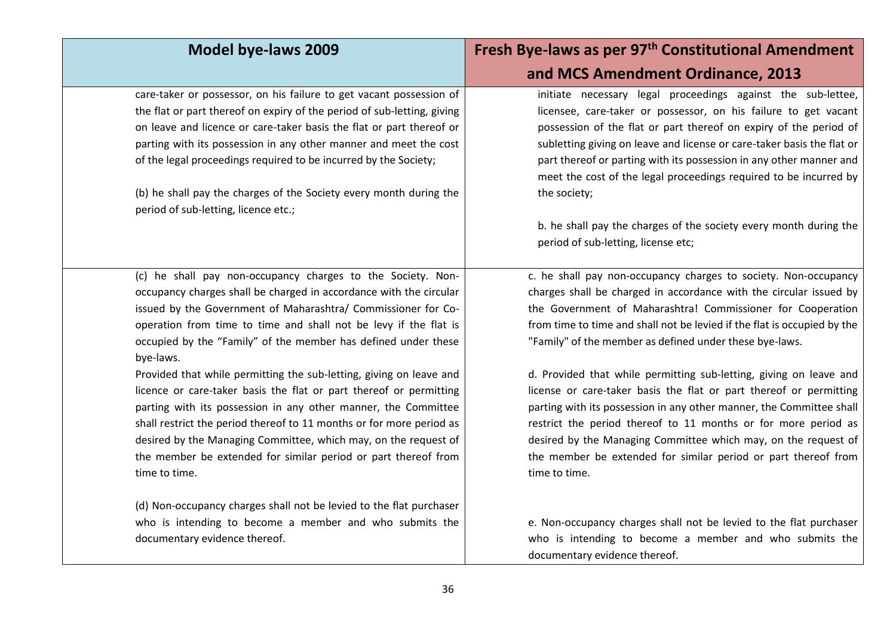| Model bye-laws 2009 | Fresh Bye-laws as per 97th Constitutional Amendment and MCS Amendment Ordinance, 2013 |
|---|---|
| care-taker or possessor, on his failure to get vacant possession of the flat or part thereof on expiry of the period of sub-letting, giving on leave and licence or care-taker basis the flat or part thereof or parting with its possession in any other manner and meet the cost of the legal proceedings required to be incurred by the Society;<br><br>(b) he shall pay the charges of the Society every month during the period of sub-letting, licence etc.; | initiate necessary legal proceedings against the sub-lettee, licensee, care-taker or possessor, on his failure to get vacant possession of the flat or part thereof on expiry of the period of subletting giving on leave and license or care-taker basis the flat or part thereof or parting with its possession in any other manner and meet the cost of the legal proceedings required to be incurred by the society;<br><br>b. he shall pay the charges of the society every month during the period of sub-letting, license etc; |
| (c) he shall pay non-occupancy charges to the Society. Non-occupancy charges shall be charged in accordance with the circular issued by the Government of Maharashtra/ Commissioner for Co-operation from time to time and shall not be levy if the flat is occupied by the "Family" of the member has defined under these bye-laws.<br>Provided that while permitting the sub-letting, giving on leave and licence or care-taker basis the flat or part thereof or permitting parting with its possession in any other manner, the Committee shall restrict the period thereof to 11 months or for more period as desired by the Managing Committee, which may, on the request of the member be extended for similar period or part thereof from time to time.<br><br>(d) Non-occupancy charges shall not be levied to the flat purchaser who is intending to become a member and who submits the documentary evidence thereof. | c. he shall pay non-occupancy charges to society. Non-occupancy charges shall be charged in accordance with the circular issued by the Government of Maharashtra! Commissioner for Cooperation from time to time and shall not be levied if the flat is occupied by the "Family" of the member as defined under these bye-laws.<br><br>d. Provided that while permitting sub-letting, giving on leave and license or care-taker basis the flat or part thereof or permitting parting with its possession in any other manner, the Committee shall restrict the period thereof to 11 months or for more period as desired by the Managing Committee which may, on the request of the member be extended for similar period or part thereof from time to time.<br><br>e. Non-occupancy charges shall not be levied to the flat purchaser who is intending to become a member and who submits the documentary evidence thereof. |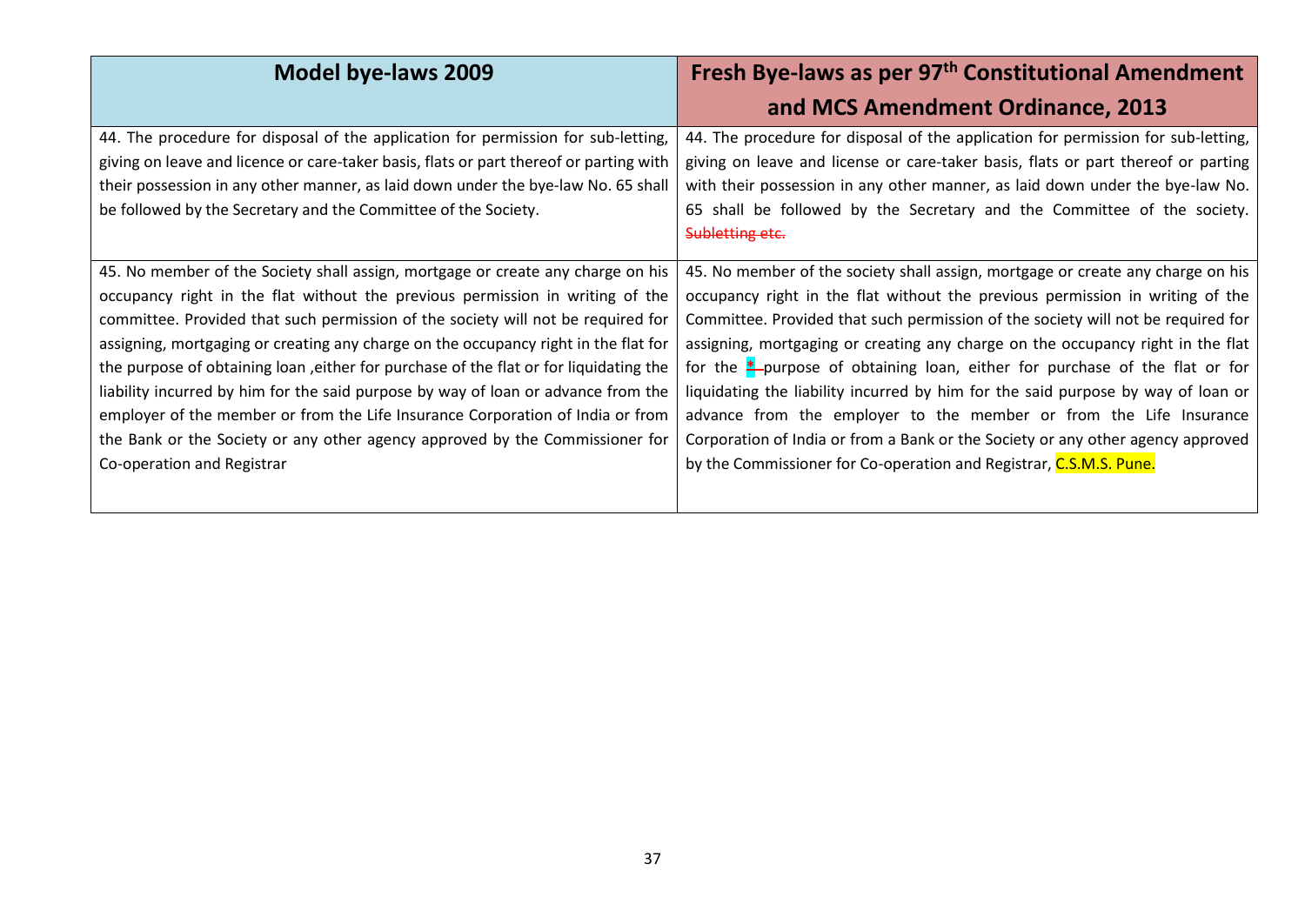| Model bye-laws 2009 | Fresh Bye-laws as per 97th Constitutional Amendment and MCS Amendment Ordinance, 2013 |
|---|---|
| 44. The procedure for disposal of the application for permission for sub-letting, giving on leave and licence or care-taker basis, flats or part thereof or parting with their possession in any other manner, as laid down under the bye-law No. 65 shall be followed by the Secretary and the Committee of the Society. | 44. The procedure for disposal of the application for permission for sub-letting, giving on leave and license or care-taker basis, flats or part thereof or parting with their possession in any other manner, as laid down under the bye-law No. 65 shall be followed by the Secretary and the Committee of the society. ~~Subletting etc.~~ |
| 45. No member of the Society shall assign, mortgage or create any charge on his occupancy right in the flat without the previous permission in writing of the committee. Provided that such permission of the society will not be required for assigning, mortgaging or creating any charge on the occupancy right in the flat for the purpose of obtaining loan ,either for purchase of the flat or for liquidating the liability incurred by him for the said purpose by way of loan or advance from the employer of the member or from the Life Insurance Corporation of India or from the Bank or the Society or any other agency approved by the Commissioner for Co-operation and Registrar | 45. No member of the society shall assign, mortgage or create any charge on his occupancy right in the flat without the previous permission in writing of the Committee. Provided that such permission of the society will not be required for assigning, mortgaging or creating any charge on the occupancy right in the flat for the ~~*~~ purpose of obtaining loan, either for purchase of the flat or for liquidating the liability incurred by him for the said purpose by way of loan or advance from the employer to the member or from the Life Insurance Corporation of India or from a Bank or the Society or any other agency approved by the Commissioner for Co-operation and Registrar, C.S.M.S. Pune. |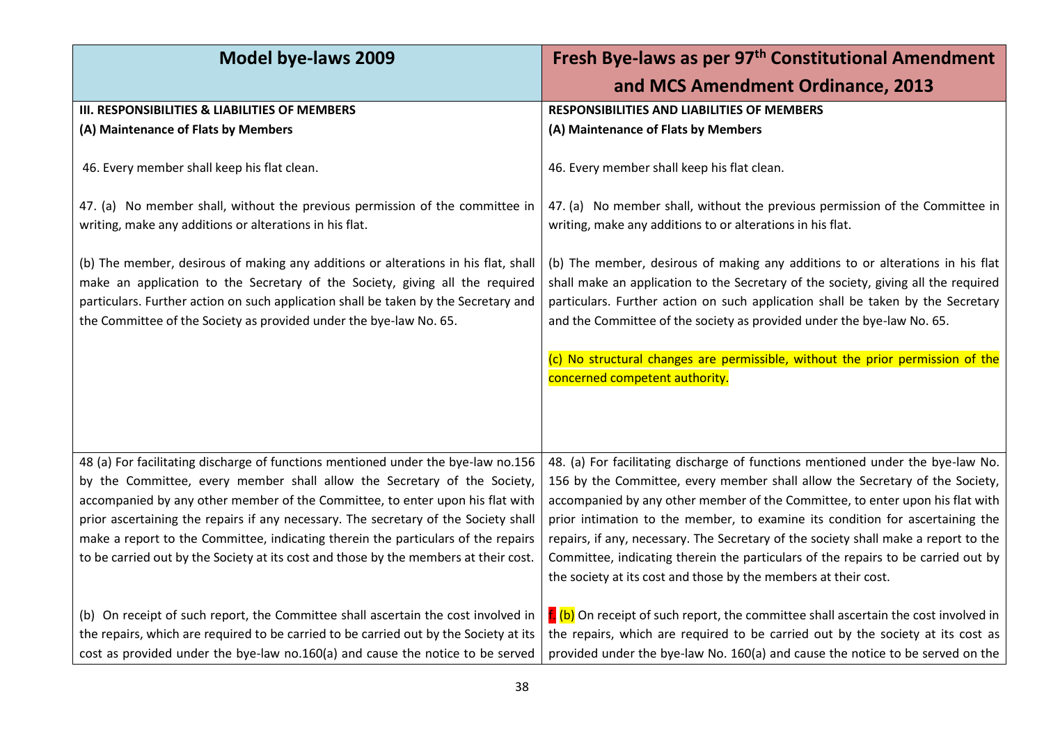| Model bye-laws 2009 | Fresh Bye-laws as per 97th Constitutional Amendment and MCS Amendment Ordinance, 2013 |
|---|---|
| **III. RESPONSIBILITIES & LIABILITIES OF MEMBERS**<br>**(A) Maintenance of Flats by Members** | **RESPONSIBILITIES AND LIABILITIES OF MEMBERS**<br>**(A) Maintenance of Flats by Members** |
| 46. Every member shall keep his flat clean. | 46. Every member shall keep his flat clean. |
| 47. (a) No member shall, without the previous permission of the committee in writing, make any additions or alterations in his flat.<br><br>(b) The member, desirous of making any additions or alterations in his flat, shall make an application to the Secretary of the Society, giving all the required particulars. Further action on such application shall be taken by the Secretary and the Committee of the Society as provided under the bye-law No. 65. | 47. (a) No member shall, without the previous permission of the Committee in writing, make any additions to or alterations in his flat.<br><br>(b) The member, desirous of making any additions to or alterations in his flat shall make an application to the Secretary of the society, giving all the required particulars. Further action on such application shall be taken by the Secretary and the Committee of the society as provided under the bye-law No. 65.<br><br>(c) No structural changes are permissible, without the prior permission of the concerned competent authority. |
| 48 (a) For facilitating discharge of functions mentioned under the bye-law no.156 by the Committee, every member shall allow the Secretary of the Society, accompanied by any other member of the Committee, to enter upon his flat with prior ascertaining the repairs if any necessary. The secretary of the Society shall make a report to the Committee, indicating therein the particulars of the repairs to be carried out by the Society at its cost and those by the members at their cost.<br><br>(b) On receipt of such report, the Committee shall ascertain the cost involved in the repairs, which are required to be carried to be carried out by the Society at its cost as provided under the bye-law no.160(a) and cause the notice to be served | 48. (a) For facilitating discharge of functions mentioned under the bye-law No. 156 by the Committee, every member shall allow the Secretary of the Society, accompanied by any other member of the Committee, to enter upon his flat with prior intimation to the member, to examine its condition for ascertaining the repairs, if any, necessary. The Secretary of the society shall make a report to the Committee, indicating therein the particulars of the repairs to be carried out by the society at its cost and those by the members at their cost.<br><br>f. (b) On receipt of such report, the committee shall ascertain the cost involved in the repairs, which are required to be carried out by the society at its cost as provided under the bye-law No. 160(a) and cause the notice to be served on the |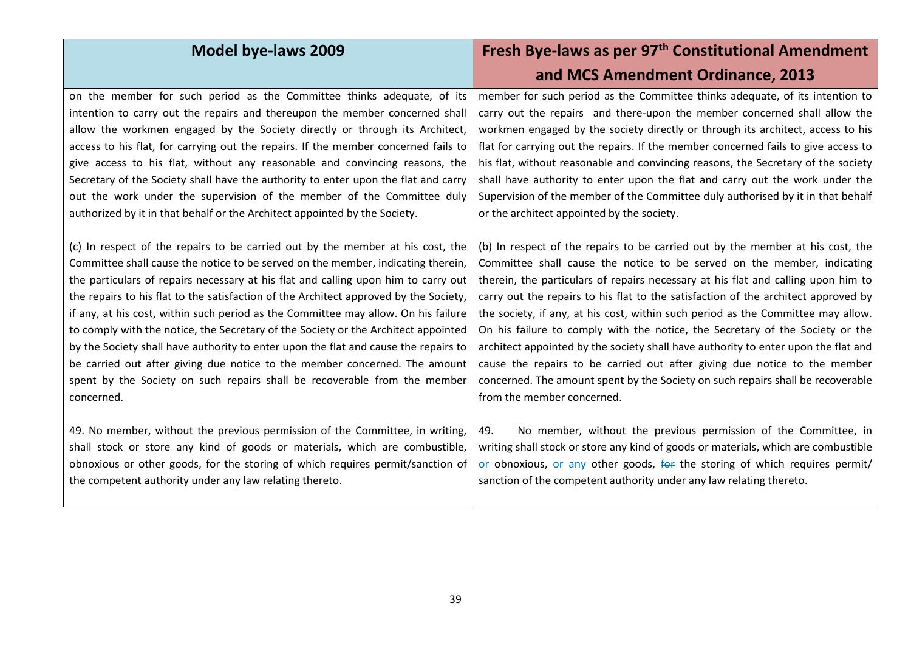| Model bye-laws 2009 | Fresh Bye-laws as per 97th Constitutional Amendment and MCS Amendment Ordinance, 2013 |
|---|---|
| on the member for such period as the Committee thinks adequate, of its intention to carry out the repairs and thereupon the member concerned shall allow the workmen engaged by the Society directly or through its Architect, access to his flat, for carrying out the repairs. If the member concerned fails to give access to his flat, without any reasonable and convincing reasons, the Secretary of the Society shall have the authority to enter upon the flat and carry out the work under the supervision of the member of the Committee duly authorized by it in that behalf or the Architect appointed by the Society. | member for such period as the Committee thinks adequate, of its intention to carry out the repairs and there-upon the member concerned shall allow the workmen engaged by the society directly or through its architect, access to his flat for carrying out the repairs. If the member concerned fails to give access to his flat, without reasonable and convincing reasons, the Secretary of the society shall have authority to enter upon the flat and carry out the work under the Supervision of the member of the Committee duly authorised by it in that behalf or the architect appointed by the society. |
| (c) In respect of the repairs to be carried out by the member at his cost, the Committee shall cause the notice to be served on the member, indicating therein, the particulars of repairs necessary at his flat and calling upon him to carry out the repairs to his flat to the satisfaction of the Architect approved by the Society, if any, at his cost, within such period as the Committee may allow. On his failure to comply with the notice, the Secretary of the Society or the Architect appointed by the Society shall have authority to enter upon the flat and cause the repairs to be carried out after giving due notice to the member concerned. The amount spent by the Society on such repairs shall be recoverable from the member concerned. | (b) In respect of the repairs to be carried out by the member at his cost, the Committee shall cause the notice to be served on the member, indicating therein, the particulars of repairs necessary at his flat and calling upon him to carry out the repairs to his flat to the satisfaction of the architect approved by the society, if any, at his cost, within such period as the Committee may allow. On his failure to comply with the notice, the Secretary of the Society or the architect appointed by the society shall have authority to enter upon the flat and cause the repairs to be carried out after giving due notice to the member concerned. The amount spent by the Society on such repairs shall be recoverable from the member concerned. |
| 49. No member, without the previous permission of the Committee, in writing, shall stock or store any kind of goods or materials, which are combustible, obnoxious or other goods, for the storing of which requires permit/sanction of the competent authority under any law relating thereto. | 49. No member, without the previous permission of the Committee, in writing shall stock or store any kind of goods or materials, which are combustible or obnoxious, or any other goods, ~~for~~ the storing of which requires permit/ sanction of the competent authority under any law relating thereto. |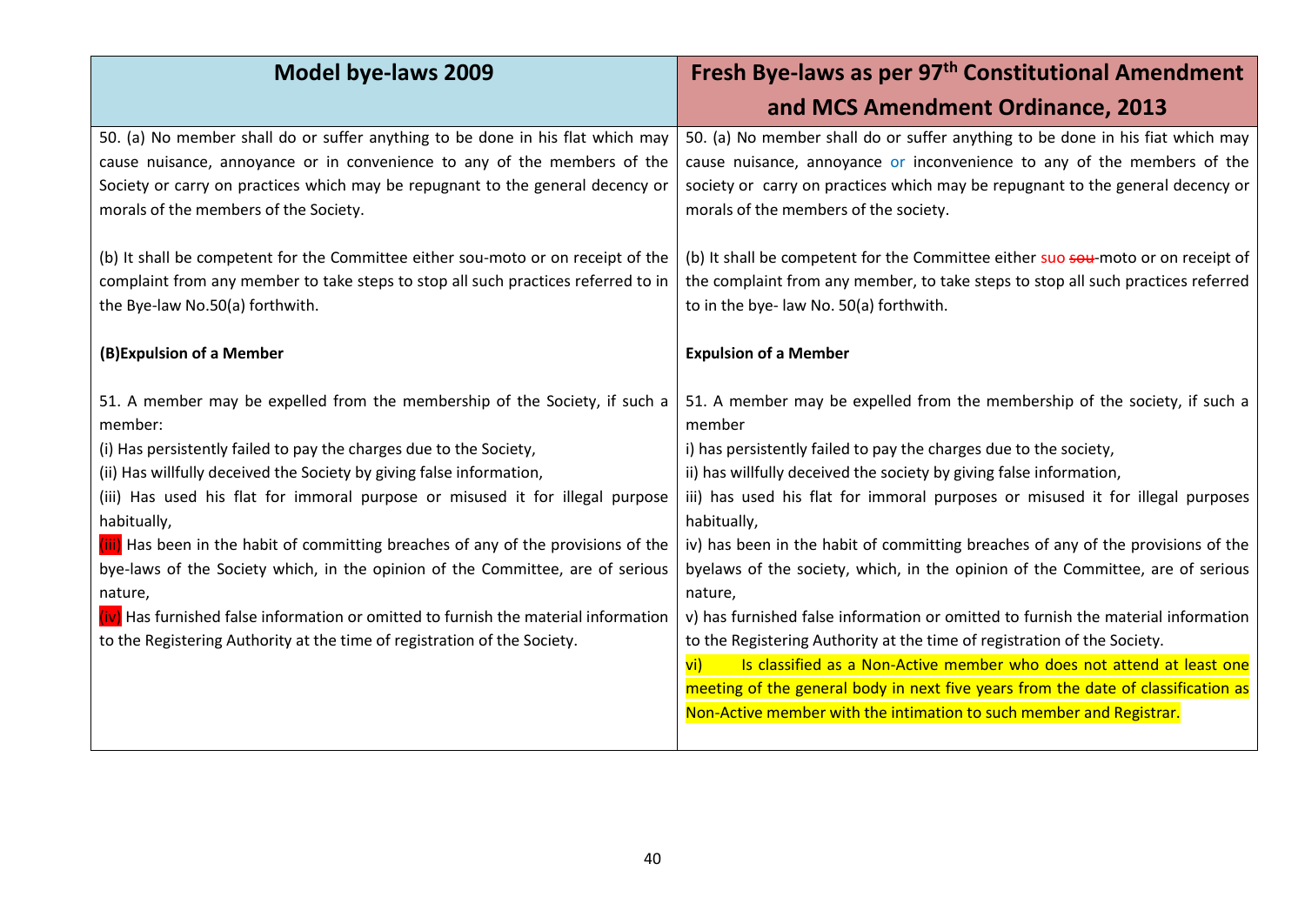| Model bye-laws 2009 | Fresh Bye-laws as per 97th Constitutional Amendment and MCS Amendment Ordinance, 2013 |
|---|---|
| 50. (a) No member shall do or suffer anything to be done in his flat which may cause nuisance, annoyance or in convenience to any of the members of the Society or carry on practices which may be repugnant to the general decency or morals of the members of the Society. | 50. (a) No member shall do or suffer anything to be done in his fiat which may cause nuisance, annoyance or inconvenience to any of the members of the society or carry on practices which may be repugnant to the general decency or morals of the members of the society. |
| (b) It shall be competent for the Committee either sou-moto or on receipt of the complaint from any member to take steps to stop all such practices referred to in the Bye-law No.50(a) forthwith. | (b) It shall be competent for the Committee either suo ~~sou~~-moto or on receipt of the complaint from any member, to take steps to stop all such practices referred to in the bye- law No. 50(a) forthwith. |
| **(B)Expulsion of a Member** | **Expulsion of a Member** |
| 51. A member may be expelled from the membership of the Society, if such a member:<br>(i) Has persistently failed to pay the charges due to the Society,<br>(ii) Has willfully deceived the Society by giving false information,<br>(iii) Has used his flat for immoral purpose or misused it for illegal purpose habitually,<br>(iii) Has been in the habit of committing breaches of any of the provisions of the bye-laws of the Society which, in the opinion of the Committee, are of serious nature,<br>(iv) Has furnished false information or omitted to furnish the material information to the Registering Authority at the time of registration of the Society. | 51. A member may be expelled from the membership of the society, if such a member<br>i) has persistently failed to pay the charges due to the society,<br>ii) has willfully deceived the society by giving false information,<br>iii) has used his flat for immoral purposes or misused it for illegal purposes habitually,<br>iv) has been in the habit of committing breaches of any of the provisions of the byelaws of the society, which, in the opinion of the Committee, are of serious nature,<br>v) has furnished false information or omitted to furnish the material information to the Registering Authority at the time of registration of the Society.<br>vi) Is classified as a Non-Active member who does not attend at least one meeting of the general body in next five years from the date of classification as Non-Active member with the intimation to such member and Registrar. |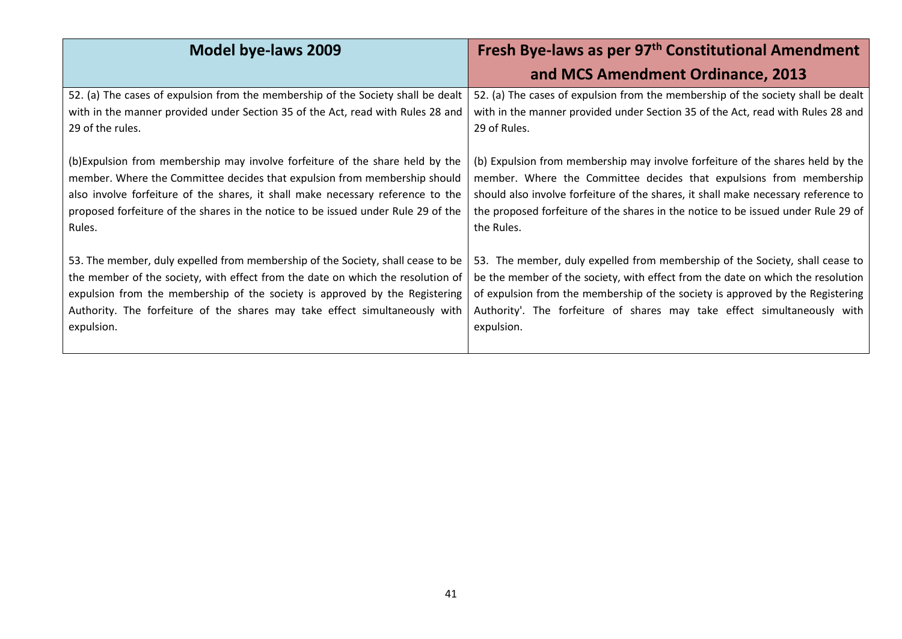| Model bye-laws 2009 | Fresh Bye-laws as per 97th Constitutional Amendment and MCS Amendment Ordinance, 2013 |
|---|---|
| 52. (a) The cases of expulsion from the membership of the Society shall be dealt with in the manner provided under Section 35 of the Act, read with Rules 28 and 29 of the rules.<br><br>(b)Expulsion from membership may involve forfeiture of the share held by the member. Where the Committee decides that expulsion from membership should also involve forfeiture of the shares, it shall make necessary reference to the proposed forfeiture of the shares in the notice to be issued under Rule 29 of the Rules.<br><br>53. The member, duly expelled from membership of the Society, shall cease to be the member of the society, with effect from the date on which the resolution of expulsion from the membership of the society is approved by the Registering Authority. The forfeiture of the shares may take effect simultaneously with expulsion. | 52. (a) The cases of expulsion from the membership of the society shall be dealt with in the manner provided under Section 35 of the Act, read with Rules 28 and 29 of Rules.<br><br>(b) Expulsion from membership may involve forfeiture of the shares held by the member. Where the Committee decides that expulsions from membership should also involve forfeiture of the shares, it shall make necessary reference to the proposed forfeiture of the shares in the notice to be issued under Rule 29 of the Rules.<br><br>53. The member, duly expelled from membership of the Society, shall cease to be the member of the society, with effect from the date on which the resolution of expulsion from the membership of the society is approved by the Registering Authority'. The forfeiture of shares may take effect simultaneously with expulsion. |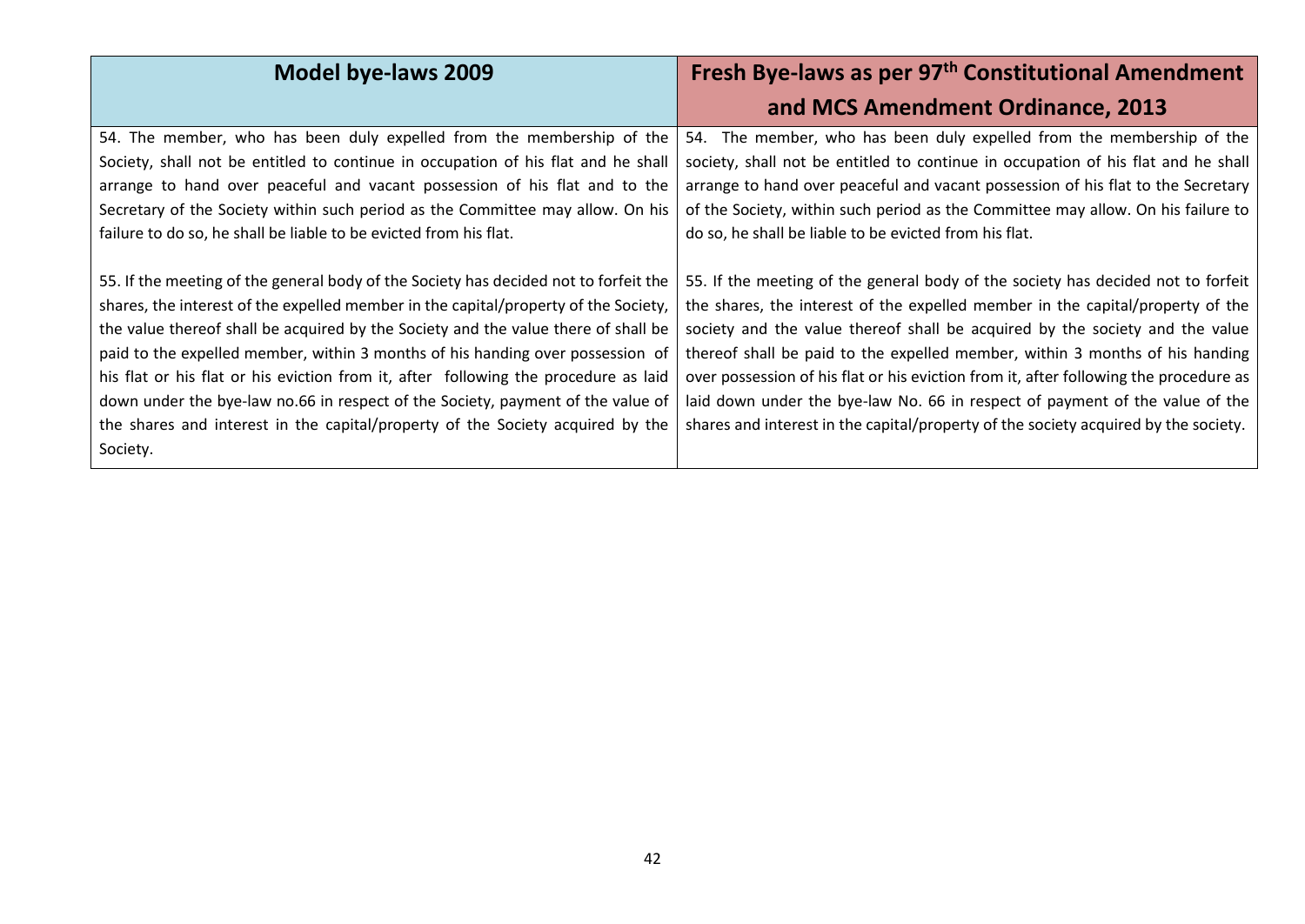| Model bye-laws 2009 | Fresh Bye-laws as per 97th Constitutional Amendment and MCS Amendment Ordinance, 2013 |
|---|---|
| 54. The member, who has been duly expelled from the membership of the Society, shall not be entitled to continue in occupation of his flat and he shall arrange to hand over peaceful and vacant possession of his flat and to the Secretary of the Society within such period as the Committee may allow. On his failure to do so, he shall be liable to be evicted from his flat.<br><br>55. If the meeting of the general body of the Society has decided not to forfeit the shares, the interest of the expelled member in the capital/property of the Society, the value thereof shall be acquired by the Society and the value there of shall be paid to the expelled member, within 3 months of his handing over possession of his flat or his flat or his eviction from it, after following the procedure as laid down under the bye-law no.66 in respect of the Society, payment of the value of the shares and interest in the capital/property of the Society acquired by the Society. | 54. The member, who has been duly expelled from the membership of the society, shall not be entitled to continue in occupation of his flat and he shall arrange to hand over peaceful and vacant possession of his flat to the Secretary of the Society, within such period as the Committee may allow. On his failure to do so, he shall be liable to be evicted from his flat.<br><br>55. If the meeting of the general body of the society has decided not to forfeit the shares, the interest of the expelled member in the capital/property of the society and the value thereof shall be acquired by the society and the value thereof shall be paid to the expelled member, within 3 months of his handing over possession of his flat or his eviction from it, after following the procedure as laid down under the bye-law No. 66 in respect of payment of the value of the shares and interest in the capital/property of the society acquired by the society. |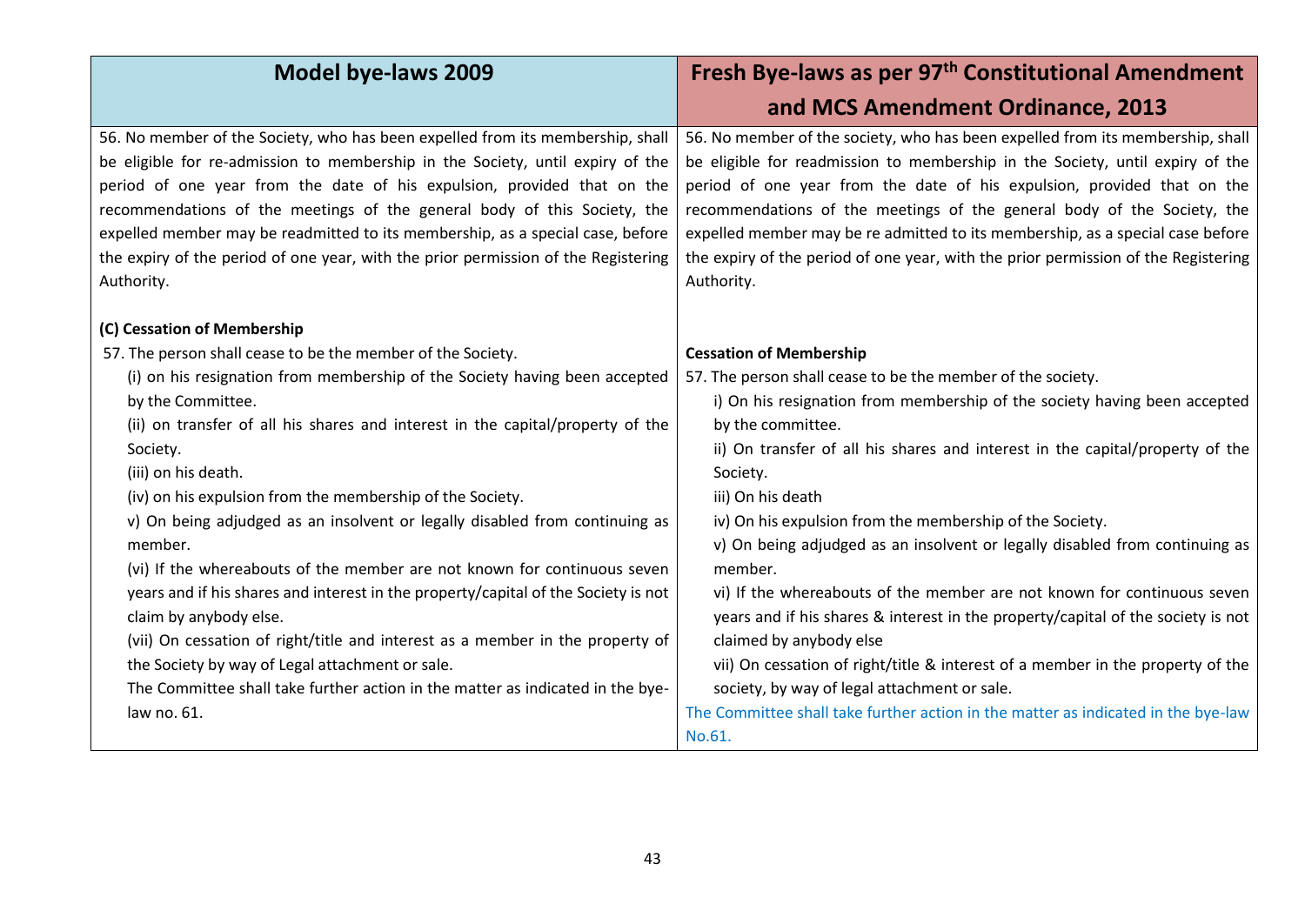| Model bye-laws 2009 | Fresh Bye-laws as per 97th Constitutional Amendment and MCS Amendment Ordinance, 2013 |
| --- | --- |
| 56. No member of the Society, who has been expelled from its membership, shall be eligible for re-admission to membership in the Society, until expiry of the period of one year from the date of his expulsion, provided that on the recommendations of the meetings of the general body of this Society, the expelled member may be readmitted to its membership, as a special case, before the expiry of the period of one year, with the prior permission of the Registering Authority. | 56. No member of the society, who has been expelled from its membership, shall be eligible for readmission to membership in the Society, until expiry of the period of one year from the date of his expulsion, provided that on the recommendations of the meetings of the general body of the Society, the expelled member may be re admitted to its membership, as a special case before the expiry of the period of one year, with the prior permission of the Registering Authority. |
| **(C) Cessation of Membership**<br>57. The person shall cease to be the member of the Society.<br>(i) on his resignation from membership of the Society having been accepted by the Committee.<br>(ii) on transfer of all his shares and interest in the capital/property of the Society.<br>(iii) on his death.<br>(iv) on his expulsion from the membership of the Society.<br>v) On being adjudged as an insolvent or legally disabled from continuing as member.<br>(vi) If the whereabouts of the member are not known for continuous seven years and if his shares and interest in the property/capital of the Society is not claim by anybody else.<br>(vii) On cessation of right/title and interest as a member in the property of the Society by way of Legal attachment or sale.<br>The Committee shall take further action in the matter as indicated in the bye-law no. 61. | **Cessation of Membership**<br>57. The person shall cease to be the member of the society.<br>i) On his resignation from membership of the society having been accepted by the committee.<br>ii) On transfer of all his shares and interest in the capital/property of the Society.<br>iii) On his death<br>iv) On his expulsion from the membership of the Society.<br>v) On being adjudged as an insolvent or legally disabled from continuing as member.<br>vi) If the whereabouts of the member are not known for continuous seven years and if his shares & interest in the property/capital of the society is not claimed by anybody else<br>vii) On cessation of right/title & interest of a member in the property of the society, by way of legal attachment or sale.<br>The Committee shall take further action in the matter as indicated in the bye-law No.61. |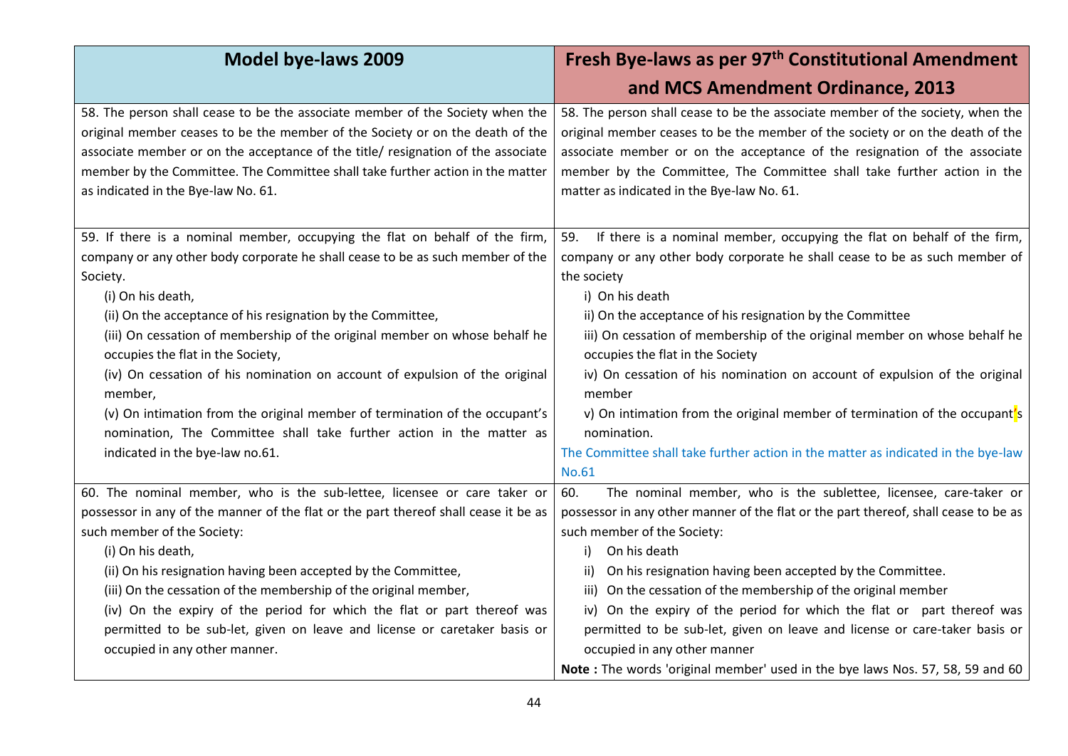| Model bye-laws 2009 | Fresh Bye-laws as per 97th Constitutional Amendment and MCS Amendment Ordinance, 2013 |
|---|---|
| 58. The person shall cease to be the associate member of the Society when the original member ceases to be the member of the Society or on the death of the associate member or on the acceptance of the title/ resignation of the associate member by the Committee. The Committee shall take further action in the matter as indicated in the Bye-law No. 61. | 58. The person shall cease to be the associate member of the society, when the original member ceases to be the member of the society or on the death of the associate member or on the acceptance of the resignation of the associate member by the Committee, The Committee shall take further action in the matter as indicated in the Bye-law No. 61. |
| 59. If there is a nominal member, occupying the flat on behalf of the firm, company or any other body corporate he shall cease to be as such member of the Society.<br>(i) On his death,<br>(ii) On the acceptance of his resignation by the Committee,<br>(iii) On cessation of membership of the original member on whose behalf he occupies the flat in the Society,<br>(iv) On cessation of his nomination on account of expulsion of the original member,<br>(v) On intimation from the original member of termination of the occupant's nomination, The Committee shall take further action in the matter as indicated in the bye-law no.61. | 59. If there is a nominal member, occupying the flat on behalf of the firm, company or any other body corporate he shall cease to be as such member of the society<br>i) On his death<br>ii) On the acceptance of his resignation by the Committee<br>iii) On cessation of membership of the original member on whose behalf he occupies the flat in the Society<br>iv) On cessation of his nomination on account of expulsion of the original member<br>v) On intimation from the original member of termination of the occupant's nomination.<br>The Committee shall take further action in the matter as indicated in the bye-law No.61 |
| 60. The nominal member, who is the sub-lettee, licensee or care taker or possessor in any of the manner of the flat or the part thereof shall cease it be as such member of the Society:<br>(i) On his death,<br>(ii) On his resignation having been accepted by the Committee,<br>(iii) On the cessation of the membership of the original member,<br>(iv) On the expiry of the period for which the flat or part thereof was permitted to be sub-let, given on leave and license or caretaker basis or occupied in any other manner. | 60. The nominal member, who is the sublettee, licensee, care-taker or possessor in any other manner of the flat or the part thereof, shall cease to be as such member of the Society:<br>i) On his death<br>ii) On his resignation having been accepted by the Committee.<br>iii) On the cessation of the membership of the original member<br>iv) On the expiry of the period for which the flat or part thereof was permitted to be sub-let, given on leave and license or care-taker basis or occupied in any other manner<br>**Note :** The words 'original member' used in the bye laws Nos. 57, 58, 59 and 60 |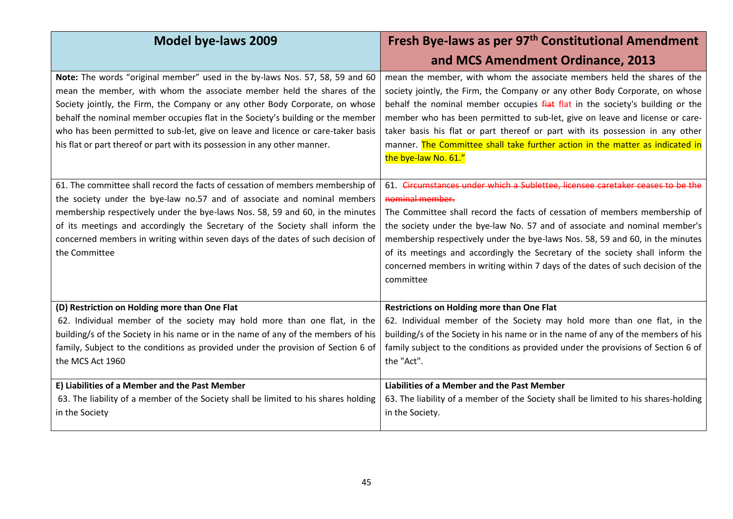| Model bye-laws 2009 | Fresh Bye-laws as per 97th Constitutional Amendment and MCS Amendment Ordinance, 2013 |
|---|---|
| **Note:** The words "original member" used in the by-laws Nos. 57, 58, 59 and 60 mean the member, with whom the associate member held the shares of the Society jointly, the Firm, the Company or any other Body Corporate, on whose behalf the nominal member occupies flat in the Society's building or the member who has been permitted to sub-let, give on leave and licence or care-taker basis his flat or part thereof or part with its possession in any other manner. | mean the member, with whom the associate members held the shares of the society jointly, the Firm, the Company or any other Body Corporate, on whose behalf the nominal member occupies ~~fiat~~ flat in the society's building or the member who has been permitted to sub-let, give on leave and license or care-taker basis his flat or part thereof or part with its possession in any other manner. The Committee shall take further action in the matter as indicated in the bye-law No. 61." |
| 61. The committee shall record the facts of cessation of members membership of the society under the bye-law no.57 and of associate and nominal members membership respectively under the bye-laws Nos. 58, 59 and 60, in the minutes of its meetings and accordingly the Secretary of the Society shall inform the concerned members in writing within seven days of the dates of such decision of the Committee | 61. ~~Circumstances under which a Sublettee, licensee caretaker ceases to be the nominal member.~~<br>The Committee shall record the facts of cessation of members membership of the society under the bye-law No. 57 and of associate and nominal member's membership respectively under the bye-laws Nos. 58, 59 and 60, in the minutes of its meetings and accordingly the Secretary of the society shall inform the concerned members in writing within 7 days of the dates of such decision of the committee |
| **(D) Restriction on Holding more than One Flat**<br>62. Individual member of the society may hold more than one flat, in the building/s of the Society in his name or in the name of any of the members of his family, Subject to the conditions as provided under the provision of Section 6 of the MCS Act 1960 | **Restrictions on Holding more than One Flat**<br>62. Individual member of the Society may hold more than one flat, in the building/s of the Society in his name or in the name of any of the members of his family subject to the conditions as provided under the provisions of Section 6 of the "Act". |
| **E) Liabilities of a Member and the Past Member**<br>63. The liability of a member of the Society shall be limited to his shares holding in the Society | **Liabilities of a Member and the Past Member**<br>63. The liability of a member of the Society shall be limited to his shares-holding in the Society. |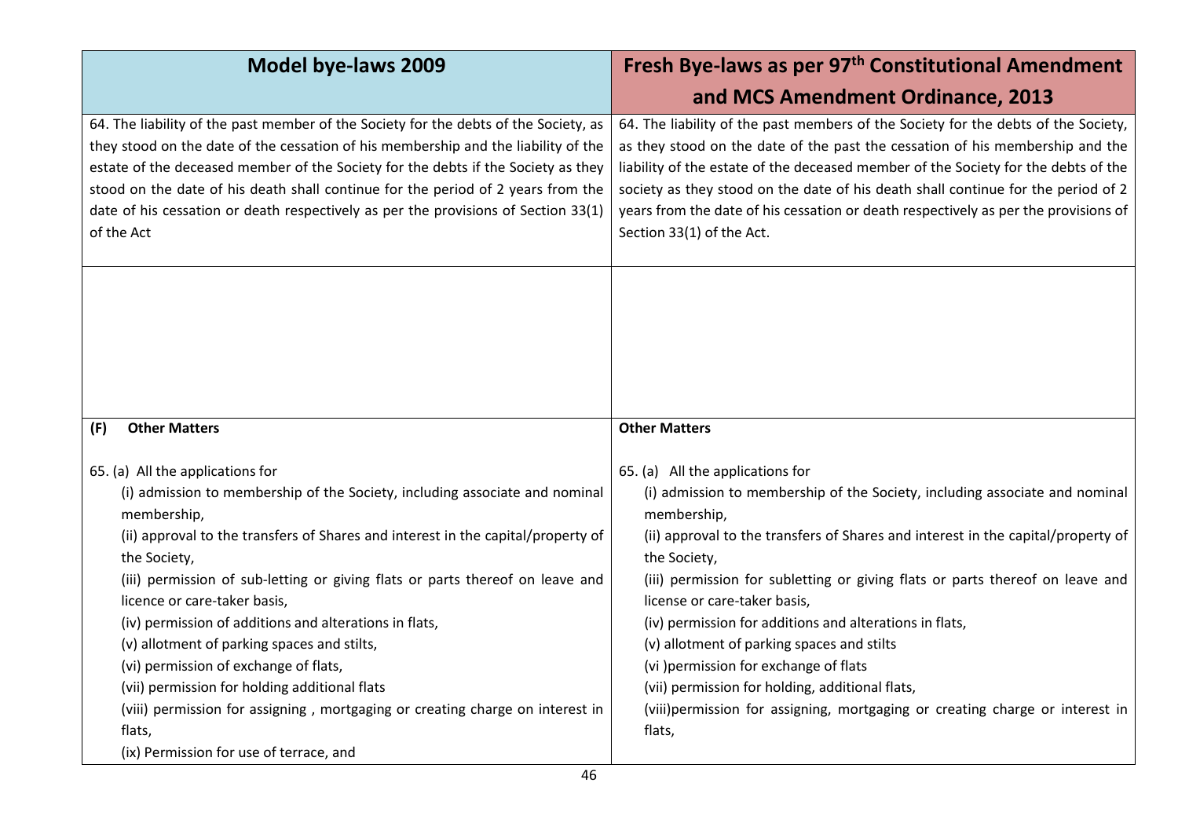| Model bye-laws 2009 | Fresh Bye-laws as per 97th Constitutional Amendment and MCS Amendment Ordinance, 2013 |
|---|---|
| 64. The liability of the past member of the Society for the debts of the Society, as they stood on the date of the cessation of his membership and the liability of the estate of the deceased member of the Society for the debts if the Society as they stood on the date of his death shall continue for the period of 2 years from the date of his cessation or death respectively as per the provisions of Section 33(1) of the Act | 64. The liability of the past members of the Society for the debts of the Society, as they stood on the date of the past the cessation of his membership and the liability of the estate of the deceased member of the Society for the debts of the society as they stood on the date of his death shall continue for the period of 2 years from the date of his cessation or death respectively as per the provisions of Section 33(1) of the Act. |
| | |
| **(F) Other Matters**<br><br>65. (a) All the applications for<br>(i) admission to membership of the Society, including associate and nominal membership,<br>(ii) approval to the transfers of Shares and interest in the capital/property of the Society,<br>(iii) permission of sub-letting or giving flats or parts thereof on leave and licence or care-taker basis,<br>(iv) permission of additions and alterations in flats,<br>(v) allotment of parking spaces and stilts,<br>(vi) permission of exchange of flats,<br>(vii) permission for holding additional flats<br>(viii) permission for assigning , mortgaging or creating charge on interest in flats,<br>(ix) Permission for use of terrace, and | **Other Matters**<br><br>65. (a) All the applications for<br>(i) admission to membership of the Society, including associate and nominal membership,<br>(ii) approval to the transfers of Shares and interest in the capital/property of the Society,<br>(iii) permission for subletting or giving flats or parts thereof on leave and license or care-taker basis,<br>(iv) permission for additions and alterations in flats,<br>(v) allotment of parking spaces and stilts<br>(vi )permission for exchange of flats<br>(vii) permission for holding, additional flats,<br>(viii)permission for assigning, mortgaging or creating charge or interest in flats, |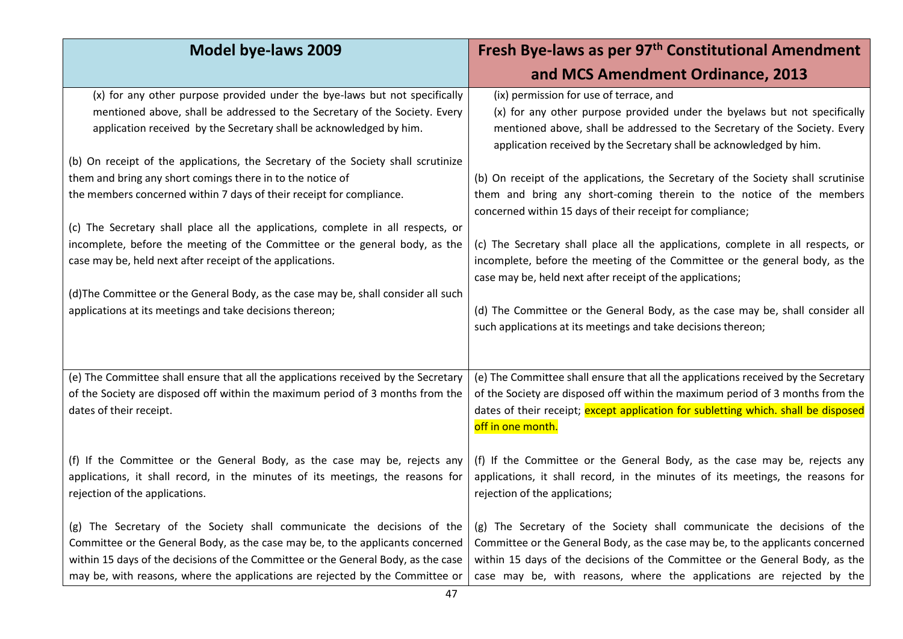| Model bye-laws 2009 | Fresh Bye-laws as per 97th Constitutional Amendment and MCS Amendment Ordinance, 2013 |
|---|---|
| (x) for any other purpose provided under the bye-laws but not specifically mentioned above, shall be addressed to the Secretary of the Society. Every application received by the Secretary shall be acknowledged by him.<br><br>(b) On receipt of the applications, the Secretary of the Society shall scrutinize them and bring any short comings there in to the notice of the members concerned within 7 days of their receipt for compliance.<br><br>(c) The Secretary shall place all the applications, complete in all respects, or incomplete, before the meeting of the Committee or the general body, as the case may be, held next after receipt of the applications.<br><br>(d)The Committee or the General Body, as the case may be, shall consider all such applications at its meetings and take decisions thereon; | (ix) permission for use of terrace, and<br>(x) for any other purpose provided under the byelaws but not specifically mentioned above, shall be addressed to the Secretary of the Society. Every application received by the Secretary shall be acknowledged by him.<br><br>(b) On receipt of the applications, the Secretary of the Society shall scrutinise them and bring any short-coming therein to the notice of the members concerned within 15 days of their receipt for compliance;<br><br>(c) The Secretary shall place all the applications, complete in all respects, or incomplete, before the meeting of the Committee or the general body, as the case may be, held next after receipt of the applications;<br><br>(d) The Committee or the General Body, as the case may be, shall consider all such applications at its meetings and take decisions thereon; |
| (e) The Committee shall ensure that all the applications received by the Secretary of the Society are disposed off within the maximum period of 3 months from the dates of their receipt.<br><br>(f) If the Committee or the General Body, as the case may be, rejects any applications, it shall record, in the minutes of its meetings, the reasons for rejection of the applications.<br><br>(g) The Secretary of the Society shall communicate the decisions of the Committee or the General Body, as the case may be, to the applicants concerned within 15 days of the decisions of the Committee or the General Body, as the case may be, with reasons, where the applications are rejected by the Committee or | (e) The Committee shall ensure that all the applications received by the Secretary of the Society are disposed off within the maximum period of 3 months from the dates of their receipt; except application for subletting which. shall be disposed off in one month.<br><br>(f) If the Committee or the General Body, as the case may be, rejects any applications, it shall record, in the minutes of its meetings, the reasons for rejection of the applications;<br><br>(g) The Secretary of the Society shall communicate the decisions of the Committee or the General Body, as the case may be, to the applicants concerned within 15 days of the decisions of the Committee or the General Body, as the case may be, with reasons, where the applications are rejected by the |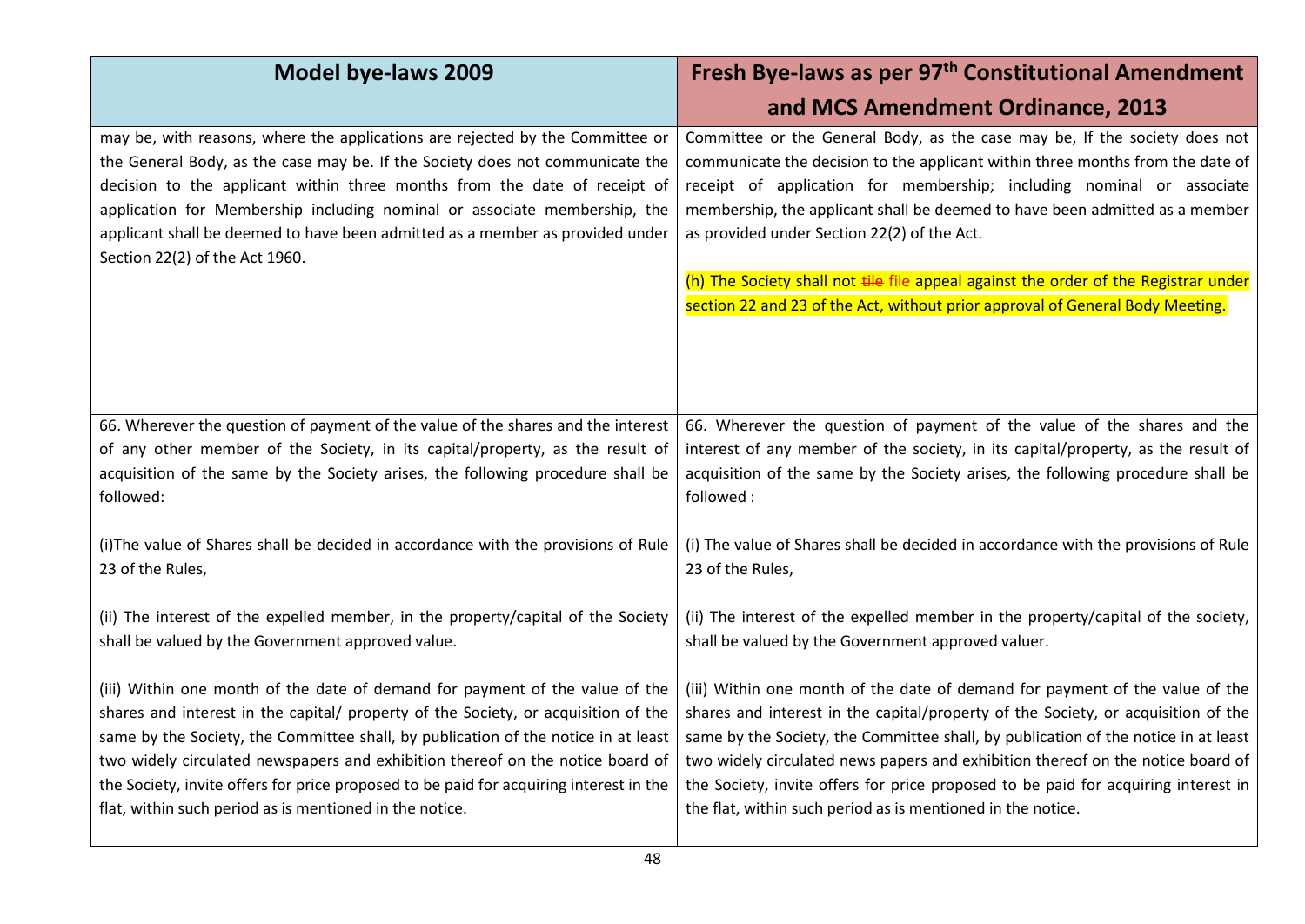| Model bye-laws 2009 | Fresh Bye-laws as per 97th Constitutional Amendment and MCS Amendment Ordinance, 2013 |
| --- | --- |
| may be, with reasons, where the applications are rejected by the Committee or the General Body, as the case may be. If the Society does not communicate the decision to the applicant within three months from the date of receipt of application for Membership including nominal or associate membership, the applicant shall be deemed to have been admitted as a member as provided under Section 22(2) of the Act 1960. | Committee or the General Body, as the case may be, If the society does not communicate the decision to the applicant within three months from the date of receipt of application for membership; including nominal or associate membership, the applicant shall be deemed to have been admitted as a member as provided under Section 22(2) of the Act.<br><br>(h) The Society shall not ~~tile~~ file appeal against the order of the Registrar under section 22 and 23 of the Act, without prior approval of General Body Meeting. |
| 66. Wherever the question of payment of the value of the shares and the interest of any other member of the Society, in its capital/property, as the result of acquisition of the same by the Society arises, the following procedure shall be followed:<br><br>(i)The value of Shares shall be decided in accordance with the provisions of Rule 23 of the Rules,<br><br>(ii) The interest of the expelled member, in the property/capital of the Society shall be valued by the Government approved value.<br><br>(iii) Within one month of the date of demand for payment of the value of the shares and interest in the capital/ property of the Society, or acquisition of the same by the Society, the Committee shall, by publication of the notice in at least two widely circulated newspapers and exhibition thereof on the notice board of the Society, invite offers for price proposed to be paid for acquiring interest in the flat, within such period as is mentioned in the notice. | 66. Wherever the question of payment of the value of the shares and the interest of any member of the society, in its capital/property, as the result of acquisition of the same by the Society arises, the following procedure shall be followed :<br><br>(i) The value of Shares shall be decided in accordance with the provisions of Rule 23 of the Rules,<br><br>(ii) The interest of the expelled member in the property/capital of the society, shall be valued by the Government approved valuer.<br><br>(iii) Within one month of the date of demand for payment of the value of the shares and interest in the capital/property of the Society, or acquisition of the same by the Society, the Committee shall, by publication of the notice in at least two widely circulated news papers and exhibition thereof on the notice board of the Society, invite offers for price proposed to be paid for acquiring interest in the flat, within such period as is mentioned in the notice. |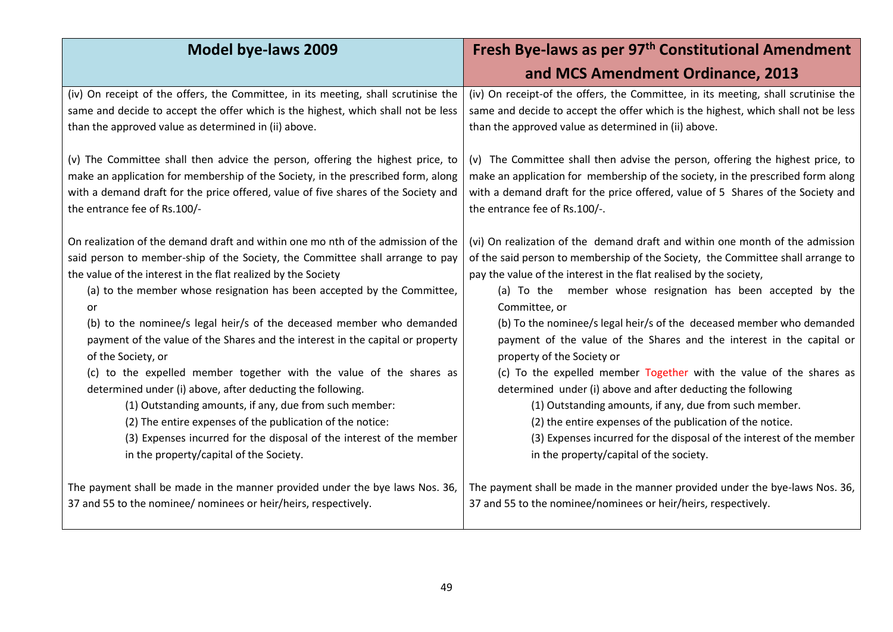| Model bye-laws 2009 | Fresh Bye-laws as per 97th Constitutional Amendment and MCS Amendment Ordinance, 2013 |
|---|---|
| (iv) On receipt of the offers, the Committee, in its meeting, shall scrutinise the same and decide to accept the offer which is the highest, which shall not be less than the approved value as determined in (ii) above.<br><br>(v) The Committee shall then advice the person, offering the highest price, to make an application for membership of the Society, in the prescribed form, along with a demand draft for the price offered, value of five shares of the Society and the entrance fee of Rs.100/-<br><br>On realization of the demand draft and within one mo nth of the admission of the said person to member-ship of the Society, the Committee shall arrange to pay the value of the interest in the flat realized by the Society<br>(a) to the member whose resignation has been accepted by the Committee, or<br>(b) to the nominee/s legal heir/s of the deceased member who demanded payment of the value of the Shares and the interest in the capital or property of the Society, or<br>(c) to the expelled member together with the value of the shares as determined under (i) above, after deducting the following.<br>(1) Outstanding amounts, if any, due from such member:<br>(2) The entire expenses of the publication of the notice:<br>(3) Expenses incurred for the disposal of the interest of the member in the property/capital of the Society.<br><br>The payment shall be made in the manner provided under the bye laws Nos. 36, 37 and 55 to the nominee/ nominees or heir/heirs, respectively. | (iv) On receipt-of the offers, the Committee, in its meeting, shall scrutinise the same and decide to accept the offer which is the highest, which shall not be less than the approved value as determined in (ii) above.<br><br>(v) The Committee shall then advise the person, offering the highest price, to make an application for membership of the society, in the prescribed form along with a demand draft for the price offered, value of 5 Shares of the Society and the entrance fee of Rs.100/-.<br><br>(vi) On realization of the demand draft and within one month of the admission of the said person to membership of the Society, the Committee shall arrange to pay the value of the interest in the flat realised by the society,<br>(a) To the member whose resignation has been accepted by the Committee, or<br>(b) To the nominee/s legal heir/s of the deceased member who demanded payment of the value of the Shares and the interest in the capital or property of the Society or<br>(c) To the expelled member Together with the value of the shares as determined under (i) above and after deducting the following<br>(1) Outstanding amounts, if any, due from such member.<br>(2) the entire expenses of the publication of the notice.<br>(3) Expenses incurred for the disposal of the interest of the member in the property/capital of the society.<br><br>The payment shall be made in the manner provided under the bye-laws Nos. 36, 37 and 55 to the nominee/nominees or heir/heirs, respectively. |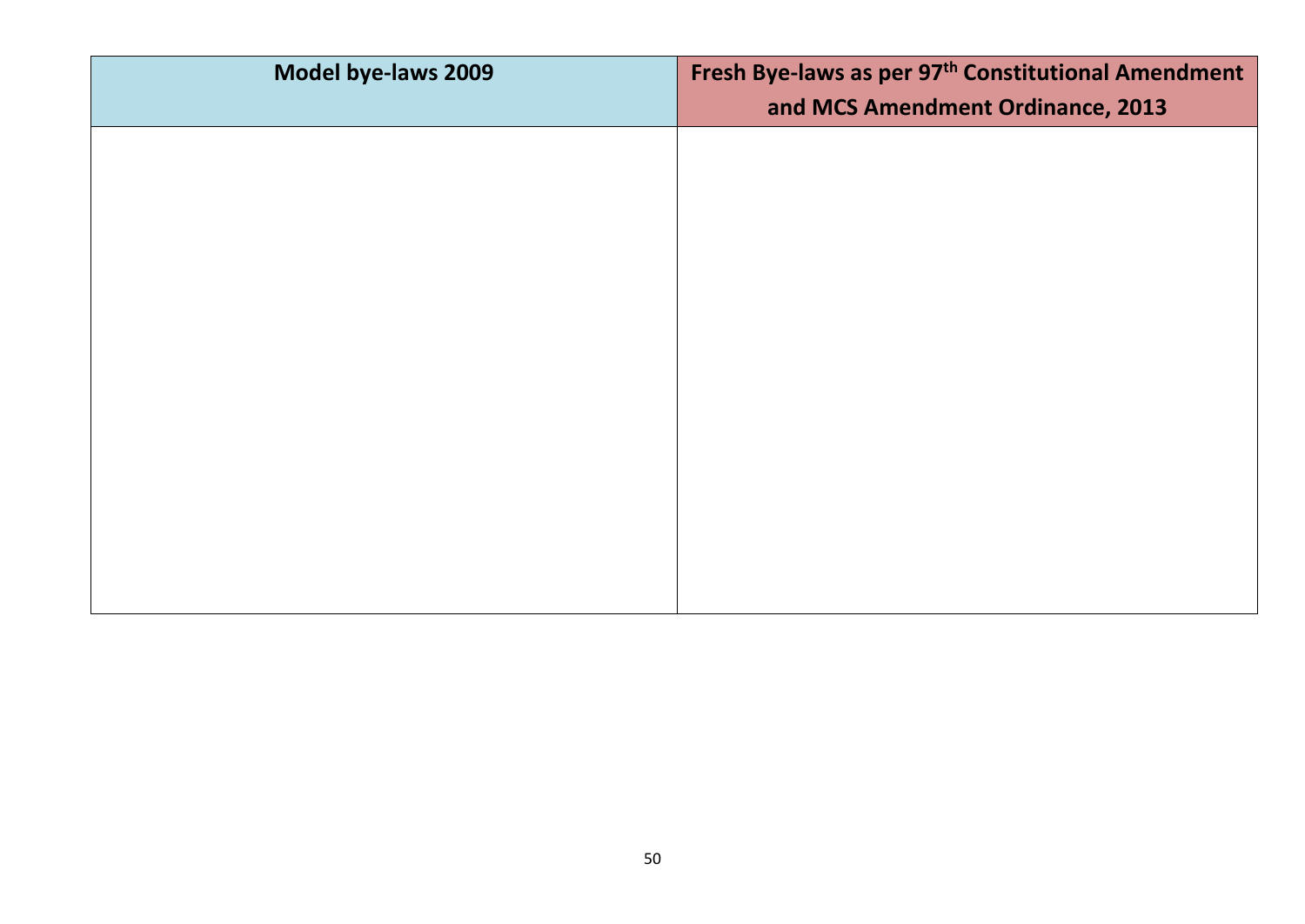| Model bye-laws 2009 | Fresh Bye-laws as per 97th Constitutional Amendment and MCS Amendment Ordinance, 2013 |
| --- | --- |
| | |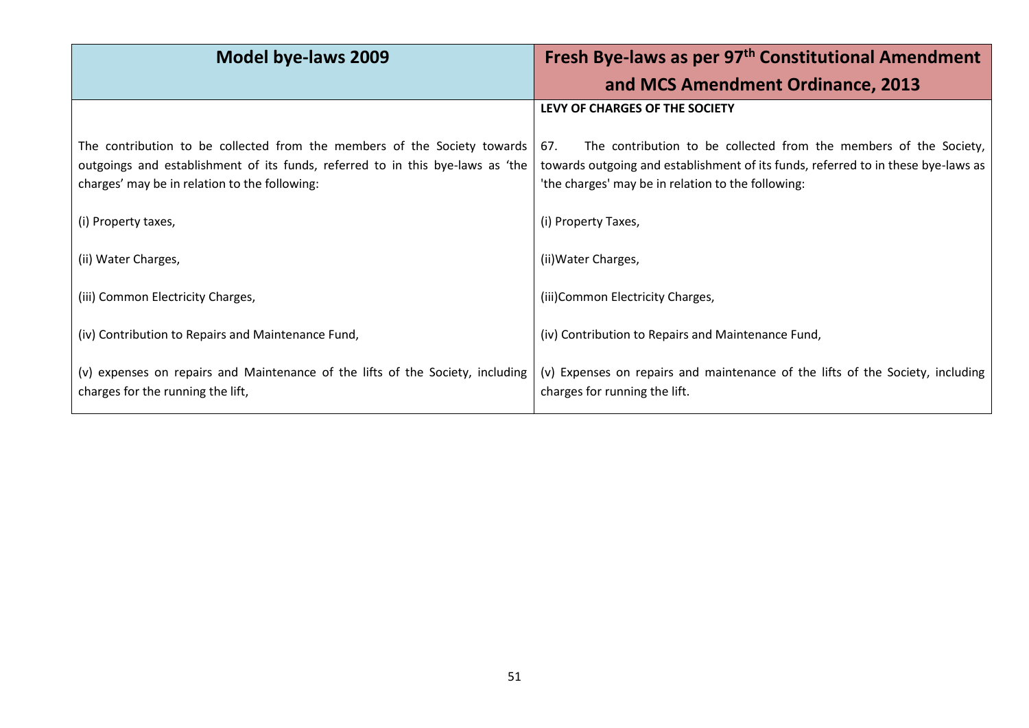| Model bye-laws 2009 | Fresh Bye-laws as per 97th Constitutional Amendment and MCS Amendment Ordinance, 2013 |
|---|---|
| | **LEVY OF CHARGES OF THE SOCIETY** |
| The contribution to be collected from the members of the Society towards outgoings and establishment of its funds, referred to in this bye-laws as 'the charges' may be in relation to the following: | 67. The contribution to be collected from the members of the Society, towards outgoing and establishment of its funds, referred to in these bye-laws as 'the charges' may be in relation to the following: |
| (i) Property taxes, | (i) Property Taxes, |
| (ii) Water Charges, | (ii)Water Charges, |
| (iii) Common Electricity Charges, | (iii)Common Electricity Charges, |
| (iv) Contribution to Repairs and Maintenance Fund, | (iv) Contribution to Repairs and Maintenance Fund, |
| (v) expenses on repairs and Maintenance of the lifts of the Society, including charges for the running the lift, | (v) Expenses on repairs and maintenance of the lifts of the Society, including charges for running the lift. |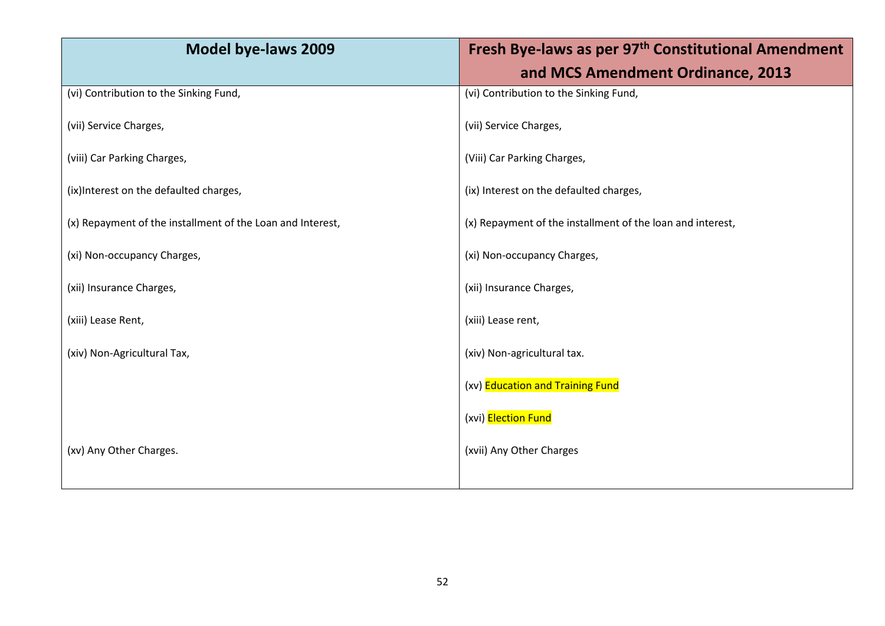| Model bye-laws 2009 | Fresh Bye-laws as per 97th Constitutional Amendment and MCS Amendment Ordinance, 2013 |
|---|---|
| (vi) Contribution to the Sinking Fund, | (vi) Contribution to the Sinking Fund, |
| (vii) Service Charges, | (vii) Service Charges, |
| (viii) Car Parking Charges, | (Viii) Car Parking Charges, |
| (ix)Interest on the defaulted charges, | (ix) Interest on the defaulted charges, |
| (x) Repayment of the installment of the Loan and Interest, | (x) Repayment of the installment of the loan and interest, |
| (xi) Non-occupancy Charges, | (xi) Non-occupancy Charges, |
| (xii) Insurance Charges, | (xii) Insurance Charges, |
| (xiii) Lease Rent, | (xiii) Lease rent, |
| (xiv) Non-Agricultural Tax, | (xiv) Non-agricultural tax. |
| | (xv) Education and Training Fund |
| | (xvi) Election Fund |
| (xv) Any Other Charges. | (xvii) Any Other Charges |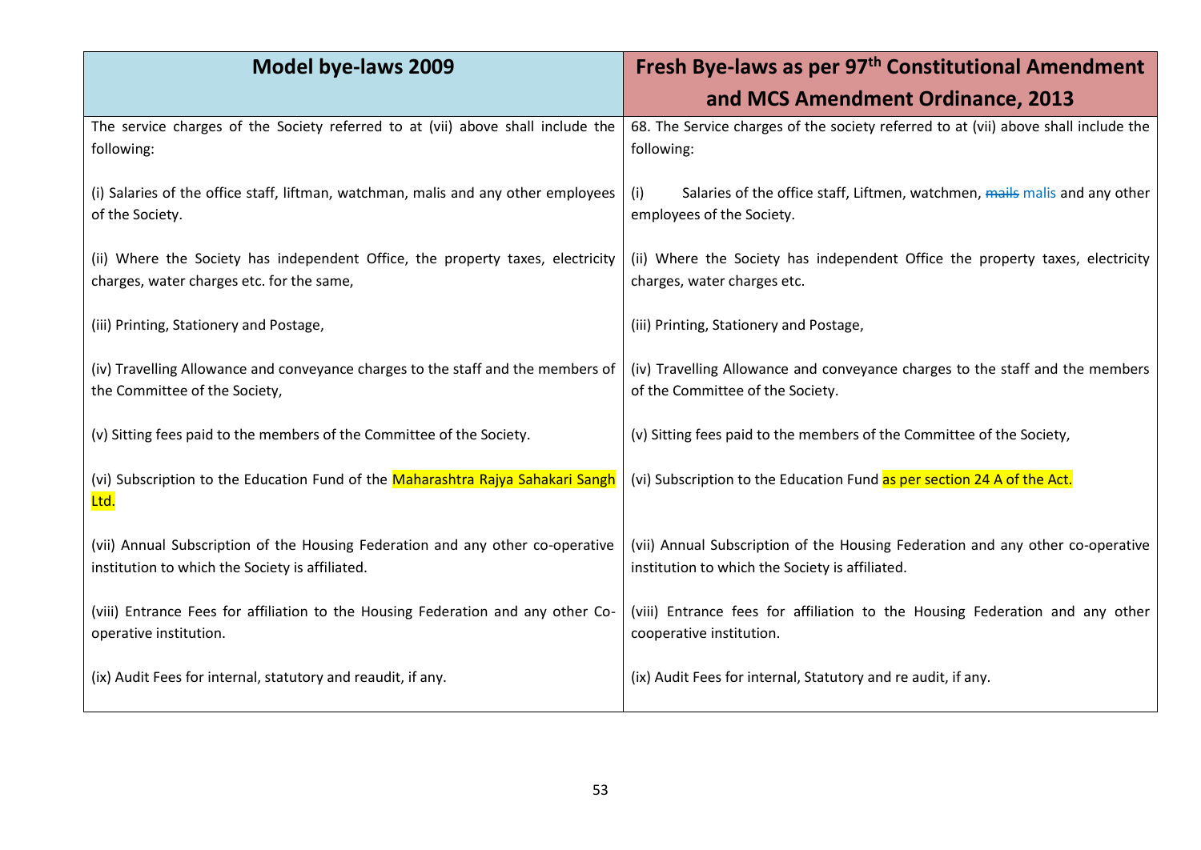| Model bye-laws 2009 | Fresh Bye-laws as per 97th Constitutional Amendment and MCS Amendment Ordinance, 2013 |
|---|---|
| The service charges of the Society referred to at (vii) above shall include the following: | 68. The Service charges of the society referred to at (vii) above shall include the following: |
| (i) Salaries of the office staff, liftman, watchman, malis and any other employees of the Society. | (i) Salaries of the office staff, Liftmen, watchmen, ~~mails~~ malis and any other employees of the Society. |
| (ii) Where the Society has independent Office, the property taxes, electricity charges, water charges etc. for the same, | (ii) Where the Society has independent Office the property taxes, electricity charges, water charges etc. |
| (iii) Printing, Stationery and Postage, | (iii) Printing, Stationery and Postage, |
| (iv) Travelling Allowance and conveyance charges to the staff and the members of the Committee of the Society, | (iv) Travelling Allowance and conveyance charges to the staff and the members of the Committee of the Society. |
| (v) Sitting fees paid to the members of the Committee of the Society. | (v) Sitting fees paid to the members of the Committee of the Society, |
| (vi) Subscription to the Education Fund of the Maharashtra Rajya Sahakari Sangh Ltd. | (vi) Subscription to the Education Fund as per section 24 A of the Act. |
| (vii) Annual Subscription of the Housing Federation and any other co-operative institution to which the Society is affiliated. | (vii) Annual Subscription of the Housing Federation and any other co-operative institution to which the Society is affiliated. |
| (viii) Entrance Fees for affiliation to the Housing Federation and any other Co-operative institution. | (viii) Entrance fees for affiliation to the Housing Federation and any other cooperative institution. |
| (ix) Audit Fees for internal, statutory and reaudit, if any. | (ix) Audit Fees for internal, Statutory and re audit, if any. |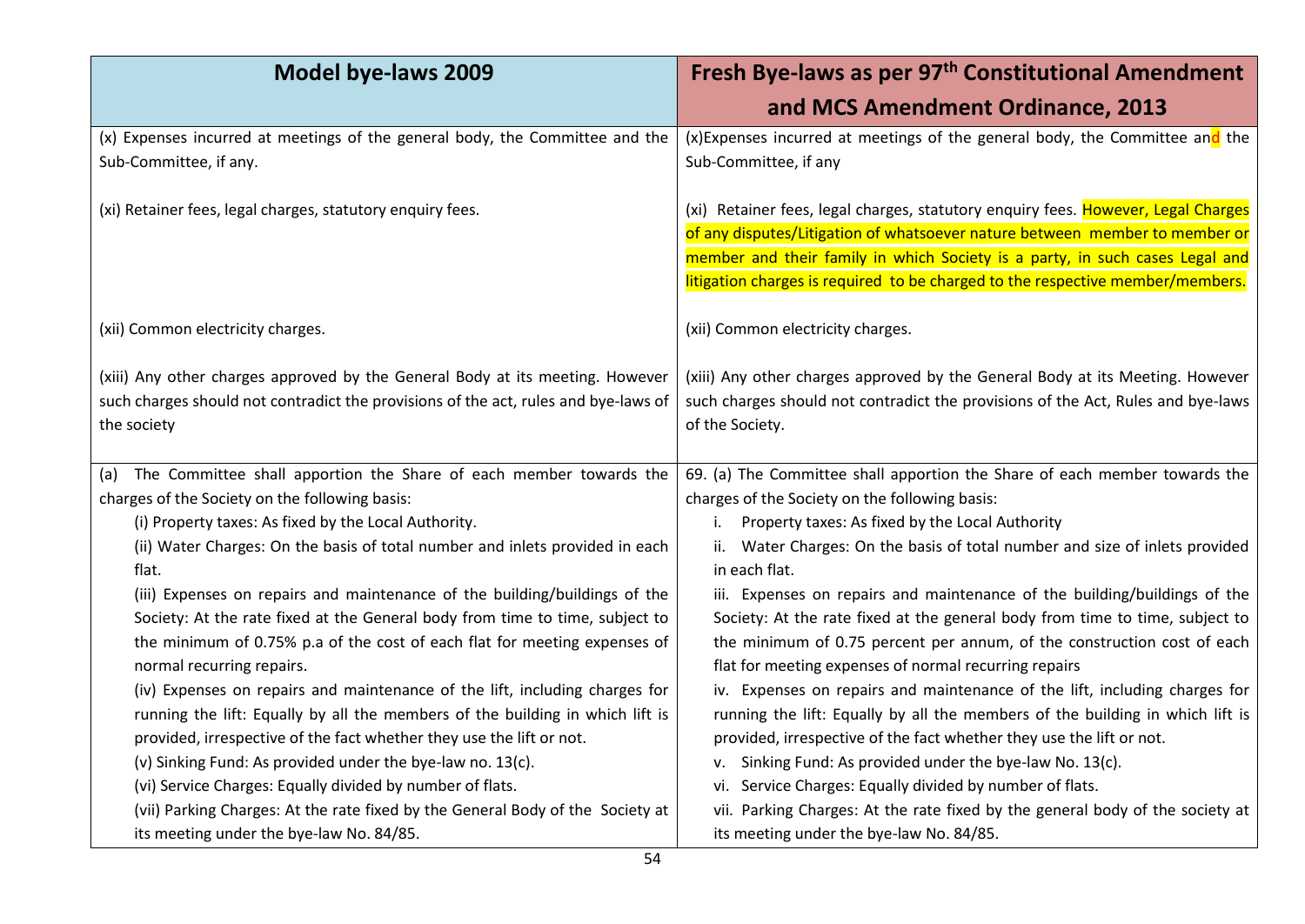| Model bye-laws 2009 | Fresh Bye-laws as per 97[th] Constitutional Amendment and MCS Amendment Ordinance, 2013 |
|---|---|
| (x) Expenses incurred at meetings of the general body, the Committee and the Sub-Committee, if any. | (x)Expenses incurred at meetings of the general body, the Committee and the Sub-Committee, if any |
| (xi) Retainer fees, legal charges, statutory enquiry fees. | (xi) Retainer fees, legal charges, statutory enquiry fees. However, Legal Charges of any disputes/Litigation of whatsoever nature between member to member or member and their family in which Society is a party, in such cases Legal and litigation charges is required to be charged to the respective member/members. |
| (xii) Common electricity charges. | (xii) Common electricity charges. |
| (xiii) Any other charges approved by the General Body at its meeting. However such charges should not contradict the provisions of the act, rules and bye-laws of the society | (xiii) Any other charges approved by the General Body at its Meeting. However such charges should not contradict the provisions of the Act, Rules and bye-laws of the Society. |
| (a) The Committee shall apportion the Share of each member towards the charges of the Society on the following basis:<br>(i) Property taxes: As fixed by the Local Authority.<br>(ii) Water Charges: On the basis of total number and inlets provided in each flat.<br>(iii) Expenses on repairs and maintenance of the building/buildings of the Society: At the rate fixed at the General body from time to time, subject to the minimum of 0.75% p.a of the cost of each flat for meeting expenses of normal recurring repairs.<br>(iv) Expenses on repairs and maintenance of the lift, including charges for running the lift: Equally by all the members of the building in which lift is provided, irrespective of the fact whether they use the lift or not.<br>(v) Sinking Fund: As provided under the bye-law no. 13(c).<br>(vi) Service Charges: Equally divided by number of flats.<br>(vii) Parking Charges: At the rate fixed by the General Body of the Society at its meeting under the bye-law No. 84/85. | 69. (a) The Committee shall apportion the Share of each member towards the charges of the Society on the following basis:<br>i. Property taxes: As fixed by the Local Authority<br>ii. Water Charges: On the basis of total number and size of inlets provided in each flat.<br>iii. Expenses on repairs and maintenance of the building/buildings of the Society: At the rate fixed at the general body from time to time, subject to the minimum of 0.75 percent per annum, of the construction cost of each flat for meeting expenses of normal recurring repairs<br>iv. Expenses on repairs and maintenance of the lift, including charges for running the lift: Equally by all the members of the building in which lift is provided, irrespective of the fact whether they use the lift or not.<br>v. Sinking Fund: As provided under the bye-law No. 13(c).<br>vi. Service Charges: Equally divided by number of flats.<br>vii. Parking Charges: At the rate fixed by the general body of the society at its meeting under the bye-law No. 84/85. |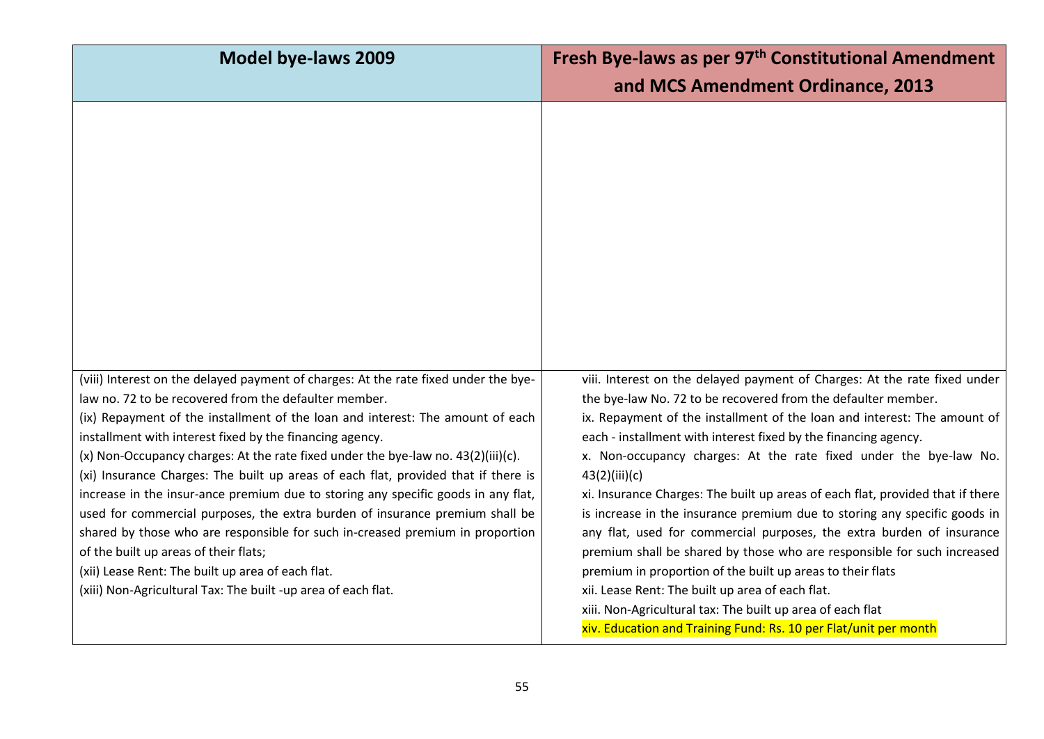| Model bye-laws 2009 | Fresh Bye-laws as per 97th Constitutional Amendment and MCS Amendment Ordinance, 2013 |
|---|---|
| | |
| (viii) Interest on the delayed payment of charges: At the rate fixed under the bye-law no. 72 to be recovered from the defaulter member.<br>(ix) Repayment of the installment of the loan and interest: The amount of each installment with interest fixed by the financing agency.<br>(x) Non-Occupancy charges: At the rate fixed under the bye-law no. 43(2)(iii)(c).<br>(xi) Insurance Charges: The built up areas of each flat, provided that if there is increase in the insur-ance premium due to storing any specific goods in any flat, used for commercial purposes, the extra burden of insurance premium shall be shared by those who are responsible for such in-creased premium in proportion of the built up areas of their flats;<br>(xii) Lease Rent: The built up area of each flat.<br>(xiii) Non-Agricultural Tax: The built -up area of each flat. | viii. Interest on the delayed payment of Charges: At the rate fixed under the bye-law No. 72 to be recovered from the defaulter member.<br>ix. Repayment of the installment of the loan and interest: The amount of each - installment with interest fixed by the financing agency.<br>x. Non-occupancy charges: At the rate fixed under the bye-law No. 43(2)(iii)(c)<br>xi. Insurance Charges: The built up areas of each flat, provided that if there is increase in the insurance premium due to storing any specific goods in any flat, used for commercial purposes, the extra burden of insurance premium shall be shared by those who are responsible for such increased premium in proportion of the built up areas to their flats<br>xii. Lease Rent: The built up area of each flat.<br>xiii. Non-Agricultural tax: The built up area of each flat<br>xiv. Education and Training Fund: Rs. 10 per Flat/unit per month |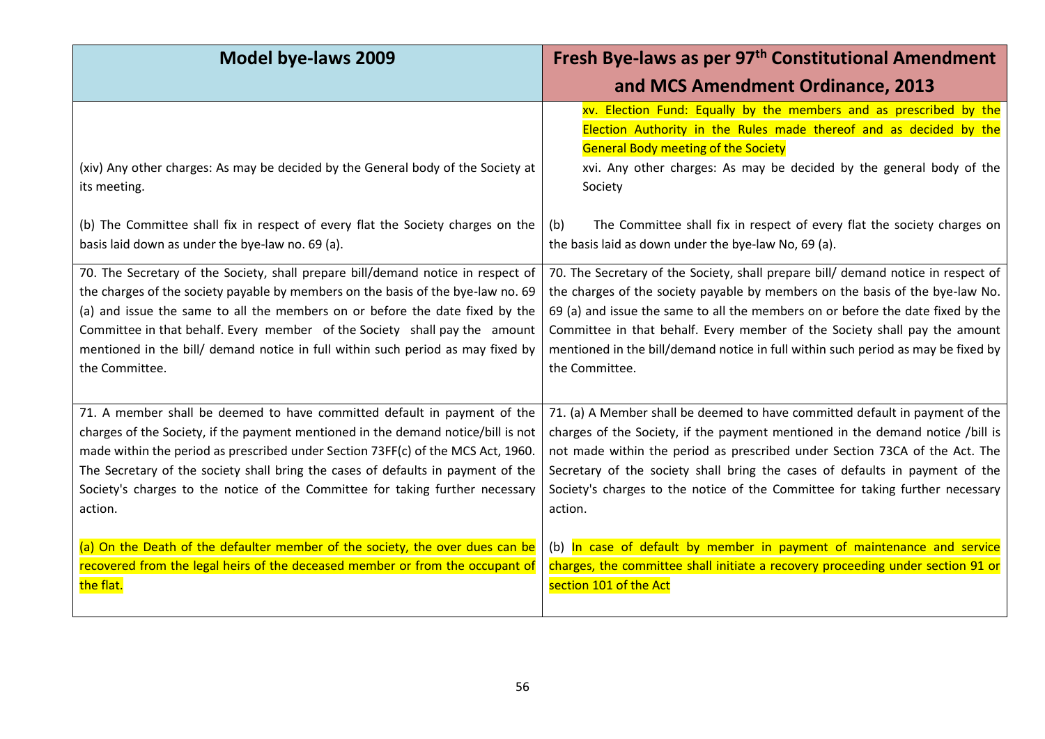| Model bye-laws 2009 | Fresh Bye-laws as per 97th Constitutional Amendment and MCS Amendment Ordinance, 2013 |
|---|---|
| (xiv) Any other charges: As may be decided by the General body of the Society at its meeting.<br><br>(b) The Committee shall fix in respect of every flat the Society charges on the basis laid down as under the bye-law no. 69 (a). | xv. Election Fund: Equally by the members and as prescribed by the Election Authority in the Rules made thereof and as decided by the General Body meeting of the Society<br>xvi. Any other charges: As may be decided by the general body of the Society<br><br>(b) The Committee shall fix in respect of every flat the society charges on the basis laid as down under the bye-law No, 69 (a). |
| 70. The Secretary of the Society, shall prepare bill/demand notice in respect of the charges of the society payable by members on the basis of the bye-law no. 69 (a) and issue the same to all the members on or before the date fixed by the Committee in that behalf. Every member of the Society shall pay the amount mentioned in the bill/ demand notice in full within such period as may fixed by the Committee. | 70. The Secretary of the Society, shall prepare bill/ demand notice in respect of the charges of the society payable by members on the basis of the bye-law No. 69 (a) and issue the same to all the members on or before the date fixed by the Committee in that behalf. Every member of the Society shall pay the amount mentioned in the bill/demand notice in full within such period as may be fixed by the Committee. |
| 71. A member shall be deemed to have committed default in payment of the charges of the Society, if the payment mentioned in the demand notice/bill is not made within the period as prescribed under Section 73FF(c) of the MCS Act, 1960. The Secretary of the society shall bring the cases of defaults in payment of the Society's charges to the notice of the Committee for taking further necessary action.<br><br>(a) On the Death of the defaulter member of the society, the over dues can be recovered from the legal heirs of the deceased member or from the occupant of the flat. | 71. (a) A Member shall be deemed to have committed default in payment of the charges of the Society, if the payment mentioned in the demand notice /bill is not made within the period as prescribed under Section 73CA of the Act. The Secretary of the society shall bring the cases of defaults in payment of the Society's charges to the notice of the Committee for taking further necessary action.<br><br>(b) In case of default by member in payment of maintenance and service charges, the committee shall initiate a recovery proceeding under section 91 or section 101 of the Act |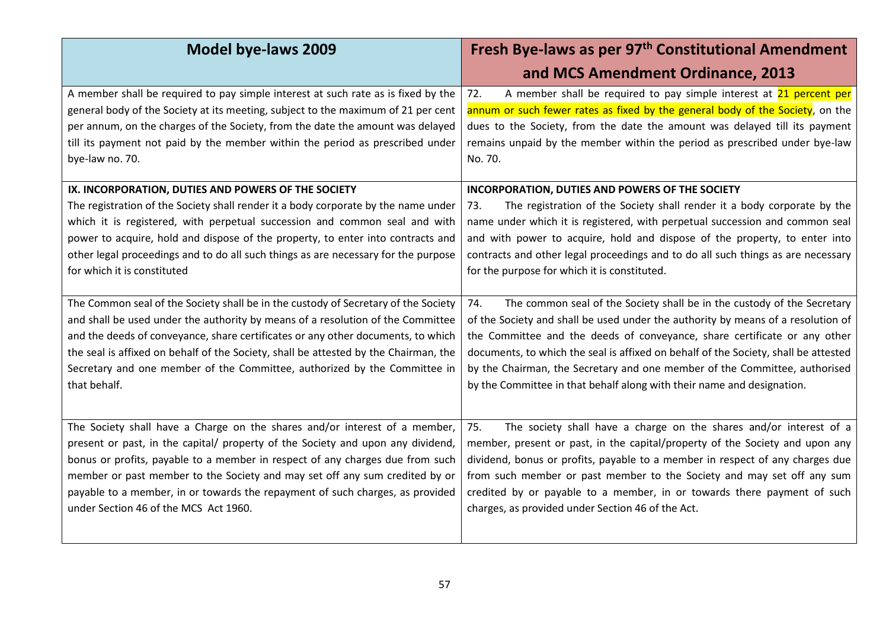| Model bye-laws 2009 | Fresh Bye-laws as per 97th Constitutional Amendment and MCS Amendment Ordinance, 2013 |
|---|---|
| A member shall be required to pay simple interest at such rate as is fixed by the general body of the Society at its meeting, subject to the maximum of 21 per cent per annum, on the charges of the Society, from the date the amount was delayed till its payment not paid by the member within the period as prescribed under bye-law no. 70. | 72. A member shall be required to pay simple interest at 21 percent per annum or such fewer rates as fixed by the general body of the Society, on the dues to the Society, from the date the amount was delayed till its payment remains unpaid by the member within the period as prescribed under bye-law No. 70. |
| **IX. INCORPORATION, DUTIES AND POWERS OF THE SOCIETY** The registration of the Society shall render it a body corporate by the name under which it is registered, with perpetual succession and common seal and with power to acquire, hold and dispose of the property, to enter into contracts and other legal proceedings and to do all such things as are necessary for the purpose for which it is constituted | **INCORPORATION, DUTIES AND POWERS OF THE SOCIETY** 73. The registration of the Society shall render it a body corporate by the name under which it is registered, with perpetual succession and common seal and with power to acquire, hold and dispose of the property, to enter into contracts and other legal proceedings and to do all such things as are necessary for the purpose for which it is constituted. |
| The Common seal of the Society shall be in the custody of Secretary of the Society and shall be used under the authority by means of a resolution of the Committee and the deeds of conveyance, share certificates or any other documents, to which the seal is affixed on behalf of the Society, shall be attested by the Chairman, the Secretary and one member of the Committee, authorized by the Committee in that behalf. | 74. The common seal of the Society shall be in the custody of the Secretary of the Society and shall be used under the authority by means of a resolution of the Committee and the deeds of conveyance, share certificate or any other documents, to which the seal is affixed on behalf of the Society, shall be attested by the Chairman, the Secretary and one member of the Committee, authorised by the Committee in that behalf along with their name and designation. |
| The Society shall have a Charge on the shares and/or interest of a member, present or past, in the capital/ property of the Society and upon any dividend, bonus or profits, payable to a member in respect of any charges due from such member or past member to the Society and may set off any sum credited by or payable to a member, in or towards the repayment of such charges, as provided under Section 46 of the MCS Act 1960. | 75. The society shall have a charge on the shares and/or interest of a member, present or past, in the capital/property of the Society and upon any dividend, bonus or profits, payable to a member in respect of any charges due from such member or past member to the Society and may set off any sum credited by or payable to a member, in or towards there payment of such charges, as provided under Section 46 of the Act. |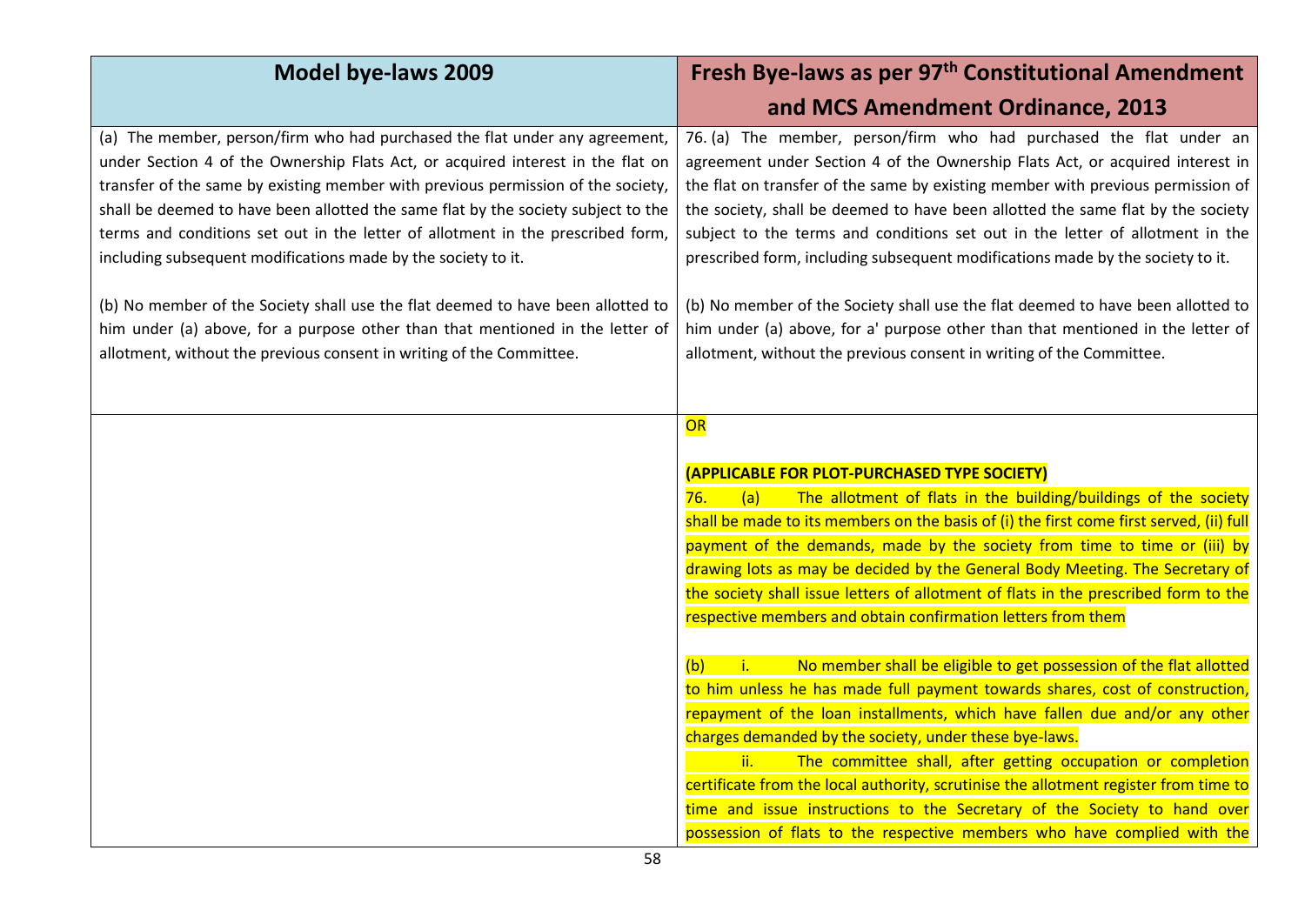| Model bye-laws 2009 | Fresh Bye-laws as per 97th Constitutional Amendment and MCS Amendment Ordinance, 2013 |
|---|---|
| (a) The member, person/firm who had purchased the flat under any agreement, under Section 4 of the Ownership Flats Act, or acquired interest in the flat on transfer of the same by existing member with previous permission of the society, shall be deemed to have been allotted the same flat by the society subject to the terms and conditions set out in the letter of allotment in the prescribed form, including subsequent modifications made by the society to it.<br><br>(b) No member of the Society shall use the flat deemed to have been allotted to him under (a) above, for a purpose other than that mentioned in the letter of allotment, without the previous consent in writing of the Committee. | 76. (a) The member, person/firm who had purchased the flat under an agreement under Section 4 of the Ownership Flats Act, or acquired interest in the flat on transfer of the same by existing member with previous permission of the society, shall be deemed to have been allotted the same flat by the society subject to the terms and conditions set out in the letter of allotment in the prescribed form, including subsequent modifications made by the society to it.<br><br>(b) No member of the Society shall use the flat deemed to have been allotted to him under (a) above, for a' purpose other than that mentioned in the letter of allotment, without the previous consent in writing of the Committee. |
| | OR<br><br>**(APPLICABLE FOR PLOT-PURCHASED TYPE SOCIETY)**<br>76. (a) The allotment of flats in the building/buildings of the society shall be made to its members on the basis of (i) the first come first served, (ii) full payment of the demands, made by the society from time to time or (iii) by drawing lots as may be decided by the General Body Meeting. The Secretary of the society shall issue letters of allotment of flats in the prescribed form to the respective members and obtain confirmation letters from them<br><br>(b) i. No member shall be eligible to get possession of the flat allotted to him unless he has made full payment towards shares, cost of construction, repayment of the loan installments, which have fallen due and/or any other charges demanded by the society, under these bye-laws.<br>ii. The committee shall, after getting occupation or completion certificate from the local authority, scrutinise the allotment register from time to time and issue instructions to the Secretary of the Society to hand over possession of flats to the respective members who have complied with the |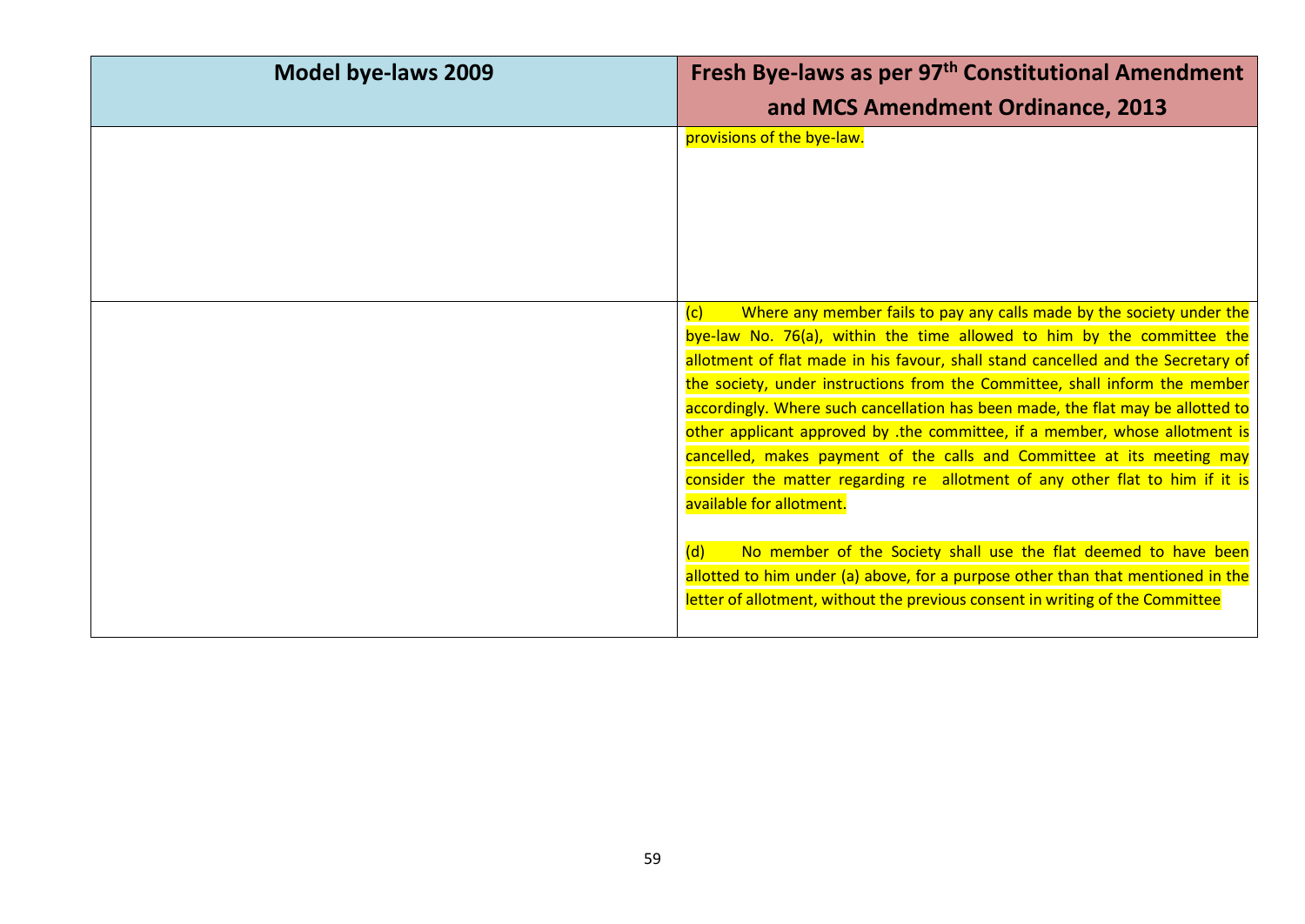| Model bye-laws 2009 | Fresh Bye-laws as per 97th Constitutional Amendment and MCS Amendment Ordinance, 2013 |
| --- | --- |
| | provisions of the bye-law. |
| | (c) Where any member fails to pay any calls made by the society under the bye-law No. 76(a), within the time allowed to him by the committee the allotment of flat made in his favour, shall stand cancelled and the Secretary of the society, under instructions from the Committee, shall inform the member accordingly. Where such cancellation has been made, the flat may be allotted to other applicant approved by .the committee, if a member, whose allotment is cancelled, makes payment of the calls and Committee at its meeting may consider the matter regarding re allotment of any other flat to him if it is available for allotment.<br><br>(d) No member of the Society shall use the flat deemed to have been allotted to him under (a) above, for a purpose other than that mentioned in the letter of allotment, without the previous consent in writing of the Committee |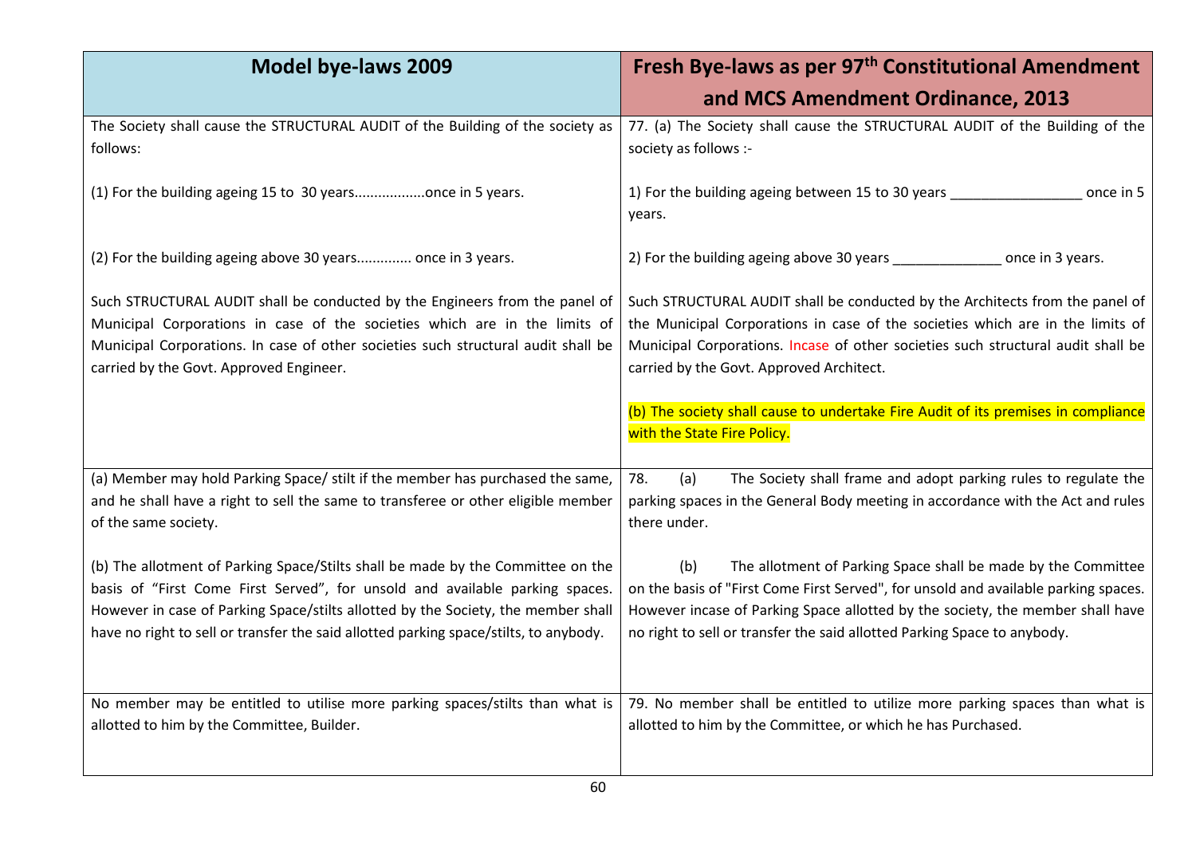| Model bye-laws 2009 | Fresh Bye-laws as per 97[th] Constitutional Amendment and MCS Amendment Ordinance, 2013 |
|---|---|
| The Society shall cause the STRUCTURAL AUDIT of the Building of the society as follows:<br><br>(1) For the building ageing 15 to 30 years..................once in 5 years.<br><br>(2) For the building ageing above 30 years.............. once in 3 years.<br><br>Such STRUCTURAL AUDIT shall be conducted by the Engineers from the panel of Municipal Corporations in case of the societies which are in the limits of Municipal Corporations. In case of other societies such structural audit shall be carried by the Govt. Approved Engineer. | 77. (a) The Society shall cause the STRUCTURAL AUDIT of the Building of the society as follows :-<br><br>1) For the building ageing between 15 to 30 years _________________ once in 5 years.<br><br>2) For the building ageing above 30 years ______________ once in 3 years.<br><br>Such STRUCTURAL AUDIT shall be conducted by the Architects from the panel of the Municipal Corporations in case of the societies which are in the limits of Municipal Corporations. Incase of other societies such structural audit shall be carried by the Govt. Approved Architect.<br><br>(b) The society shall cause to undertake Fire Audit of its premises in compliance with the State Fire Policy. |
| (a) Member may hold Parking Space/ stilt if the member has purchased the same, and he shall have a right to sell the same to transferee or other eligible member of the same society.<br><br>(b) The allotment of Parking Space/Stilts shall be made by the Committee on the basis of "First Come First Served", for unsold and available parking spaces. However in case of Parking Space/stilts allotted by the Society, the member shall have no right to sell or transfer the said allotted parking space/stilts, to anybody. | 78. (a) The Society shall frame and adopt parking rules to regulate the parking spaces in the General Body meeting in accordance with the Act and rules there under.<br><br>(b) The allotment of Parking Space shall be made by the Committee on the basis of "First Come First Served", for unsold and available parking spaces. However incase of Parking Space allotted by the society, the member shall have no right to sell or transfer the said allotted Parking Space to anybody. |
| No member may be entitled to utilise more parking spaces/stilts than what is allotted to him by the Committee, Builder. | 79. No member shall be entitled to utilize more parking spaces than what is allotted to him by the Committee, or which he has Purchased. |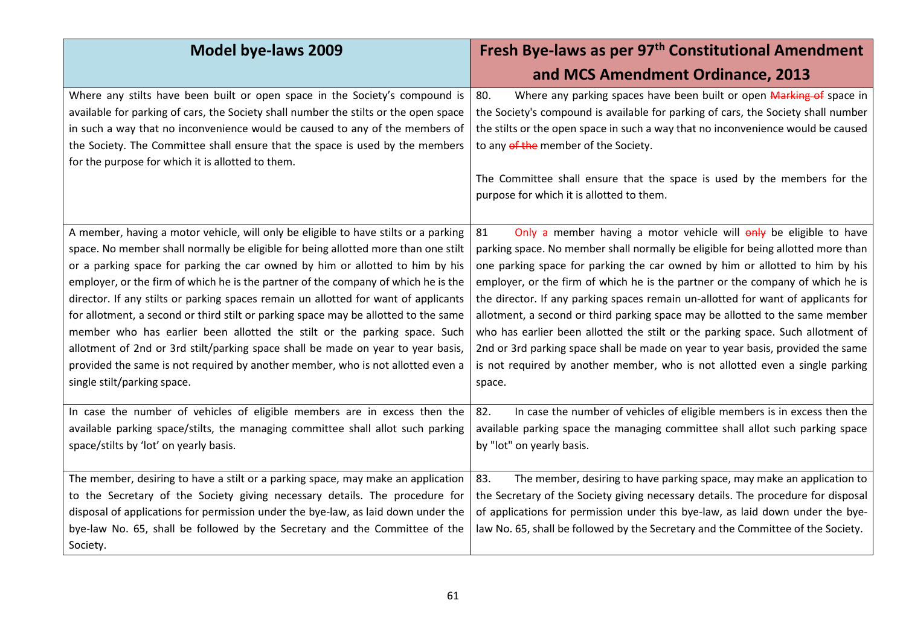| Model bye-laws 2009 | Fresh Bye-laws as per 97th Constitutional Amendment and MCS Amendment Ordinance, 2013 |
|---|---|
| Where any stilts have been built or open space in the Society's compound is available for parking of cars, the Society shall number the stilts or the open space in such a way that no inconvenience would be caused to any of the members of the Society. The Committee shall ensure that the space is used by the members for the purpose for which it is allotted to them. | 80. Where any parking spaces have been built or open ~~Marking of~~ space in the Society's compound is available for parking of cars, the Society shall number the stilts or the open space in such a way that no inconvenience would be caused to any ~~of the~~ member of the Society.<br><br>The Committee shall ensure that the space is used by the members for the purpose for which it is allotted to them. |
| A member, having a motor vehicle, will only be eligible to have stilts or a parking space. No member shall normally be eligible for being allotted more than one stilt or a parking space for parking the car owned by him or allotted to him by his employer, or the firm of which he is the partner of the company of which he is the director. If any stilts or parking spaces remain un allotted for want of applicants for allotment, a second or third stilt or parking space may be allotted to the same member who has earlier been allotted the stilt or the parking space. Such allotment of 2nd or 3rd stilt/parking space shall be made on year to year basis, provided the same is not required by another member, who is not allotted even a single stilt/parking space. | 81 Only a member having a motor vehicle will ~~only~~ be eligible to have parking space. No member shall normally be eligible for being allotted more than one parking space for parking the car owned by him or allotted to him by his employer, or the firm of which he is the partner or the company of which he is the director. If any parking spaces remain un-allotted for want of applicants for allotment, a second or third parking space may be allotted to the same member who has earlier been allotted the stilt or the parking space. Such allotment of 2nd or 3rd parking space shall be made on year to year basis, provided the same is not required by another member, who is not allotted even a single parking space. |
| In case the number of vehicles of eligible members are in excess then the available parking space/stilts, the managing committee shall allot such parking space/stilts by 'lot' on yearly basis. | 82. In case the number of vehicles of eligible members is in excess then the available parking space the managing committee shall allot such parking space by "lot" on yearly basis. |
| The member, desiring to have a stilt or a parking space, may make an application to the Secretary of the Society giving necessary details. The procedure for disposal of applications for permission under the bye-law, as laid down under the bye-law No. 65, shall be followed by the Secretary and the Committee of the Society. | 83. The member, desiring to have parking space, may make an application to the Secretary of the Society giving necessary details. The procedure for disposal of applications for permission under this bye-law, as laid down under the bye-law No. 65, shall be followed by the Secretary and the Committee of the Society. |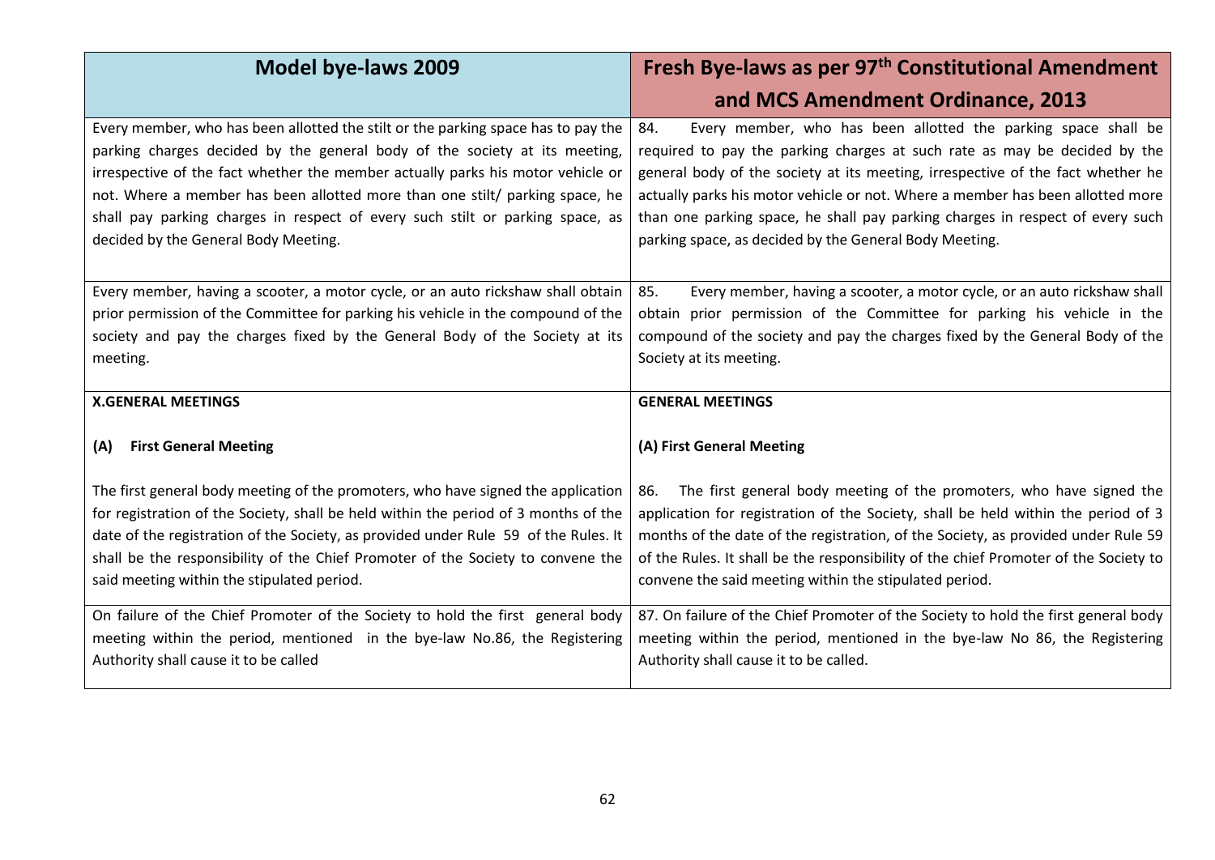| Model bye-laws 2009 | Fresh Bye-laws as per 97th Constitutional Amendment and MCS Amendment Ordinance, 2013 |
|---|---|
| Every member, who has been allotted the stilt or the parking space has to pay the parking charges decided by the general body of the society at its meeting, irrespective of the fact whether the member actually parks his motor vehicle or not. Where a member has been allotted more than one stilt/ parking space, he shall pay parking charges in respect of every such stilt or parking space, as decided by the General Body Meeting. | 84. Every member, who has been allotted the parking space shall be required to pay the parking charges at such rate as may be decided by the general body of the society at its meeting, irrespective of the fact whether he actually parks his motor vehicle or not. Where a member has been allotted more than one parking space, he shall pay parking charges in respect of every such parking space, as decided by the General Body Meeting. |
| Every member, having a scooter, a motor cycle, or an auto rickshaw shall obtain prior permission of the Committee for parking his vehicle in the compound of the society and pay the charges fixed by the General Body of the Society at its meeting. | 85. Every member, having a scooter, a motor cycle, or an auto rickshaw shall obtain prior permission of the Committee for parking his vehicle in the compound of the society and pay the charges fixed by the General Body of the Society at its meeting. |
| **X.GENERAL MEETINGS**<br><br>**(A) First General Meeting** | **GENERAL MEETINGS**<br><br>**(A) First General Meeting** |
| The first general body meeting of the promoters, who have signed the application for registration of the Society, shall be held within the period of 3 months of the date of the registration of the Society, as provided under Rule 59 of the Rules. It shall be the responsibility of the Chief Promoter of the Society to convene the said meeting within the stipulated period. | 86. The first general body meeting of the promoters, who have signed the application for registration of the Society, shall be held within the period of 3 months of the date of the registration, of the Society, as provided under Rule 59 of the Rules. It shall be the responsibility of the chief Promoter of the Society to convene the said meeting within the stipulated period. |
| On failure of the Chief Promoter of the Society to hold the first general body meeting within the period, mentioned in the bye-law No.86, the Registering Authority shall cause it to be called | 87. On failure of the Chief Promoter of the Society to hold the first general body meeting within the period, mentioned in the bye-law No 86, the Registering Authority shall cause it to be called. |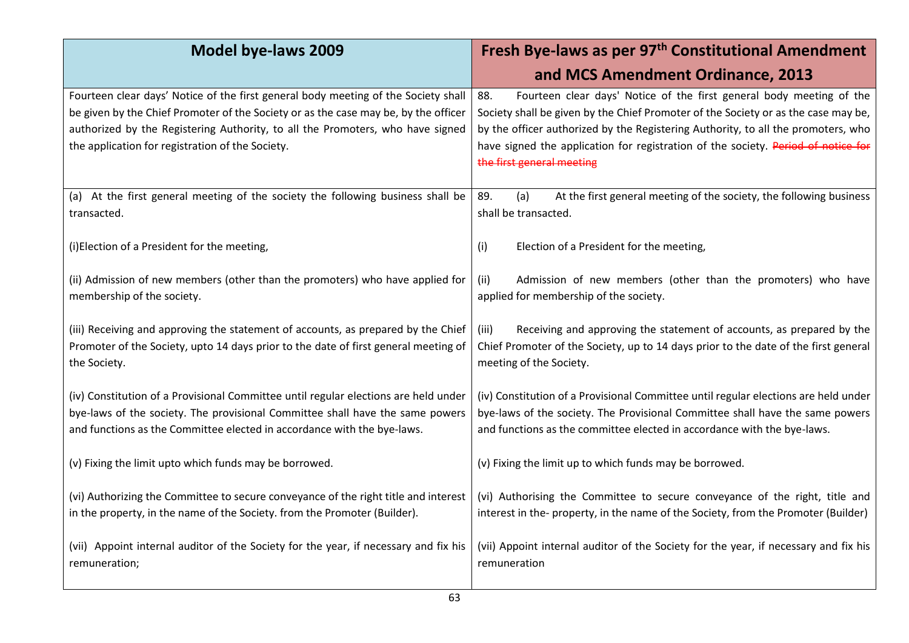| Model bye-laws 2009 | Fresh Bye-laws as per 97th Constitutional Amendment and MCS Amendment Ordinance, 2013 |
|---|---|
| Fourteen clear days' Notice of the first general body meeting of the Society shall be given by the Chief Promoter of the Society or as the case may be, by the officer authorized by the Registering Authority, to all the Promoters, who have signed the application for registration of the Society. | 88. Fourteen clear days' Notice of the first general body meeting of the Society shall be given by the Chief Promoter of the Society or as the case may be, by the officer authorized by the Registering Authority, to all the promoters, who have signed the application for registration of the society. ~~Period of notice for the first general meeting~~ |
| (a) At the first general meeting of the society the following business shall be transacted.<br><br>(i)Election of a President for the meeting,<br><br>(ii) Admission of new members (other than the promoters) who have applied for membership of the society.<br><br>(iii) Receiving and approving the statement of accounts, as prepared by the Chief Promoter of the Society, upto 14 days prior to the date of first general meeting of the Society.<br><br>(iv) Constitution of a Provisional Committee until regular elections are held under bye-laws of the society. The provisional Committee shall have the same powers and functions as the Committee elected in accordance with the bye-laws.<br><br>(v) Fixing the limit upto which funds may be borrowed.<br><br>(vi) Authorizing the Committee to secure conveyance of the right title and interest in the property, in the name of the Society. from the Promoter (Builder).<br><br>(vii) Appoint internal auditor of the Society for the year, if necessary and fix his remuneration; | 89. (a) At the first general meeting of the society, the following business shall be transacted.<br><br>(i) Election of a President for the meeting,<br><br>(ii) Admission of new members (other than the promoters) who have applied for membership of the society.<br><br>(iii) Receiving and approving the statement of accounts, as prepared by the Chief Promoter of the Society, up to 14 days prior to the date of the first general meeting of the Society.<br><br>(iv) Constitution of a Provisional Committee until regular elections are held under bye-laws of the society. The Provisional Committee shall have the same powers and functions as the committee elected in accordance with the bye-laws.<br><br>(v) Fixing the limit up to which funds may be borrowed.<br><br>(vi) Authorising the Committee to secure conveyance of the right, title and interest in the- property, in the name of the Society, from the Promoter (Builder)<br><br>(vii) Appoint internal auditor of the Society for the year, if necessary and fix his remuneration |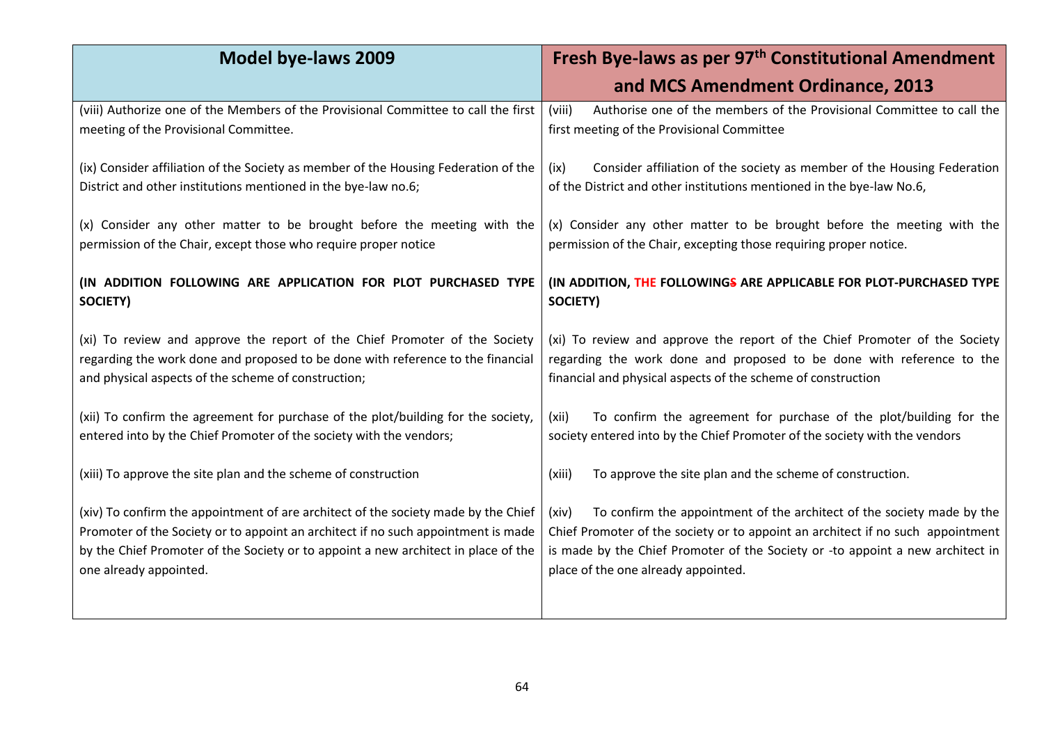| Model bye-laws 2009 | Fresh Bye-laws as per 97th Constitutional Amendment and MCS Amendment Ordinance, 2013 |
|---|---|
| (viii) Authorize one of the Members of the Provisional Committee to call the first meeting of the Provisional Committee. | (viii) Authorise one of the members of the Provisional Committee to call the first meeting of the Provisional Committee |
| (ix) Consider affiliation of the Society as member of the Housing Federation of the District and other institutions mentioned in the bye-law no.6; | (ix) Consider affiliation of the society as member of the Housing Federation of the District and other institutions mentioned in the bye-law No.6, |
| (x) Consider any other matter to be brought before the meeting with the permission of the Chair, except those who require proper notice | (x) Consider any other matter to be brought before the meeting with the permission of the Chair, excepting those requiring proper notice. |
| **(IN ADDITION FOLLOWING ARE APPLICATION FOR PLOT PURCHASED TYPE SOCIETY)** | **(IN ADDITION, THE FOLLOWINGS ARE APPLICABLE FOR PLOT-PURCHASED TYPE SOCIETY)** |
| (xi) To review and approve the report of the Chief Promoter of the Society regarding the work done and proposed to be done with reference to the financial and physical aspects of the scheme of construction; | (xi) To review and approve the report of the Chief Promoter of the Society regarding the work done and proposed to be done with reference to the financial and physical aspects of the scheme of construction |
| (xii) To confirm the agreement for purchase of the plot/building for the society, entered into by the Chief Promoter of the society with the vendors; | (xii) To confirm the agreement for purchase of the plot/building for the society entered into by the Chief Promoter of the society with the vendors |
| (xiii) To approve the site plan and the scheme of construction | (xiii) To approve the site plan and the scheme of construction. |
| (xiv) To confirm the appointment of are architect of the society made by the Chief Promoter of the Society or to appoint an architect if no such appointment is made by the Chief Promoter of the Society or to appoint a new architect in place of the one already appointed. | (xiv) To confirm the appointment of the architect of the society made by the Chief Promoter of the society or to appoint an architect if no such appointment is made by the Chief Promoter of the Society or -to appoint a new architect in place of the one already appointed. |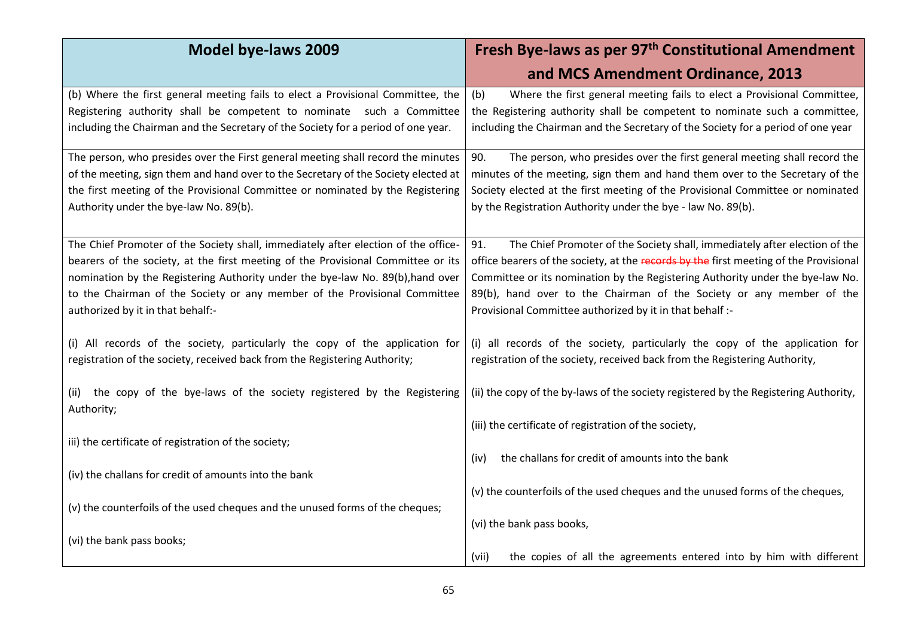| Model bye-laws 2009 | Fresh Bye-laws as per 97th Constitutional Amendment and MCS Amendment Ordinance, 2013 |
|---|---|
| (b) Where the first general meeting fails to elect a Provisional Committee, the Registering authority shall be competent to nominate such a Committee including the Chairman and the Secretary of the Society for a period of one year. | (b) Where the first general meeting fails to elect a Provisional Committee, the Registering authority shall be competent to nominate such a committee, including the Chairman and the Secretary of the Society for a period of one year |
| The person, who presides over the First general meeting shall record the minutes of the meeting, sign them and hand over to the Secretary of the Society elected at the first meeting of the Provisional Committee or nominated by the Registering Authority under the bye-law No. 89(b). | 90. The person, who presides over the first general meeting shall record the minutes of the meeting, sign them and hand them over to the Secretary of the Society elected at the first meeting of the Provisional Committee or nominated by the Registration Authority under the bye - law No. 89(b). |
| The Chief Promoter of the Society shall, immediately after election of the office-bearers of the society, at the first meeting of the Provisional Committee or its nomination by the Registering Authority under the bye-law No. 89(b),hand over to the Chairman of the Society or any member of the Provisional Committee authorized by it in that behalf:- | 91. The Chief Promoter of the Society shall, immediately after election of the office bearers of the society, at the ~~records by the~~ first meeting of the Provisional Committee or its nomination by the Registering Authority under the bye-law No. 89(b), hand over to the Chairman of the Society or any member of the Provisional Committee authorized by it in that behalf :- |
| (i) All records of the society, particularly the copy of the application for registration of the society, received back from the Registering Authority; | (i) all records of the society, particularly the copy of the application for registration of the society, received back from the Registering Authority, |
| (ii) the copy of the bye-laws of the society registered by the Registering Authority; | (ii) the copy of the by-laws of the society registered by the Registering Authority, |
| iii) the certificate of registration of the society; | (iii) the certificate of registration of the society, |
| (iv) the challans for credit of amounts into the bank | (iv) the challans for credit of amounts into the bank |
| (v) the counterfoils of the used cheques and the unused forms of the cheques; | (v) the counterfoils of the used cheques and the unused forms of the cheques, |
| (vi) the bank pass books; | (vi) the bank pass books, |
| | (vii) the copies of all the agreements entered into by him with different |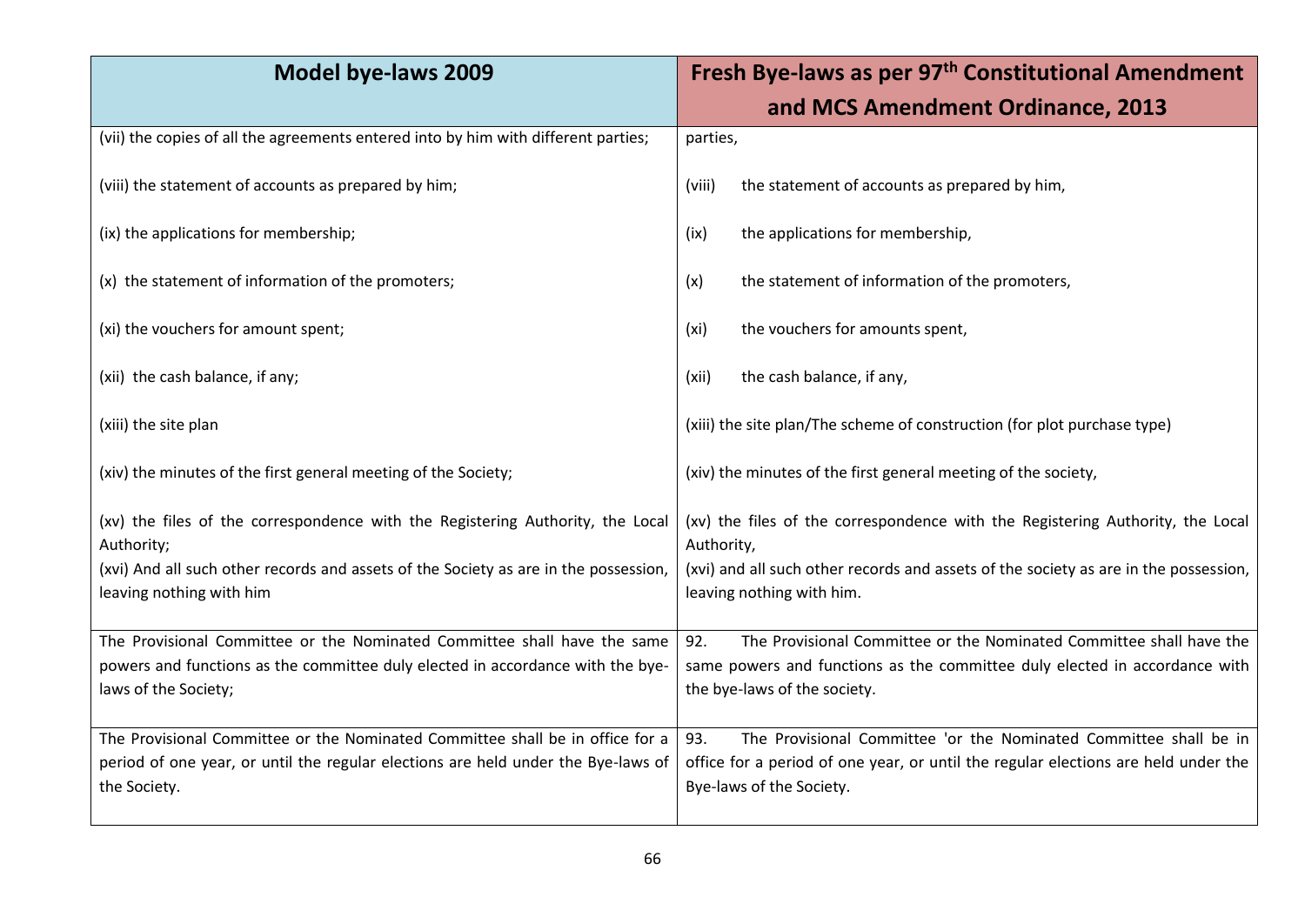| Model bye-laws 2009 | Fresh Bye-laws as per 97th Constitutional Amendment and MCS Amendment Ordinance, 2013 |
|---|---|
| (vii) the copies of all the agreements entered into by him with different parties; | parties, |
| (viii) the statement of accounts as prepared by him; | (viii) the statement of accounts as prepared by him, |
| (ix) the applications for membership; | (ix) the applications for membership, |
| (x) the statement of information of the promoters; | (x) the statement of information of the promoters, |
| (xi) the vouchers for amount spent; | (xi) the vouchers for amounts spent, |
| (xii) the cash balance, if any; | (xii) the cash balance, if any, |
| (xiii) the site plan | (xiii) the site plan/The scheme of construction (for plot purchase type) |
| (xiv) the minutes of the first general meeting of the Society; | (xiv) the minutes of the first general meeting of the society, |
| (xv) the files of the correspondence with the Registering Authority, the Local Authority;<br>(xvi) And all such other records and assets of the Society as are in the possession, leaving nothing with him | (xv) the files of the correspondence with the Registering Authority, the Local Authority,<br>(xvi) and all such other records and assets of the society as are in the possession, leaving nothing with him. |
| The Provisional Committee or the Nominated Committee shall have the same powers and functions as the committee duly elected in accordance with the bye-laws of the Society; | 92. The Provisional Committee or the Nominated Committee shall have the same powers and functions as the committee duly elected in accordance with the bye-laws of the society. |
| The Provisional Committee or the Nominated Committee shall be in office for a period of one year, or until the regular elections are held under the Bye-laws of the Society. | 93. The Provisional Committee 'or the Nominated Committee shall be in office for a period of one year, or until the regular elections are held under the Bye-laws of the Society. |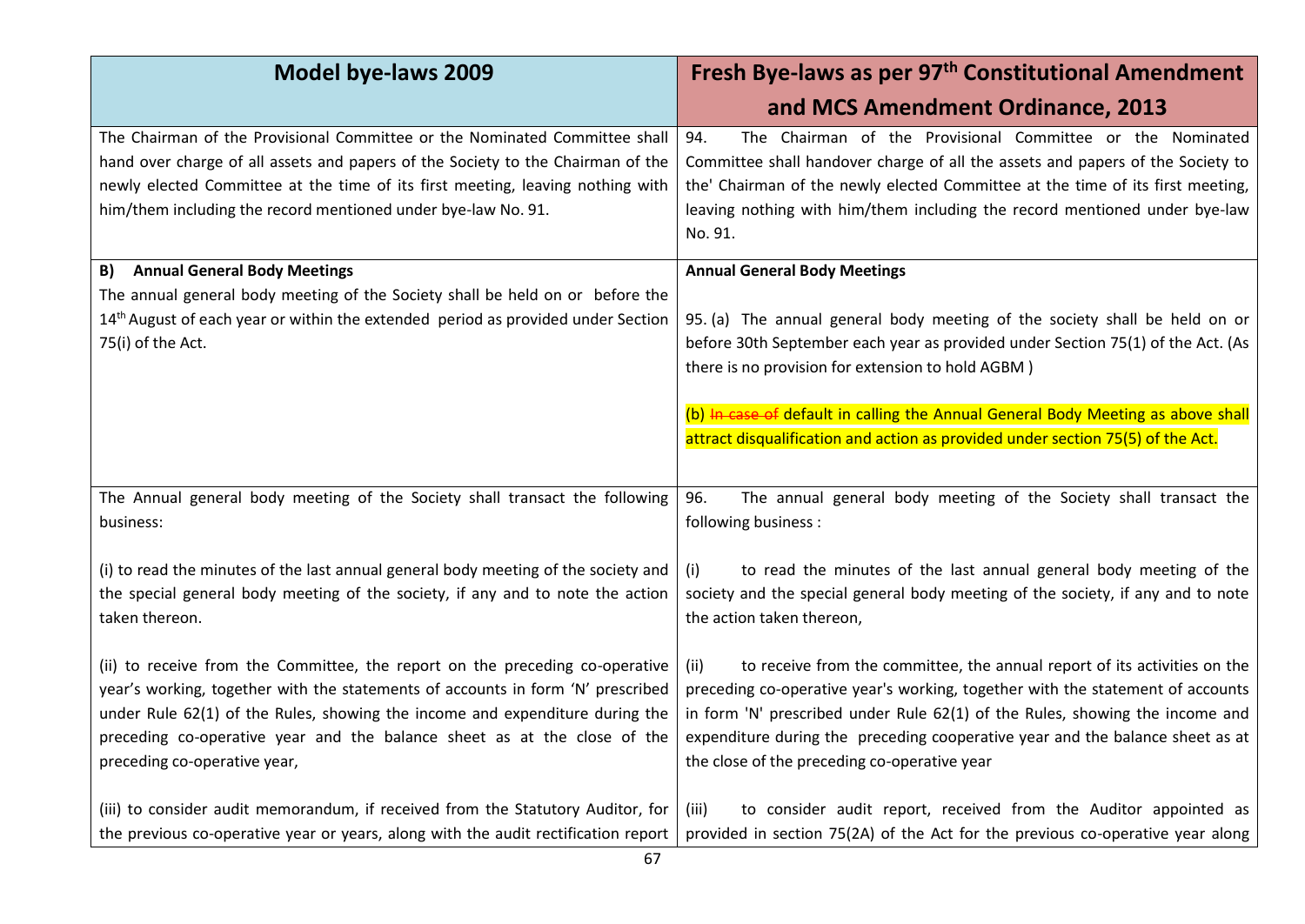| Model bye-laws 2009 | Fresh Bye-laws as per 97th Constitutional Amendment and MCS Amendment Ordinance, 2013 |
|---|---|
| The Chairman of the Provisional Committee or the Nominated Committee shall hand over charge of all assets and papers of the Society to the Chairman of the newly elected Committee at the time of its first meeting, leaving nothing with him/them including the record mentioned under bye-law No. 91. | 94. The Chairman of the Provisional Committee or the Nominated Committee shall handover charge of all the assets and papers of the Society to the' Chairman of the newly elected Committee at the time of its first meeting, leaving nothing with him/them including the record mentioned under bye-law No. 91. |
| **B) Annual General Body Meetings**<br>The annual general body meeting of the Society shall be held on or before the 14th August of each year or within the extended period as provided under Section 75(i) of the Act. | **Annual General Body Meetings**<br><br>95. (a) The annual general body meeting of the society shall be held on or before 30th September each year as provided under Section 75(1) of the Act. (As there is no provision for extension to hold AGBM )<br><br>(b) ~~In case of~~ default in calling the Annual General Body Meeting as above shall attract disqualification and action as provided under section 75(5) of the Act. |
| The Annual general body meeting of the Society shall transact the following business:<br><br>(i) to read the minutes of the last annual general body meeting of the society and the special general body meeting of the society, if any and to note the action taken thereon.<br><br>(ii) to receive from the Committee, the report on the preceding co-operative year's working, together with the statements of accounts in form 'N' prescribed under Rule 62(1) of the Rules, showing the income and expenditure during the preceding co-operative year and the balance sheet as at the close of the preceding co-operative year,<br><br>(iii) to consider audit memorandum, if received from the Statutory Auditor, for the previous co-operative year or years, along with the audit rectification report | 96. The annual general body meeting of the Society shall transact the following business :<br><br>(i) to read the minutes of the last annual general body meeting of the society and the special general body meeting of the society, if any and to note the action taken thereon,<br><br>(ii) to receive from the committee, the annual report of its activities on the preceding co-operative year's working, together with the statement of accounts in form 'N' prescribed under Rule 62(1) of the Rules, showing the income and expenditure during the preceding cooperative year and the balance sheet as at the close of the preceding co-operative year<br><br>(iii) to consider audit report, received from the Auditor appointed as provided in section 75(2A) of the Act for the previous co-operative year along |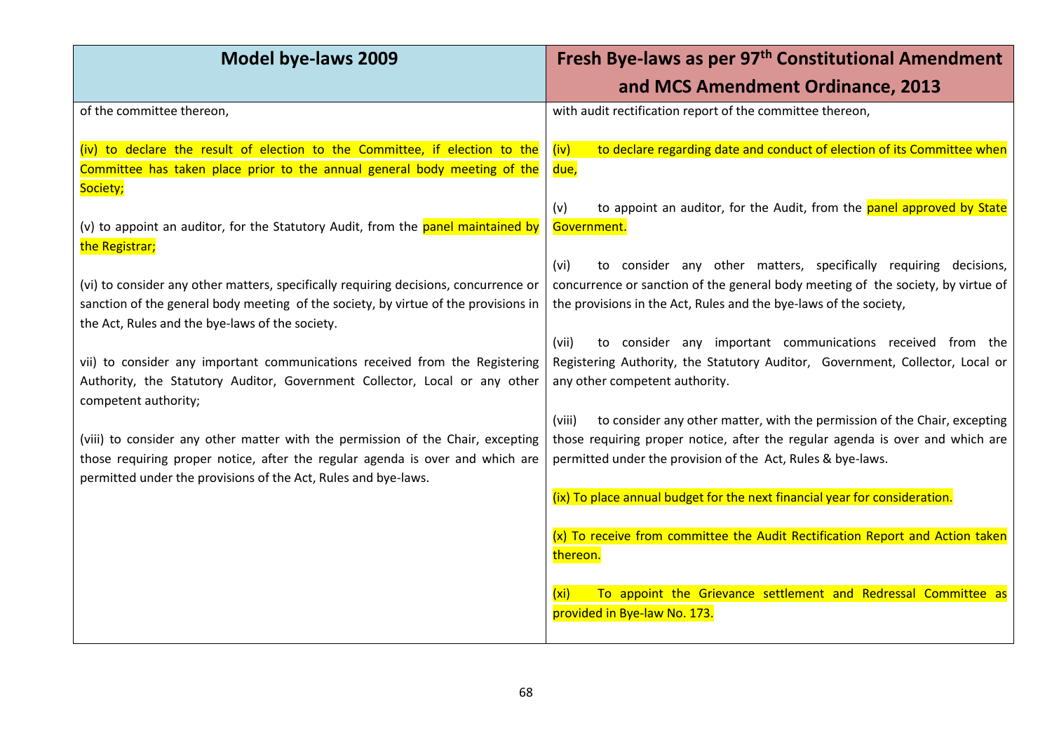| Model bye-laws 2009 | Fresh Bye-laws as per 97th Constitutional Amendment and MCS Amendment Ordinance, 2013 |
|---|---|
| of the committee thereon, | with audit rectification report of the committee thereon, |
| (iv) to declare the result of election to the Committee, if election to the Committee has taken place prior to the annual general body meeting of the Society; | (iv) to declare regarding date and conduct of election of its Committee when due, |
| (v) to appoint an auditor, for the Statutory Audit, from the panel maintained by the Registrar; | (v) to appoint an auditor, for the Audit, from the panel approved by State Government. |
| (vi) to consider any other matters, specifically requiring decisions, concurrence or sanction of the general body meeting of the society, by virtue of the provisions in the Act, Rules and the bye-laws of the society. | (vi) to consider any other matters, specifically requiring decisions, concurrence or sanction of the general body meeting of the society, by virtue of the provisions in the Act, Rules and the bye-laws of the society, |
| vii) to consider any important communications received from the Registering Authority, the Statutory Auditor, Government Collector, Local or any other competent authority; | (vii) to consider any important communications received from the Registering Authority, the Statutory Auditor, Government, Collector, Local or any other competent authority. |
| (viii) to consider any other matter with the permission of the Chair, excepting those requiring proper notice, after the regular agenda is over and which are permitted under the provisions of the Act, Rules and bye-laws. | (viii) to consider any other matter, with the permission of the Chair, excepting those requiring proper notice, after the regular agenda is over and which are permitted under the provision of the Act, Rules & bye-laws. |
| | (ix) To place annual budget for the next financial year for consideration. |
| | (x) To receive from committee the Audit Rectification Report and Action taken thereon. |
| | (xi) To appoint the Grievance settlement and Redressal Committee as provided in Bye-law No. 173. |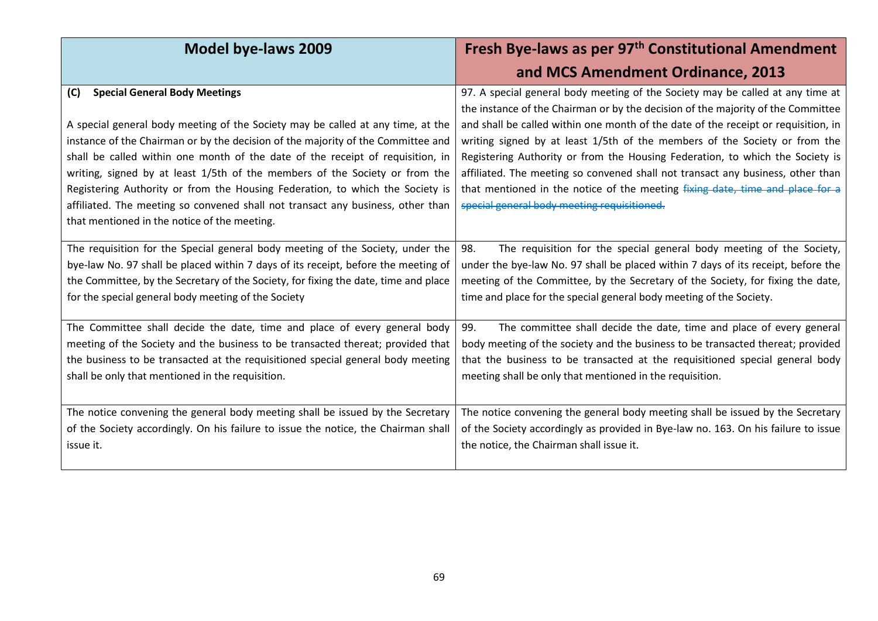| Model bye-laws 2009 | Fresh Bye-laws as per 97th Constitutional Amendment and MCS Amendment Ordinance, 2013 |
|---|---|
| **(C) Special General Body Meetings**<br><br>A special general body meeting of the Society may be called at any time, at the instance of the Chairman or by the decision of the majority of the Committee and shall be called within one month of the date of the receipt of requisition, in writing, signed by at least 1/5th of the members of the Society or from the Registering Authority or from the Housing Federation, to which the Society is affiliated. The meeting so convened shall not transact any business, other than that mentioned in the notice of the meeting. | 97. A special general body meeting of the Society may be called at any time at the instance of the Chairman or by the decision of the majority of the Committee and shall be called within one month of the date of the receipt or requisition, in writing signed by at least 1/5th of the members of the Society or from the Registering Authority or from the Housing Federation, to which the Society is affiliated. The meeting so convened shall not transact any business, other than that mentioned in the notice of the meeting ~~fixing date, time and place for a special general body meeting requisitioned.~~ |
| The requisition for the Special general body meeting of the Society, under the bye-law No. 97 shall be placed within 7 days of its receipt, before the meeting of the Committee, by the Secretary of the Society, for fixing the date, time and place for the special general body meeting of the Society | 98. The requisition for the special general body meeting of the Society, under the bye-law No. 97 shall be placed within 7 days of its receipt, before the meeting of the Committee, by the Secretary of the Society, for fixing the date, time and place for the special general body meeting of the Society. |
| The Committee shall decide the date, time and place of every general body meeting of the Society and the business to be transacted thereat; provided that the business to be transacted at the requisitioned special general body meeting shall be only that mentioned in the requisition. | 99. The committee shall decide the date, time and place of every general body meeting of the society and the business to be transacted thereat; provided that the business to be transacted at the requisitioned special general body meeting shall be only that mentioned in the requisition. |
| The notice convening the general body meeting shall be issued by the Secretary of the Society accordingly. On his failure to issue the notice, the Chairman shall issue it. | The notice convening the general body meeting shall be issued by the Secretary of the Society accordingly as provided in Bye-law no. 163. On his failure to issue the notice, the Chairman shall issue it. |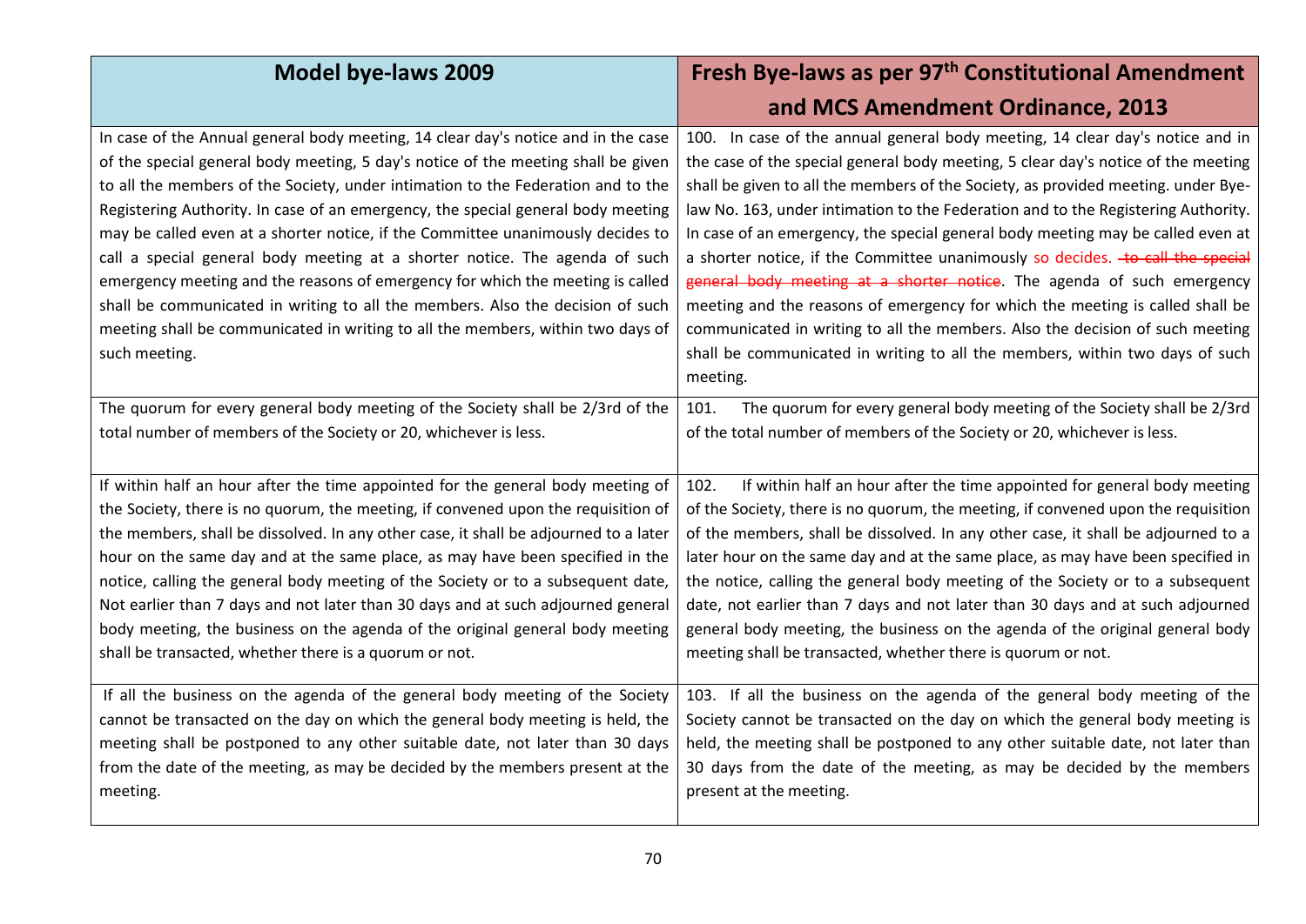| Model bye-laws 2009 | Fresh Bye-laws as per 97th Constitutional Amendment and MCS Amendment Ordinance, 2013 |
|---|---|
| In case of the Annual general body meeting, 14 clear day's notice and in the case of the special general body meeting, 5 day's notice of the meeting shall be given to all the members of the Society, under intimation to the Federation and to the Registering Authority. In case of an emergency, the special general body meeting may be called even at a shorter notice, if the Committee unanimously decides to call a special general body meeting at a shorter notice. The agenda of such emergency meeting and the reasons of emergency for which the meeting is called shall be communicated in writing to all the members. Also the decision of such meeting shall be communicated in writing to all the members, within two days of such meeting. | 100. In case of the annual general body meeting, 14 clear day's notice and in the case of the special general body meeting, 5 clear day's notice of the meeting shall be given to all the members of the Society, as provided meeting. under Bye-law No. 163, under intimation to the Federation and to the Registering Authority. In case of an emergency, the special general body meeting may be called even at a shorter notice, if the Committee unanimously so decides. ~~to call the special general body meeting at a shorter notice~~. The agenda of such emergency meeting and the reasons of emergency for which the meeting is called shall be communicated in writing to all the members. Also the decision of such meeting shall be communicated in writing to all the members, within two days of such meeting. |
| The quorum for every general body meeting of the Society shall be 2/3rd of the total number of members of the Society or 20, whichever is less. | 101. The quorum for every general body meeting of the Society shall be 2/3rd of the total number of members of the Society or 20, whichever is less. |
| If within half an hour after the time appointed for the general body meeting of the Society, there is no quorum, the meeting, if convened upon the requisition of the members, shall be dissolved. In any other case, it shall be adjourned to a later hour on the same day and at the same place, as may have been specified in the notice, calling the general body meeting of the Society or to a subsequent date, Not earlier than 7 days and not later than 30 days and at such adjourned general body meeting, the business on the agenda of the original general body meeting shall be transacted, whether there is a quorum or not. | 102. If within half an hour after the time appointed for general body meeting of the Society, there is no quorum, the meeting, if convened upon the requisition of the members, shall be dissolved. In any other case, it shall be adjourned to a later hour on the same day and at the same place, as may have been specified in the notice, calling the general body meeting of the Society or to a subsequent date, not earlier than 7 days and not later than 30 days and at such adjourned general body meeting, the business on the agenda of the original general body meeting shall be transacted, whether there is quorum or not. |
| If all the business on the agenda of the general body meeting of the Society cannot be transacted on the day on which the general body meeting is held, the meeting shall be postponed to any other suitable date, not later than 30 days from the date of the meeting, as may be decided by the members present at the meeting. | 103. If all the business on the agenda of the general body meeting of the Society cannot be transacted on the day on which the general body meeting is held, the meeting shall be postponed to any other suitable date, not later than 30 days from the date of the meeting, as may be decided by the members present at the meeting. |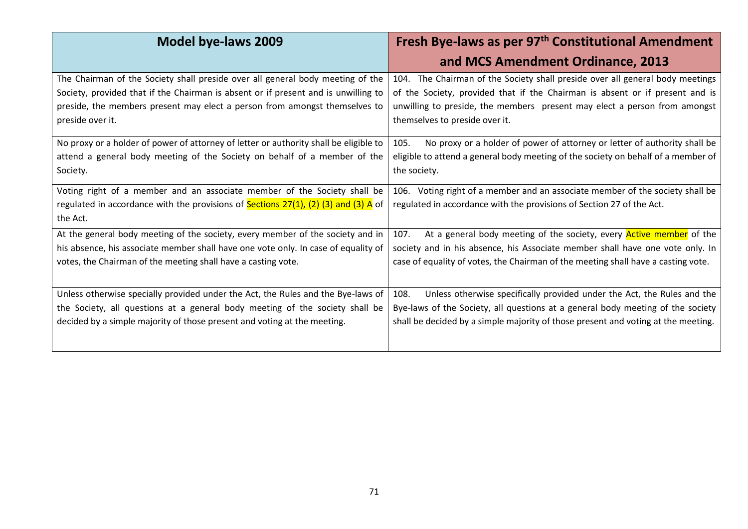| Model bye-laws 2009 | Fresh Bye-laws as per 97th Constitutional Amendment and MCS Amendment Ordinance, 2013 |
|---|---|
| The Chairman of the Society shall preside over all general body meeting of the Society, provided that if the Chairman is absent or if present and is unwilling to preside, the members present may elect a person from amongst themselves to preside over it. | 104. The Chairman of the Society shall preside over all general body meetings of the Society, provided that if the Chairman is absent or if present and is unwilling to preside, the members present may elect a person from amongst themselves to preside over it. |
| No proxy or a holder of power of attorney of letter or authority shall be eligible to attend a general body meeting of the Society on behalf of a member of the Society. | 105. No proxy or a holder of power of attorney or letter of authority shall be eligible to attend a general body meeting of the society on behalf of a member of the society. |
| Voting right of a member and an associate member of the Society shall be regulated in accordance with the provisions of Sections 27(1), (2) (3) and (3) A of the Act. | 106. Voting right of a member and an associate member of the society shall be regulated in accordance with the provisions of Section 27 of the Act. |
| At the general body meeting of the society, every member of the society and in his absence, his associate member shall have one vote only. In case of equality of votes, the Chairman of the meeting shall have a casting vote. | 107. At a general body meeting of the society, every Active member of the society and in his absence, his Associate member shall have one vote only. In case of equality of votes, the Chairman of the meeting shall have a casting vote. |
| Unless otherwise specially provided under the Act, the Rules and the Bye-laws of the Society, all questions at a general body meeting of the society shall be decided by a simple majority of those present and voting at the meeting. | 108. Unless otherwise specifically provided under the Act, the Rules and the Bye-laws of the Society, all questions at a general body meeting of the society shall be decided by a simple majority of those present and voting at the meeting. |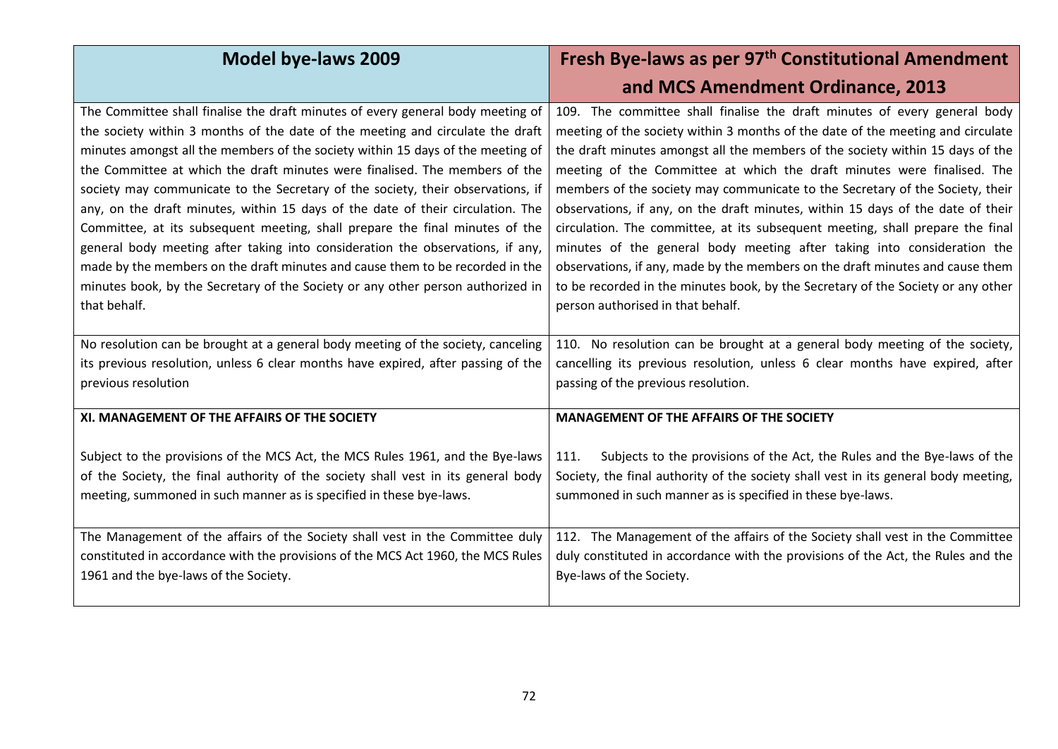| Model bye-laws 2009 | Fresh Bye-laws as per 97th Constitutional Amendment and MCS Amendment Ordinance, 2013 |
| --- | --- |
| The Committee shall finalise the draft minutes of every general body meeting of the society within 3 months of the date of the meeting and circulate the draft minutes amongst all the members of the society within 15 days of the meeting of the Committee at which the draft minutes were finalised. The members of the society may communicate to the Secretary of the society, their observations, if any, on the draft minutes, within 15 days of the date of their circulation. The Committee, at its subsequent meeting, shall prepare the final minutes of the general body meeting after taking into consideration the observations, if any, made by the members on the draft minutes and cause them to be recorded in the minutes book, by the Secretary of the Society or any other person authorized in that behalf. | 109. The committee shall finalise the draft minutes of every general body meeting of the society within 3 months of the date of the meeting and circulate the draft minutes amongst all the members of the society within 15 days of the meeting of the Committee at which the draft minutes were finalised. The members of the society may communicate to the Secretary of the Society, their observations, if any, on the draft minutes, within 15 days of the date of their circulation. The committee, at its subsequent meeting, shall prepare the final minutes of the general body meeting after taking into consideration the observations, if any, made by the members on the draft minutes and cause them to be recorded in the minutes book, by the Secretary of the Society or any other person authorised in that behalf. |
| No resolution can be brought at a general body meeting of the society, canceling its previous resolution, unless 6 clear months have expired, after passing of the previous resolution | 110. No resolution can be brought at a general body meeting of the society, cancelling its previous resolution, unless 6 clear months have expired, after passing of the previous resolution. |
| **XI. MANAGEMENT OF THE AFFAIRS OF THE SOCIETY** | **MANAGEMENT OF THE AFFAIRS OF THE SOCIETY** |
| Subject to the provisions of the MCS Act, the MCS Rules 1961, and the Bye-laws of the Society, the final authority of the society shall vest in its general body meeting, summoned in such manner as is specified in these bye-laws. | 111. Subjects to the provisions of the Act, the Rules and the Bye-laws of the Society, the final authority of the society shall vest in its general body meeting, summoned in such manner as is specified in these bye-laws. |
| The Management of the affairs of the Society shall vest in the Committee duly constituted in accordance with the provisions of the MCS Act 1960, the MCS Rules 1961 and the bye-laws of the Society. | 112. The Management of the affairs of the Society shall vest in the Committee duly constituted in accordance with the provisions of the Act, the Rules and the Bye-laws of the Society. |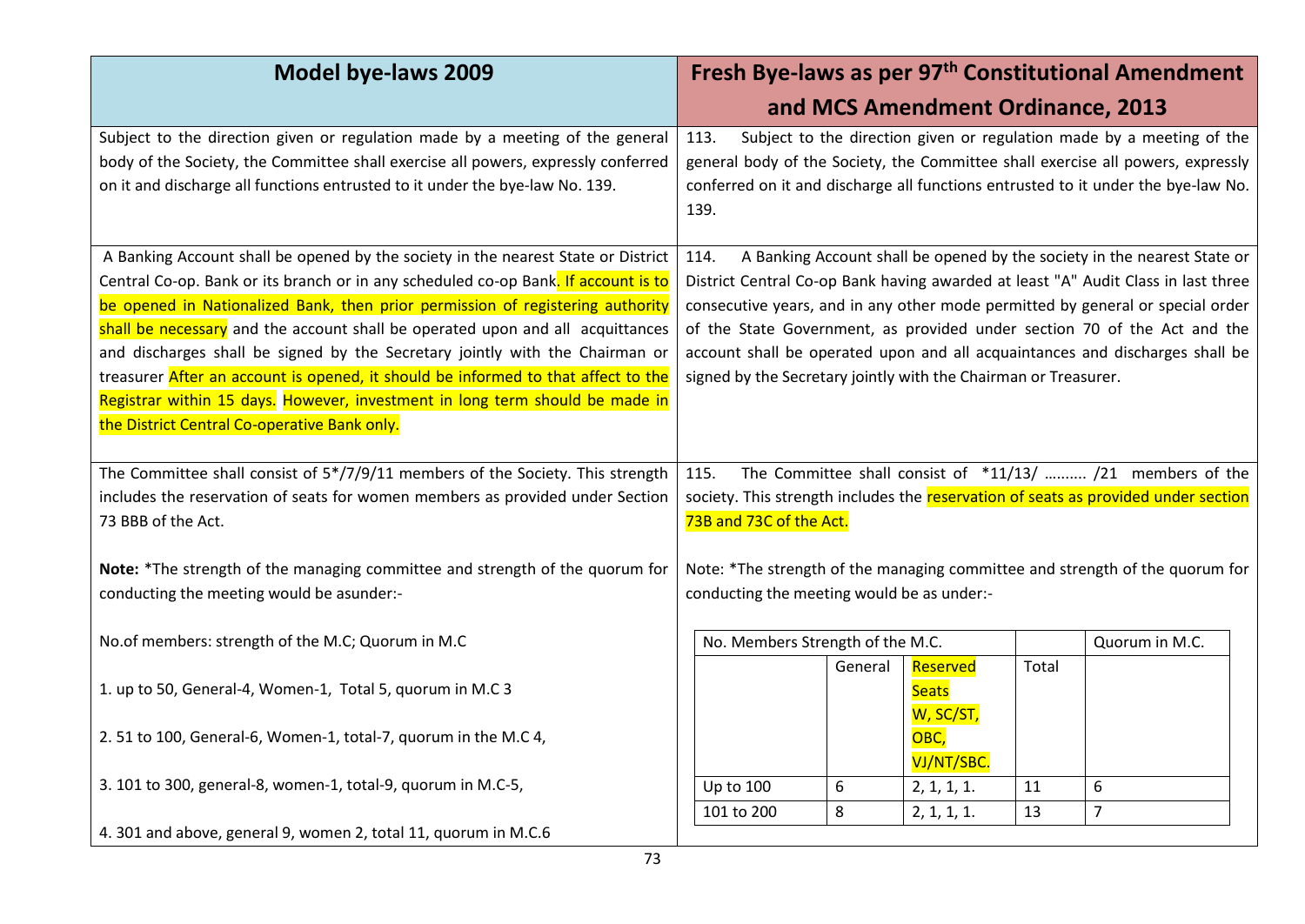| Model bye-laws 2009 | Fresh Bye-laws as per 97th Constitutional Amendment and MCS Amendment Ordinance, 2013 |
|---|---|
| Subject to the direction given or regulation made by a meeting of the general body of the Society, the Committee shall exercise all powers, expressly conferred on it and discharge all functions entrusted to it under the bye-law No. 139. | 113. Subject to the direction given or regulation made by a meeting of the general body of the Society, the Committee shall exercise all powers, expressly conferred on it and discharge all functions entrusted to it under the bye-law No. 139. |
| A Banking Account shall be opened by the society in the nearest State or District Central Co-op. Bank or its branch or in any scheduled co-op Bank. If account is to be opened in Nationalized Bank, then prior permission of registering authority shall be necessary and the account shall be operated upon and all acquittances and discharges shall be signed by the Secretary jointly with the Chairman or treasurer After an account is opened, it should be informed to that affect to the Registrar within 15 days. However, investment in long term should be made in the District Central Co-operative Bank only. | 114. A Banking Account shall be opened by the society in the nearest State or District Central Co-op Bank having awarded at least "A" Audit Class in last three consecutive years, and in any other mode permitted by general or special order of the State Government, as provided under section 70 of the Act and the account shall be operated upon and all acquaintances and discharges shall be signed by the Secretary jointly with the Chairman or Treasurer. |
| The Committee shall consist of 5*/7/9/11 members of the Society. This strength includes the reservation of seats for women members as provided under Section 73 BBB of the Act.<br><br>**Note:** *The strength of the managing committee and strength of the quorum for conducting the meeting would be asunder:-<br><br>No.of members: strength of the M.C; Quorum in M.C<br><br>1. up to 50, General-4, Women-1, Total 5, quorum in M.C 3<br><br>2. 51 to 100, General-6, Women-1, total-7, quorum in the M.C 4,<br><br>3. 101 to 300, general-8, women-1, total-9, quorum in M.C-5,<br><br>4. 301 and above, general 9, women 2, total 11, quorum in M.C.6 | 115. The Committee shall consist of *11/13/ .......... /21 members of the society. This strength includes the reservation of seats as provided under section 73B and 73C of the Act.<br><br>Note: *The strength of the managing committee and strength of the quorum for conducting the meeting would be as under:- |

| No. Members Strength of the M.C. | | | | Quorum in M.C. |
|---|---|---|---|---|
| | General | Reserved Seats W, SC/ST, OBC, VJ/NT/SBC. | Total | |
| Up to 100 | 6 | 2, 1, 1, 1. | 11 | 6 |
| 101 to 200 | 8 | 2, 1, 1, 1. | 13 | 7 |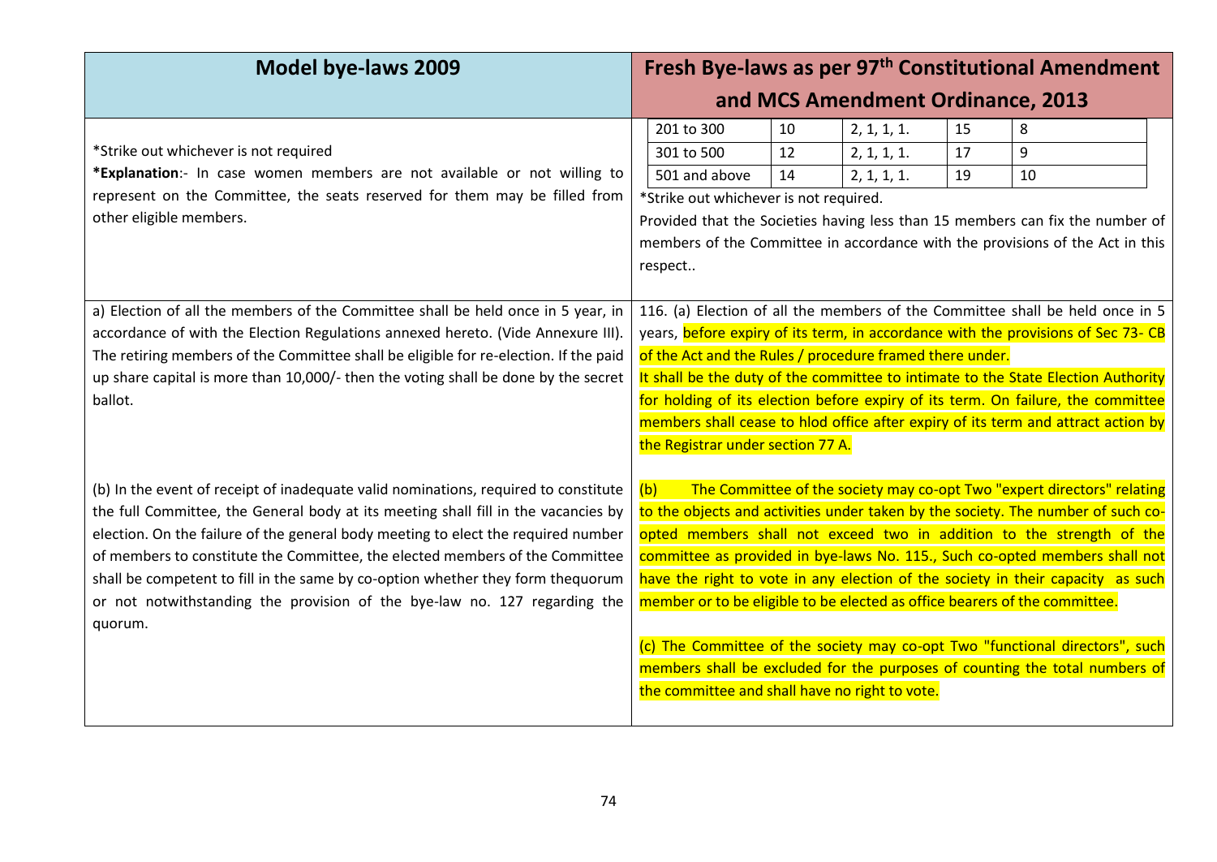| Model bye-laws 2009 | Fresh Bye-laws as per 97th Constitutional Amendment and MCS Amendment Ordinance, 2013 |
|---|---|
| *Strike out whichever is not required<br>**\*Explanation**:- In case women members are not available or not willing to represent on the Committee, the seats reserved for them may be filled from other eligible members. | 201 to 300 \| 10 \| 2, 1, 1, 1. \| 15 \| 8<br>301 to 500 \| 12 \| 2, 1, 1, 1. \| 17 \| 9<br>501 and above \| 14 \| 2, 1, 1, 1. \| 19 \| 10<br>*Strike out whichever is not required.<br>Provided that the Societies having less than 15 members can fix the number of members of the Committee in accordance with the provisions of the Act in this respect.. |
| a) Election of all the members of the Committee shall be held once in 5 year, in accordance of with the Election Regulations annexed hereto. (Vide Annexure III). The retiring members of the Committee shall be eligible for re-election. If the paid up share capital is more than 10,000/- then the voting shall be done by the secret ballot. | 116. (a) Election of all the members of the Committee shall be held once in 5 years, before expiry of its term, in accordance with the provisions of Sec 73- CB of the Act and the Rules / procedure framed there under.<br>It shall be the duty of the committee to intimate to the State Election Authority for holding of its election before expiry of its term. On failure, the committee members shall cease to hlod office after expiry of its term and attract action by the Registrar under section 77 A. |
| (b) In the event of receipt of inadequate valid nominations, required to constitute the full Committee, the General body at its meeting shall fill in the vacancies by election. On the failure of the general body meeting to elect the required number of members to constitute the Committee, the elected members of the Committee shall be competent to fill in the same by co-option whether they form thequorum or not notwithstanding the provision of the bye-law no. 127 regarding the quorum. | (b) The Committee of the society may co-opt Two "expert directors" relating to the objects and activities under taken by the society. The number of such co-opted members shall not exceed two in addition to the strength of the committee as provided in bye-laws No. 115., Such co-opted members shall not have the right to vote in any election of the society in their capacity as such member or to be eligible to be elected as office bearers of the committee.<br><br>(c) The Committee of the society may co-opt Two "functional directors", such members shall be excluded for the purposes of counting the total numbers of the committee and shall have no right to vote. |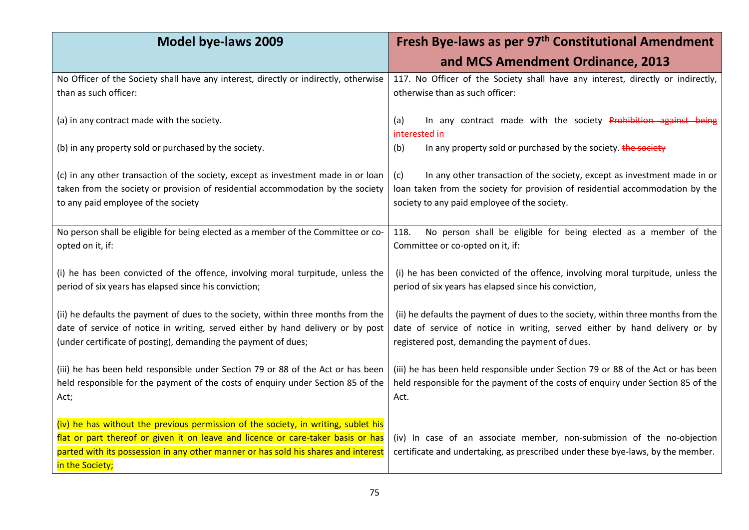| Model bye-laws 2009 | Fresh Bye-laws as per 97[th] Constitutional Amendment and MCS Amendment Ordinance, 2013 |
|---|---|
| No Officer of the Society shall have any interest, directly or indirectly, otherwise than as such officer:<br><br>(a) in any contract made with the society.<br><br>(b) in any property sold or purchased by the society.<br><br>(c) in any other transaction of the society, except as investment made in or loan taken from the society or provision of residential accommodation by the society to any paid employee of the society | 117. No Officer of the Society shall have any interest, directly or indirectly, otherwise than as such officer:<br><br>(a) In any contract made with the society ~~Prohibition against being interested in~~<br><br>(b) In any property sold or purchased by the society. ~~the society~~<br><br>(c) In any other transaction of the society, except as investment made in or loan taken from the society for provision of residential accommodation by the society to any paid employee of the society. |
| No person shall be eligible for being elected as a member of the Committee or co-opted on it, if:<br><br>(i) he has been convicted of the offence, involving moral turpitude, unless the period of six years has elapsed since his conviction;<br><br>(ii) he defaults the payment of dues to the society, within three months from the date of service of notice in writing, served either by hand delivery or by post (under certificate of posting), demanding the payment of dues;<br><br>(iii) he has been held responsible under Section 79 or 88 of the Act or has been held responsible for the payment of the costs of enquiry under Section 85 of the Act;<br><br>(iv) he has without the previous permission of the society, in writing, sublet his flat or part thereof or given it on leave and licence or care-taker basis or has parted with its possession in any other manner or has sold his shares and interest in the Society; | 118. No person shall be eligible for being elected as a member of the Committee or co-opted on it, if:<br><br>(i) he has been convicted of the offence, involving moral turpitude, unless the period of six years has elapsed since his conviction,<br><br>(ii) he defaults the payment of dues to the society, within three months from the date of service of notice in writing, served either by hand delivery or by registered post, demanding the payment of dues.<br><br>(iii) he has been held responsible under Section 79 or 88 of the Act or has been held responsible for the payment of the costs of enquiry under Section 85 of the Act.<br><br>(iv) In case of an associate member, non-submission of the no-objection certificate and undertaking, as prescribed under these bye-laws, by the member. |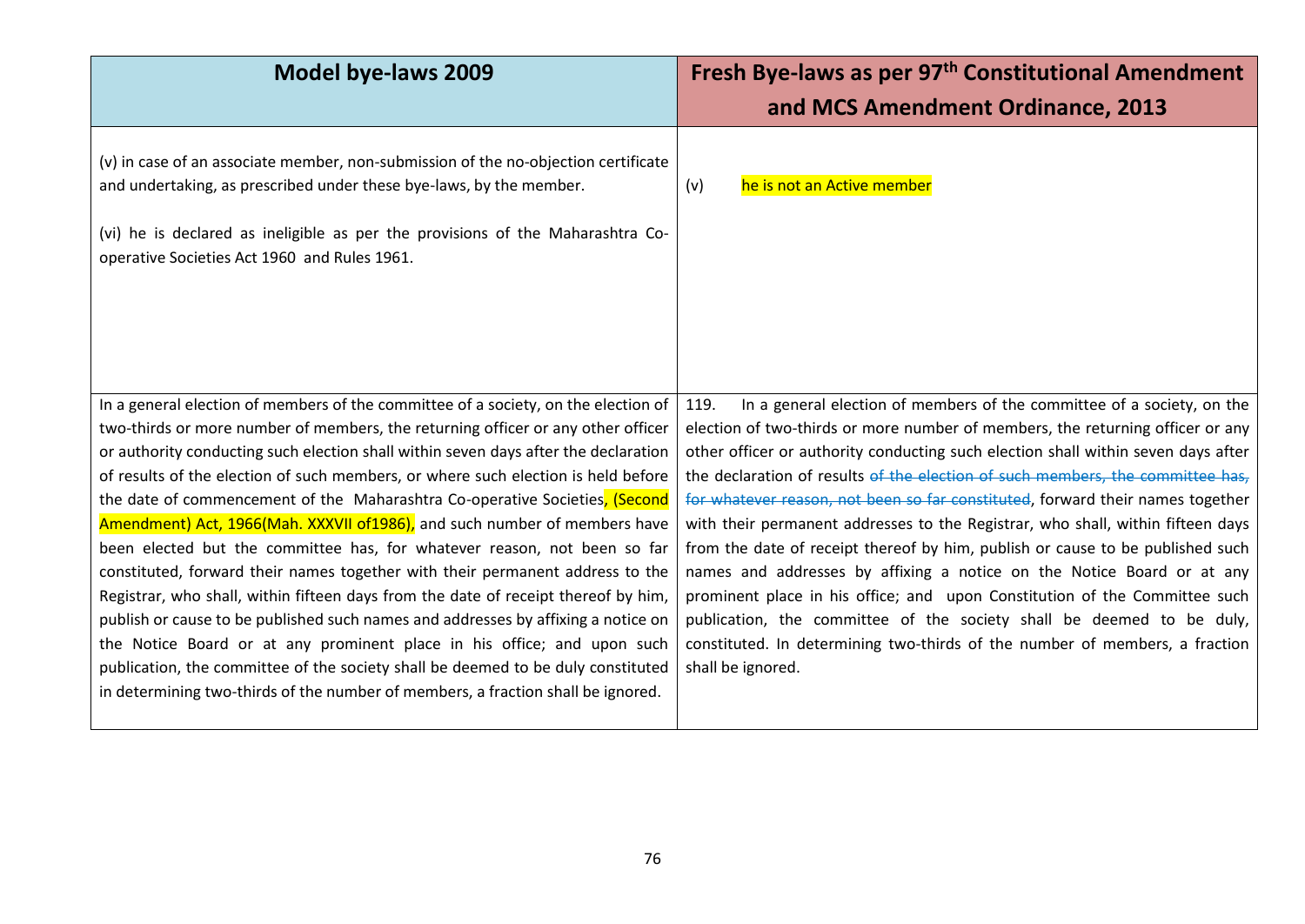| Model bye-laws 2009 | Fresh Bye-laws as per 97[th] Constitutional Amendment and MCS Amendment Ordinance, 2013 |
|---|---|
| (v) in case of an associate member, non-submission of the no-objection certificate and undertaking, as prescribed under these bye-laws, by the member.<br><br>(vi) he is declared as ineligible as per the provisions of the Maharashtra Co-operative Societies Act 1960 and Rules 1961. | (v) he is not an Active member |
| In a general election of members of the committee of a society, on the election of two-thirds or more number of members, the returning officer or any other officer or authority conducting such election shall within seven days after the declaration of results of the election of such members, or where such election is held before the date of commencement of the Maharashtra Co-operative Societies, (Second Amendment) Act, 1966(Mah. XXXVII of1986), and such number of members have been elected but the committee has, for whatever reason, not been so far constituted, forward their names together with their permanent address to the Registrar, who shall, within fifteen days from the date of receipt thereof by him, publish or cause to be published such names and addresses by affixing a notice on the Notice Board or at any prominent place in his office; and upon such publication, the committee of the society shall be deemed to be duly constituted in determining two-thirds of the number of members, a fraction shall be ignored. | 119. In a general election of members of the committee of a society, on the election of two-thirds or more number of members, the returning officer or any other officer or authority conducting such election shall within seven days after the declaration of results ~~of the election of such members, the committee has, for whatever reason, not been so far constituted~~, forward their names together with their permanent addresses to the Registrar, who shall, within fifteen days from the date of receipt thereof by him, publish or cause to be published such names and addresses by affixing a notice on the Notice Board or at any prominent place in his office; and upon Constitution of the Committee such publication, the committee of the society shall be deemed to be duly, constituted. In determining two-thirds of the number of members, a fraction shall be ignored. |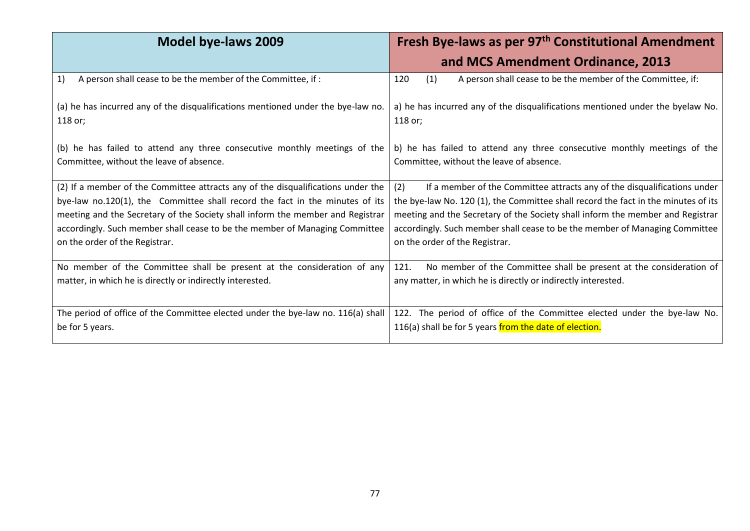| Model bye-laws 2009 | Fresh Bye-laws as per 97th Constitutional Amendment and MCS Amendment Ordinance, 2013 |
|---|---|
| 1) A person shall cease to be the member of the Committee, if :<br><br>(a) he has incurred any of the disqualifications mentioned under the bye-law no. 118 or;<br><br>(b) he has failed to attend any three consecutive monthly meetings of the Committee, without the leave of absence. | 120 (1) A person shall cease to be the member of the Committee, if:<br><br>a) he has incurred any of the disqualifications mentioned under the byelaw No. 118 or;<br><br>b) he has failed to attend any three consecutive monthly meetings of the Committee, without the leave of absence. |
| (2) If a member of the Committee attracts any of the disqualifications under the bye-law no.120(1), the Committee shall record the fact in the minutes of its meeting and the Secretary of the Society shall inform the member and Registrar accordingly. Such member shall cease to be the member of Managing Committee on the order of the Registrar. | (2) If a member of the Committee attracts any of the disqualifications under the bye-law No. 120 (1), the Committee shall record the fact in the minutes of its meeting and the Secretary of the Society shall inform the member and Registrar accordingly. Such member shall cease to be the member of Managing Committee on the order of the Registrar. |
| No member of the Committee shall be present at the consideration of any matter, in which he is directly or indirectly interested. | 121. No member of the Committee shall be present at the consideration of any matter, in which he is directly or indirectly interested. |
| The period of office of the Committee elected under the bye-law no. 116(a) shall be for 5 years. | 122. The period of office of the Committee elected under the bye-law No. 116(a) shall be for 5 years from the date of election. |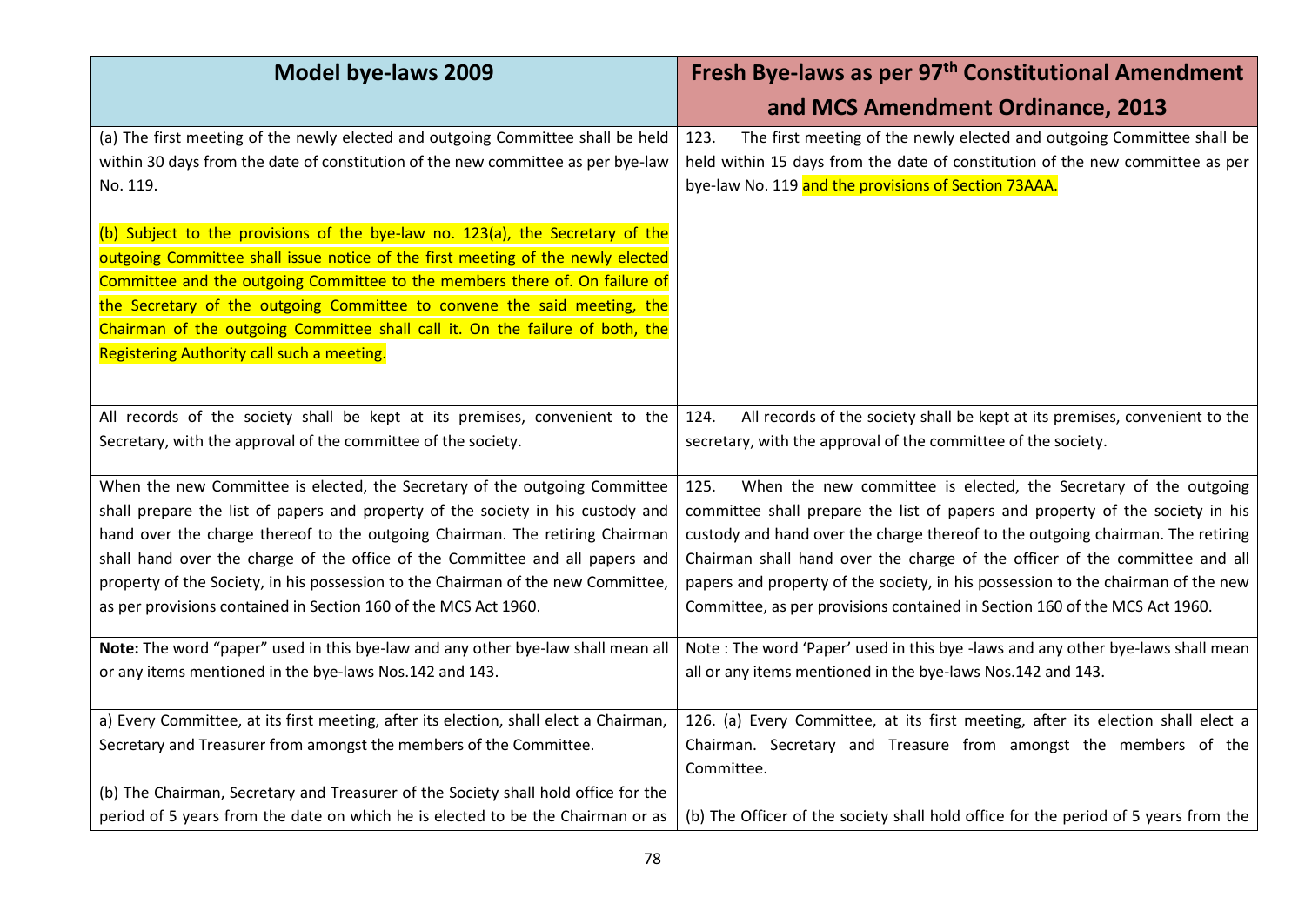| Model bye-laws 2009 | Fresh Bye-laws as per 97th Constitutional Amendment and MCS Amendment Ordinance, 2013 |
|---|---|
| (a) The first meeting of the newly elected and outgoing Committee shall be held within 30 days from the date of constitution of the new committee as per bye-law No. 119.<br><br>(b) Subject to the provisions of the bye-law no. 123(a), the Secretary of the outgoing Committee shall issue notice of the first meeting of the newly elected Committee and the outgoing Committee to the members there of. On failure of the Secretary of the outgoing Committee to convene the said meeting, the Chairman of the outgoing Committee shall call it. On the failure of both, the Registering Authority call such a meeting. | 123. The first meeting of the newly elected and outgoing Committee shall be held within 15 days from the date of constitution of the new committee as per bye-law No. 119 and the provisions of Section 73AAA. |
| All records of the society shall be kept at its premises, convenient to the Secretary, with the approval of the committee of the society. | 124. All records of the society shall be kept at its premises, convenient to the secretary, with the approval of the committee of the society. |
| When the new Committee is elected, the Secretary of the outgoing Committee shall prepare the list of papers and property of the society in his custody and hand over the charge thereof to the outgoing Chairman. The retiring Chairman shall hand over the charge of the office of the Committee and all papers and property of the Society, in his possession to the Chairman of the new Committee, as per provisions contained in Section 160 of the MCS Act 1960. | 125. When the new committee is elected, the Secretary of the outgoing committee shall prepare the list of papers and property of the society in his custody and hand over the charge thereof to the outgoing chairman. The retiring Chairman shall hand over the charge of the officer of the committee and all papers and property of the society, in his possession to the chairman of the new Committee, as per provisions contained in Section 160 of the MCS Act 1960. |
| **Note:** The word "paper" used in this bye-law and any other bye-law shall mean all or any items mentioned in the bye-laws Nos.142 and 143. | Note : The word 'Paper' used in this bye -laws and any other bye-laws shall mean all or any items mentioned in the bye-laws Nos.142 and 143. |
| a) Every Committee, at its first meeting, after its election, shall elect a Chairman, Secretary and Treasurer from amongst the members of the Committee.<br><br>(b) The Chairman, Secretary and Treasurer of the Society shall hold office for the period of 5 years from the date on which he is elected to be the Chairman or as | 126. (a) Every Committee, at its first meeting, after its election shall elect a Chairman. Secretary and Treasure from amongst the members of the Committee.<br><br>(b) The Officer of the society shall hold office for the period of 5 years from the |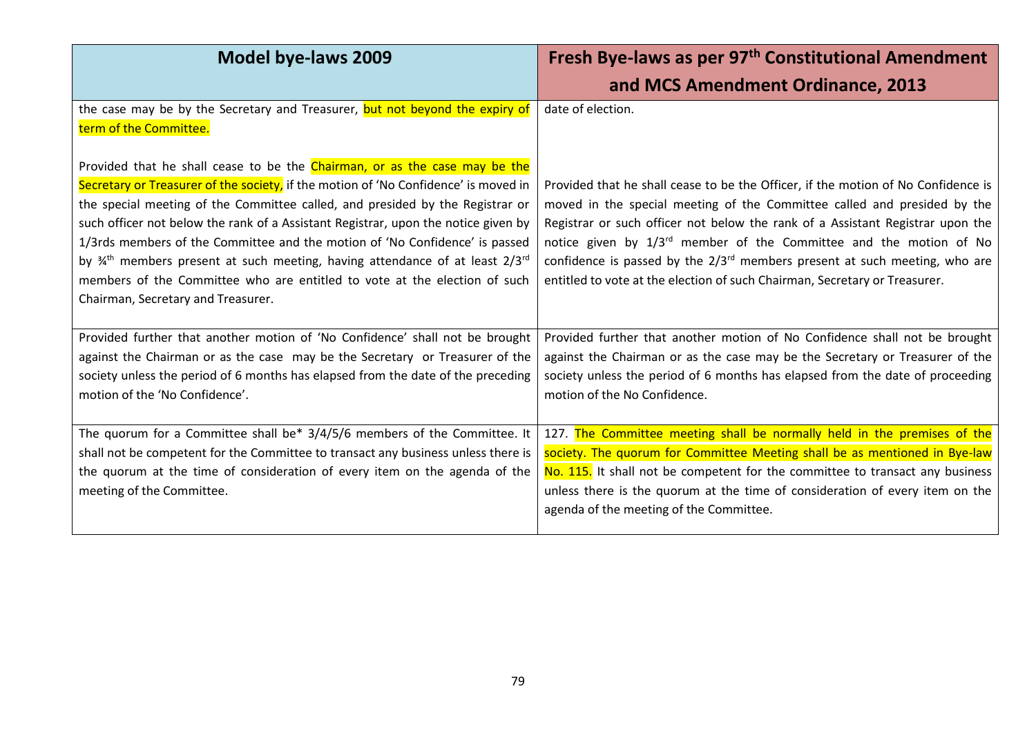| Model bye-laws 2009 | Fresh Bye-laws as per 97th Constitutional Amendment and MCS Amendment Ordinance, 2013 |
|---|---|
| the case may be by the Secretary and Treasurer, but not beyond the expiry of term of the Committee.<br><br>Provided that he shall cease to be the Chairman, or as the case may be the Secretary or Treasurer of the society, if the motion of 'No Confidence' is moved in the special meeting of the Committee called, and presided by the Registrar or such officer not below the rank of a Assistant Registrar, upon the notice given by 1/3rds members of the Committee and the motion of 'No Confidence' is passed by ¾th members present at such meeting, having attendance of at least 2/3rd members of the Committee who are entitled to vote at the election of such Chairman, Secretary and Treasurer. | date of election.<br><br>Provided that he shall cease to be the Officer, if the motion of No Confidence is moved in the special meeting of the Committee called and presided by the Registrar or such officer not below the rank of a Assistant Registrar upon the notice given by 1/3rd member of the Committee and the motion of No confidence is passed by the 2/3rd members present at such meeting, who are entitled to vote at the election of such Chairman, Secretary or Treasurer. |
| Provided further that another motion of 'No Confidence' shall not be brought against the Chairman or as the case may be the Secretary or Treasurer of the society unless the period of 6 months has elapsed from the date of the preceding motion of the 'No Confidence'. | Provided further that another motion of No Confidence shall not be brought against the Chairman or as the case may be the Secretary or Treasurer of the society unless the period of 6 months has elapsed from the date of proceeding motion of the No Confidence. |
| The quorum for a Committee shall be* 3/4/5/6 members of the Committee. It shall not be competent for the Committee to transact any business unless there is the quorum at the time of consideration of every item on the agenda of the meeting of the Committee. | 127. The Committee meeting shall be normally held in the premises of the society. The quorum for Committee Meeting shall be as mentioned in Bye-law No. 115. It shall not be competent for the committee to transact any business unless there is the quorum at the time of consideration of every item on the agenda of the meeting of the Committee. |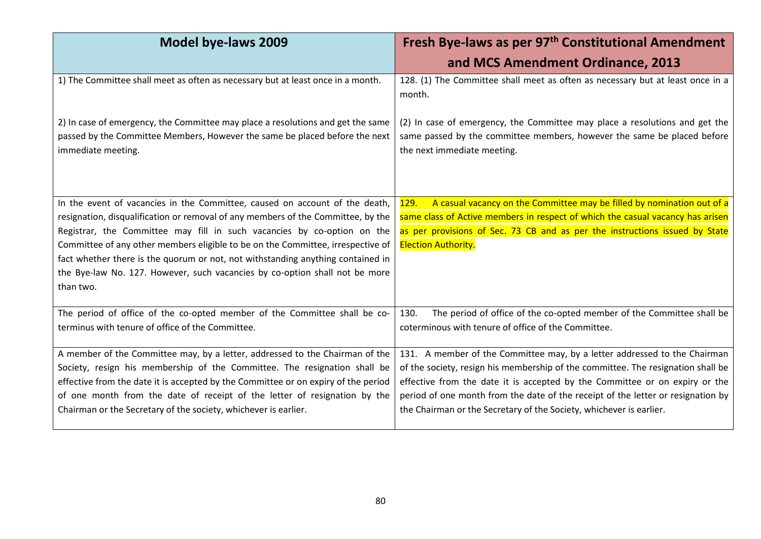| Model bye-laws 2009 | Fresh Bye-laws as per 97th Constitutional Amendment and MCS Amendment Ordinance, 2013 |
|---|---|
| 1) The Committee shall meet as often as necessary but at least once in a month.<br><br>2) In case of emergency, the Committee may place a resolutions and get the same passed by the Committee Members, However the same be placed before the next immediate meeting. | 128. (1) The Committee shall meet as often as necessary but at least once in a month.<br><br>(2) In case of emergency, the Committee may place a resolutions and get the same passed by the committee members, however the same be placed before the next immediate meeting. |
| In the event of vacancies in the Committee, caused on account of the death, resignation, disqualification or removal of any members of the Committee, by the Registrar, the Committee may fill in such vacancies by co-option on the Committee of any other members eligible to be on the Committee, irrespective of fact whether there is the quorum or not, not withstanding anything contained in the Bye-law No. 127. However, such vacancies by co-option shall not be more than two. | 129. A casual vacancy on the Committee may be filled by nomination out of a same class of Active members in respect of which the casual vacancy has arisen as per provisions of Sec. 73 CB and as per the instructions issued by State Election Authority. |
| The period of office of the co-opted member of the Committee shall be co-terminus with tenure of office of the Committee. | 130. The period of office of the co-opted member of the Committee shall be coterminous with tenure of office of the Committee. |
| A member of the Committee may, by a letter, addressed to the Chairman of the Society, resign his membership of the Committee. The resignation shall be effective from the date it is accepted by the Committee or on expiry of the period of one month from the date of receipt of the letter of resignation by the Chairman or the Secretary of the society, whichever is earlier. | 131. A member of the Committee may, by a letter addressed to the Chairman of the society, resign his membership of the committee. The resignation shall be effective from the date it is accepted by the Committee or on expiry or the period of one month from the date of the receipt of the letter or resignation by the Chairman or the Secretary of the Society, whichever is earlier. |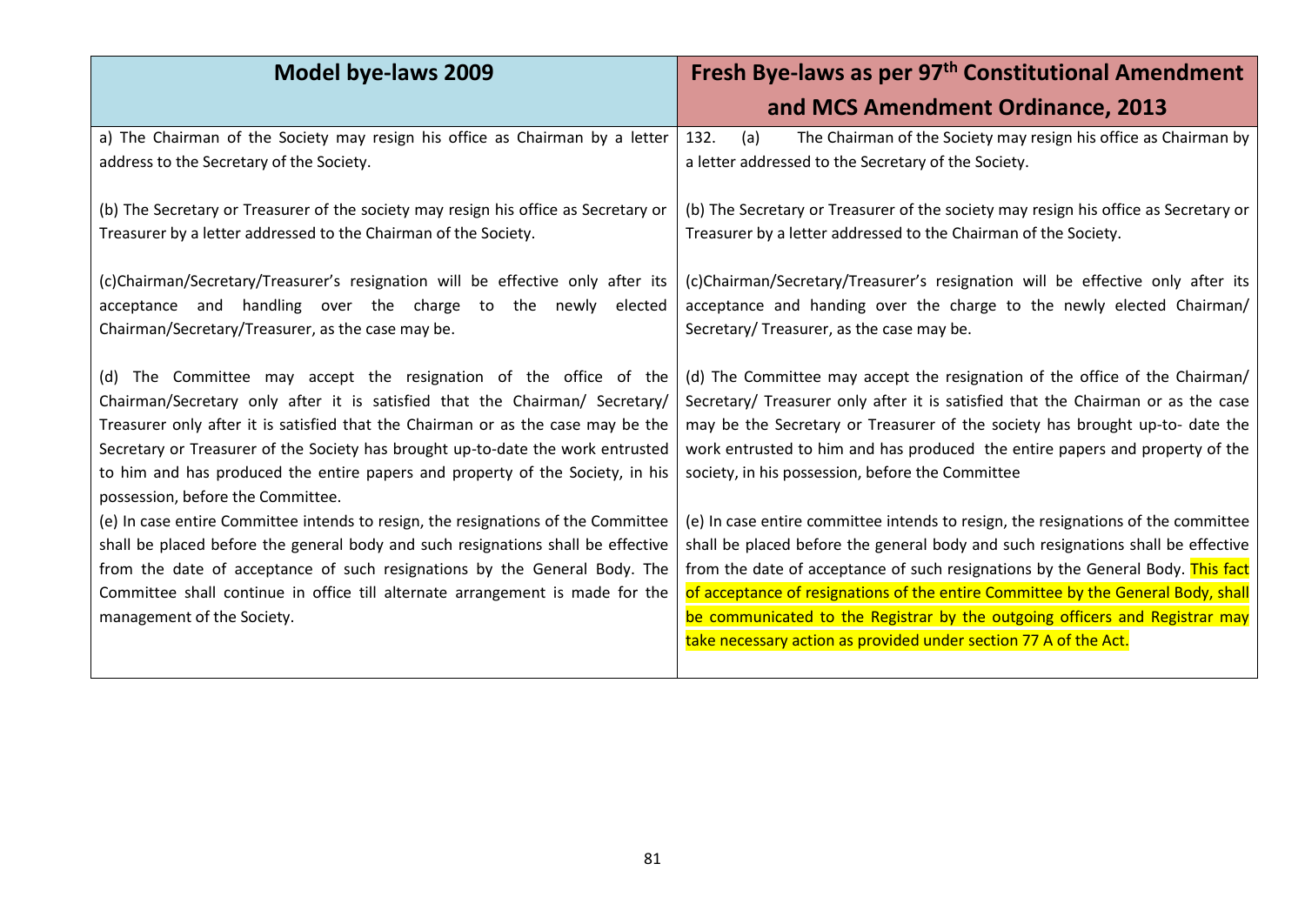| Model bye-laws 2009 | Fresh Bye-laws as per 97th Constitutional Amendment and MCS Amendment Ordinance, 2013 |
|---|---|
| a) The Chairman of the Society may resign his office as Chairman by a letter address to the Secretary of the Society.<br><br>(b) The Secretary or Treasurer of the society may resign his office as Secretary or Treasurer by a letter addressed to the Chairman of the Society.<br><br>(c)Chairman/Secretary/Treasurer's resignation will be effective only after its acceptance and handling over the charge to the newly elected Chairman/Secretary/Treasurer, as the case may be.<br><br>(d) The Committee may accept the resignation of the office of the Chairman/Secretary only after it is satisfied that the Chairman/ Secretary/ Treasurer only after it is satisfied that the Chairman or as the case may be the Secretary or Treasurer of the Society has brought up-to-date the work entrusted to him and has produced the entire papers and property of the Society, in his possession, before the Committee.<br>(e) In case entire Committee intends to resign, the resignations of the Committee shall be placed before the general body and such resignations shall be effective from the date of acceptance of such resignations by the General Body. The Committee shall continue in office till alternate arrangement is made for the management of the Society. | 132. (a) The Chairman of the Society may resign his office as Chairman by a letter addressed to the Secretary of the Society.<br><br>(b) The Secretary or Treasurer of the society may resign his office as Secretary or Treasurer by a letter addressed to the Chairman of the Society.<br><br>(c)Chairman/Secretary/Treasurer's resignation will be effective only after its acceptance and handing over the charge to the newly elected Chairman/ Secretary/ Treasurer, as the case may be.<br><br>(d) The Committee may accept the resignation of the office of the Chairman/ Secretary/ Treasurer only after it is satisfied that the Chairman or as the case may be the Secretary or Treasurer of the society has brought up-to- date the work entrusted to him and has produced the entire papers and property of the society, in his possession, before the Committee<br><br>(e) In case entire committee intends to resign, the resignations of the committee shall be placed before the general body and such resignations shall be effective from the date of acceptance of such resignations by the General Body. This fact of acceptance of resignations of the entire Committee by the General Body, shall be communicated to the Registrar by the outgoing officers and Registrar may take necessary action as provided under section 77 A of the Act. |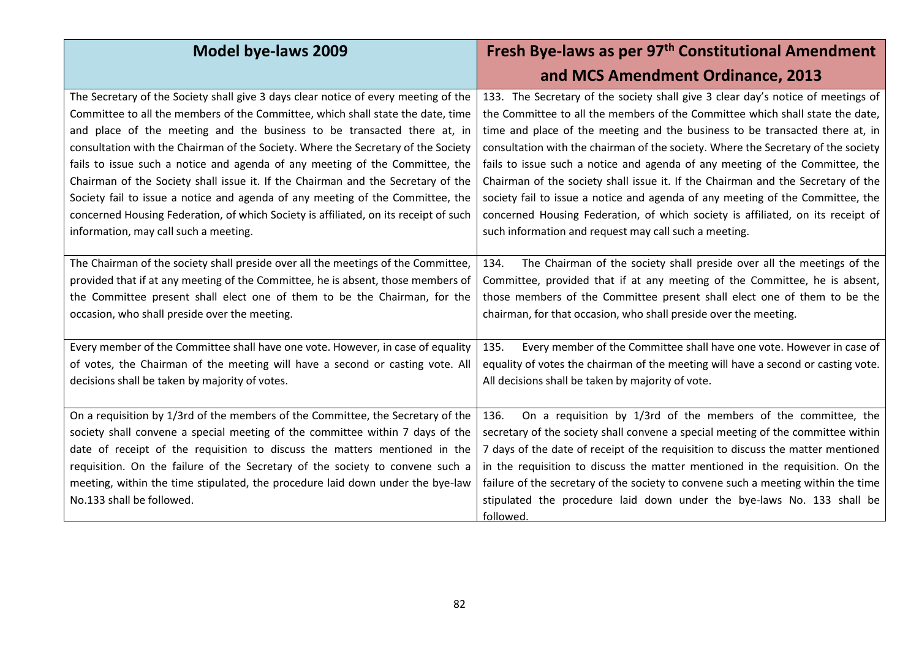| Model bye-laws 2009 | Fresh Bye-laws as per 97th Constitutional Amendment and MCS Amendment Ordinance, 2013 |
|---|---|
| The Secretary of the Society shall give 3 days clear notice of every meeting of the Committee to all the members of the Committee, which shall state the date, time and place of the meeting and the business to be transacted there at, in consultation with the Chairman of the Society. Where the Secretary of the Society fails to issue such a notice and agenda of any meeting of the Committee, the Chairman of the Society shall issue it. If the Chairman and the Secretary of the Society fail to issue a notice and agenda of any meeting of the Committee, the concerned Housing Federation, of which Society is affiliated, on its receipt of such information, may call such a meeting. | 133. The Secretary of the society shall give 3 clear day's notice of meetings of the Committee to all the members of the Committee which shall state the date, time and place of the meeting and the business to be transacted there at, in consultation with the chairman of the society. Where the Secretary of the society fails to issue such a notice and agenda of any meeting of the Committee, the Chairman of the society shall issue it. If the Chairman and the Secretary of the society fail to issue a notice and agenda of any meeting of the Committee, the concerned Housing Federation, of which society is affiliated, on its receipt of such information and request may call such a meeting. |
| The Chairman of the society shall preside over all the meetings of the Committee, provided that if at any meeting of the Committee, he is absent, those members of the Committee present shall elect one of them to be the Chairman, for the occasion, who shall preside over the meeting. | 134. The Chairman of the society shall preside over all the meetings of the Committee, provided that if at any meeting of the Committee, he is absent, those members of the Committee present shall elect one of them to be the chairman, for that occasion, who shall preside over the meeting. |
| Every member of the Committee shall have one vote. However, in case of equality of votes, the Chairman of the meeting will have a second or casting vote. All decisions shall be taken by majority of votes. | 135. Every member of the Committee shall have one vote. However in case of equality of votes the chairman of the meeting will have a second or casting vote. All decisions shall be taken by majority of vote. |
| On a requisition by 1/3rd of the members of the Committee, the Secretary of the society shall convene a special meeting of the committee within 7 days of the date of receipt of the requisition to discuss the matters mentioned in the requisition. On the failure of the Secretary of the society to convene such a meeting, within the time stipulated, the procedure laid down under the bye-law No.133 shall be followed. | 136. On a requisition by 1/3rd of the members of the committee, the secretary of the society shall convene a special meeting of the committee within 7 days of the date of receipt of the requisition to discuss the matter mentioned in the requisition to discuss the matter mentioned in the requisition. On the failure of the secretary of the society to convene such a meeting within the time stipulated the procedure laid down under the bye-laws No. 133 shall be followed. |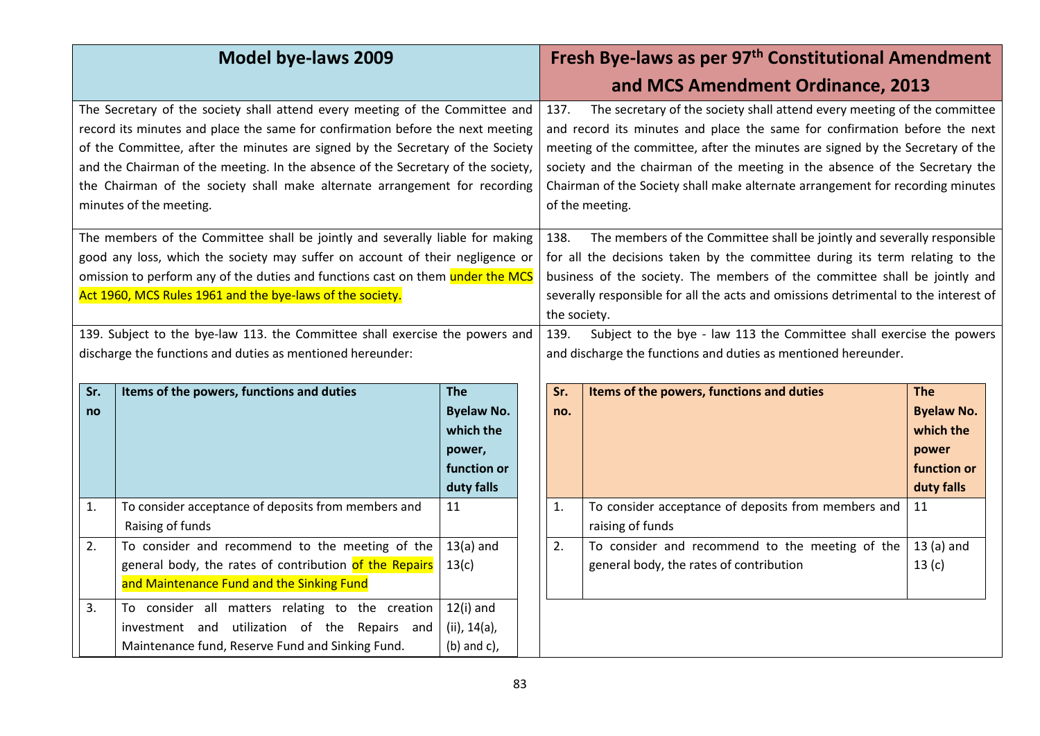| Model bye-laws 2009 | Fresh Bye-laws as per 97th Constitutional Amendment and MCS Amendment Ordinance, 2013 |
|---|---|
| The Secretary of the society shall attend every meeting of the Committee and record its minutes and place the same for confirmation before the next meeting of the Committee, after the minutes are signed by the Secretary of the Society and the Chairman of the meeting. In the absence of the Secretary of the society, the Chairman of the society shall make alternate arrangement for recording minutes of the meeting. | 137. The secretary of the society shall attend every meeting of the committee and record its minutes and place the same for confirmation before the next meeting of the committee, after the minutes are signed by the Secretary of the society and the chairman of the meeting in the absence of the Secretary the Chairman of the Society shall make alternate arrangement for recording minutes of the meeting. |
| The members of the Committee shall be jointly and severally liable for making good any loss, which the society may suffer on account of their negligence or omission to perform any of the duties and functions cast on them under the MCS Act 1960, MCS Rules 1961 and the bye-laws of the society. | 138. The members of the Committee shall be jointly and severally responsible for all the decisions taken by the committee during its term relating to the business of the society. The members of the committee shall be jointly and severally responsible for all the acts and omissions detrimental to the interest of the society. |
| 139. Subject to the bye-law 113. the Committee shall exercise the powers and discharge the functions and duties as mentioned hereunder: | 139. Subject to the bye - law 113 the Committee shall exercise the powers and discharge the functions and duties as mentioned hereunder. |

**Model bye-laws 2009:**

| Sr. no | Items of the powers, functions and duties | The Byelaw No. which the power, function or duty falls |
|---|---|---|
| 1. | To consider acceptance of deposits from members and Raising of funds | 11 |
| 2. | To consider and recommend to the meeting of the general body, the rates of contribution of the Repairs and Maintenance Fund and the Sinking Fund | 13(a) and 13(c) |
| 3. | To consider all matters relating to the creation investment and utilization of the Repairs and Maintenance fund, Reserve Fund and Sinking Fund. | 12(i) and (ii), 14(a), (b) and c), |

**Fresh Bye-laws as per 97th Constitutional Amendment and MCS Amendment Ordinance, 2013:**

| Sr. no. | Items of the powers, functions and duties | The Byelaw No. which the power function or duty falls |
|---|---|---|
| 1. | To consider acceptance of deposits from members and raising of funds | 11 |
| 2. | To consider and recommend to the meeting of the general body, the rates of contribution | 13 (a) and 13 (c) |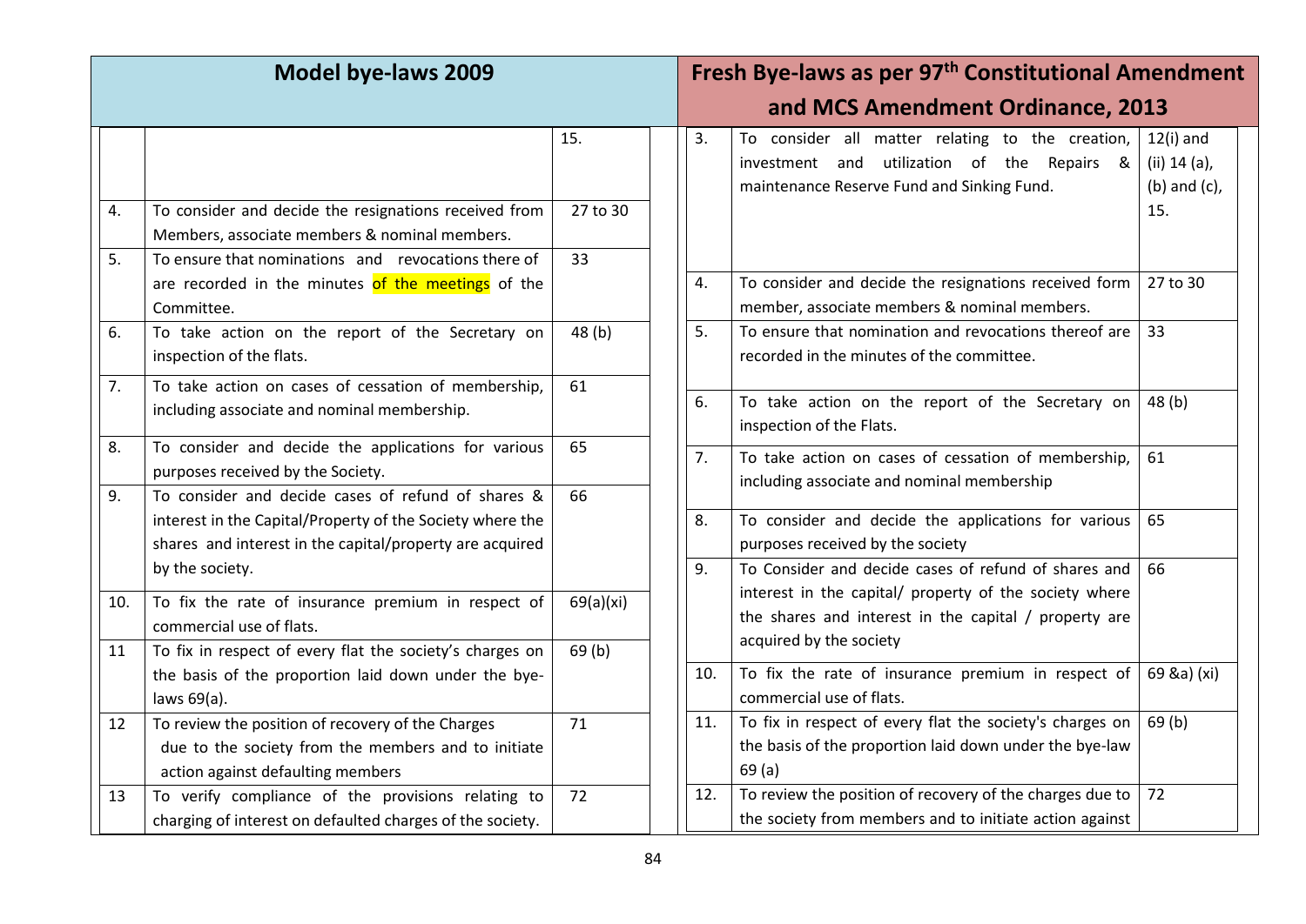| Model bye-laws 2009 | | | Fresh Bye-laws as per 97th Constitutional Amendment and MCS Amendment Ordinance, 2013 | | |
|---|---|---|---|---|---|
| | | 15. | 3. | To consider all matter relating to the creation, investment and utilization of the Repairs & maintenance Reserve Fund and Sinking Fund. | 12(i) and (ii) 14 (a), (b) and (c), 15. |
| 4. | To consider and decide the resignations received from Members, associate members & nominal members. | 27 to 30 | 4. | To consider and decide the resignations received form member, associate members & nominal members. | 27 to 30 |
| 5. | To ensure that nominations and revocations there of are recorded in the minutes of the meetings of the Committee. | 33 | 5. | To ensure that nomination and revocations thereof are recorded in the minutes of the committee. | 33 |
| 6. | To take action on the report of the Secretary on inspection of the flats. | 48 (b) | 6. | To take action on the report of the Secretary on inspection of the Flats. | 48 (b) |
| 7. | To take action on cases of cessation of membership, including associate and nominal membership. | 61 | 7. | To take action on cases of cessation of membership, including associate and nominal membership | 61 |
| 8. | To consider and decide the applications for various purposes received by the Society. | 65 | 8. | To consider and decide the applications for various purposes received by the society | 65 |
| 9. | To consider and decide cases of refund of shares & interest in the Capital/Property of the Society where the shares and interest in the capital/property are acquired by the society. | 66 | 9. | To Consider and decide cases of refund of shares and interest in the capital/ property of the society where the shares and interest in the capital / property are acquired by the society | 66 |
| 10. | To fix the rate of insurance premium in respect of commercial use of flats. | 69(a)(xi) | 10. | To fix the rate of insurance premium in respect of commercial use of flats. | 69 &a) (xi) |
| 11 | To fix in respect of every flat the society's charges on the basis of the proportion laid down under the bye-laws 69(a). | 69 (b) | 11. | To fix in respect of every flat the society's charges on the basis of the proportion laid down under the bye-law 69 (a) | 69 (b) |
| 12 | To review the position of recovery of the Charges due to the society from the members and to initiate action against defaulting members | 71 | 12. | To review the position of recovery of the charges due to the society from members and to initiate action against | 72 |
| 13 | To verify compliance of the provisions relating to charging of interest on defaulted charges of the society. | 72 | | | |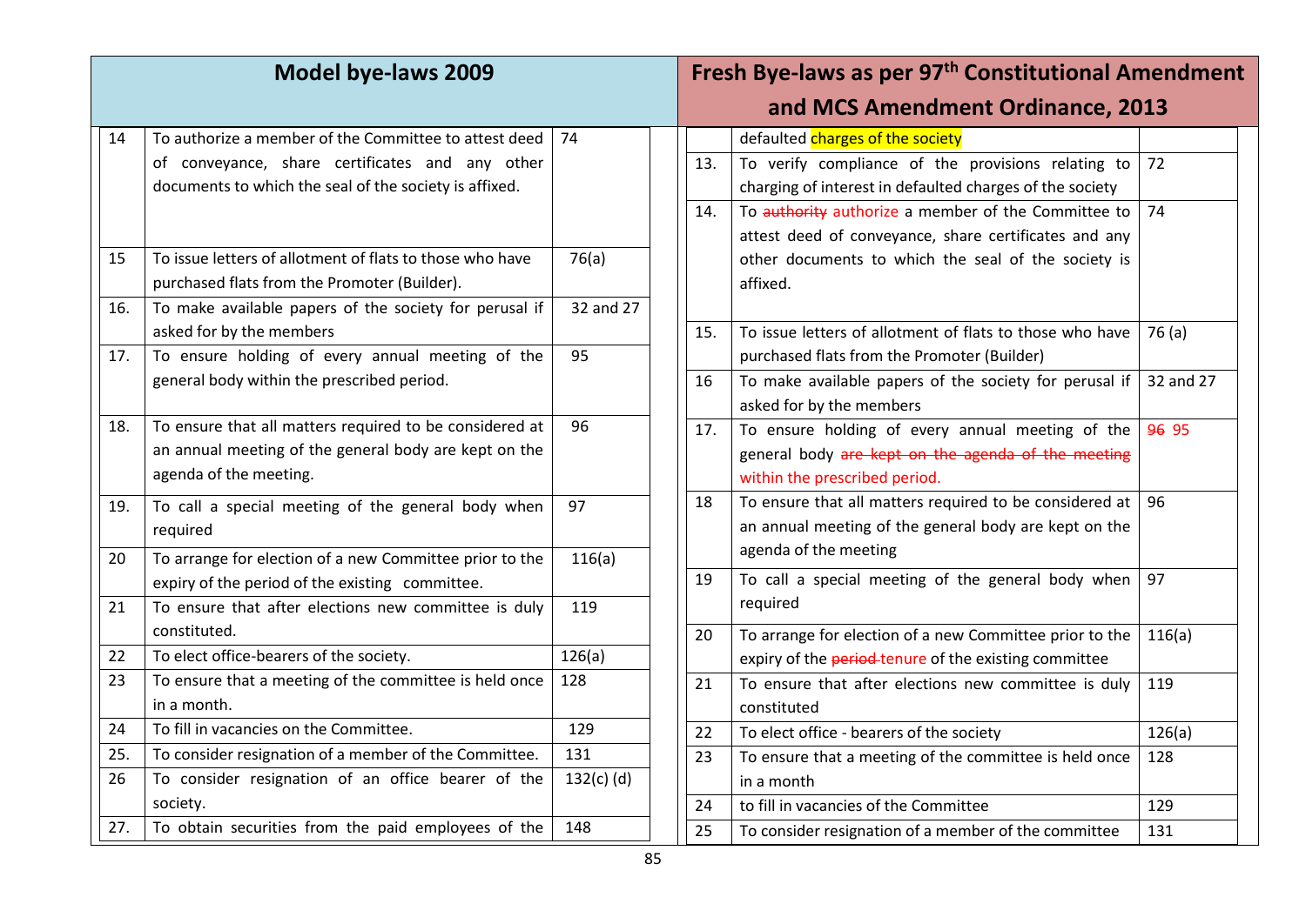| Model bye-laws 2009 | | |
|---|---|---|
| 14 | To authorize a member of the Committee to attest deed of conveyance, share certificates and any other documents to which the seal of the society is affixed. | 74 |
| 15 | To issue letters of allotment of flats to those who have purchased flats from the Promoter (Builder). | 76(a) |
| 16. | To make available papers of the society for perusal if asked for by the members | 32 and 27 |
| 17. | To ensure holding of every annual meeting of the general body within the prescribed period. | 95 |
| 18. | To ensure that all matters required to be considered at an annual meeting of the general body are kept on the agenda of the meeting. | 96 |
| 19. | To call a special meeting of the general body when required | 97 |
| 20 | To arrange for election of a new Committee prior to the expiry of the period of the existing committee. | 116(a) |
| 21 | To ensure that after elections new committee is duly constituted. | 119 |
| 22 | To elect office-bearers of the society. | 126(a) |
| 23 | To ensure that a meeting of the committee is held once in a month. | 128 |
| 24 | To fill in vacancies on the Committee. | 129 |
| 25. | To consider resignation of a member of the Committee. | 131 |
| 26 | To consider resignation of an office bearer of the society. | 132(c) (d) |
| 27. | To obtain securities from the paid employees of the | 148 |

| Fresh Bye-laws as per 97th Constitutional Amendment and MCS Amendment Ordinance, 2013 | | |
|---|---|---|
| | defaulted charges of the society | |
| 13. | To verify compliance of the provisions relating to charging of interest in defaulted charges of the society | 72 |
| 14. | To ~~authority~~ authorize a member of the Committee to attest deed of conveyance, share certificates and any other documents to which the seal of the society is affixed. | 74 |
| 15. | To issue letters of allotment of flats to those who have purchased flats from the Promoter (Builder) | 76 (a) |
| 16 | To make available papers of the society for perusal if asked for by the members | 32 and 27 |
| 17. | To ensure holding of every annual meeting of the general body ~~are kept on the agenda of the meeting~~ within the prescribed period. | ~~96~~ 95 |
| 18 | To ensure that all matters required to be considered at an annual meeting of the general body are kept on the agenda of the meeting | 96 |
| 19 | To call a special meeting of the general body when required | 97 |
| 20 | To arrange for election of a new Committee prior to the expiry of the ~~period~~ tenure of the existing committee | 116(a) |
| 21 | To ensure that after elections new committee is duly constituted | 119 |
| 22 | To elect office - bearers of the society | 126(a) |
| 23 | To ensure that a meeting of the committee is held once in a month | 128 |
| 24 | to fill in vacancies of the Committee | 129 |
| 25 | To consider resignation of a member of the committee | 131 |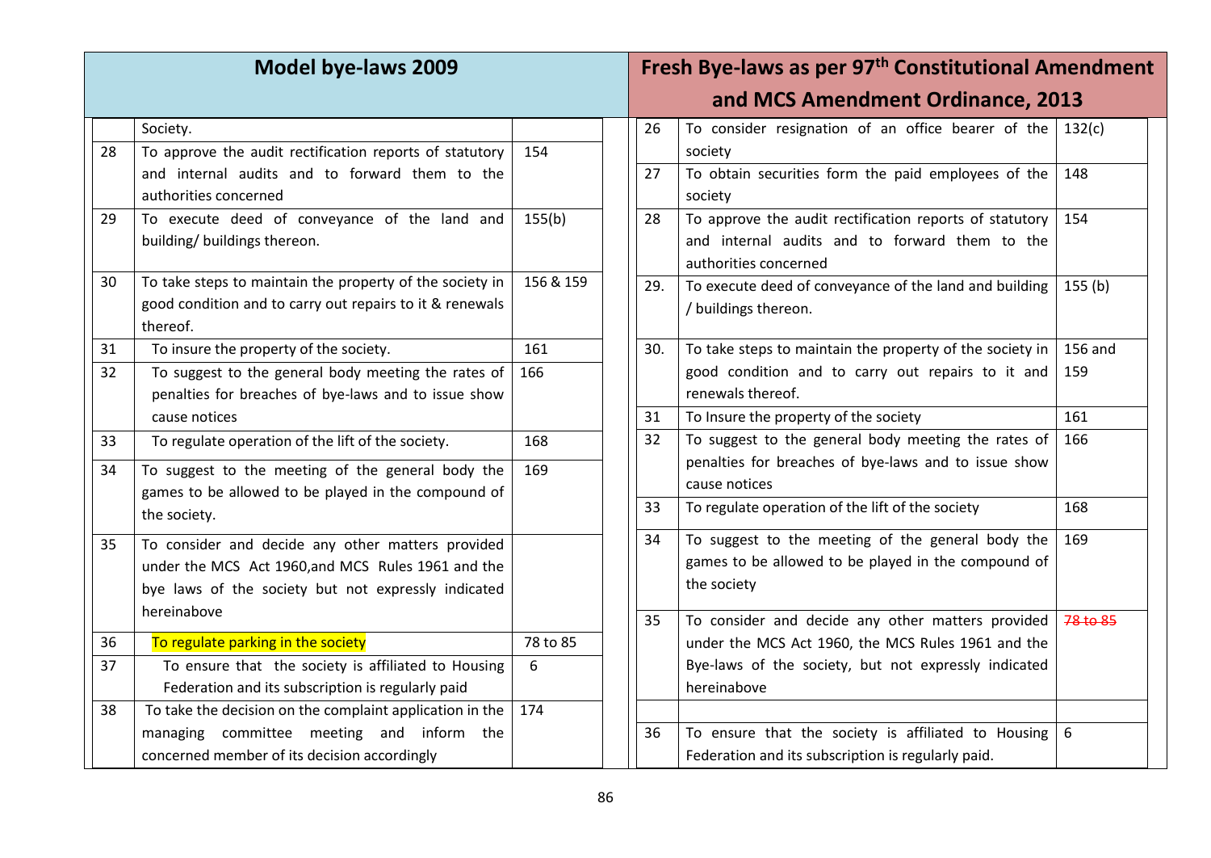| Model bye-laws 2009 | | | Fresh Bye-laws as per 97th Constitutional Amendment and MCS Amendment Ordinance, 2013 | | |
|---|---|---|---|---|---|
| | Society. | | 26 | To consider resignation of an office bearer of the society | 132(c) |
| | | | 27 | To obtain securities form the paid employees of the society | 148 |
| 28 | To approve the audit rectification reports of statutory and internal audits and to forward them to the authorities concerned | 154 | 28 | To approve the audit rectification reports of statutory and internal audits and to forward them to the authorities concerned | 154 |
| 29 | To execute deed of conveyance of the land and building/ buildings thereon. | 155(b) | 29. | To execute deed of conveyance of the land and building / buildings thereon. | 155 (b) |
| 30 | To take steps to maintain the property of the society in good condition and to carry out repairs to it & renewals thereof. | 156 & 159 | 30. | To take steps to maintain the property of the society in good condition and to carry out repairs to it and renewals thereof. | 156 and 159 |
| 31 | To insure the property of the society. | 161 | 31 | To Insure the property of the society | 161 |
| 32 | To suggest to the general body meeting the rates of penalties for breaches of bye-laws and to issue show cause notices | 166 | 32 | To suggest to the general body meeting the rates of penalties for breaches of bye-laws and to issue show cause notices | 166 |
| 33 | To regulate operation of the lift of the society. | 168 | 33 | To regulate operation of the lift of the society | 168 |
| 34 | To suggest to the meeting of the general body the games to be allowed to be played in the compound of the society. | 169 | 34 | To suggest to the meeting of the general body the games to be allowed to be played in the compound of the society | 169 |
| 35 | To consider and decide any other matters provided under the MCS Act 1960,and MCS Rules 1961 and the bye laws of the society but not expressly indicated hereinabove | | 35 | To consider and decide any other matters provided under the MCS Act 1960, the MCS Rules 1961 and the Bye-laws of the society, but not expressly indicated hereinabove | ~~78 to 85~~ |
| 36 | To regulate parking in the society | 78 to 85 | | | |
| 37 | To ensure that the society is affiliated to Housing Federation and its subscription is regularly paid | 6 | 36 | To ensure that the society is affiliated to Housing Federation and its subscription is regularly paid. | 6 |
| 38 | To take the decision on the complaint application in the managing committee meeting and inform the concerned member of its decision accordingly | 174 | | | |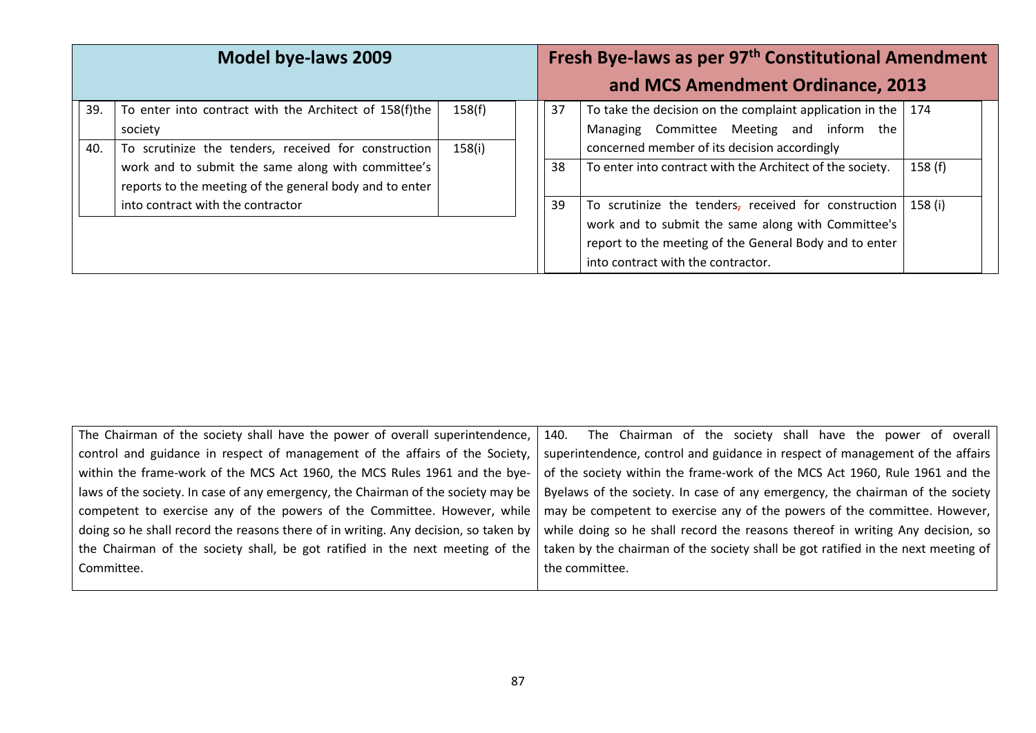| Model bye-laws 2009 | | | Fresh Bye-laws as per 97th Constitutional Amendment and MCS Amendment Ordinance, 2013 | | |
|---|---|---|---|---|---|
| 39. | To enter into contract with the Architect of 158(f)the society | 158(f) | 37 | To take the decision on the complaint application in the Managing Committee Meeting and inform the concerned member of its decision accordingly | 174 |
| 40. | To scrutinize the tenders, received for construction work and to submit the same along with committee's reports to the meeting of the general body and to enter into contract with the contractor | 158(i) | 38 | To enter into contract with the Architect of the society. | 158 (f) |
| | | | 39 | To scrutinize the tenders, received for construction work and to submit the same along with Committee's report to the meeting of the General Body and to enter into contract with the contractor. | 158 (i) |

| | |
|---|---|
| The Chairman of the society shall have the power of overall superintendence, control and guidance in respect of management of the affairs of the Society, within the frame-work of the MCS Act 1960, the MCS Rules 1961 and the bye-laws of the society. In case of any emergency, the Chairman of the society may be competent to exercise any of the powers of the Committee. However, while doing so he shall record the reasons there of in writing. Any decision, so taken by the Chairman of the society shall, be got ratified in the next meeting of the Committee. | 140. The Chairman of the society shall have the power of overall superintendence, control and guidance in respect of management of the affairs of the society within the frame-work of the MCS Act 1960, Rule 1961 and the Byelaws of the society. In case of any emergency, the chairman of the society may be competent to exercise any of the powers of the committee. However, while doing so he shall record the reasons thereof in writing Any decision, so taken by the chairman of the society shall be got ratified in the next meeting of the committee. |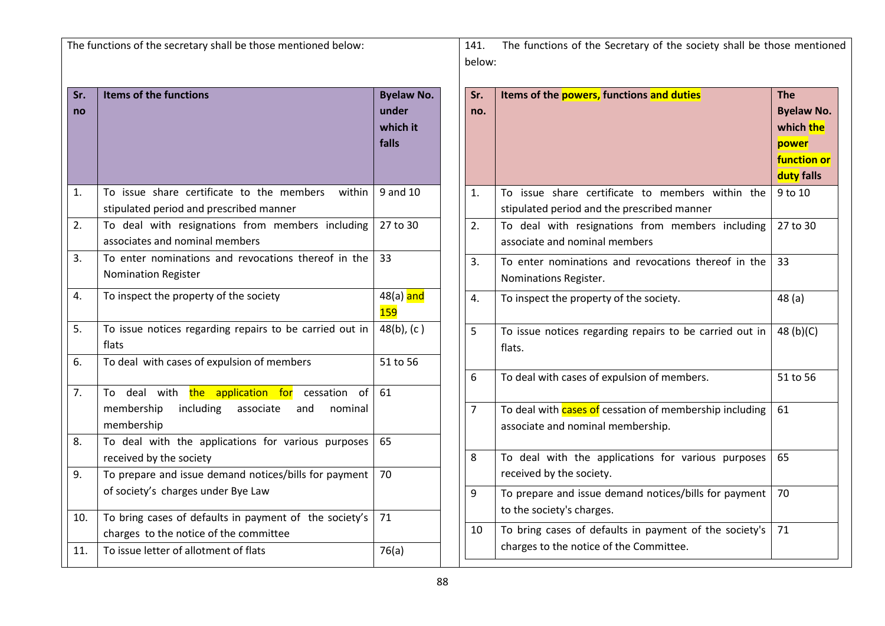The functions of the secretary shall be those mentioned below:

| Sr. no | Items of the functions | Byelaw No. under which it falls |
|---|---|---|
| 1. | To issue share certificate to the members within stipulated period and prescribed manner | 9 and 10 |
| 2. | To deal with resignations from members including associates and nominal members | 27 to 30 |
| 3. | To enter nominations and revocations thereof in the Nomination Register | 33 |
| 4. | To inspect the property of the society | 48(a) and 159 |
| 5. | To issue notices regarding repairs to be carried out in flats | 48(b), (c ) |
| 6. | To deal with cases of expulsion of members | 51 to 56 |
| 7. | To deal with the application for cessation of membership including associate and nominal membership | 61 |
| 8. | To deal with the applications for various purposes received by the society | 65 |
| 9. | To prepare and issue demand notices/bills for payment of society's charges under Bye Law | 70 |
| 10. | To bring cases of defaults in payment of the society's charges to the notice of the committee | 71 |
| 11. | To issue letter of allotment of flats | 76(a) |

141. The functions of the Secretary of the society shall be those mentioned below:

| Sr. no. | Items of the powers, functions and duties | The Byelaw No. which the power function or duty falls |
|---|---|---|
| 1. | To issue share certificate to members within the stipulated period and the prescribed manner | 9 to 10 |
| 2. | To deal with resignations from members including associate and nominal members | 27 to 30 |
| 3. | To enter nominations and revocations thereof in the Nominations Register. | 33 |
| 4. | To inspect the property of the society. | 48 (a) |
| 5 | To issue notices regarding repairs to be carried out in flats. | 48 (b)(C) |
| 6 | To deal with cases of expulsion of members. | 51 to 56 |
| 7 | To deal with cases of cessation of membership including associate and nominal membership. | 61 |
| 8 | To deal with the applications for various purposes received by the society. | 65 |
| 9 | To prepare and issue demand notices/bills for payment to the society's charges. | 70 |
| 10 | To bring cases of defaults in payment of the society's charges to the notice of the Committee. | 71 |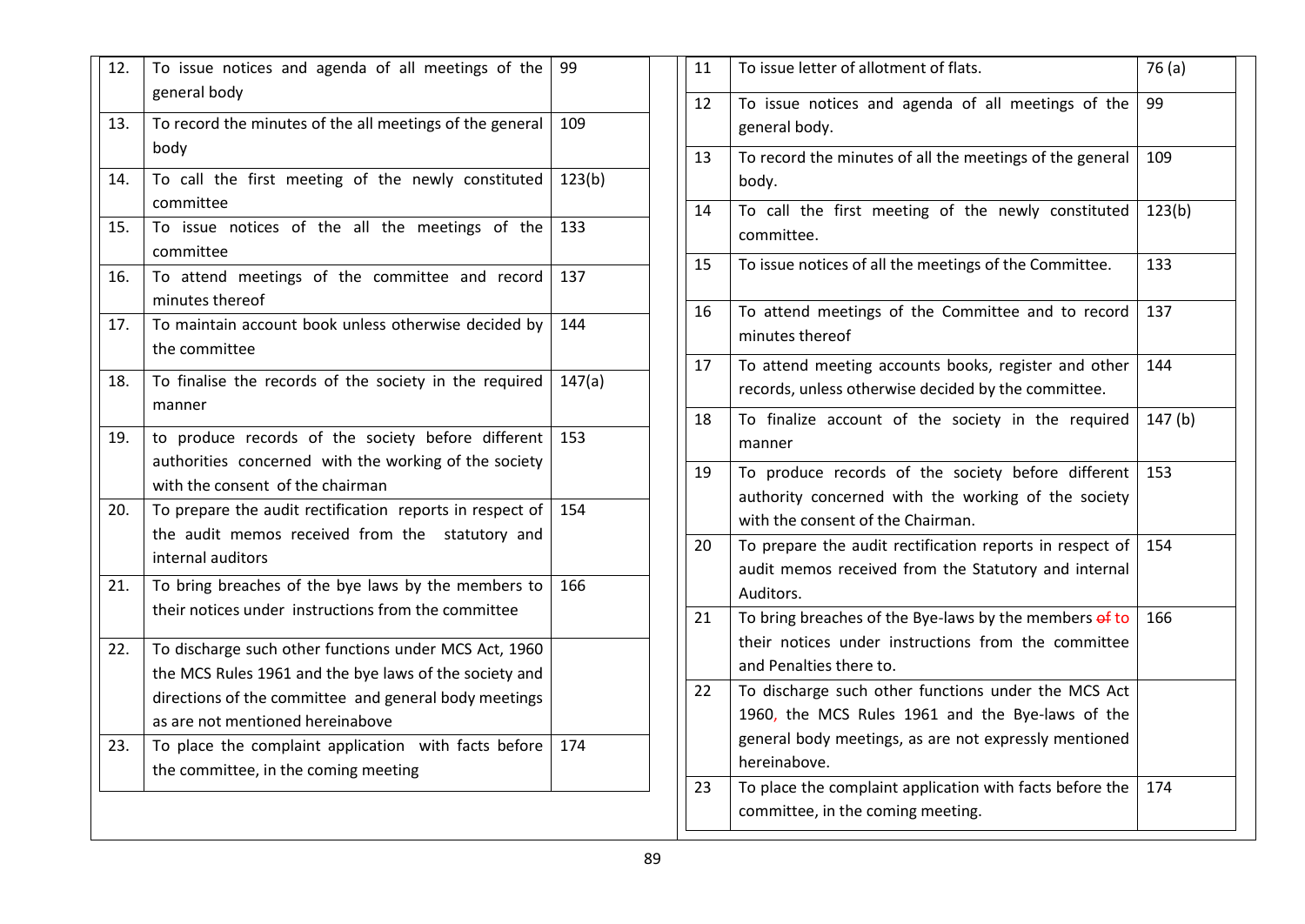| 12. | To issue notices and agenda of all meetings of the general body | 99 |
|---|---|---|
| 13. | To record the minutes of the all meetings of the general body | 109 |
| 14. | To call the first meeting of the newly constituted committee | 123(b) |
| 15. | To issue notices of the all the meetings of the committee | 133 |
| 16. | To attend meetings of the committee and record minutes thereof | 137 |
| 17. | To maintain account book unless otherwise decided by the committee | 144 |
| 18. | To finalise the records of the society in the required manner | 147(a) |
| 19. | to produce records of the society before different authorities concerned with the working of the society with the consent of the chairman | 153 |
| 20. | To prepare the audit rectification reports in respect of the audit memos received from the statutory and internal auditors | 154 |
| 21. | To bring breaches of the bye laws by the members to their notices under instructions from the committee | 166 |
| 22. | To discharge such other functions under MCS Act, 1960 the MCS Rules 1961 and the bye laws of the society and directions of the committee and general body meetings as are not mentioned hereinabove | |
| 23. | To place the complaint application with facts before the committee, in the coming meeting | 174 |

| 11 | To issue letter of allotment of flats. | 76 (a) |
|---|---|---|
| 12 | To issue notices and agenda of all meetings of the general body. | 99 |
| 13 | To record the minutes of all the meetings of the general body. | 109 |
| 14 | To call the first meeting of the newly constituted committee. | 123(b) |
| 15 | To issue notices of all the meetings of the Committee. | 133 |
| 16 | To attend meetings of the Committee and to record minutes thereof | 137 |
| 17 | To attend meeting accounts books, register and other records, unless otherwise decided by the committee. | 144 |
| 18 | To finalize account of the society in the required manner | 147 (b) |
| 19 | To produce records of the society before different authority concerned with the working of the society with the consent of the Chairman. | 153 |
| 20 | To prepare the audit rectification reports in respect of audit memos received from the Statutory and internal Auditors. | 154 |
| 21 | To bring breaches of the Bye-laws by the members ~~of~~ to their notices under instructions from the committee and Penalties there to. | 166 |
| 22 | To discharge such other functions under the MCS Act 1960, the MCS Rules 1961 and the Bye-laws of the general body meetings, as are not expressly mentioned hereinabove. | |
| 23 | To place the complaint application with facts before the committee, in the coming meeting. | 174 |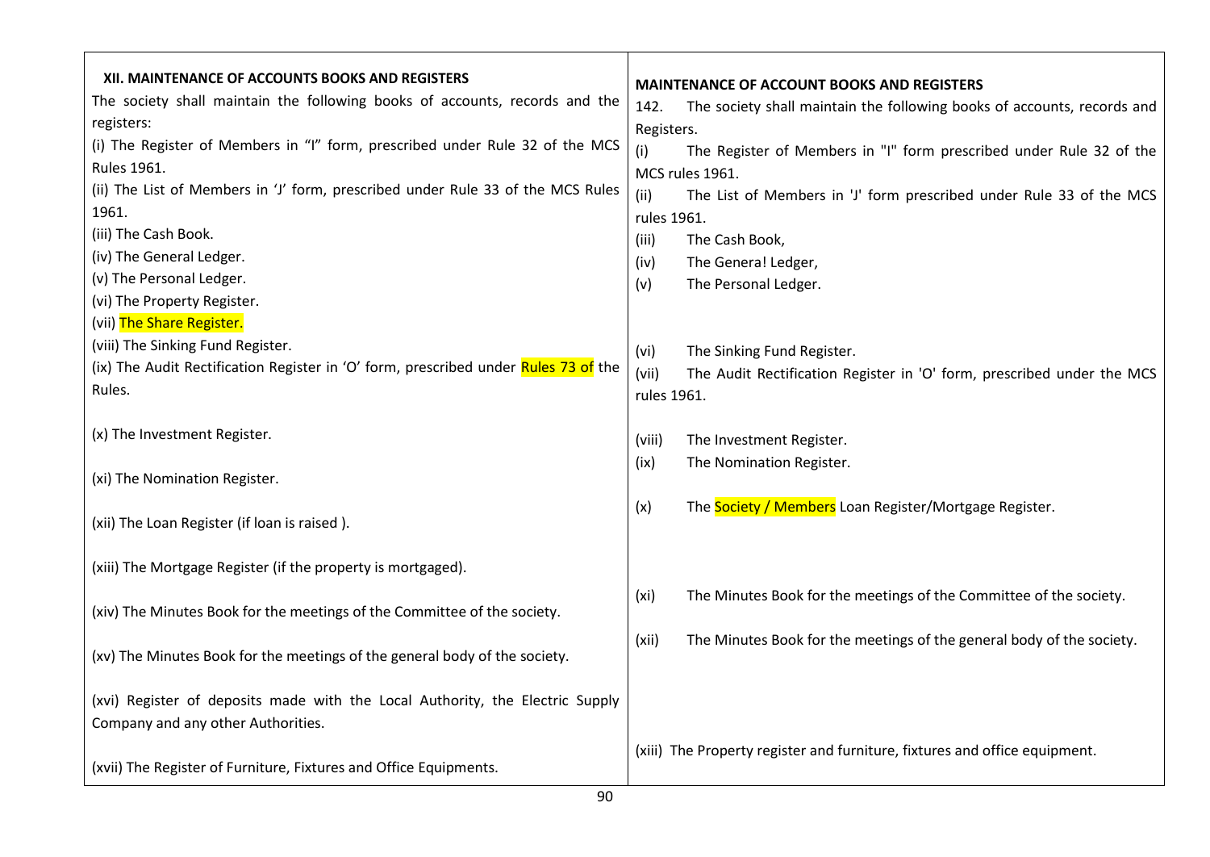| **XII. MAINTENANCE OF ACCOUNTS BOOKS AND REGISTERS** | **MAINTENANCE OF ACCOUNT BOOKS AND REGISTERS** |
|---|---|
| The society shall maintain the following books of accounts, records and the registers: | 142. The society shall maintain the following books of accounts, records and Registers. |
| (i) The Register of Members in "I" form, prescribed under Rule 32 of the MCS Rules 1961. | (i) The Register of Members in "I" form prescribed under Rule 32 of the MCS rules 1961. |
| (ii) The List of Members in 'J' form, prescribed under Rule 33 of the MCS Rules 1961. | (ii) The List of Members in 'J' form prescribed under Rule 33 of the MCS rules 1961. |
| (iii) The Cash Book. | (iii) The Cash Book, |
| (iv) The General Ledger. | (iv) The Genera! Ledger, |
| (v) The Personal Ledger. | (v) The Personal Ledger. |
| (vi) The Property Register. | |
| (vii) The Share Register. | |
| (viii) The Sinking Fund Register. | (vi) The Sinking Fund Register. |
| (ix) The Audit Rectification Register in 'O' form, prescribed under Rules 73 of the Rules. | (vii) The Audit Rectification Register in 'O' form, prescribed under the MCS rules 1961. |
| (x) The Investment Register. | (viii) The Investment Register. |
| (xi) The Nomination Register. | (ix) The Nomination Register. |
| (xii) The Loan Register (if loan is raised ). | (x) The Society / Members Loan Register/Mortgage Register. |
| (xiii) The Mortgage Register (if the property is mortgaged). | |
| (xiv) The Minutes Book for the meetings of the Committee of the society. | (xi) The Minutes Book for the meetings of the Committee of the society. |
| (xv) The Minutes Book for the meetings of the general body of the society. | (xii) The Minutes Book for the meetings of the general body of the society. |
| (xvi) Register of deposits made with the Local Authority, the Electric Supply Company and any other Authorities. | |
| (xvii) The Register of Furniture, Fixtures and Office Equipments. | (xiii) The Property register and furniture, fixtures and office equipment. |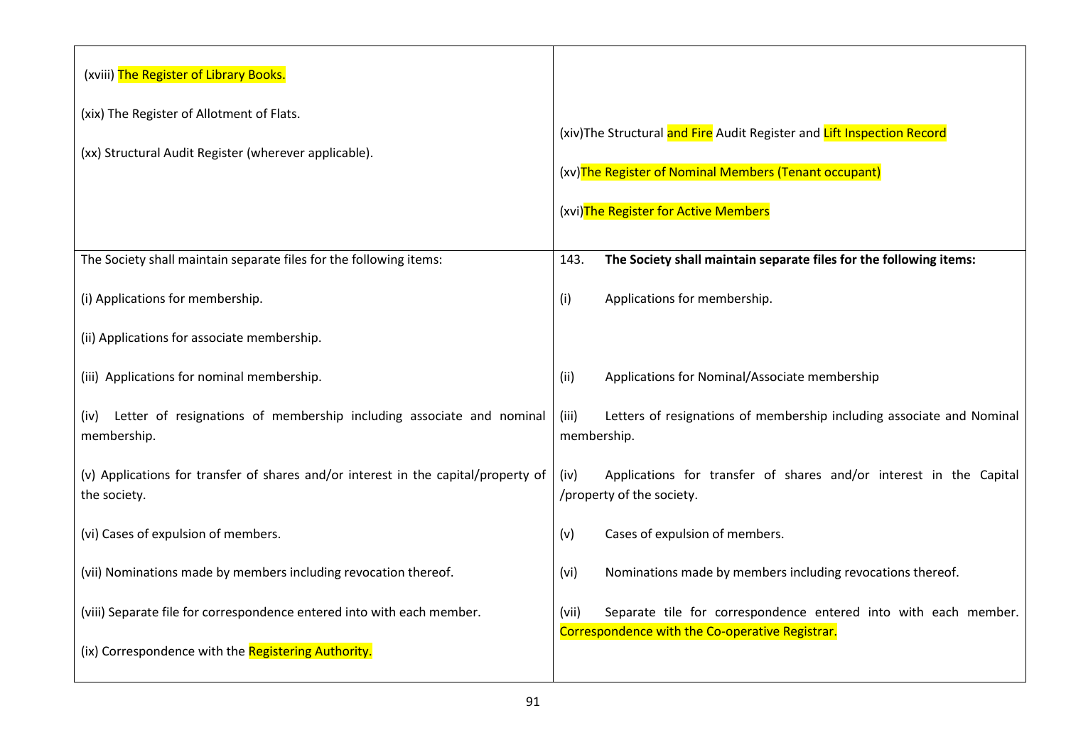| | |
|---|---|
| (xviii) The Register of Library Books.<br><br>(xix) The Register of Allotment of Flats.<br><br>(xx) Structural Audit Register (wherever applicable). | (xiv)The Structural and Fire Audit Register and Lift Inspection Record<br><br>(xv)The Register of Nominal Members (Tenant occupant)<br><br>(xvi)The Register for Active Members |
| The Society shall maintain separate files for the following items: | 143. **The Society shall maintain separate files for the following items:** |
| (i) Applications for membership. | (i) Applications for membership. |
| (ii) Applications for associate membership. | |
| (iii) Applications for nominal membership. | (ii) Applications for Nominal/Associate membership |
| (iv) Letter of resignations of membership including associate and nominal membership. | (iii) Letters of resignations of membership including associate and Nominal membership. |
| (v) Applications for transfer of shares and/or interest in the capital/property of the society. | (iv) Applications for transfer of shares and/or interest in the Capital /property of the society. |
| (vi) Cases of expulsion of members. | (v) Cases of expulsion of members. |
| (vii) Nominations made by members including revocation thereof. | (vi) Nominations made by members including revocations thereof. |
| (viii) Separate file for correspondence entered into with each member. | (vii) Separate tile for correspondence entered into with each member. Correspondence with the Co-operative Registrar. |
| (ix) Correspondence with the Registering Authority. | |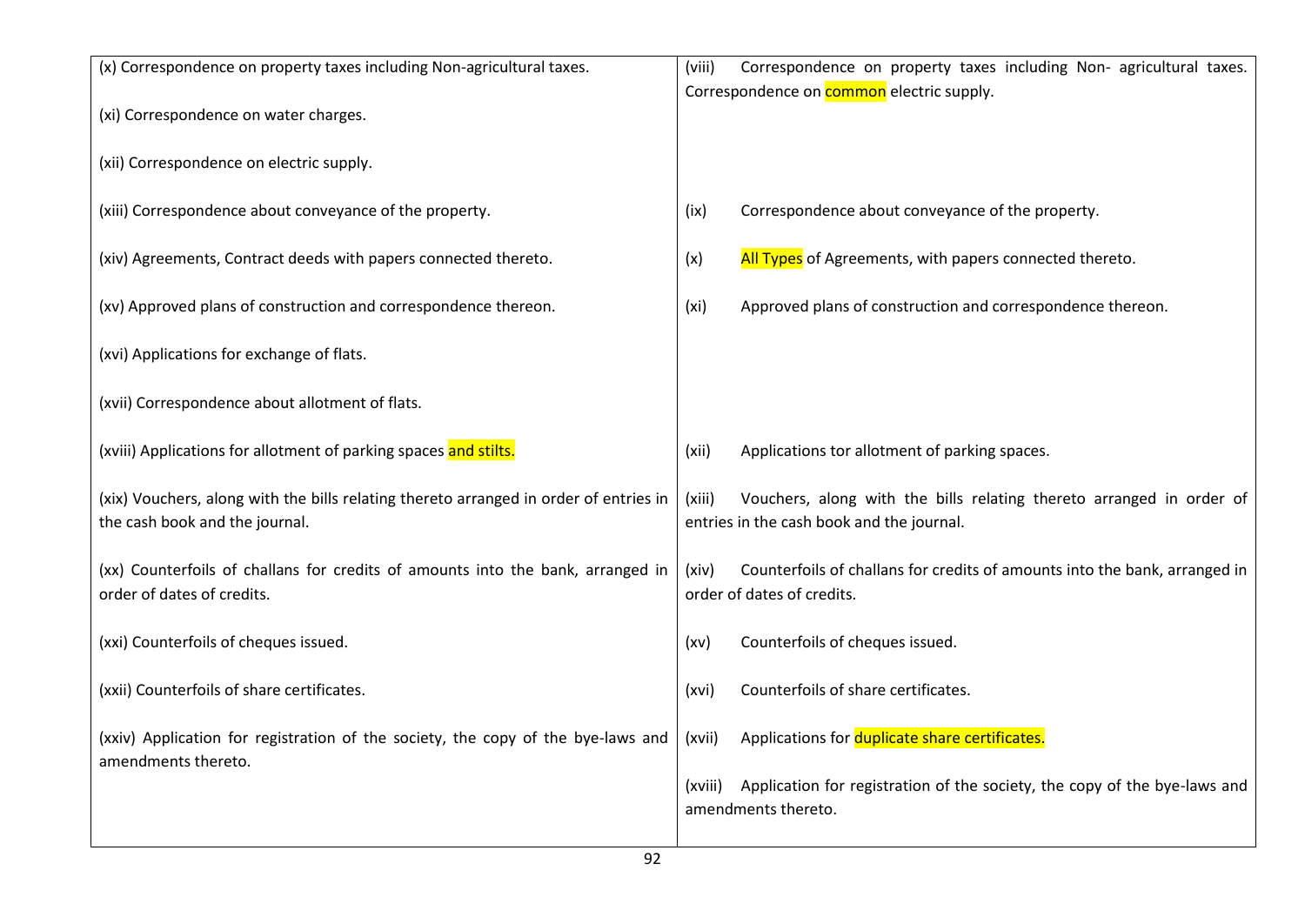| | |
|---|---|
| (x) Correspondence on property taxes including Non-agricultural taxes.<br><br>(xi) Correspondence on water charges.<br><br>(xii) Correspondence on electric supply. | (viii) Correspondence on property taxes including Non- agricultural taxes. Correspondence on common electric supply. |
| (xiii) Correspondence about conveyance of the property. | (ix) Correspondence about conveyance of the property. |
| (xiv) Agreements, Contract deeds with papers connected thereto. | (x) All Types of Agreements, with papers connected thereto. |
| (xv) Approved plans of construction and correspondence thereon. | (xi) Approved plans of construction and correspondence thereon. |
| (xvi) Applications for exchange of flats.<br><br>(xvii) Correspondence about allotment of flats. | |
| (xviii) Applications for allotment of parking spaces and stilts. | (xii) Applications tor allotment of parking spaces. |
| (xix) Vouchers, along with the bills relating thereto arranged in order of entries in the cash book and the journal. | (xiii) Vouchers, along with the bills relating thereto arranged in order of entries in the cash book and the journal. |
| (xx) Counterfoils of challans for credits of amounts into the bank, arranged in order of dates of credits. | (xiv) Counterfoils of challans for credits of amounts into the bank, arranged in order of dates of credits. |
| (xxi) Counterfoils of cheques issued. | (xv) Counterfoils of cheques issued. |
| (xxii) Counterfoils of share certificates. | (xvi) Counterfoils of share certificates. |
| (xxiv) Application for registration of the society, the copy of the bye-laws and amendments thereto. | (xvii) Applications for duplicate share certificates.<br><br>(xviii) Application for registration of the society, the copy of the bye-laws and amendments thereto. |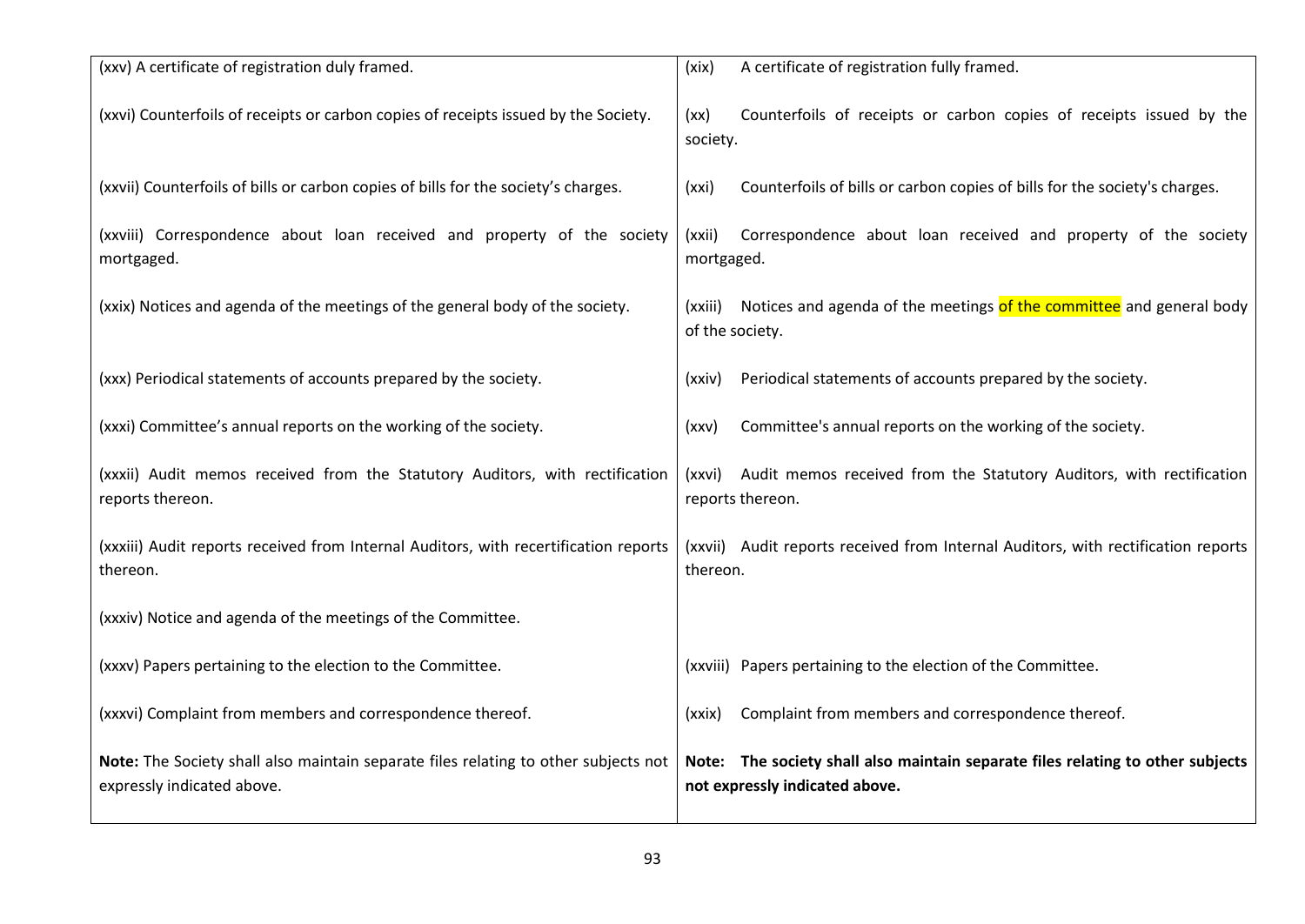| | |
|---|---|
| (xxv) A certificate of registration duly framed. | (xix) A certificate of registration fully framed. |
| (xxvi) Counterfoils of receipts or carbon copies of receipts issued by the Society. | (xx) Counterfoils of receipts or carbon copies of receipts issued by the society. |
| (xxvii) Counterfoils of bills or carbon copies of bills for the society's charges. | (xxi) Counterfoils of bills or carbon copies of bills for the society's charges. |
| (xxviii) Correspondence about loan received and property of the society mortgaged. | (xxii) Correspondence about loan received and property of the society mortgaged. |
| (xxix) Notices and agenda of the meetings of the general body of the society. | (xxiii) Notices and agenda of the meetings of the committee and general body of the society. |
| (xxx) Periodical statements of accounts prepared by the society. | (xxiv) Periodical statements of accounts prepared by the society. |
| (xxxi) Committee's annual reports on the working of the society. | (xxv) Committee's annual reports on the working of the society. |
| (xxxii) Audit memos received from the Statutory Auditors, with rectification reports thereon. | (xxvi) Audit memos received from the Statutory Auditors, with rectification reports thereon. |
| (xxxiii) Audit reports received from Internal Auditors, with recertification reports thereon. | (xxvii) Audit reports received from Internal Auditors, with rectification reports thereon. |
| (xxxiv) Notice and agenda of the meetings of the Committee. | |
| (xxxv) Papers pertaining to the election to the Committee. | (xxviii) Papers pertaining to the election of the Committee. |
| (xxxvi) Complaint from members and correspondence thereof. | (xxix) Complaint from members and correspondence thereof. |
| **Note:** The Society shall also maintain separate files relating to other subjects not expressly indicated above. | **Note: The society shall also maintain separate files relating to other subjects not expressly indicated above.** |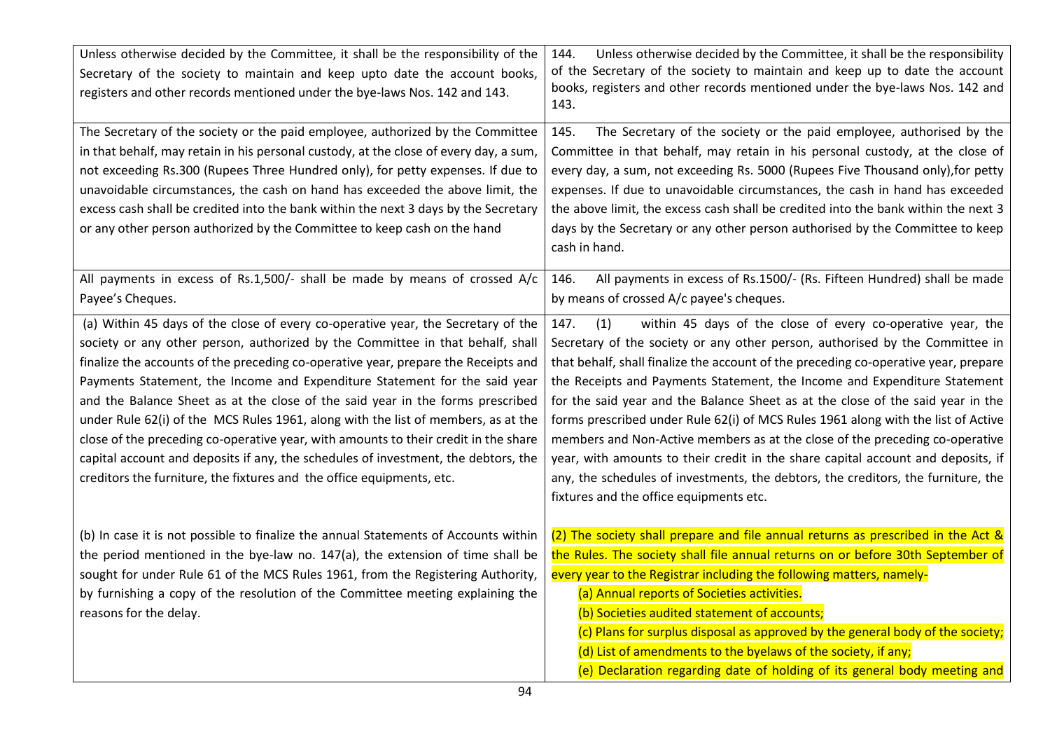| | |
|---|---|
| Unless otherwise decided by the Committee, it shall be the responsibility of the Secretary of the society to maintain and keep upto date the account books, registers and other records mentioned under the bye-laws Nos. 142 and 143. | 144. Unless otherwise decided by the Committee, it shall be the responsibility of the Secretary of the society to maintain and keep up to date the account books, registers and other records mentioned under the bye-laws Nos. 142 and 143. |
| The Secretary of the society or the paid employee, authorized by the Committee in that behalf, may retain in his personal custody, at the close of every day, a sum, not exceeding Rs.300 (Rupees Three Hundred only), for petty expenses. If due to unavoidable circumstances, the cash on hand has exceeded the above limit, the excess cash shall be credited into the bank within the next 3 days by the Secretary or any other person authorized by the Committee to keep cash on the hand | 145. The Secretary of the society or the paid employee, authorised by the Committee in that behalf, may retain in his personal custody, at the close of every day, a sum, not exceeding Rs. 5000 (Rupees Five Thousand only),for petty expenses. If due to unavoidable circumstances, the cash in hand has exceeded the above limit, the excess cash shall be credited into the bank within the next 3 days by the Secretary or any other person authorised by the Committee to keep cash in hand. |
| All payments in excess of Rs.1,500/- shall be made by means of crossed A/c Payee's Cheques. | 146. All payments in excess of Rs.1500/- (Rs. Fifteen Hundred) shall be made by means of crossed A/c payee's cheques. |
| (a) Within 45 days of the close of every co-operative year, the Secretary of the society or any other person, authorized by the Committee in that behalf, shall finalize the accounts of the preceding co-operative year, prepare the Receipts and Payments Statement, the Income and Expenditure Statement for the said year and the Balance Sheet as at the close of the said year in the forms prescribed under Rule 62(i) of the MCS Rules 1961, along with the list of members, as at the close of the preceding co-operative year, with amounts to their credit in the share capital account and deposits if any, the schedules of investment, the debtors, the creditors the furniture, the fixtures and the office equipments, etc.<br><br>(b) In case it is not possible to finalize the annual Statements of Accounts within the period mentioned in the bye-law no. 147(a), the extension of time shall be sought for under Rule 61 of the MCS Rules 1961, from the Registering Authority, by furnishing a copy of the resolution of the Committee meeting explaining the reasons for the delay. | 147. (1) within 45 days of the close of every co-operative year, the Secretary of the society or any other person, authorised by the Committee in that behalf, shall finalize the account of the preceding co-operative year, prepare the Receipts and Payments Statement, the Income and Expenditure Statement for the said year and the Balance Sheet as at the close of the said year in the forms prescribed under Rule 62(i) of MCS Rules 1961 along with the list of Active members and Non-Active members as at the close of the preceding co-operative year, with amounts to their credit in the share capital account and deposits, if any, the schedules of investments, the debtors, the creditors, the furniture, the fixtures and the office equipments etc.<br><br>(2) The society shall prepare and file annual returns as prescribed in the Act & the Rules. The society shall file annual returns on or before 30th September of every year to the Registrar including the following matters, namely-<br>(a) Annual reports of Societies activities.<br>(b) Societies audited statement of accounts;<br>(c) Plans for surplus disposal as approved by the general body of the society;<br>(d) List of amendments to the byelaws of the society, if any;<br>(e) Declaration regarding date of holding of its general body meeting and |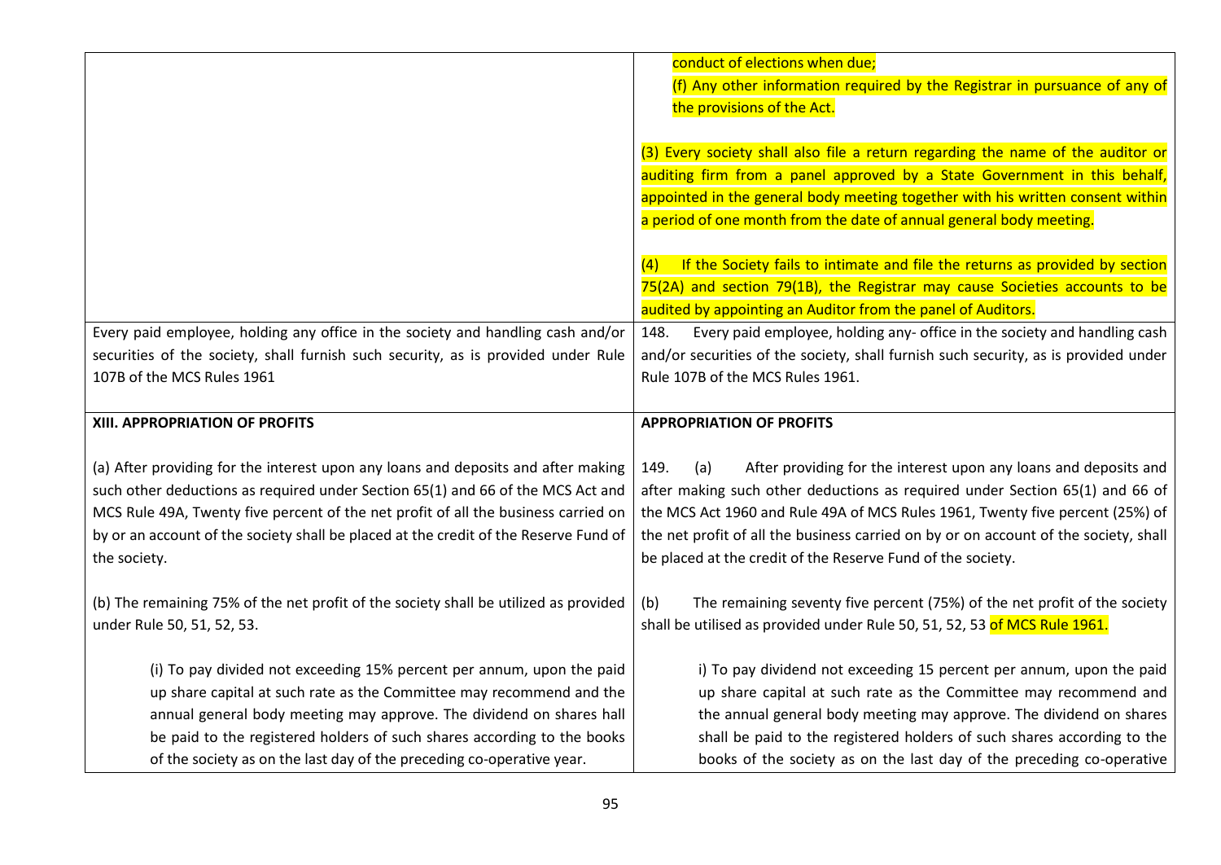| | |
|---|---|
| | conduct of elections when due;<br>(f) Any other information required by the Registrar in pursuance of any of the provisions of the Act.<br><br>(3) Every society shall also file a return regarding the name of the auditor or auditing firm from a panel approved by a State Government in this behalf, appointed in the general body meeting together with his written consent within a period of one month from the date of annual general body meeting.<br><br>(4) If the Society fails to intimate and file the returns as provided by section 75(2A) and section 79(1B), the Registrar may cause Societies accounts to be audited by appointing an Auditor from the panel of Auditors. |
| Every paid employee, holding any office in the society and handling cash and/or securities of the society, shall furnish such security, as is provided under Rule 107B of the MCS Rules 1961 | 148. Every paid employee, holding any- office in the society and handling cash and/or securities of the society, shall furnish such security, as is provided under Rule 107B of the MCS Rules 1961. |
| **XIII. APPROPRIATION OF PROFITS**<br><br>(a) After providing for the interest upon any loans and deposits and after making such other deductions as required under Section 65(1) and 66 of the MCS Act and MCS Rule 49A, Twenty five percent of the net profit of all the business carried on by or an account of the society shall be placed at the credit of the Reserve Fund of the society.<br><br>(b) The remaining 75% of the net profit of the society shall be utilized as provided under Rule 50, 51, 52, 53.<br><br>(i) To pay divided not exceeding 15% percent per annum, upon the paid up share capital at such rate as the Committee may recommend and the annual general body meeting may approve. The dividend on shares hall be paid to the registered holders of such shares according to the books of the society as on the last day of the preceding co-operative year. | **APPROPRIATION OF PROFITS**<br><br>149. (a) After providing for the interest upon any loans and deposits and after making such other deductions as required under Section 65(1) and 66 of the MCS Act 1960 and Rule 49A of MCS Rules 1961, Twenty five percent (25%) of the net profit of all the business carried on by or on account of the society, shall be placed at the credit of the Reserve Fund of the society.<br><br>(b) The remaining seventy five percent (75%) of the net profit of the society shall be utilised as provided under Rule 50, 51, 52, 53 of MCS Rule 1961.<br><br>i) To pay dividend not exceeding 15 percent per annum, upon the paid up share capital at such rate as the Committee may recommend and the annual general body meeting may approve. The dividend on shares shall be paid to the registered holders of such shares according to the books of the society as on the last day of the preceding co-operative |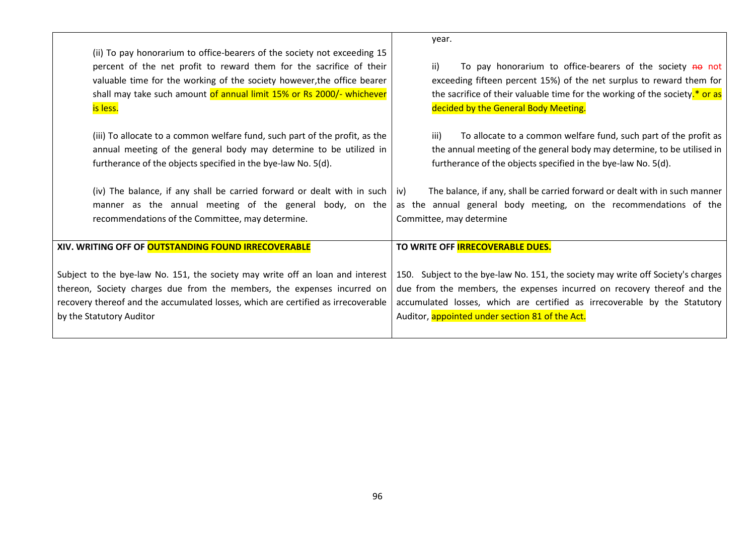| | |
|---|---|
| (ii) To pay honorarium to office-bearers of the society not exceeding 15 percent of the net profit to reward them for the sacrifice of their valuable time for the working of the society however,the office bearer shall may take such amount of annual limit 15% or Rs 2000/- whichever is less.<br><br>(iii) To allocate to a common welfare fund, such part of the profit, as the annual meeting of the general body may determine to be utilized in furtherance of the objects specified in the bye-law No. 5(d).<br><br>(iv) The balance, if any shall be carried forward or dealt with in such manner as the annual meeting of the general body, on the recommendations of the Committee, may determine. | year.<br><br>ii) To pay honorarium to office-bearers of the society ~~no~~ not exceeding fifteen percent 15%) of the net surplus to reward them for the sacrifice of their valuable time for the working of the society.* or as decided by the General Body Meeting.<br><br>iii) To allocate to a common welfare fund, such part of the profit as the annual meeting of the general body may determine, to be utilised in furtherance of the objects specified in the bye-law No. 5(d).<br><br>iv) The balance, if any, shall be carried forward or dealt with in such manner as the annual general body meeting, on the recommendations of the Committee, may determine |
| **XIV. WRITING OFF OF OUTSTANDING FOUND IRRECOVERABLE**<br><br>Subject to the bye-law No. 151, the society may write off an loan and interest thereon, Society charges due from the members, the expenses incurred on recovery thereof and the accumulated losses, which are certified as irrecoverable by the Statutory Auditor | **TO WRITE OFF IRRECOVERABLE DUES.**<br><br>150. Subject to the bye-law No. 151, the society may write off Society's charges due from the members, the expenses incurred on recovery thereof and the accumulated losses, which are certified as irrecoverable by the Statutory Auditor, appointed under section 81 of the Act. |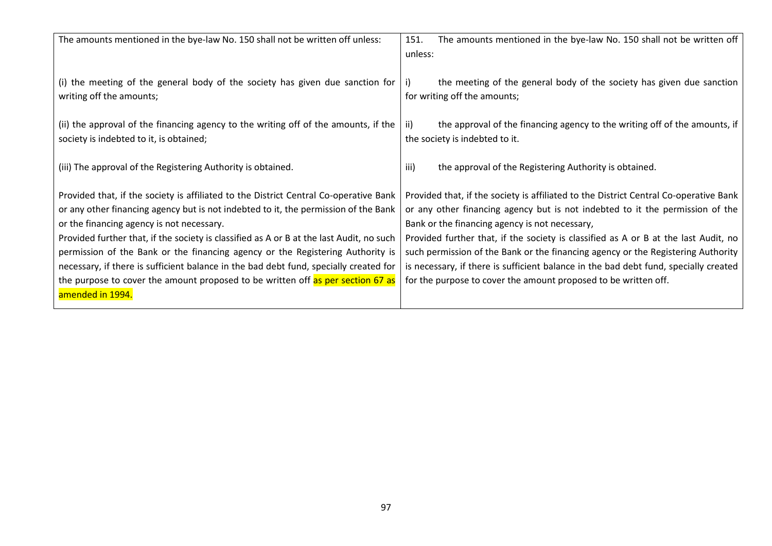| The amounts mentioned in the bye-law No. 150 shall not be written off unless:<br><br>(i) the meeting of the general body of the society has given due sanction for writing off the amounts;<br><br>(ii) the approval of the financing agency to the writing off of the amounts, if the society is indebted to it, is obtained;<br><br>(iii) The approval of the Registering Authority is obtained.<br><br>Provided that, if the society is affiliated to the District Central Co-operative Bank or any other financing agency but is not indebted to it, the permission of the Bank or the financing agency is not necessary.<br>Provided further that, if the society is classified as A or B at the last Audit, no such permission of the Bank or the financing agency or the Registering Authority is necessary, if there is sufficient balance in the bad debt fund, specially created for the purpose to cover the amount proposed to be written off as per section 67 as amended in 1994. | 151. The amounts mentioned in the bye-law No. 150 shall not be written off unless:<br><br>i) the meeting of the general body of the society has given due sanction for writing off the amounts;<br><br>ii) the approval of the financing agency to the writing off of the amounts, if the society is indebted to it.<br><br>iii) the approval of the Registering Authority is obtained.<br><br>Provided that, if the society is affiliated to the District Central Co-operative Bank or any other financing agency but is not indebted to it the permission of the Bank or the financing agency is not necessary,<br>Provided further that, if the society is classified as A or B at the last Audit, no such permission of the Bank or the financing agency or the Registering Authority is necessary, if there is sufficient balance in the bad debt fund, specially created for the purpose to cover the amount proposed to be written off. |
|---|---|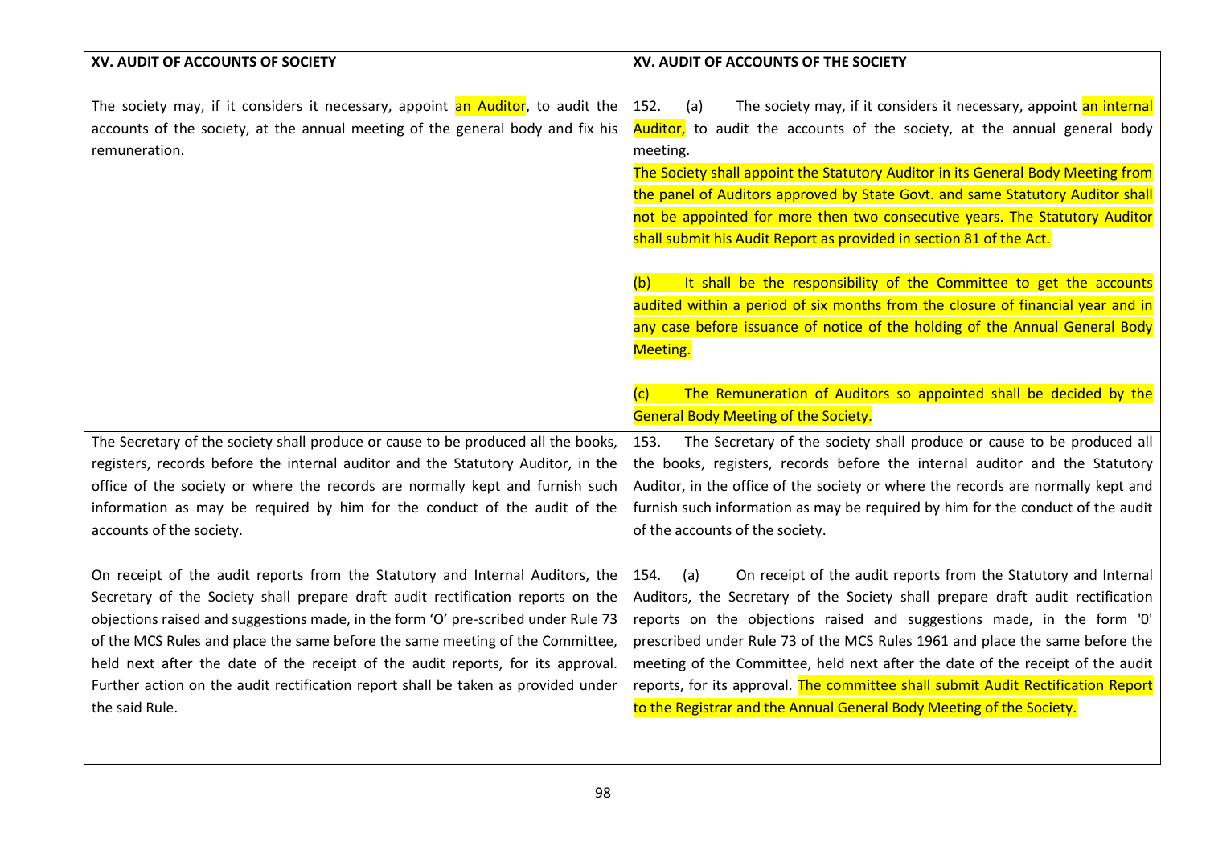| XV. AUDIT OF ACCOUNTS OF SOCIETY | XV. AUDIT OF ACCOUNTS OF THE SOCIETY |
|---|---|
| The society may, if it considers it necessary, appoint an Auditor, to audit the accounts of the society, at the annual meeting of the general body and fix his remuneration. | 152. (a) The society may, if it considers it necessary, appoint an internal Auditor, to audit the accounts of the society, at the annual general body meeting.<br>The Society shall appoint the Statutory Auditor in its General Body Meeting from the panel of Auditors approved by State Govt. and same Statutory Auditor shall not be appointed for more then two consecutive years. The Statutory Auditor shall submit his Audit Report as provided in section 81 of the Act.<br><br>(b) It shall be the responsibility of the Committee to get the accounts audited within a period of six months from the closure of financial year and in any case before issuance of notice of the holding of the Annual General Body Meeting.<br><br>(c) The Remuneration of Auditors so appointed shall be decided by the General Body Meeting of the Society. |
| The Secretary of the society shall produce or cause to be produced all the books, registers, records before the internal auditor and the Statutory Auditor, in the office of the society or where the records are normally kept and furnish such information as may be required by him for the conduct of the audit of the accounts of the society. | 153. The Secretary of the society shall produce or cause to be produced all the books, registers, records before the internal auditor and the Statutory Auditor, in the office of the society or where the records are normally kept and furnish such information as may be required by him for the conduct of the audit of the accounts of the society. |
| On receipt of the audit reports from the Statutory and Internal Auditors, the Secretary of the Society shall prepare draft audit rectification reports on the objections raised and suggestions made, in the form 'O' pre-scribed under Rule 73 of the MCS Rules and place the same before the same meeting of the Committee, held next after the date of the receipt of the audit reports, for its approval. Further action on the audit rectification report shall be taken as provided under the said Rule. | 154. (a) On receipt of the audit reports from the Statutory and Internal Auditors, the Secretary of the Society shall prepare draft audit rectification reports on the objections raised and suggestions made, in the form '0' prescribed under Rule 73 of the MCS Rules 1961 and place the same before the meeting of the Committee, held next after the date of the receipt of the audit reports, for its approval. The committee shall submit Audit Rectification Report to the Registrar and the Annual General Body Meeting of the Society. |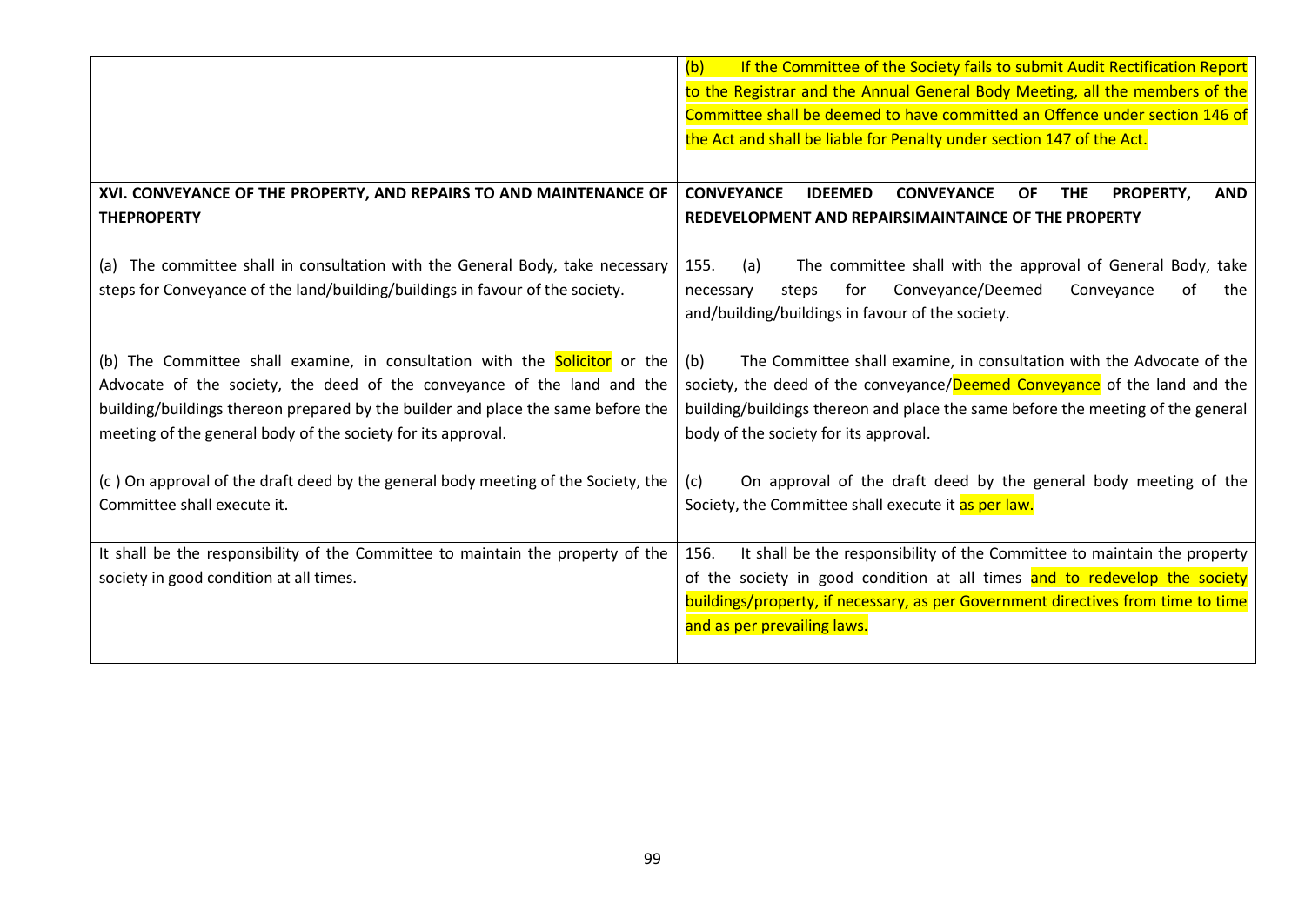| | |
|---|---|
| | (b) If the Committee of the Society fails to submit Audit Rectification Report to the Registrar and the Annual General Body Meeting, all the members of the Committee shall be deemed to have committed an Offence under section 146 of the Act and shall be liable for Penalty under section 147 of the Act. |
| **XVI. CONVEYANCE OF THE PROPERTY, AND REPAIRS TO AND MAINTENANCE OF THEPROPERTY**<br><br>(a) The committee shall in consultation with the General Body, take necessary steps for Conveyance of the land/building/buildings in favour of the society.<br><br>(b) The Committee shall examine, in consultation with the Solicitor or the Advocate of the society, the deed of the conveyance of the land and the building/buildings thereon prepared by the builder and place the same before the meeting of the general body of the society for its approval.<br><br>(c ) On approval of the draft deed by the general body meeting of the Society, the Committee shall execute it. | **CONVEYANCE IDEEMED CONVEYANCE OF THE PROPERTY, AND REDEVELOPMENT AND REPAIRSIMAINTAINCE OF THE PROPERTY**<br><br>155. (a) The committee shall with the approval of General Body, take necessary steps for Conveyance/Deemed Conveyance of the and/building/buildings in favour of the society.<br><br>(b) The Committee shall examine, in consultation with the Advocate of the society, the deed of the conveyance/Deemed Conveyance of the land and the building/buildings thereon and place the same before the meeting of the general body of the society for its approval.<br><br>(c) On approval of the draft deed by the general body meeting of the Society, the Committee shall execute it as per law. |
| It shall be the responsibility of the Committee to maintain the property of the society in good condition at all times. | 156. It shall be the responsibility of the Committee to maintain the property of the society in good condition at all times and to redevelop the society buildings/property, if necessary, as per Government directives from time to time and as per prevailing laws. |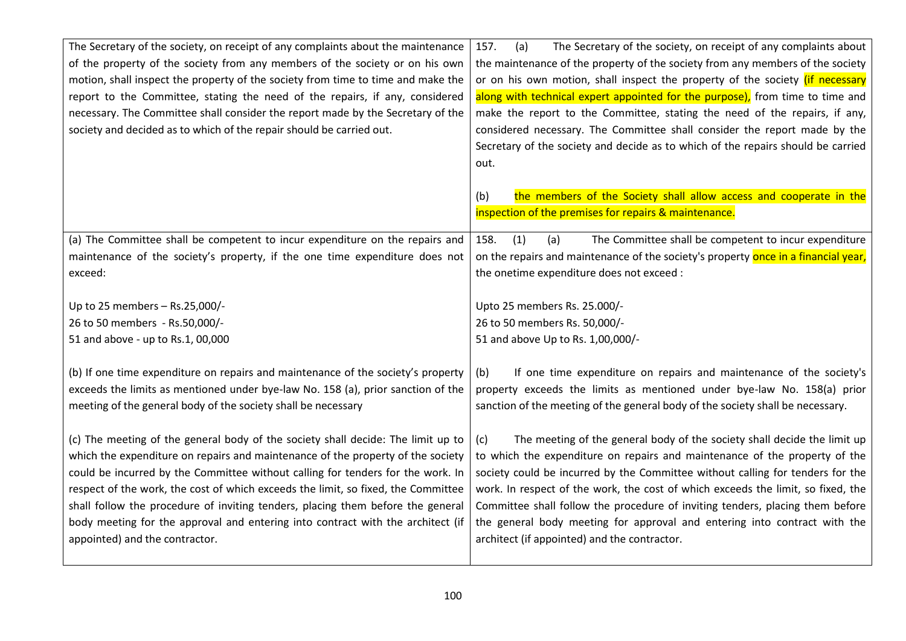| | |
|---|---|
| The Secretary of the society, on receipt of any complaints about the maintenance of the property of the society from any members of the society or on his own motion, shall inspect the property of the society from time to time and make the report to the Committee, stating the need of the repairs, if any, considered necessary. The Committee shall consider the report made by the Secretary of the society and decided as to which of the repair should be carried out. | 157. (a) The Secretary of the society, on receipt of any complaints about the maintenance of the property of the society from any members of the society or on his own motion, shall inspect the property of the society (if necessary along with technical expert appointed for the purpose), from time to time and make the report to the Committee, stating the need of the repairs, if any, considered necessary. The Committee shall consider the report made by the Secretary of the society and decide as to which of the repairs should be carried out.<br><br>(b) the members of the Society shall allow access and cooperate in the inspection of the premises for repairs & maintenance. |
| (a) The Committee shall be competent to incur expenditure on the repairs and maintenance of the society's property, if the one time expenditure does not exceed:<br><br>Up to 25 members – Rs.25,000/-<br>26 to 50 members - Rs.50,000/-<br>51 and above - up to Rs.1, 00,000<br><br>(b) If one time expenditure on repairs and maintenance of the society's property exceeds the limits as mentioned under bye-law No. 158 (a), prior sanction of the meeting of the general body of the society shall be necessary<br><br>(c) The meeting of the general body of the society shall decide: The limit up to which the expenditure on repairs and maintenance of the property of the society could be incurred by the Committee without calling for tenders for the work. In respect of the work, the cost of which exceeds the limit, so fixed, the Committee shall follow the procedure of inviting tenders, placing them before the general body meeting for the approval and entering into contract with the architect (if appointed) and the contractor. | 158. (1) (a) The Committee shall be competent to incur expenditure on the repairs and maintenance of the society's property once in a financial year, the onetime expenditure does not exceed :<br><br>Upto 25 members Rs. 25.000/-<br>26 to 50 members Rs. 50,000/-<br>51 and above Up to Rs. 1,00,000/-<br><br>(b) If one time expenditure on repairs and maintenance of the society's property exceeds the limits as mentioned under bye-law No. 158(a) prior sanction of the meeting of the general body of the society shall be necessary.<br><br>(c) The meeting of the general body of the society shall decide the limit up to which the expenditure on repairs and maintenance of the property of the society could be incurred by the Committee without calling for tenders for the work. In respect of the work, the cost of which exceeds the limit, so fixed, the Committee shall follow the procedure of inviting tenders, placing them before the general body meeting for approval and entering into contract with the architect (if appointed) and the contractor. |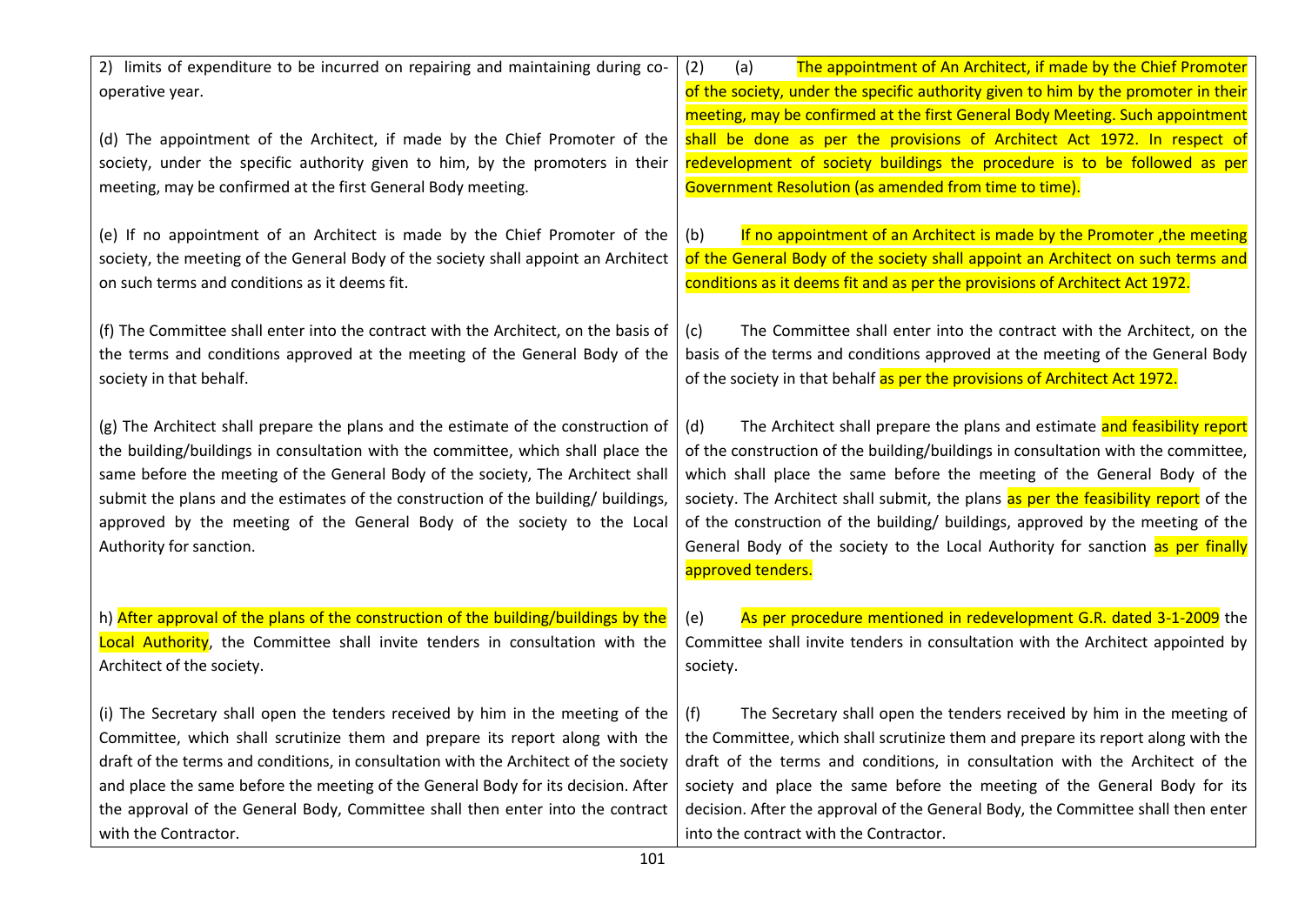| | |
|---|---|
| 2) limits of expenditure to be incurred on repairing and maintaining during co-operative year.<br><br>(d) The appointment of the Architect, if made by the Chief Promoter of the society, under the specific authority given to him, by the promoters in their meeting, may be confirmed at the first General Body meeting. | (2) (a) The appointment of An Architect, if made by the Chief Promoter of the society, under the specific authority given to him by the promoter in their meeting, may be confirmed at the first General Body Meeting. Such appointment shall be done as per the provisions of Architect Act 1972. In respect of redevelopment of society buildings the procedure is to be followed as per Government Resolution (as amended from time to time). |
| (e) If no appointment of an Architect is made by the Chief Promoter of the society, the meeting of the General Body of the society shall appoint an Architect on such terms and conditions as it deems fit. | (b) If no appointment of an Architect is made by the Promoter ,the meeting of the General Body of the society shall appoint an Architect on such terms and conditions as it deems fit and as per the provisions of Architect Act 1972. |
| (f) The Committee shall enter into the contract with the Architect, on the basis of the terms and conditions approved at the meeting of the General Body of the society in that behalf. | (c) The Committee shall enter into the contract with the Architect, on the basis of the terms and conditions approved at the meeting of the General Body of the society in that behalf as per the provisions of Architect Act 1972. |
| (g) The Architect shall prepare the plans and the estimate of the construction of the building/buildings in consultation with the committee, which shall place the same before the meeting of the General Body of the society, The Architect shall submit the plans and the estimates of the construction of the building/ buildings, approved by the meeting of the General Body of the society to the Local Authority for sanction. | (d) The Architect shall prepare the plans and estimate and feasibility report of the construction of the building/buildings in consultation with the committee, which shall place the same before the meeting of the General Body of the society. The Architect shall submit, the plans as per the feasibility report of the of the construction of the building/ buildings, approved by the meeting of the General Body of the society to the Local Authority for sanction as per finally approved tenders. |
| h) After approval of the plans of the construction of the building/buildings by the Local Authority, the Committee shall invite tenders in consultation with the Architect of the society. | (e) As per procedure mentioned in redevelopment G.R. dated 3-1-2009 the Committee shall invite tenders in consultation with the Architect appointed by society. |
| (i) The Secretary shall open the tenders received by him in the meeting of the Committee, which shall scrutinize them and prepare its report along with the draft of the terms and conditions, in consultation with the Architect of the society and place the same before the meeting of the General Body for its decision. After the approval of the General Body, Committee shall then enter into the contract with the Contractor. | (f) The Secretary shall open the tenders received by him in the meeting of the Committee, which shall scrutinize them and prepare its report along with the draft of the terms and conditions, in consultation with the Architect of the society and place the same before the meeting of the General Body for its decision. After the approval of the General Body, the Committee shall then enter into the contract with the Contractor. |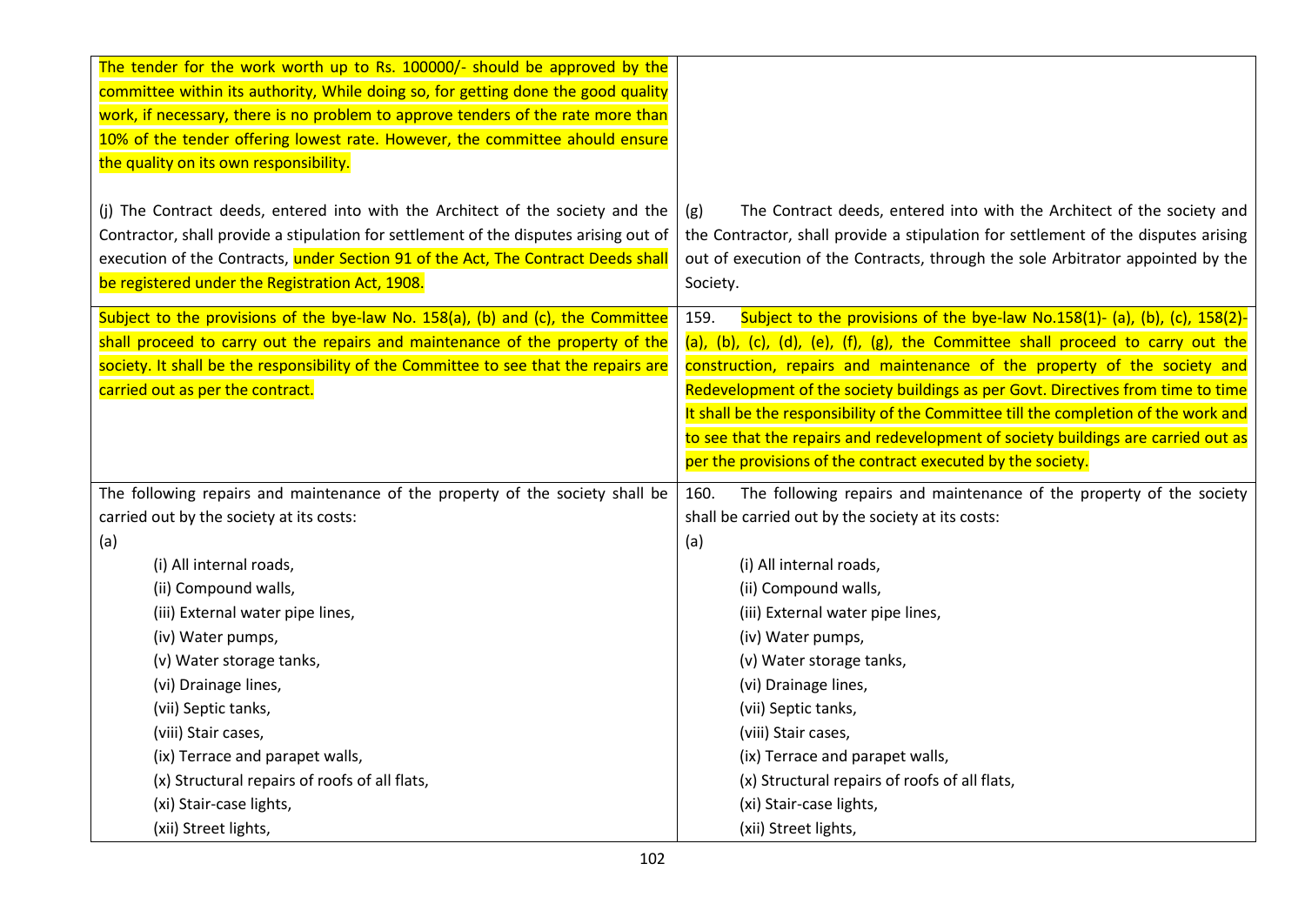| | |
|---|---|
| The tender for the work worth up to Rs. 100000/- should be approved by the committee within its authority, While doing so, for getting done the good quality work, if necessary, there is no problem to approve tenders of the rate more than 10% of the tender offering lowest rate. However, the committee ahould ensure the quality on its own responsibility.<br><br>(j) The Contract deeds, entered into with the Architect of the society and the Contractor, shall provide a stipulation for settlement of the disputes arising out of execution of the Contracts, under Section 91 of the Act, The Contract Deeds shall be registered under the Registration Act, 1908. | (g) The Contract deeds, entered into with the Architect of the society and the Contractor, shall provide a stipulation for settlement of the disputes arising out of execution of the Contracts, through the sole Arbitrator appointed by the Society. |
| Subject to the provisions of the bye-law No. 158(a), (b) and (c), the Committee shall proceed to carry out the repairs and maintenance of the property of the society. It shall be the responsibility of the Committee to see that the repairs are carried out as per the contract. | 159. Subject to the provisions of the bye-law No.158(1)- (a), (b), (c), 158(2)- (a), (b), (c), (d), (e), (f), (g), the Committee shall proceed to carry out the construction, repairs and maintenance of the property of the society and Redevelopment of the society buildings as per Govt. Directives from time to time It shall be the responsibility of the Committee till the completion of the work and to see that the repairs and redevelopment of society buildings are carried out as per the provisions of the contract executed by the society. |
| The following repairs and maintenance of the property of the society shall be carried out by the society at its costs:<br>(a)<br>(i) All internal roads,<br>(ii) Compound walls,<br>(iii) External water pipe lines,<br>(iv) Water pumps,<br>(v) Water storage tanks,<br>(vi) Drainage lines,<br>(vii) Septic tanks,<br>(viii) Stair cases,<br>(ix) Terrace and parapet walls,<br>(x) Structural repairs of roofs of all flats,<br>(xi) Stair-case lights,<br>(xii) Street lights, | 160. The following repairs and maintenance of the property of the society shall be carried out by the society at its costs:<br>(a)<br>(i) All internal roads,<br>(ii) Compound walls,<br>(iii) External water pipe lines,<br>(iv) Water pumps,<br>(v) Water storage tanks,<br>(vi) Drainage lines,<br>(vii) Septic tanks,<br>(viii) Stair cases,<br>(ix) Terrace and parapet walls,<br>(x) Structural repairs of roofs of all flats,<br>(xi) Stair-case lights,<br>(xii) Street lights, |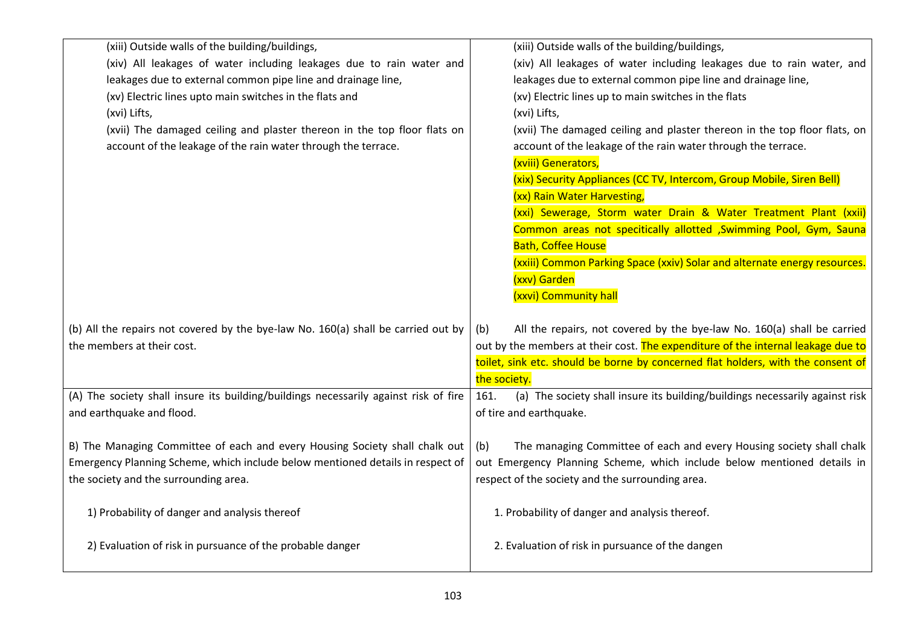| | |
|---|---|
| (xiii) Outside walls of the building/buildings,<br>(xiv) All leakages of water including leakages due to rain water and leakages due to external common pipe line and drainage line,<br>(xv) Electric lines upto main switches in the flats and<br>(xvi) Lifts,<br>(xvii) The damaged ceiling and plaster thereon in the top floor flats on account of the leakage of the rain water through the terrace. | (xiii) Outside walls of the building/buildings,<br>(xiv) All leakages of water including leakages due to rain water, and leakages due to external common pipe line and drainage line,<br>(xv) Electric lines up to main switches in the flats<br>(xvi) Lifts,<br>(xvii) The damaged ceiling and plaster thereon in the top floor flats, on account of the leakage of the rain water through the terrace.<br>(xviii) Generators,<br>(xix) Security Appliances (CC TV, Intercom, Group Mobile, Siren Bell)<br>(xx) Rain Water Harvesting,<br>(xxi) Sewerage, Storm water Drain & Water Treatment Plant (xxii) Common areas not specitically allotted ,Swimming Pool, Gym, Sauna Bath, Coffee House<br>(xxiii) Common Parking Space (xxiv) Solar and alternate energy resources.<br>(xxv) Garden<br>(xxvi) Community hall |
| (b) All the repairs not covered by the bye-law No. 160(a) shall be carried out by the members at their cost. | (b) All the repairs, not covered by the bye-law No. 160(a) shall be carried out by the members at their cost. The expenditure of the internal leakage due to toilet, sink etc. should be borne by concerned flat holders, with the consent of the society. |
| (A) The society shall insure its building/buildings necessarily against risk of fire and earthquake and flood.<br><br>B) The Managing Committee of each and every Housing Society shall chalk out Emergency Planning Scheme, which include below mentioned details in respect of the society and the surrounding area.<br><br>1) Probability of danger and analysis thereof<br><br>2) Evaluation of risk in pursuance of the probable danger | 161. (a) The society shall insure its building/buildings necessarily against risk of tire and earthquake.<br><br>(b) The managing Committee of each and every Housing society shall chalk out Emergency Planning Scheme, which include below mentioned details in respect of the society and the surrounding area.<br><br>1. Probability of danger and analysis thereof.<br><br>2. Evaluation of risk in pursuance of the dangen |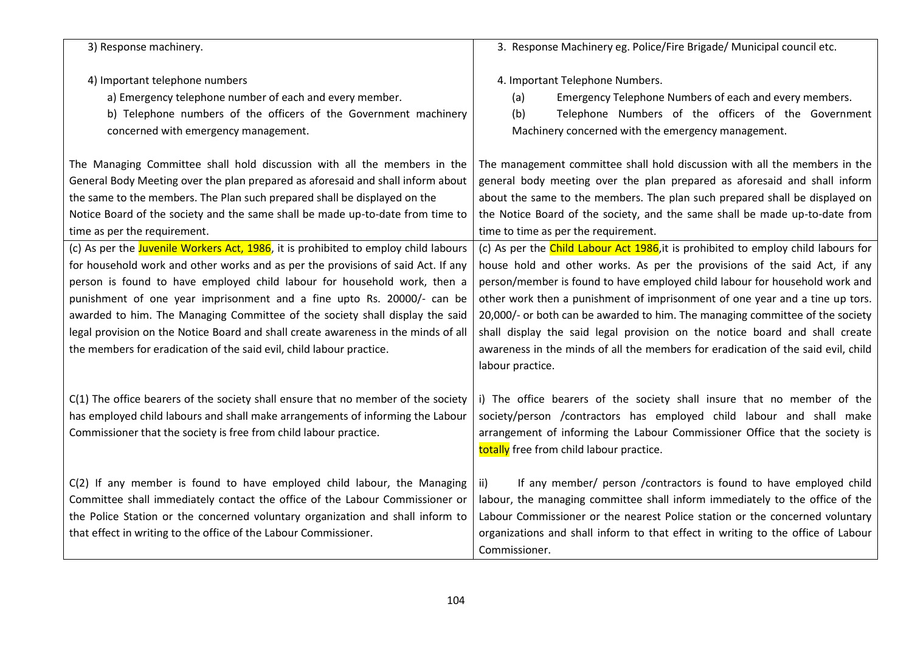| | |
|---|---|
| 3) Response machinery.<br><br>4) Important telephone numbers<br>a) Emergency telephone number of each and every member.<br>b) Telephone numbers of the officers of the Government machinery concerned with emergency management.<br><br>The Managing Committee shall hold discussion with all the members in the General Body Meeting over the plan prepared as aforesaid and shall inform about the same to the members. The Plan such prepared shall be displayed on the Notice Board of the society and the same shall be made up-to-date from time to time as per the requirement. | 3. Response Machinery eg. Police/Fire Brigade/ Municipal council etc.<br><br>4. Important Telephone Numbers.<br>(a) Emergency Telephone Numbers of each and every members.<br>(b) Telephone Numbers of the officers of the Government Machinery concerned with the emergency management.<br><br>The management committee shall hold discussion with all the members in the general body meeting over the plan prepared as aforesaid and shall inform about the same to the members. The plan such prepared shall be displayed on the Notice Board of the society, and the same shall be made up-to-date from time to time as per the requirement. |
| (c) As per the Juvenile Workers Act, 1986, it is prohibited to employ child labours for household work and other works and as per the provisions of said Act. If any person is found to have employed child labour for household work, then a punishment of one year imprisonment and a fine upto Rs. 20000/- can be awarded to him. The Managing Committee of the society shall display the said legal provision on the Notice Board and shall create awareness in the minds of all the members for eradication of the said evil, child labour practice.<br><br>C(1) The office bearers of the society shall ensure that no member of the society has employed child labours and shall make arrangements of informing the Labour Commissioner that the society is free from child labour practice.<br><br>C(2) If any member is found to have employed child labour, the Managing Committee shall immediately contact the office of the Labour Commissioner or the Police Station or the concerned voluntary organization and shall inform to that effect in writing to the office of the Labour Commissioner. | (c) As per the Child Labour Act 1986,it is prohibited to employ child labours for house hold and other works. As per the provisions of the said Act, if any person/member is found to have employed child labour for household work and other work then a punishment of imprisonment of one year and a tine up tors. 20,000/- or both can be awarded to him. The managing committee of the society shall display the said legal provision on the notice board and shall create awareness in the minds of all the members for eradication of the said evil, child labour practice.<br><br>i) The office bearers of the society shall insure that no member of the society/person /contractors has employed child labour and shall make arrangement of informing the Labour Commissioner Office that the society is totally free from child labour practice.<br><br>ii) If any member/ person /contractors is found to have employed child labour, the managing committee shall inform immediately to the office of the Labour Commissioner or the nearest Police station or the concerned voluntary organizations and shall inform to that effect in writing to the office of Labour Commissioner. |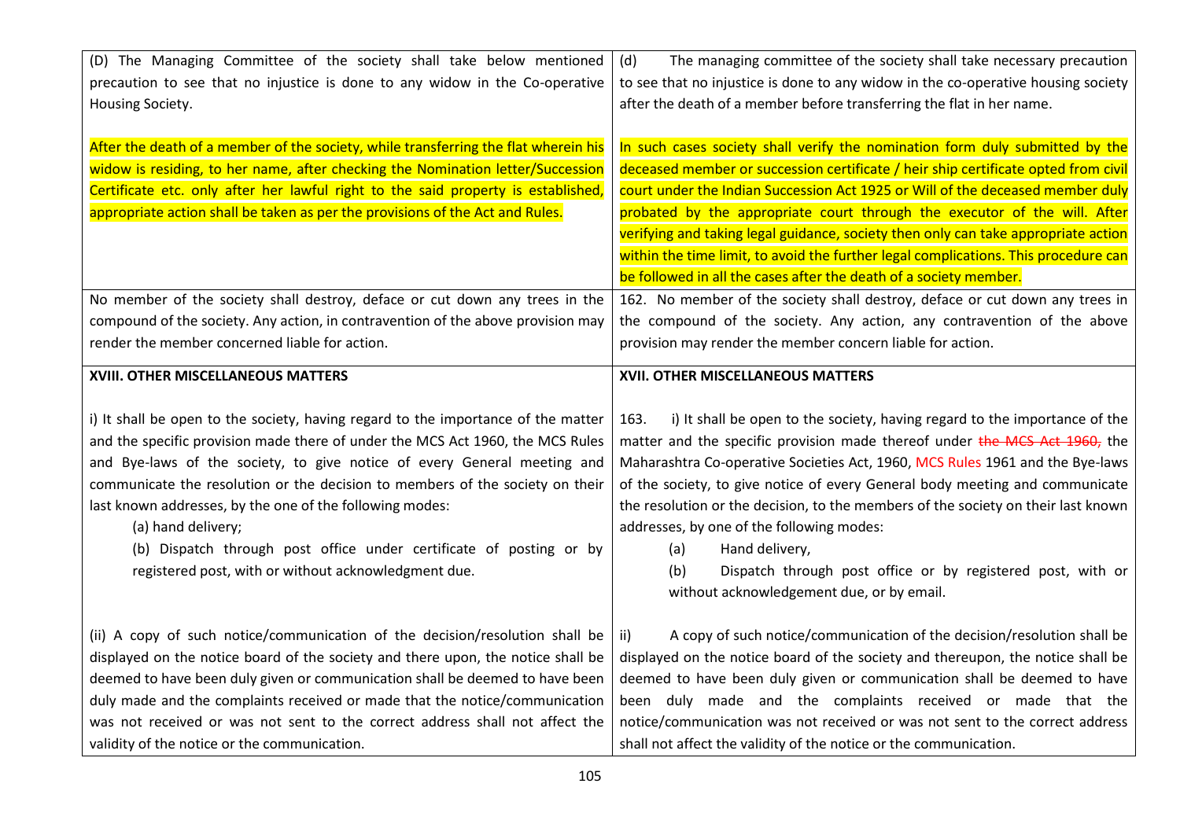| | |
|---|---|
| (D) The Managing Committee of the society shall take below mentioned precaution to see that no injustice is done to any widow in the Co-operative Housing Society.<br><br>After the death of a member of the society, while transferring the flat wherein his widow is residing, to her name, after checking the Nomination letter/Succession Certificate etc. only after her lawful right to the said property is established, appropriate action shall be taken as per the provisions of the Act and Rules. | (d) The managing committee of the society shall take necessary precaution to see that no injustice is done to any widow in the co-operative housing society after the death of a member before transferring the flat in her name.<br><br>In such cases society shall verify the nomination form duly submitted by the deceased member or succession certificate / heir ship certificate opted from civil court under the Indian Succession Act 1925 or Will of the deceased member duly probated by the appropriate court through the executor of the will. After verifying and taking legal guidance, society then only can take appropriate action within the time limit, to avoid the further legal complications. This procedure can be followed in all the cases after the death of a society member. |
| No member of the society shall destroy, deface or cut down any trees in the compound of the society. Any action, in contravention of the above provision may render the member concerned liable for action. | 162. No member of the society shall destroy, deface or cut down any trees in the compound of the society. Any action, any contravention of the above provision may render the member concern liable for action. |
| **XVIII. OTHER MISCELLANEOUS MATTERS**<br><br>i) It shall be open to the society, having regard to the importance of the matter and the specific provision made there of under the MCS Act 1960, the MCS Rules and Bye-laws of the society, to give notice of every General meeting and communicate the resolution or the decision to members of the society on their last known addresses, by the one of the following modes:<br>(a) hand delivery;<br>(b) Dispatch through post office under certificate of posting or by registered post, with or without acknowledgment due. | **XVII. OTHER MISCELLANEOUS MATTERS**<br><br>163. i) It shall be open to the society, having regard to the importance of the matter and the specific provision made thereof under ~~the MCS Act 1960,~~ the Maharashtra Co-operative Societies Act, 1960, MCS Rules 1961 and the Bye-laws of the society, to give notice of every General body meeting and communicate the resolution or the decision, to the members of the society on their last known addresses, by one of the following modes:<br>(a) Hand delivery,<br>(b) Dispatch through post office or by registered post, with or without acknowledgement due, or by email. |
| (ii) A copy of such notice/communication of the decision/resolution shall be displayed on the notice board of the society and there upon, the notice shall be deemed to have been duly given or communication shall be deemed to have been duly made and the complaints received or made that the notice/communication was not received or was not sent to the correct address shall not affect the validity of the notice or the communication. | ii) A copy of such notice/communication of the decision/resolution shall be displayed on the notice board of the society and thereupon, the notice shall be deemed to have been duly given or communication shall be deemed to have been duly made and the complaints received or made that the notice/communication was not received or was not sent to the correct address shall not affect the validity of the notice or the communication. |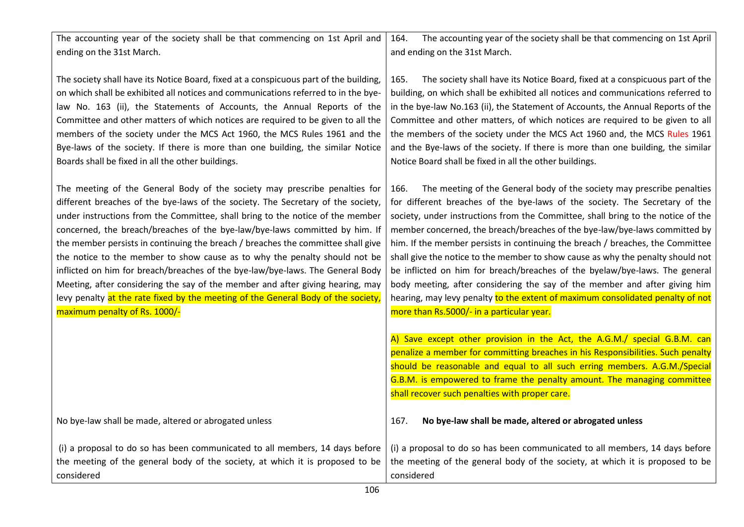| | |
|---|---|
| The accounting year of the society shall be that commencing on 1st April and ending on the 31st March. | 164. The accounting year of the society shall be that commencing on 1st April and ending on the 31st March. |
| The society shall have its Notice Board, fixed at a conspicuous part of the building, on which shall be exhibited all notices and communications referred to in the bye-law No. 163 (ii), the Statements of Accounts, the Annual Reports of the Committee and other matters of which notices are required to be given to all the members of the society under the MCS Act 1960, the MCS Rules 1961 and the Bye-laws of the society. If there is more than one building, the similar Notice Boards shall be fixed in all the other buildings. | 165. The society shall have its Notice Board, fixed at a conspicuous part of the building, on which shall be exhibited all notices and communications referred to in the bye-law No.163 (ii), the Statement of Accounts, the Annual Reports of the Committee and other matters, of which notices are required to be given to all the members of the society under the MCS Act 1960 and, the MCS Rules 1961 and the Bye-laws of the society. If there is more than one building, the similar Notice Board shall be fixed in all the other buildings. |
| The meeting of the General Body of the society may prescribe penalties for different breaches of the bye-laws of the society. The Secretary of the society, under instructions from the Committee, shall bring to the notice of the member concerned, the breach/breaches of the bye-law/bye-laws committed by him. If the member persists in continuing the breach / breaches the committee shall give the notice to the member to show cause as to why the penalty should not be inflicted on him for breach/breaches of the bye-law/bye-laws. The General Body Meeting, after considering the say of the member and after giving hearing, may levy penalty at the rate fixed by the meeting of the General Body of the society, maximum penalty of Rs. 1000/- | 166. The meeting of the General body of the society may prescribe penalties for different breaches of the bye-laws of the society. The Secretary of the society, under instructions from the Committee, shall bring to the notice of the member concerned, the breach/breaches of the bye-law/bye-laws committed by him. If the member persists in continuing the breach / breaches, the Committee shall give the notice to the member to show cause as why the penalty should not be inflicted on him for breach/breaches of the byelaw/bye-laws. The general body meeting, after considering the say of the member and after giving him hearing, may levy penalty to the extent of maximum consolidated penalty of not more than Rs.5000/- in a particular year. |
| | A) Save except other provision in the Act, the A.G.M./ special G.B.M. can penalize a member for committing breaches in his Responsibilities. Such penalty should be reasonable and equal to all such erring members. A.G.M./Special G.B.M. is empowered to frame the penalty amount. The managing committee shall recover such penalties with proper care. |
| No bye-law shall be made, altered or abrogated unless | 167. **No bye-law shall be made, altered or abrogated unless** |
| (i) a proposal to do so has been communicated to all members, 14 days before the meeting of the general body of the society, at which it is proposed to be considered | (i) a proposal to do so has been communicated to all members, 14 days before the meeting of the general body of the society, at which it is proposed to be considered |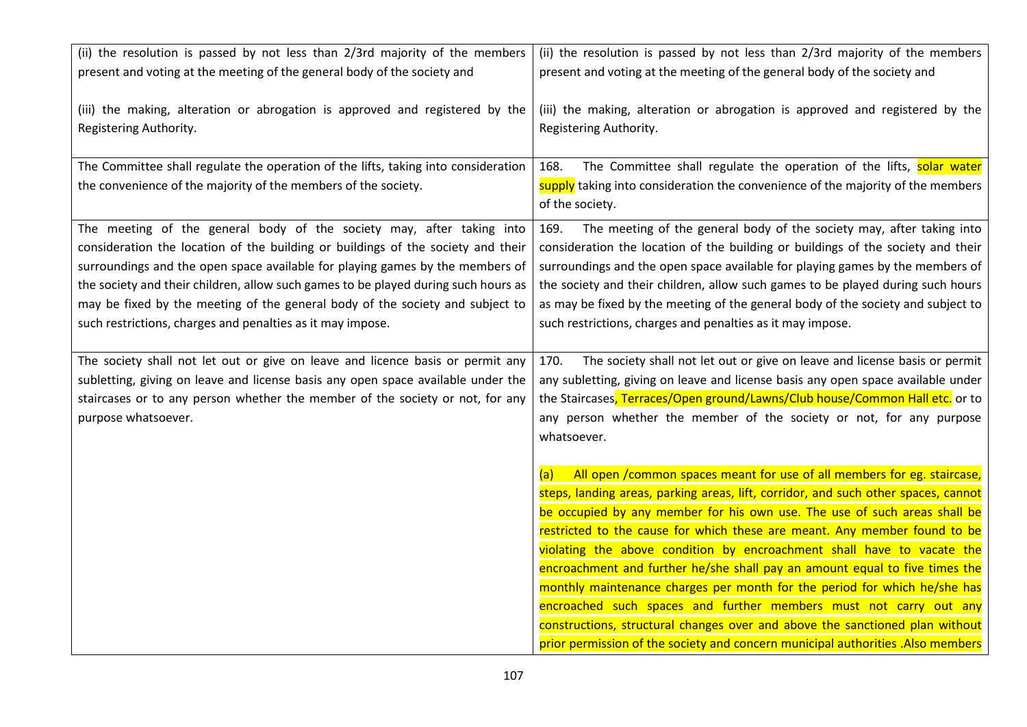| | |
|---|---|
| (ii) the resolution is passed by not less than 2/3rd majority of the members present and voting at the meeting of the general body of the society and<br><br>(iii) the making, alteration or abrogation is approved and registered by the Registering Authority. | (ii) the resolution is passed by not less than 2/3rd majority of the members present and voting at the meeting of the general body of the society and<br><br>(iii) the making, alteration or abrogation is approved and registered by the Registering Authority. |
| The Committee shall regulate the operation of the lifts, taking into consideration the convenience of the majority of the members of the society. | 168. The Committee shall regulate the operation of the lifts, solar water supply taking into consideration the convenience of the majority of the members of the society. |
| The meeting of the general body of the society may, after taking into consideration the location of the building or buildings of the society and their surroundings and the open space available for playing games by the members of the society and their children, allow such games to be played during such hours as may be fixed by the meeting of the general body of the society and subject to such restrictions, charges and penalties as it may impose. | 169. The meeting of the general body of the society may, after taking into consideration the location of the building or buildings of the society and their surroundings and the open space available for playing games by the members of the society and their children, allow such games to be played during such hours as may be fixed by the meeting of the general body of the society and subject to such restrictions, charges and penalties as it may impose. |
| The society shall not let out or give on leave and licence basis or permit any subletting, giving on leave and license basis any open space available under the staircases or to any person whether the member of the society or not, for any purpose whatsoever. | 170. The society shall not let out or give on leave and license basis or permit any subletting, giving on leave and license basis any open space available under the Staircases, Terraces/Open ground/Lawns/Club house/Common Hall etc. or to any person whether the member of the society or not, for any purpose whatsoever.<br><br>(a) All open /common spaces meant for use of all members for eg. staircase, steps, landing areas, parking areas, lift, corridor, and such other spaces, cannot be occupied by any member for his own use. The use of such areas shall be restricted to the cause for which these are meant. Any member found to be violating the above condition by encroachment shall have to vacate the encroachment and further he/she shall pay an amount equal to five times the monthly maintenance charges per month for the period for which he/she has encroached such spaces and further members must not carry out any constructions, structural changes over and above the sanctioned plan without prior permission of the society and concern municipal authorities .Also members |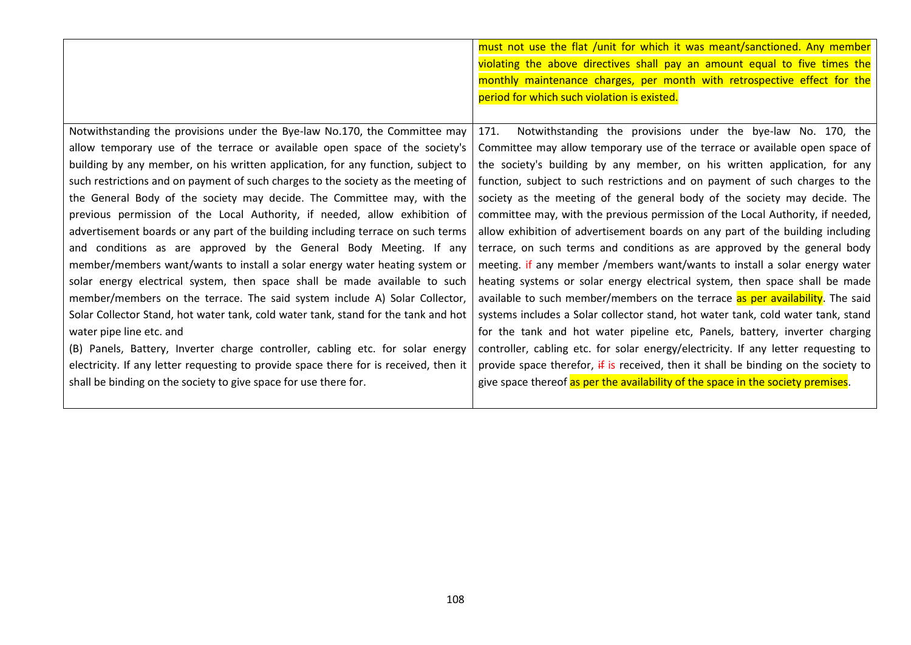| | |
|---|---|
| | must not use the flat /unit for which it was meant/sanctioned. Any member violating the above directives shall pay an amount equal to five times the monthly maintenance charges, per month with retrospective effect for the period for which such violation is existed. |
| Notwithstanding the provisions under the Bye-law No.170, the Committee may allow temporary use of the terrace or available open space of the society's building by any member, on his written application, for any function, subject to such restrictions and on payment of such charges to the society as the meeting of the General Body of the society may decide. The Committee may, with the previous permission of the Local Authority, if needed, allow exhibition of advertisement boards or any part of the building including terrace on such terms and conditions as are approved by the General Body Meeting. If any member/members want/wants to install a solar energy water heating system or solar energy electrical system, then space shall be made available to such member/members on the terrace. The said system include A) Solar Collector, Solar Collector Stand, hot water tank, cold water tank, stand for the tank and hot water pipe line etc. and<br>(B) Panels, Battery, Inverter charge controller, cabling etc. for solar energy electricity. If any letter requesting to provide space there for is received, then it shall be binding on the society to give space for use there for. | 171. Notwithstanding the provisions under the bye-law No. 170, the Committee may allow temporary use of the terrace or available open space of the society's building by any member, on his written application, for any function, subject to such restrictions and on payment of such charges to the society as the meeting of the general body of the society may decide. The committee may, with the previous permission of the Local Authority, if needed, allow exhibition of advertisement boards on any part of the building including terrace, on such terms and conditions as are approved by the general body meeting. if any member /members want/wants to install a solar energy water heating systems or solar energy electrical system, then space shall be made available to such member/members on the terrace as per availability. The said systems includes a Solar collector stand, hot water tank, cold water tank, stand for the tank and hot water pipeline etc, Panels, battery, inverter charging controller, cabling etc. for solar energy/electricity. If any letter requesting to provide space therefor, ~~if~~ is received, then it shall be binding on the society to give space thereof as per the availability of the space in the society premises. |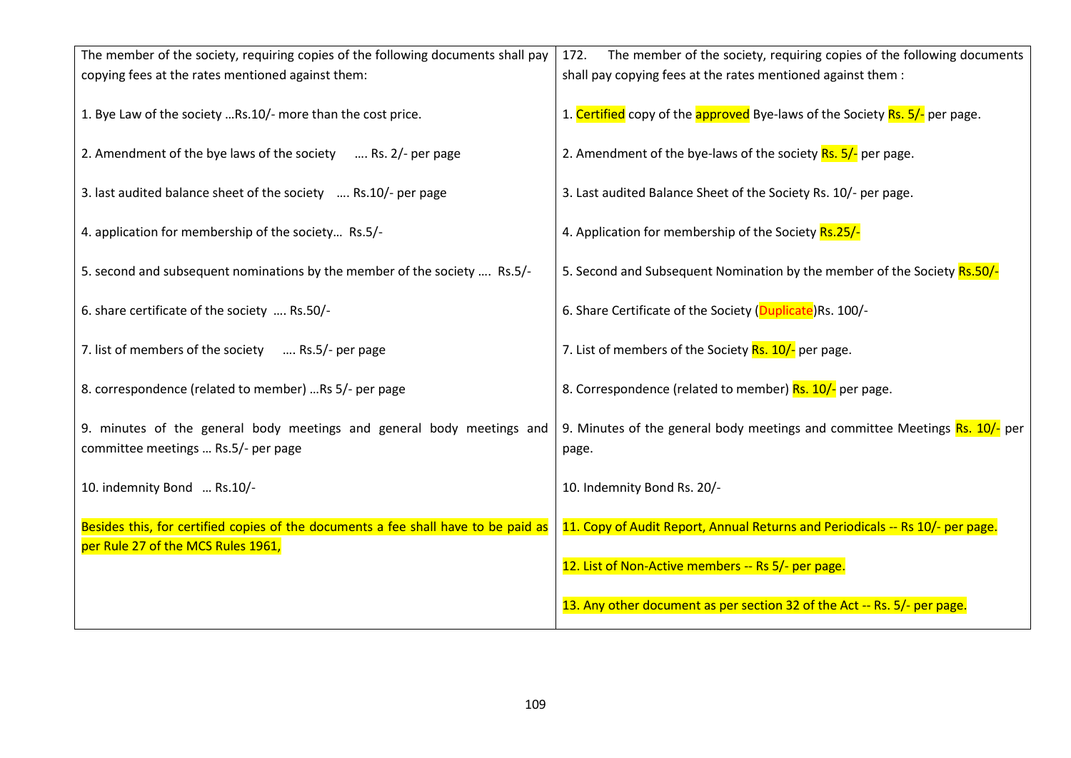| The member of the society, requiring copies of the following documents shall pay copying fees at the rates mentioned against them: | 172. The member of the society, requiring copies of the following documents shall pay copying fees at the rates mentioned against them : |
|---|---|
| 1. Bye Law of the society …Rs.10/- more than the cost price. | 1. Certified copy of the approved Bye-laws of the Society Rs. 5/- per page. |
| 2. Amendment of the bye laws of the society …. Rs. 2/- per page | 2. Amendment of the bye-laws of the society Rs. 5/- per page. |
| 3. last audited balance sheet of the society …. Rs.10/- per page | 3. Last audited Balance Sheet of the Society Rs. 10/- per page. |
| 4. application for membership of the society… Rs.5/- | 4. Application for membership of the Society Rs.25/- |
| 5. second and subsequent nominations by the member of the society …. Rs.5/- | 5. Second and Subsequent Nomination by the member of the Society Rs.50/- |
| 6. share certificate of the society …. Rs.50/- | 6. Share Certificate of the Society (Duplicate)Rs. 100/- |
| 7. list of members of the society …. Rs.5/- per page | 7. List of members of the Society Rs. 10/- per page. |
| 8. correspondence (related to member) …Rs 5/- per page | 8. Correspondence (related to member) Rs. 10/- per page. |
| 9. minutes of the general body meetings and general body meetings and committee meetings … Rs.5/- per page | 9. Minutes of the general body meetings and committee Meetings Rs. 10/- per page. |
| 10. indemnity Bond … Rs.10/- | 10. Indemnity Bond Rs. 20/- |
| Besides this, for certified copies of the documents a fee shall have to be paid as per Rule 27 of the MCS Rules 1961, | 11. Copy of Audit Report, Annual Returns and Periodicals -- Rs 10/- per page.<br><br>12. List of Non-Active members -- Rs 5/- per page.<br><br>13. Any other document as per section 32 of the Act -- Rs. 5/- per page. |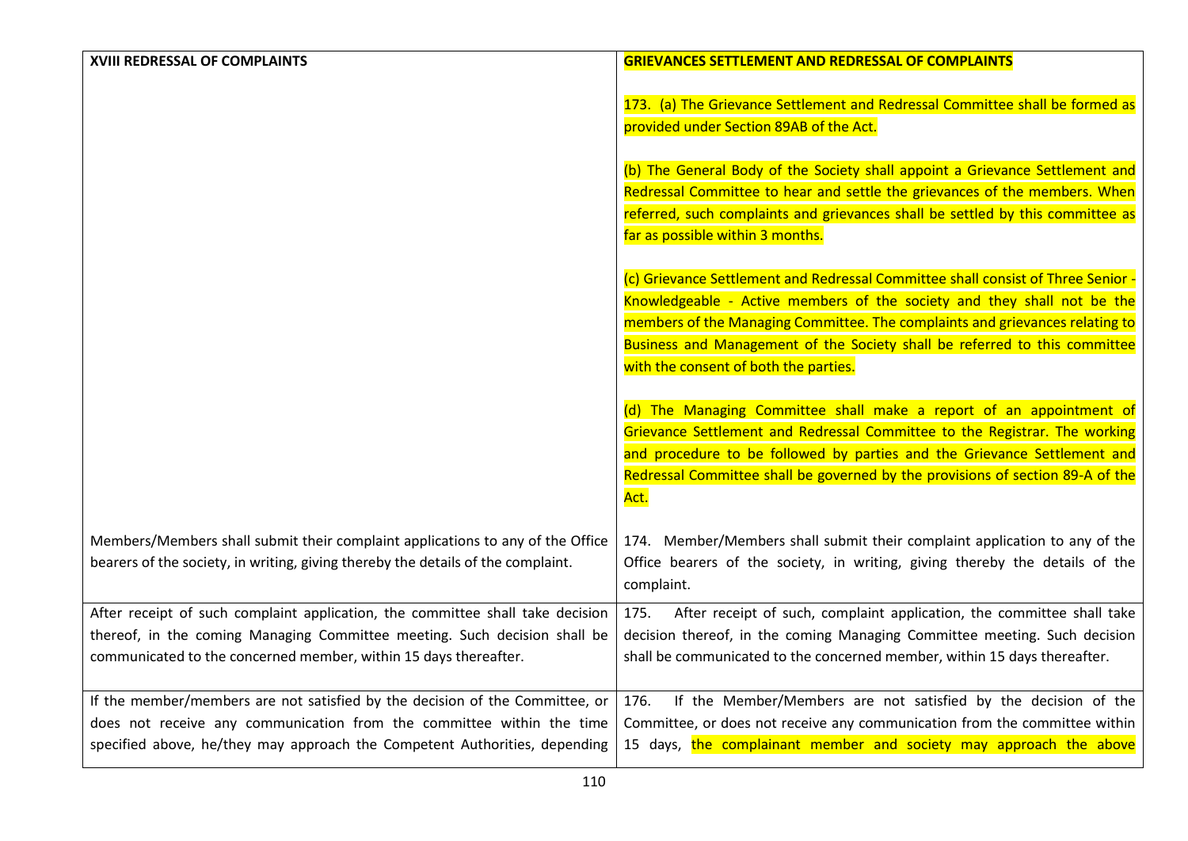| XVIII REDRESSAL OF COMPLAINTS | GRIEVANCES SETTLEMENT AND REDRESSAL OF COMPLAINTS<br><br>173. (a) The Grievance Settlement and Redressal Committee shall be formed as provided under Section 89AB of the Act.<br><br>(b) The General Body of the Society shall appoint a Grievance Settlement and Redressal Committee to hear and settle the grievances of the members. When referred, such complaints and grievances shall be settled by this committee as far as possible within 3 months.<br><br>(c) Grievance Settlement and Redressal Committee shall consist of Three Senior - Knowledgeable - Active members of the society and they shall not be the members of the Managing Committee. The complaints and grievances relating to Business and Management of the Society shall be referred to this committee with the consent of both the parties.<br><br>(d) The Managing Committee shall make a report of an appointment of Grievance Settlement and Redressal Committee to the Registrar. The working and procedure to be followed by parties and the Grievance Settlement and Redressal Committee shall be governed by the provisions of section 89-A of the Act. |
|---|---|
| Members/Members shall submit their complaint applications to any of the Office bearers of the society, in writing, giving thereby the details of the complaint. | 174. Member/Members shall submit their complaint application to any of the Office bearers of the society, in writing, giving thereby the details of the complaint. |
| After receipt of such complaint application, the committee shall take decision thereof, in the coming Managing Committee meeting. Such decision shall be communicated to the concerned member, within 15 days thereafter. | 175. After receipt of such, complaint application, the committee shall take decision thereof, in the coming Managing Committee meeting. Such decision shall be communicated to the concerned member, within 15 days thereafter. |
| If the member/members are not satisfied by the decision of the Committee, or does not receive any communication from the committee within the time specified above, he/they may approach the Competent Authorities, depending | 176. If the Member/Members are not satisfied by the decision of the Committee, or does not receive any communication from the committee within 15 days, the complainant member and society may approach the above |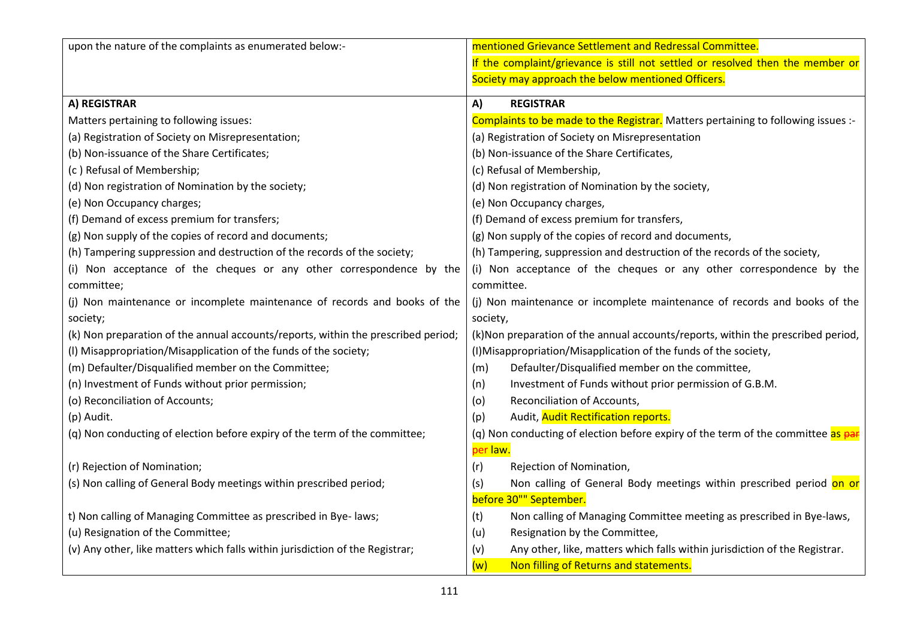| upon the nature of the complaints as enumerated below:- | mentioned Grievance Settlement and Redressal Committee. If the complaint/grievance is still not settled or resolved then the member or Society may approach the below mentioned Officers. |
|---|---|
| **A) REGISTRAR** | **A) REGISTRAR** |
| Matters pertaining to following issues:<br>(a) Registration of Society on Misrepresentation;<br>(b) Non-issuance of the Share Certificates;<br>(c ) Refusal of Membership;<br>(d) Non registration of Nomination by the society;<br>(e) Non Occupancy charges;<br>(f) Demand of excess premium for transfers;<br>(g) Non supply of the copies of record and documents;<br>(h) Tampering suppression and destruction of the records of the society;<br>(i) Non acceptance of the cheques or any other correspondence by the committee;<br>(j) Non maintenance or incomplete maintenance of records and books of the society;<br>(k) Non preparation of the annual accounts/reports, within the prescribed period;<br>(l) Misappropriation/Misapplication of the funds of the society;<br>(m) Defaulter/Disqualified member on the Committee;<br>(n) Investment of Funds without prior permission;<br>(o) Reconciliation of Accounts;<br>(p) Audit.<br>(q) Non conducting of election before expiry of the term of the committee;<br>(r) Rejection of Nomination;<br>(s) Non calling of General Body meetings within prescribed period;<br>t) Non calling of Managing Committee as prescribed in Bye- laws;<br>(u) Resignation of the Committee;<br>(v) Any other, like matters which falls within jurisdiction of the Registrar; | Complaints to be made to the Registrar. Matters pertaining to following issues :-<br>(a) Registration of Society on Misrepresentation<br>(b) Non-issuance of the Share Certificates,<br>(c) Refusal of Membership,<br>(d) Non registration of Nomination by the society,<br>(e) Non Occupancy charges,<br>(f) Demand of excess premium for transfers,<br>(g) Non supply of the copies of record and documents,<br>(h) Tampering, suppression and destruction of the records of the society,<br>(i) Non acceptance of the cheques or any other correspondence by the committee.<br>(j) Non maintenance or incomplete maintenance of records and books of the society,<br>(k)Non preparation of the annual accounts/reports, within the prescribed period,<br>(l)Misappropriation/Misapplication of the funds of the society,<br>(m) Defaulter/Disqualified member on the committee,<br>(n) Investment of Funds without prior permission of G.B.M.<br>(o) Reconciliation of Accounts,<br>(p) Audit, Audit Rectification reports.<br>(q) Non conducting of election before expiry of the term of the committee as ~~par~~ per law.<br>(r) Rejection of Nomination,<br>(s) Non calling of General Body meetings within prescribed period on or before 30"" September.<br>(t) Non calling of Managing Committee meeting as prescribed in Bye-laws,<br>(u) Resignation by the Committee,<br>(v) Any other, like, matters which falls within jurisdiction of the Registrar.<br>(w) Non filling of Returns and statements. |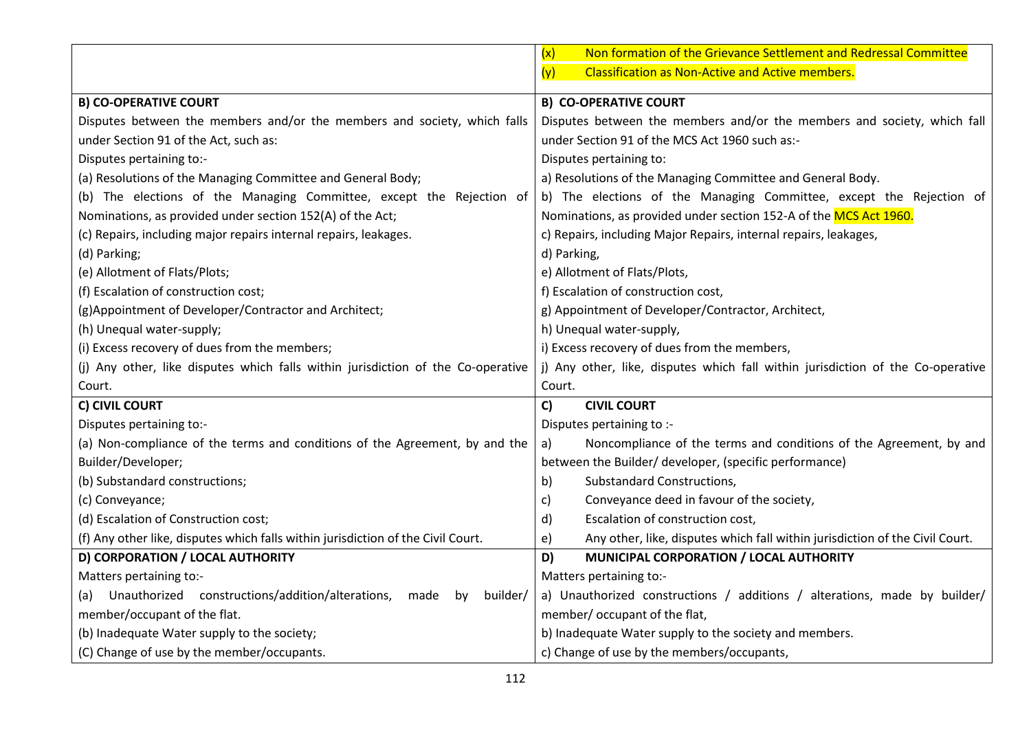| | |
|---|---|
| | (x) Non formation of the Grievance Settlement and Redressal Committee<br>(y) Classification as Non-Active and Active members. |
| **B) CO-OPERATIVE COURT**<br>Disputes between the members and/or the members and society, which falls under Section 91 of the Act, such as:<br>Disputes pertaining to:-<br>(a) Resolutions of the Managing Committee and General Body;<br>(b) The elections of the Managing Committee, except the Rejection of Nominations, as provided under section 152(A) of the Act;<br>(c) Repairs, including major repairs internal repairs, leakages.<br>(d) Parking;<br>(e) Allotment of Flats/Plots;<br>(f) Escalation of construction cost;<br>(g)Appointment of Developer/Contractor and Architect;<br>(h) Unequal water-supply;<br>(i) Excess recovery of dues from the members;<br>(j) Any other, like disputes which falls within jurisdiction of the Co-operative Court. | **B) CO-OPERATIVE COURT**<br>Disputes between the members and/or the members and society, which fall under Section 91 of the MCS Act 1960 such as:-<br>Disputes pertaining to:<br>a) Resolutions of the Managing Committee and General Body.<br>b) The elections of the Managing Committee, except the Rejection of Nominations, as provided under section 152-A of the MCS Act 1960.<br>c) Repairs, including Major Repairs, internal repairs, leakages,<br>d) Parking,<br>e) Allotment of Flats/Plots,<br>f) Escalation of construction cost,<br>g) Appointment of Developer/Contractor, Architect,<br>h) Unequal water-supply,<br>i) Excess recovery of dues from the members,<br>j) Any other, like, disputes which fall within jurisdiction of the Co-operative Court. |
| **C) CIVIL COURT**<br>Disputes pertaining to:-<br>(a) Non-compliance of the terms and conditions of the Agreement, by and the Builder/Developer;<br>(b) Substandard constructions;<br>(c) Conveyance;<br>(d) Escalation of Construction cost;<br>(f) Any other like, disputes which falls within jurisdiction of the Civil Court. | **C) CIVIL COURT**<br>Disputes pertaining to :-<br>a) Noncompliance of the terms and conditions of the Agreement, by and between the Builder/ developer, (specific performance)<br>b) Substandard Constructions,<br>c) Conveyance deed in favour of the society,<br>d) Escalation of construction cost,<br>e) Any other, like, disputes which fall within jurisdiction of the Civil Court. |
| **D) CORPORATION / LOCAL AUTHORITY**<br>Matters pertaining to:-<br>(a) Unauthorized constructions/addition/alterations, made by builder/ member/occupant of the flat.<br>(b) Inadequate Water supply to the society;<br>(C) Change of use by the member/occupants. | **D) MUNICIPAL CORPORATION / LOCAL AUTHORITY**<br>Matters pertaining to:-<br>a) Unauthorized constructions / additions / alterations, made by builder/ member/ occupant of the flat,<br>b) Inadequate Water supply to the society and members.<br>c) Change of use by the members/occupants, |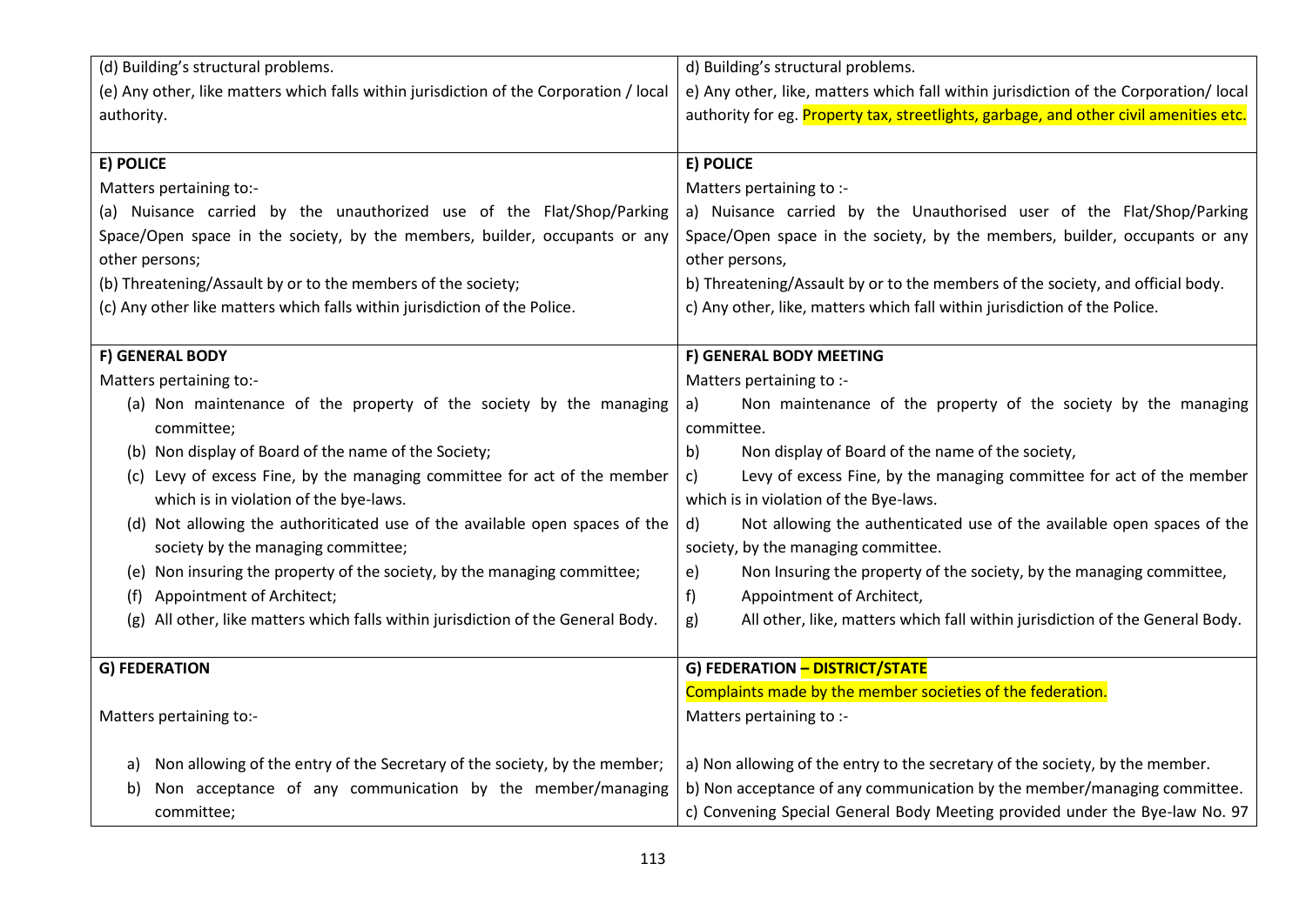| | |
|---|---|
| (d) Building's structural problems.<br>(e) Any other, like matters which falls within jurisdiction of the Corporation / local authority. | d) Building's structural problems.<br>e) Any other, like, matters which fall within jurisdiction of the Corporation/ local authority for eg. Property tax, streetlights, garbage, and other civil amenities etc. |
| **E) POLICE**<br>Matters pertaining to:-<br>(a) Nuisance carried by the unauthorized use of the Flat/Shop/Parking Space/Open space in the society, by the members, builder, occupants or any other persons;<br>(b) Threatening/Assault by or to the members of the society;<br>(c) Any other like matters which falls within jurisdiction of the Police. | **E) POLICE**<br>Matters pertaining to :-<br>a) Nuisance carried by the Unauthorised user of the Flat/Shop/Parking Space/Open space in the society, by the members, builder, occupants or any other persons,<br>b) Threatening/Assault by or to the members of the society, and official body.<br>c) Any other, like, matters which fall within jurisdiction of the Police. |
| **F) GENERAL BODY**<br>Matters pertaining to:-<br>(a) Non maintenance of the property of the society by the managing committee;<br>(b) Non display of Board of the name of the Society;<br>(c) Levy of excess Fine, by the managing committee for act of the member which is in violation of the bye-laws.<br>(d) Not allowing the authoriticated use of the available open spaces of the society by the managing committee;<br>(e) Non insuring the property of the society, by the managing committee;<br>(f) Appointment of Architect;<br>(g) All other, like matters which falls within jurisdiction of the General Body. | **F) GENERAL BODY MEETING**<br>Matters pertaining to :-<br>a) Non maintenance of the property of the society by the managing committee.<br>b) Non display of Board of the name of the society,<br>c) Levy of excess Fine, by the managing committee for act of the member which is in violation of the Bye-laws.<br>d) Not allowing the authenticated use of the available open spaces of the society, by the managing committee.<br>e) Non Insuring the property of the society, by the managing committee,<br>f) Appointment of Architect,<br>g) All other, like, matters which fall within jurisdiction of the General Body. |
| **G) FEDERATION**<br>Matters pertaining to:-<br>a) Non allowing of the entry of the Secretary of the society, by the member;<br>b) Non acceptance of any communication by the member/managing committee; | **G) FEDERATION – DISTRICT/STATE**<br>Complaints made by the member societies of the federation.<br>Matters pertaining to :-<br>a) Non allowing of the entry to the secretary of the society, by the member.<br>b) Non acceptance of any communication by the member/managing committee.<br>c) Convening Special General Body Meeting provided under the Bye-law No. 97 |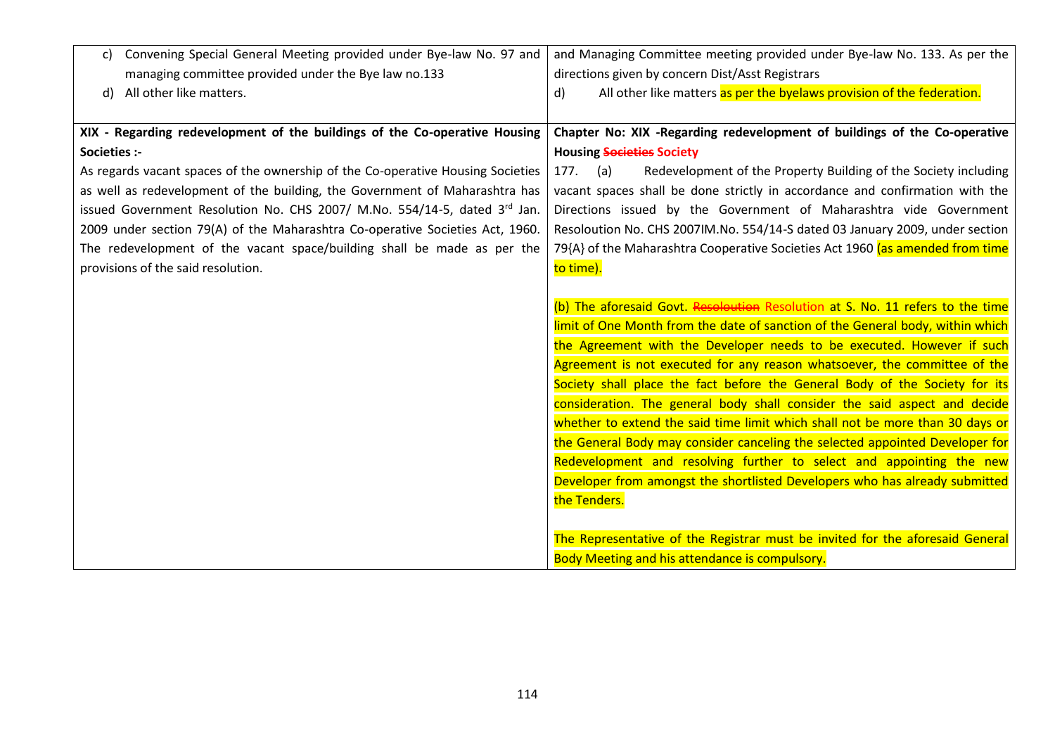| | |
|---|---|
| c) Convening Special General Meeting provided under Bye-law No. 97 and managing committee provided under the Bye law no.133<br>d) All other like matters. | and Managing Committee meeting provided under Bye-law No. 133. As per the directions given by concern Dist/Asst Registrars<br>d) All other like matters as per the byelaws provision of the federation. |
| **XIX - Regarding redevelopment of the buildings of the Co-operative Housing Societies :-**<br>As regards vacant spaces of the ownership of the Co-operative Housing Societies as well as redevelopment of the building, the Government of Maharashtra has issued Government Resolution No. CHS 2007/ M.No. 554/14-5, dated 3rd Jan. 2009 under section 79(A) of the Maharashtra Co-operative Societies Act, 1960. The redevelopment of the vacant space/building shall be made as per the provisions of the said resolution. | **Chapter No: XIX -Regarding redevelopment of buildings of the Co-operative Housing ~~Societies~~ Society**<br>177. (a) Redevelopment of the Property Building of the Society including vacant spaces shall be done strictly in accordance and confirmation with the Directions issued by the Government of Maharashtra vide Government Resoloution No. CHS 2007IM.No. 554/14-S dated 03 January 2009, under section 79{A} of the Maharashtra Cooperative Societies Act 1960 (as amended from time to time).<br><br>(b) The aforesaid Govt. ~~Resoloution~~ Resolution at S. No. 11 refers to the time limit of One Month from the date of sanction of the General body, within which the Agreement with the Developer needs to be executed. However if such Agreement is not executed for any reason whatsoever, the committee of the Society shall place the fact before the General Body of the Society for its consideration. The general body shall consider the said aspect and decide whether to extend the said time limit which shall not be more than 30 days or the General Body may consider canceling the selected appointed Developer for Redevelopment and resolving further to select and appointing the new Developer from amongst the shortlisted Developers who has already submitted the Tenders.<br><br>The Representative of the Registrar must be invited for the aforesaid General Body Meeting and his attendance is compulsory. |